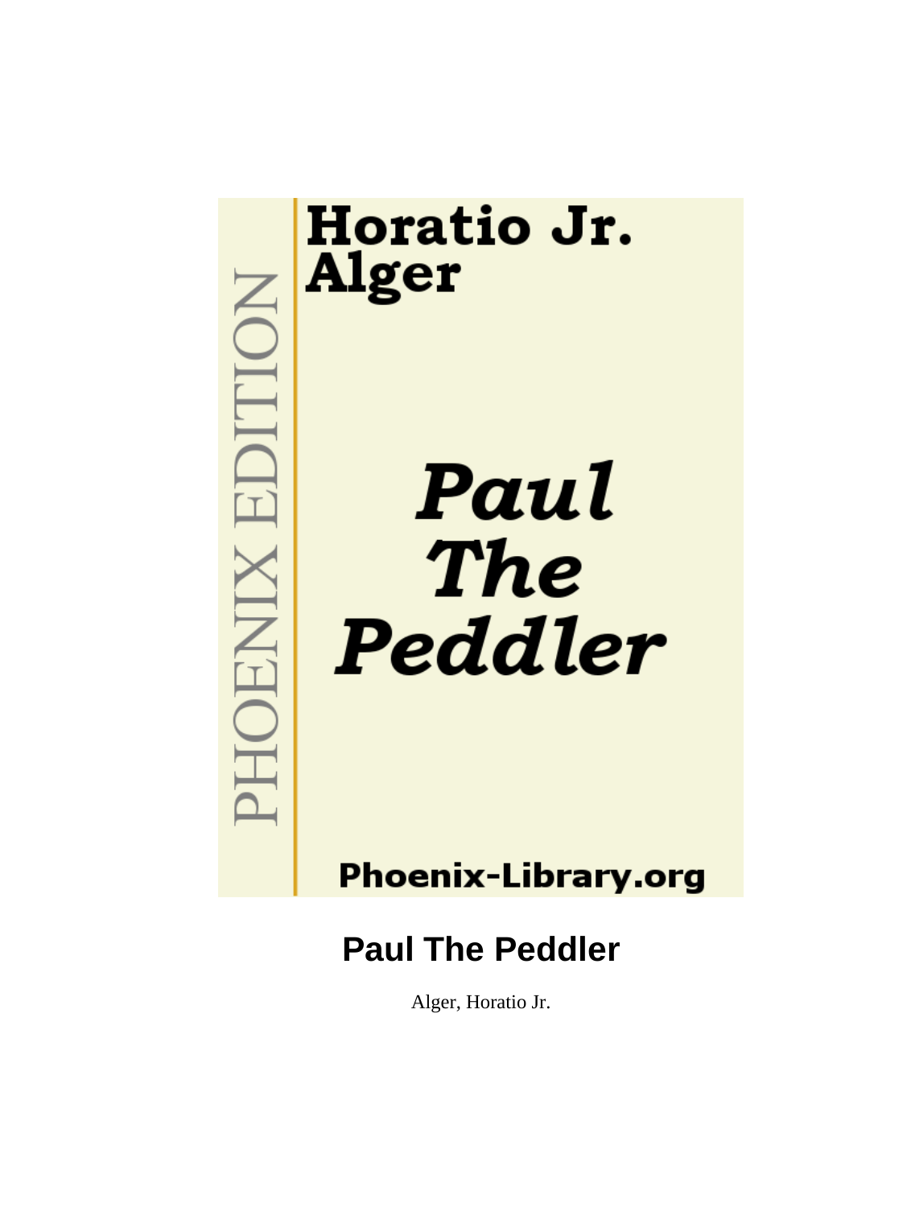Horatio Jr. Alger

*Paul The Peddler*

PHOENIX EDITION

Phoenix-Library.org

# Paul The Peddler

Alger, Horatio Jr.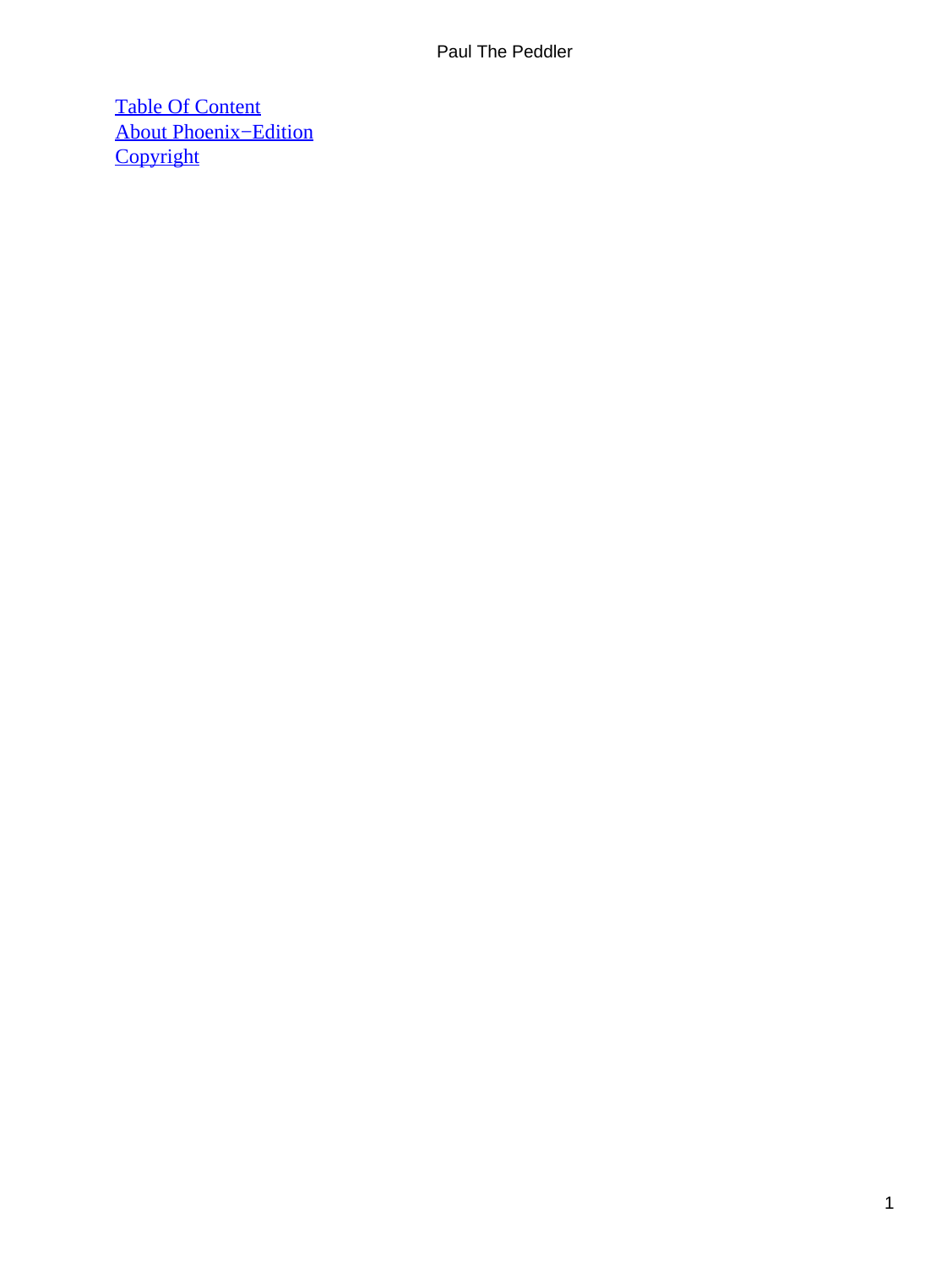[Table Of Content](#)
[About Phoenix−Edition](#)
[Copyright](#)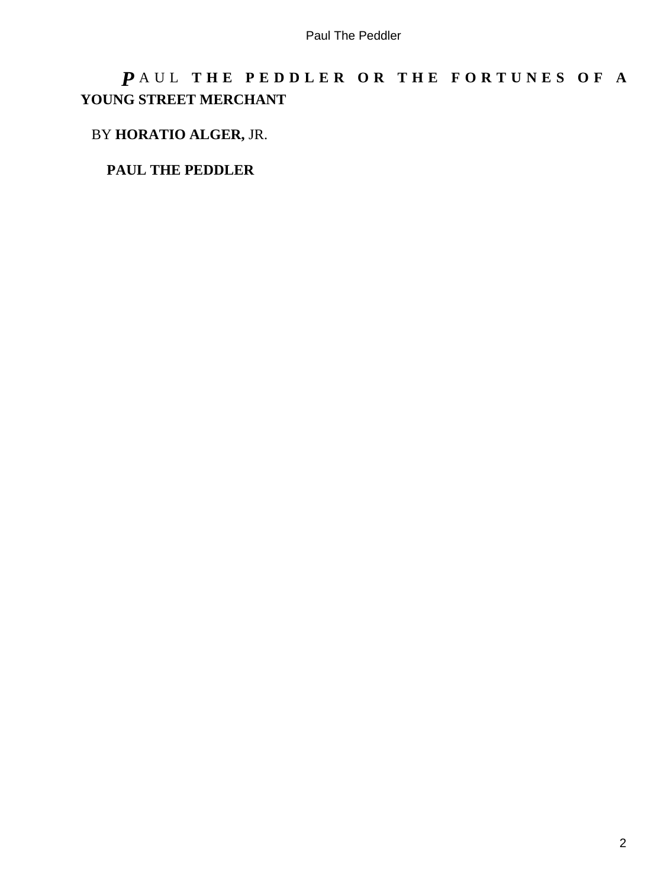# PAUL THE PEDDLER OR THE FORTUNES OF A YOUNG STREET MERCHANT

BY **HORATIO ALGER,** JR.

**PAUL THE PEDDLER**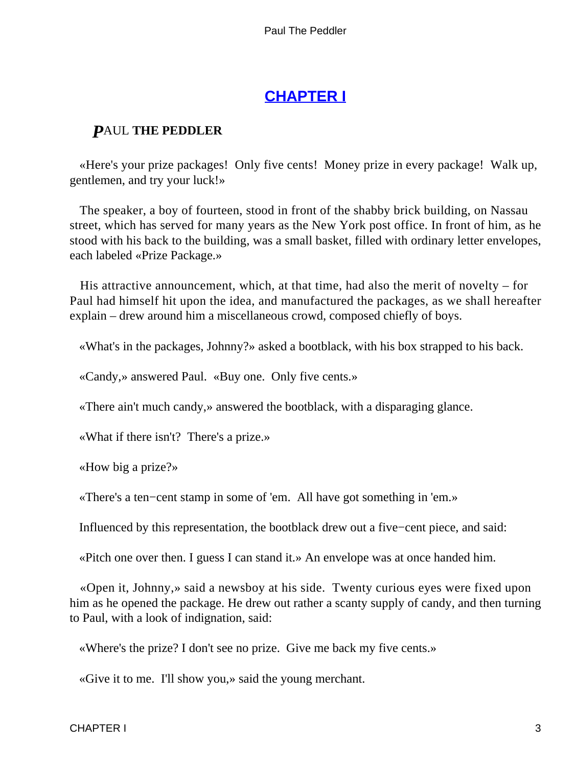# CHAPTER I

## PAUL THE PEDDLER

«Here's your prize packages! Only five cents! Money prize in every package! Walk up, gentlemen, and try your luck!»

The speaker, a boy of fourteen, stood in front of the shabby brick building, on Nassau street, which has served for many years as the New York post office. In front of him, as he stood with his back to the building, was a small basket, filled with ordinary letter envelopes, each labeled «Prize Package.»

His attractive announcement, which, at that time, had also the merit of novelty – for Paul had himself hit upon the idea, and manufactured the packages, as we shall hereafter explain – drew around him a miscellaneous crowd, composed chiefly of boys.

«What's in the packages, Johnny?» asked a bootblack, with his box strapped to his back.

«Candy,» answered Paul. «Buy one. Only five cents.»

«There ain't much candy,» answered the bootblack, with a disparaging glance.

«What if there isn't? There's a prize.»

«How big a prize?»

«There's a ten−cent stamp in some of 'em. All have got something in 'em.»

Influenced by this representation, the bootblack drew out a five−cent piece, and said:

«Pitch one over then. I guess I can stand it.» An envelope was at once handed him.

«Open it, Johnny,» said a newsboy at his side. Twenty curious eyes were fixed upon him as he opened the package. He drew out rather a scanty supply of candy, and then turning to Paul, with a look of indignation, said:

«Where's the prize? I don't see no prize. Give me back my five cents.»

«Give it to me. I'll show you,» said the young merchant.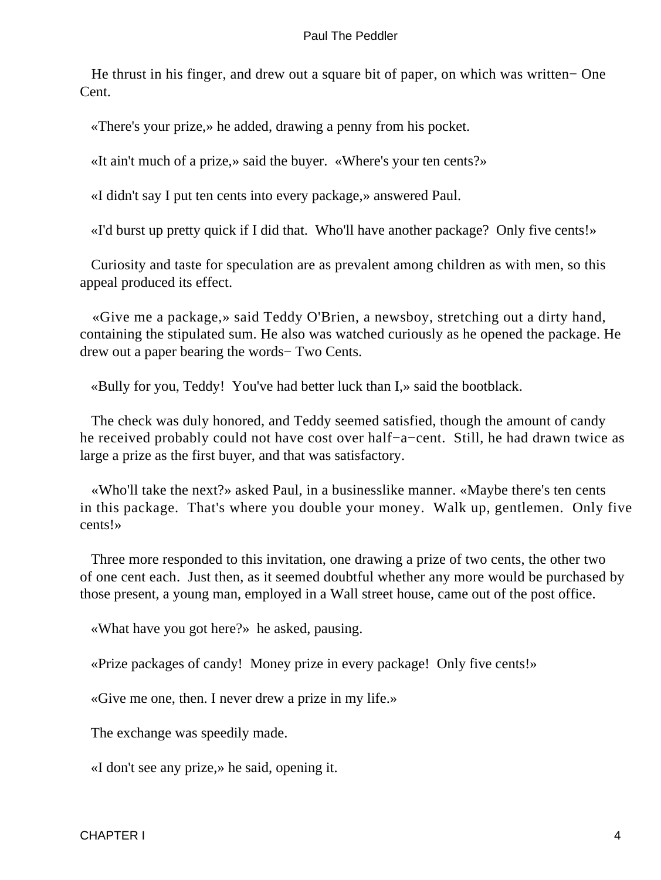He thrust in his finger, and drew out a square bit of paper, on which was written− One Cent.

«There's your prize,» he added, drawing a penny from his pocket.

«It ain't much of a prize,» said the buyer. «Where's your ten cents?»

«I didn't say I put ten cents into every package,» answered Paul.

«I'd burst up pretty quick if I did that. Who'll have another package? Only five cents!»

Curiosity and taste for speculation are as prevalent among children as with men, so this appeal produced its effect.

«Give me a package,» said Teddy O'Brien, a newsboy, stretching out a dirty hand, containing the stipulated sum. He also was watched curiously as he opened the package. He drew out a paper bearing the words− Two Cents.

«Bully for you, Teddy! You've had better luck than I,» said the bootblack.

The check was duly honored, and Teddy seemed satisfied, though the amount of candy he received probably could not have cost over half−a−cent. Still, he had drawn twice as large a prize as the first buyer, and that was satisfactory.

«Who'll take the next?» asked Paul, in a businesslike manner. «Maybe there's ten cents in this package. That's where you double your money. Walk up, gentlemen. Only five cents!»

Three more responded to this invitation, one drawing a prize of two cents, the other two of one cent each. Just then, as it seemed doubtful whether any more would be purchased by those present, a young man, employed in a Wall street house, came out of the post office.

«What have you got here?» he asked, pausing.

«Prize packages of candy! Money prize in every package! Only five cents!»

«Give me one, then. I never drew a prize in my life.»

The exchange was speedily made.

«I don't see any prize,» he said, opening it.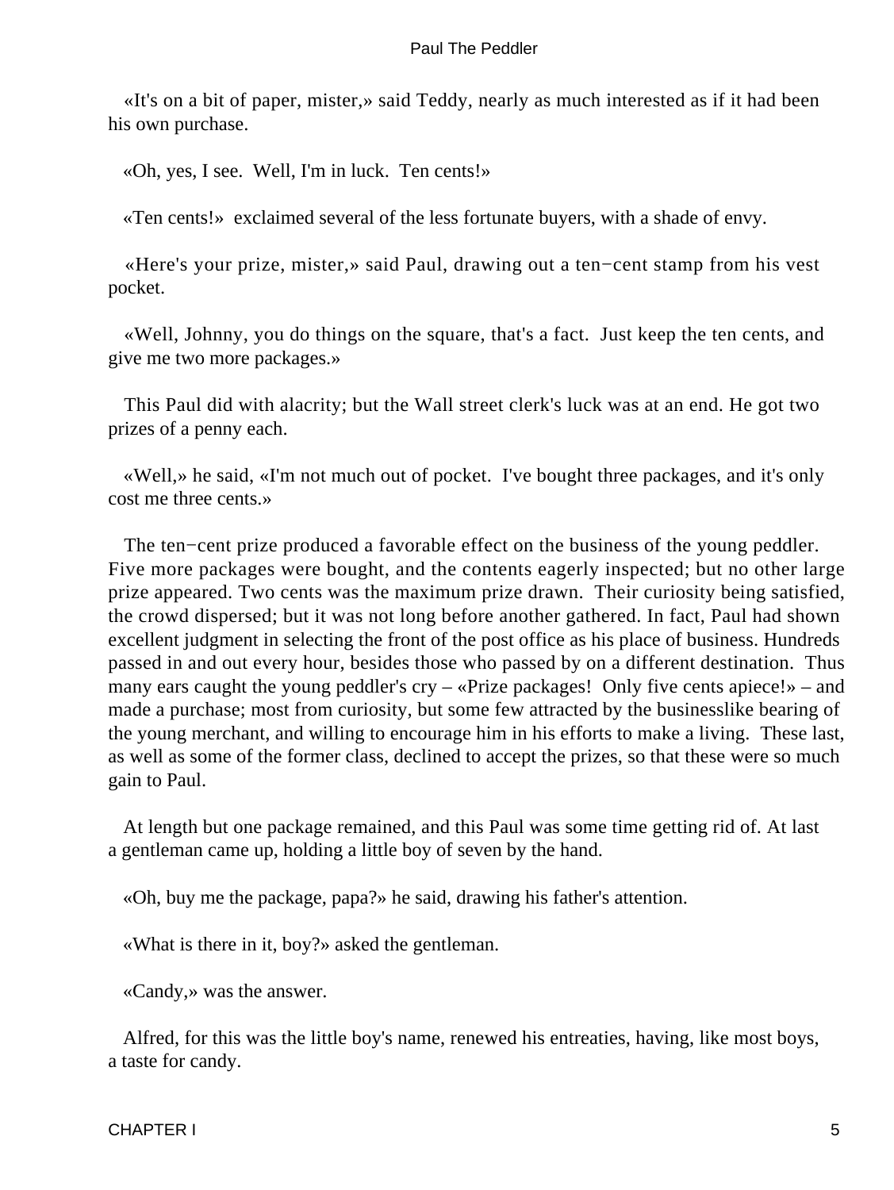«It's on a bit of paper, mister,» said Teddy, nearly as much interested as if it had been his own purchase.

«Oh, yes, I see. Well, I'm in luck. Ten cents!»

«Ten cents!» exclaimed several of the less fortunate buyers, with a shade of envy.

«Here's your prize, mister,» said Paul, drawing out a ten−cent stamp from his vest pocket.

«Well, Johnny, you do things on the square, that's a fact. Just keep the ten cents, and give me two more packages.»

This Paul did with alacrity; but the Wall street clerk's luck was at an end. He got two prizes of a penny each.

«Well,» he said, «I'm not much out of pocket. I've bought three packages, and it's only cost me three cents.»

The ten−cent prize produced a favorable effect on the business of the young peddler. Five more packages were bought, and the contents eagerly inspected; but no other large prize appeared. Two cents was the maximum prize drawn. Their curiosity being satisfied, the crowd dispersed; but it was not long before another gathered. In fact, Paul had shown excellent judgment in selecting the front of the post office as his place of business. Hundreds passed in and out every hour, besides those who passed by on a different destination. Thus many ears caught the young peddler's cry – «Prize packages! Only five cents apiece!» – and made a purchase; most from curiosity, but some few attracted by the businesslike bearing of the young merchant, and willing to encourage him in his efforts to make a living. These last, as well as some of the former class, declined to accept the prizes, so that these were so much gain to Paul.

At length but one package remained, and this Paul was some time getting rid of. At last a gentleman came up, holding a little boy of seven by the hand.

«Oh, buy me the package, papa?» he said, drawing his father's attention.

«What is there in it, boy?» asked the gentleman.

«Candy,» was the answer.

Alfred, for this was the little boy's name, renewed his entreaties, having, like most boys, a taste for candy.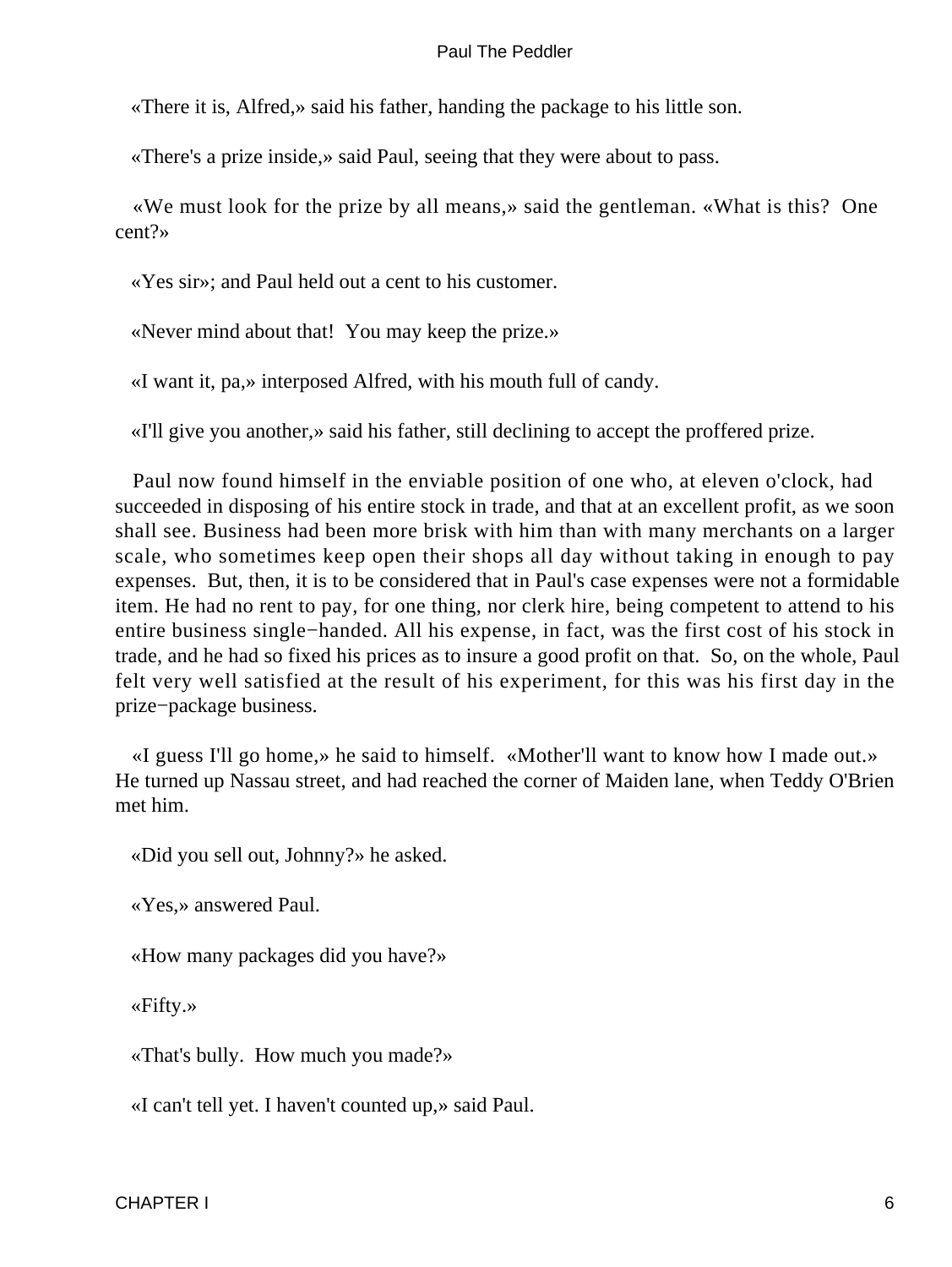«There it is, Alfred,» said his father, handing the package to his little son.

«There's a prize inside,» said Paul, seeing that they were about to pass.

«We must look for the prize by all means,» said the gentleman. «What is this? One cent?»

«Yes sir»; and Paul held out a cent to his customer.

«Never mind about that! You may keep the prize.»

«I want it, pa,» interposed Alfred, with his mouth full of candy.

«I'll give you another,» said his father, still declining to accept the proffered prize.

Paul now found himself in the enviable position of one who, at eleven o'clock, had succeeded in disposing of his entire stock in trade, and that at an excellent profit, as we soon shall see. Business had been more brisk with him than with many merchants on a larger scale, who sometimes keep open their shops all day without taking in enough to pay expenses. But, then, it is to be considered that in Paul's case expenses were not a formidable item. He had no rent to pay, for one thing, nor clerk hire, being competent to attend to his entire business single−handed. All his expense, in fact, was the first cost of his stock in trade, and he had so fixed his prices as to insure a good profit on that. So, on the whole, Paul felt very well satisfied at the result of his experiment, for this was his first day in the prize−package business.

«I guess I'll go home,» he said to himself. «Mother'll want to know how I made out.» He turned up Nassau street, and had reached the corner of Maiden lane, when Teddy O'Brien met him.

«Did you sell out, Johnny?» he asked.

«Yes,» answered Paul.

«How many packages did you have?»

«Fifty.»

«That's bully. How much you made?»

«I can't tell yet. I haven't counted up,» said Paul.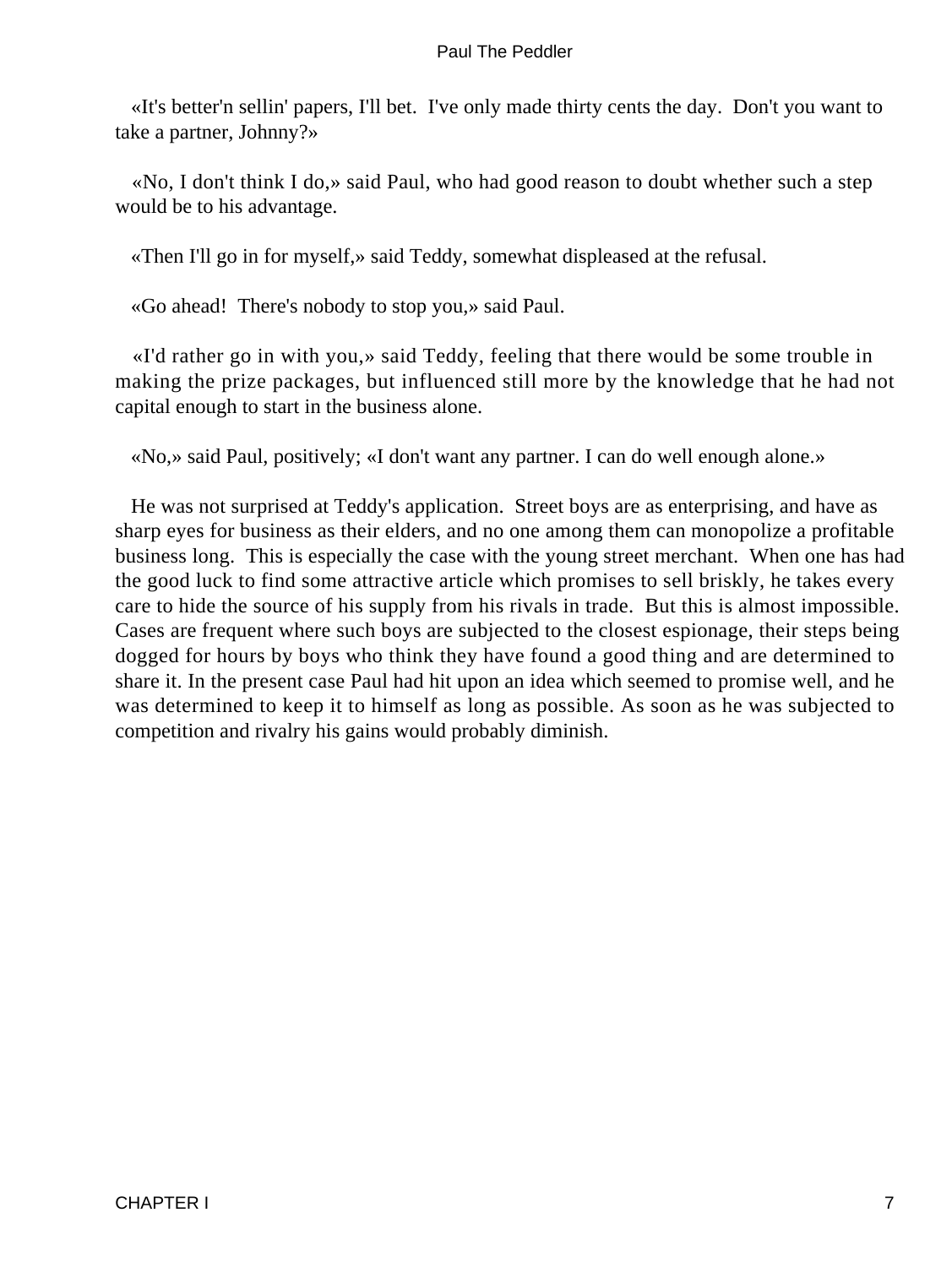«It's better'n sellin' papers, I'll bet.  I've only made thirty cents the day.  Don't you want to take a partner, Johnny?»

«No, I don't think I do,» said Paul, who had good reason to doubt whether such a step would be to his advantage.

«Then I'll go in for myself,» said Teddy, somewhat displeased at the refusal.

«Go ahead!  There's nobody to stop you,» said Paul.

«I'd rather go in with you,» said Teddy, feeling that there would be some trouble in making the prize packages, but influenced still more by the knowledge that he had not capital enough to start in the business alone.

«No,» said Paul, positively; «I don't want any partner. I can do well enough alone.»

He was not surprised at Teddy's application.  Street boys are as enterprising, and have as sharp eyes for business as their elders, and no one among them can monopolize a profitable business long.  This is especially the case with the young street merchant.  When one has had the good luck to find some attractive article which promises to sell briskly, he takes every care to hide the source of his supply from his rivals in trade.  But this is almost impossible. Cases are frequent where such boys are subjected to the closest espionage, their steps being dogged for hours by boys who think they have found a good thing and are determined to share it. In the present case Paul had hit upon an idea which seemed to promise well, and he was determined to keep it to himself as long as possible. As soon as he was subjected to competition and rivalry his gains would probably diminish.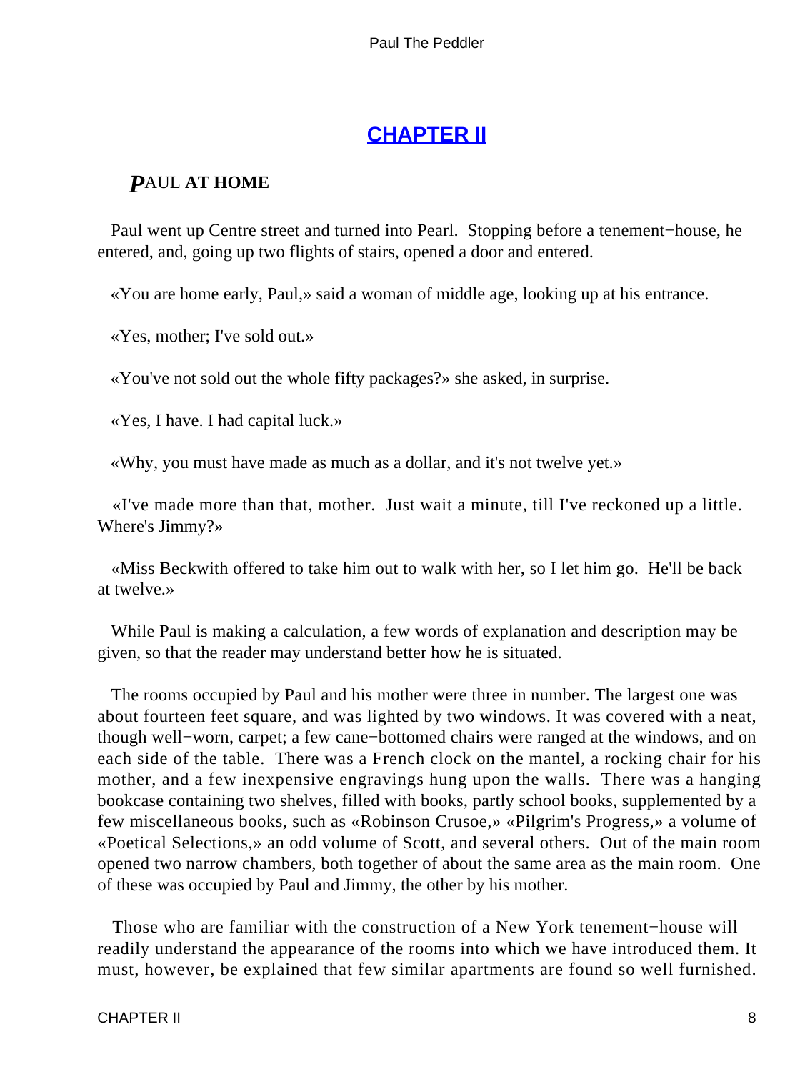## CHAPTER II

### *P*AUL **AT HOME**

Paul went up Centre street and turned into Pearl. Stopping before a tenement−house, he entered, and, going up two flights of stairs, opened a door and entered.

«You are home early, Paul,» said a woman of middle age, looking up at his entrance.

«Yes, mother; I've sold out.»

«You've not sold out the whole fifty packages?» she asked, in surprise.

«Yes, I have. I had capital luck.»

«Why, you must have made as much as a dollar, and it's not twelve yet.»

«I've made more than that, mother. Just wait a minute, till I've reckoned up a little. Where's Jimmy?»

«Miss Beckwith offered to take him out to walk with her, so I let him go. He'll be back at twelve.»

While Paul is making a calculation, a few words of explanation and description may be given, so that the reader may understand better how he is situated.

The rooms occupied by Paul and his mother were three in number. The largest one was about fourteen feet square, and was lighted by two windows. It was covered with a neat, though well−worn, carpet; a few cane−bottomed chairs were ranged at the windows, and on each side of the table. There was a French clock on the mantel, a rocking chair for his mother, and a few inexpensive engravings hung upon the walls. There was a hanging bookcase containing two shelves, filled with books, partly school books, supplemented by a few miscellaneous books, such as «Robinson Crusoe,» «Pilgrim's Progress,» a volume of «Poetical Selections,» an odd volume of Scott, and several others. Out of the main room opened two narrow chambers, both together of about the same area as the main room. One of these was occupied by Paul and Jimmy, the other by his mother.

Those who are familiar with the construction of a New York tenement−house will readily understand the appearance of the rooms into which we have introduced them. It must, however, be explained that few similar apartments are found so well furnished.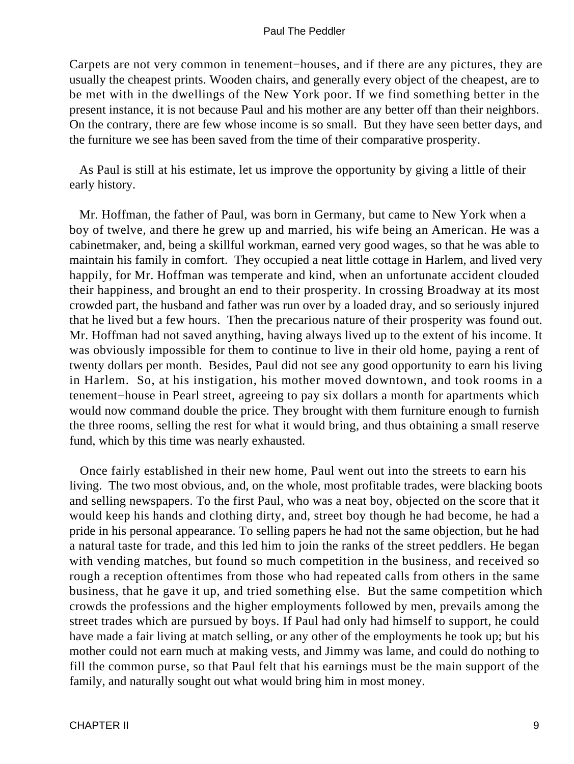Carpets are not very common in tenement−houses, and if there are any pictures, they are usually the cheapest prints. Wooden chairs, and generally every object of the cheapest, are to be met with in the dwellings of the New York poor. If we find something better in the present instance, it is not because Paul and his mother are any better off than their neighbors. On the contrary, there are few whose income is so small. But they have seen better days, and the furniture we see has been saved from the time of their comparative prosperity.

As Paul is still at his estimate, let us improve the opportunity by giving a little of their early history.

Mr. Hoffman, the father of Paul, was born in Germany, but came to New York when a boy of twelve, and there he grew up and married, his wife being an American. He was a cabinetmaker, and, being a skillful workman, earned very good wages, so that he was able to maintain his family in comfort. They occupied a neat little cottage in Harlem, and lived very happily, for Mr. Hoffman was temperate and kind, when an unfortunate accident clouded their happiness, and brought an end to their prosperity. In crossing Broadway at its most crowded part, the husband and father was run over by a loaded dray, and so seriously injured that he lived but a few hours. Then the precarious nature of their prosperity was found out. Mr. Hoffman had not saved anything, having always lived up to the extent of his income. It was obviously impossible for them to continue to live in their old home, paying a rent of twenty dollars per month. Besides, Paul did not see any good opportunity to earn his living in Harlem. So, at his instigation, his mother moved downtown, and took rooms in a tenement−house in Pearl street, agreeing to pay six dollars a month for apartments which would now command double the price. They brought with them furniture enough to furnish the three rooms, selling the rest for what it would bring, and thus obtaining a small reserve fund, which by this time was nearly exhausted.

Once fairly established in their new home, Paul went out into the streets to earn his living. The two most obvious, and, on the whole, most profitable trades, were blacking boots and selling newspapers. To the first Paul, who was a neat boy, objected on the score that it would keep his hands and clothing dirty, and, street boy though he had become, he had a pride in his personal appearance. To selling papers he had not the same objection, but he had a natural taste for trade, and this led him to join the ranks of the street peddlers. He began with vending matches, but found so much competition in the business, and received so rough a reception oftentimes from those who had repeated calls from others in the same business, that he gave it up, and tried something else. But the same competition which crowds the professions and the higher employments followed by men, prevails among the street trades which are pursued by boys. If Paul had only had himself to support, he could have made a fair living at match selling, or any other of the employments he took up; but his mother could not earn much at making vests, and Jimmy was lame, and could do nothing to fill the common purse, so that Paul felt that his earnings must be the main support of the family, and naturally sought out what would bring him in most money.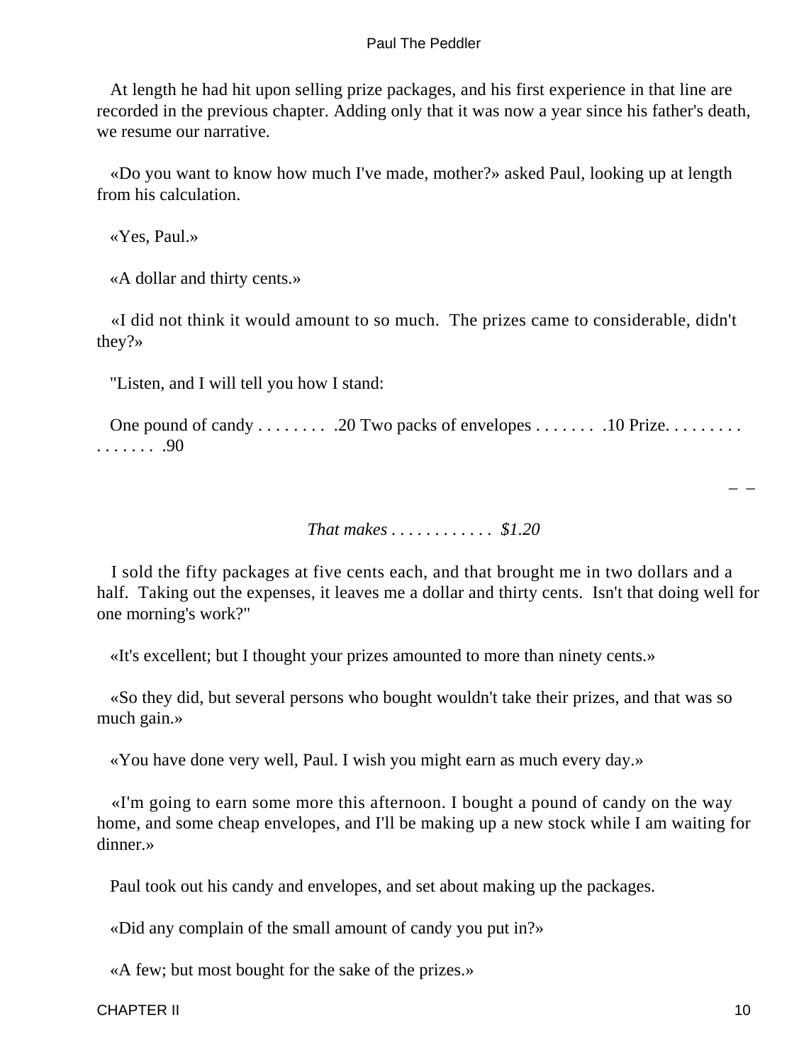At length he had hit upon selling prize packages, and his first experience in that line are recorded in the previous chapter. Adding only that it was now a year since his father's death, we resume our narrative.

«Do you want to know how much I've made, mother?» asked Paul, looking up at length from his calculation.

«Yes, Paul.»

«A dollar and thirty cents.»

«I did not think it would amount to so much. The prizes came to considerable, didn't they?»

"Listen, and I will tell you how I stand:

One pound of candy . . . . . . . . .20 Two packs of envelopes . . . . . . . .10 Prize. . . . . . . . . . . . . . . . .90

– –

*That makes . . . . . . . . . . . . $1.20*

I sold the fifty packages at five cents each, and that brought me in two dollars and a half. Taking out the expenses, it leaves me a dollar and thirty cents. Isn't that doing well for one morning's work?"

«It's excellent; but I thought your prizes amounted to more than ninety cents.»

«So they did, but several persons who bought wouldn't take their prizes, and that was so much gain.»

«You have done very well, Paul. I wish you might earn as much every day.»

«I'm going to earn some more this afternoon. I bought a pound of candy on the way home, and some cheap envelopes, and I'll be making up a new stock while I am waiting for dinner.»

Paul took out his candy and envelopes, and set about making up the packages.

«Did any complain of the small amount of candy you put in?»

«A few; but most bought for the sake of the prizes.»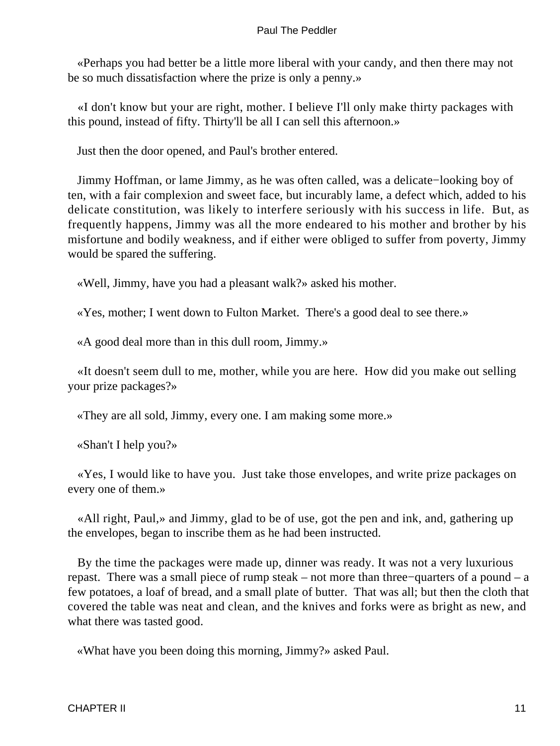«Perhaps you had better be a little more liberal with your candy, and then there may not be so much dissatisfaction where the prize is only a penny.»

«I don't know but your are right, mother. I believe I'll only make thirty packages with this pound, instead of fifty. Thirty'll be all I can sell this afternoon.»

Just then the door opened, and Paul's brother entered.

Jimmy Hoffman, or lame Jimmy, as he was often called, was a delicate−looking boy of ten, with a fair complexion and sweet face, but incurably lame, a defect which, added to his delicate constitution, was likely to interfere seriously with his success in life. But, as frequently happens, Jimmy was all the more endeared to his mother and brother by his misfortune and bodily weakness, and if either were obliged to suffer from poverty, Jimmy would be spared the suffering.

«Well, Jimmy, have you had a pleasant walk?» asked his mother.

«Yes, mother; I went down to Fulton Market. There's a good deal to see there.»

«A good deal more than in this dull room, Jimmy.»

«It doesn't seem dull to me, mother, while you are here. How did you make out selling your prize packages?»

«They are all sold, Jimmy, every one. I am making some more.»

«Shan't I help you?»

«Yes, I would like to have you. Just take those envelopes, and write prize packages on every one of them.»

«All right, Paul,» and Jimmy, glad to be of use, got the pen and ink, and, gathering up the envelopes, began to inscribe them as he had been instructed.

By the time the packages were made up, dinner was ready. It was not a very luxurious repast. There was a small piece of rump steak – not more than three−quarters of a pound – a few potatoes, a loaf of bread, and a small plate of butter. That was all; but then the cloth that covered the table was neat and clean, and the knives and forks were as bright as new, and what there was tasted good.

«What have you been doing this morning, Jimmy?» asked Paul.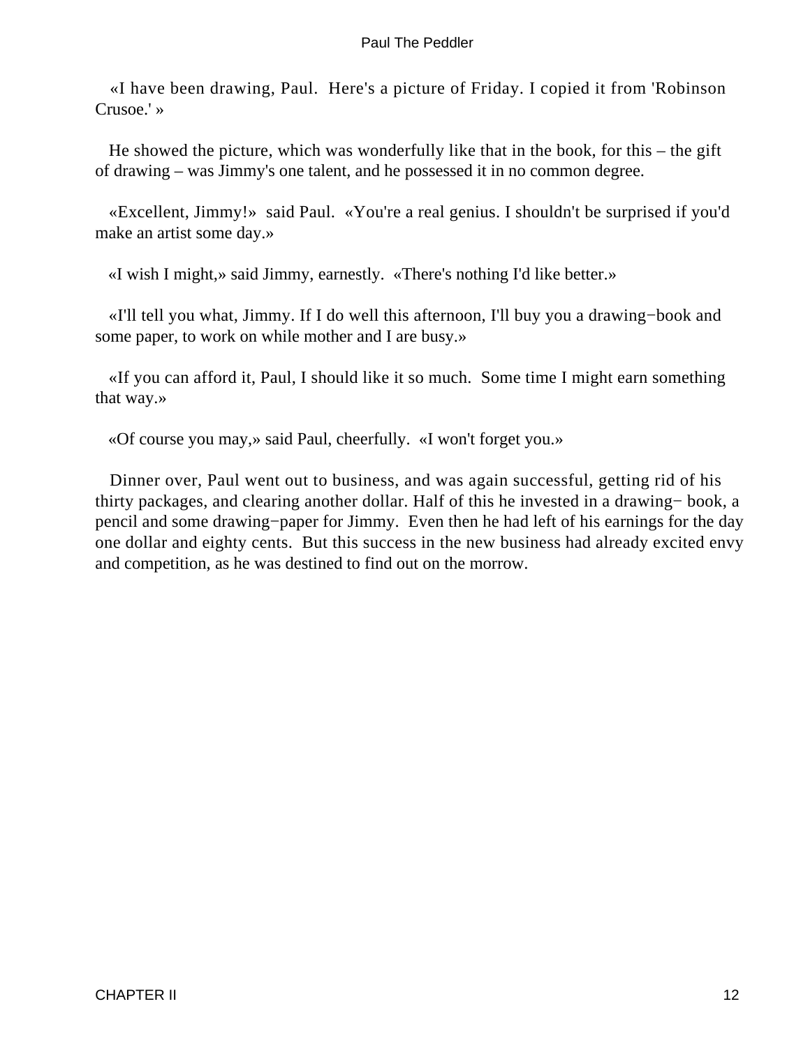«I have been drawing, Paul. Here's a picture of Friday. I copied it from 'Robinson Crusoe.' »

He showed the picture, which was wonderfully like that in the book, for this – the gift of drawing – was Jimmy's one talent, and he possessed it in no common degree.

«Excellent, Jimmy!» said Paul. «You're a real genius. I shouldn't be surprised if you'd make an artist some day.»

«I wish I might,» said Jimmy, earnestly. «There's nothing I'd like better.»

«I'll tell you what, Jimmy. If I do well this afternoon, I'll buy you a drawing−book and some paper, to work on while mother and I are busy.»

«If you can afford it, Paul, I should like it so much. Some time I might earn something that way.»

«Of course you may,» said Paul, cheerfully. «I won't forget you.»

Dinner over, Paul went out to business, and was again successful, getting rid of his thirty packages, and clearing another dollar. Half of this he invested in a drawing− book, a pencil and some drawing−paper for Jimmy. Even then he had left of his earnings for the day one dollar and eighty cents. But this success in the new business had already excited envy and competition, as he was destined to find out on the morrow.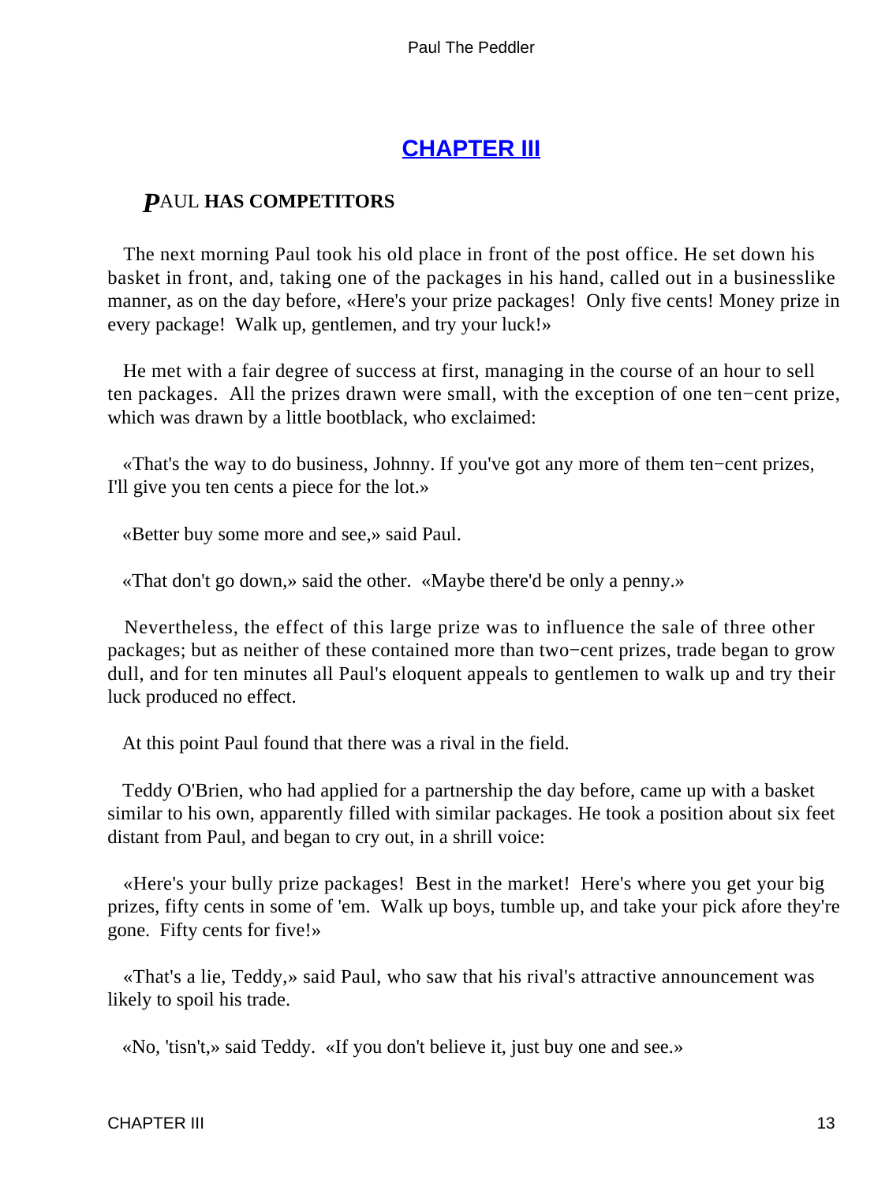## CHAPTER III

### PAUL HAS COMPETITORS

The next morning Paul took his old place in front of the post office. He set down his basket in front, and, taking one of the packages in his hand, called out in a businesslike manner, as on the day before, «Here's your prize packages! Only five cents! Money prize in every package! Walk up, gentlemen, and try your luck!»

He met with a fair degree of success at first, managing in the course of an hour to sell ten packages. All the prizes drawn were small, with the exception of one ten−cent prize, which was drawn by a little bootblack, who exclaimed:

«That's the way to do business, Johnny. If you've got any more of them ten−cent prizes, I'll give you ten cents a piece for the lot.»

«Better buy some more and see,» said Paul.

«That don't go down,» said the other. «Maybe there'd be only a penny.»

Nevertheless, the effect of this large prize was to influence the sale of three other packages; but as neither of these contained more than two−cent prizes, trade began to grow dull, and for ten minutes all Paul's eloquent appeals to gentlemen to walk up and try their luck produced no effect.

At this point Paul found that there was a rival in the field.

Teddy O'Brien, who had applied for a partnership the day before, came up with a basket similar to his own, apparently filled with similar packages. He took a position about six feet distant from Paul, and began to cry out, in a shrill voice:

«Here's your bully prize packages! Best in the market! Here's where you get your big prizes, fifty cents in some of 'em. Walk up boys, tumble up, and take your pick afore they're gone. Fifty cents for five!»

«That's a lie, Teddy,» said Paul, who saw that his rival's attractive announcement was likely to spoil his trade.

«No, 'tisn't,» said Teddy. «If you don't believe it, just buy one and see.»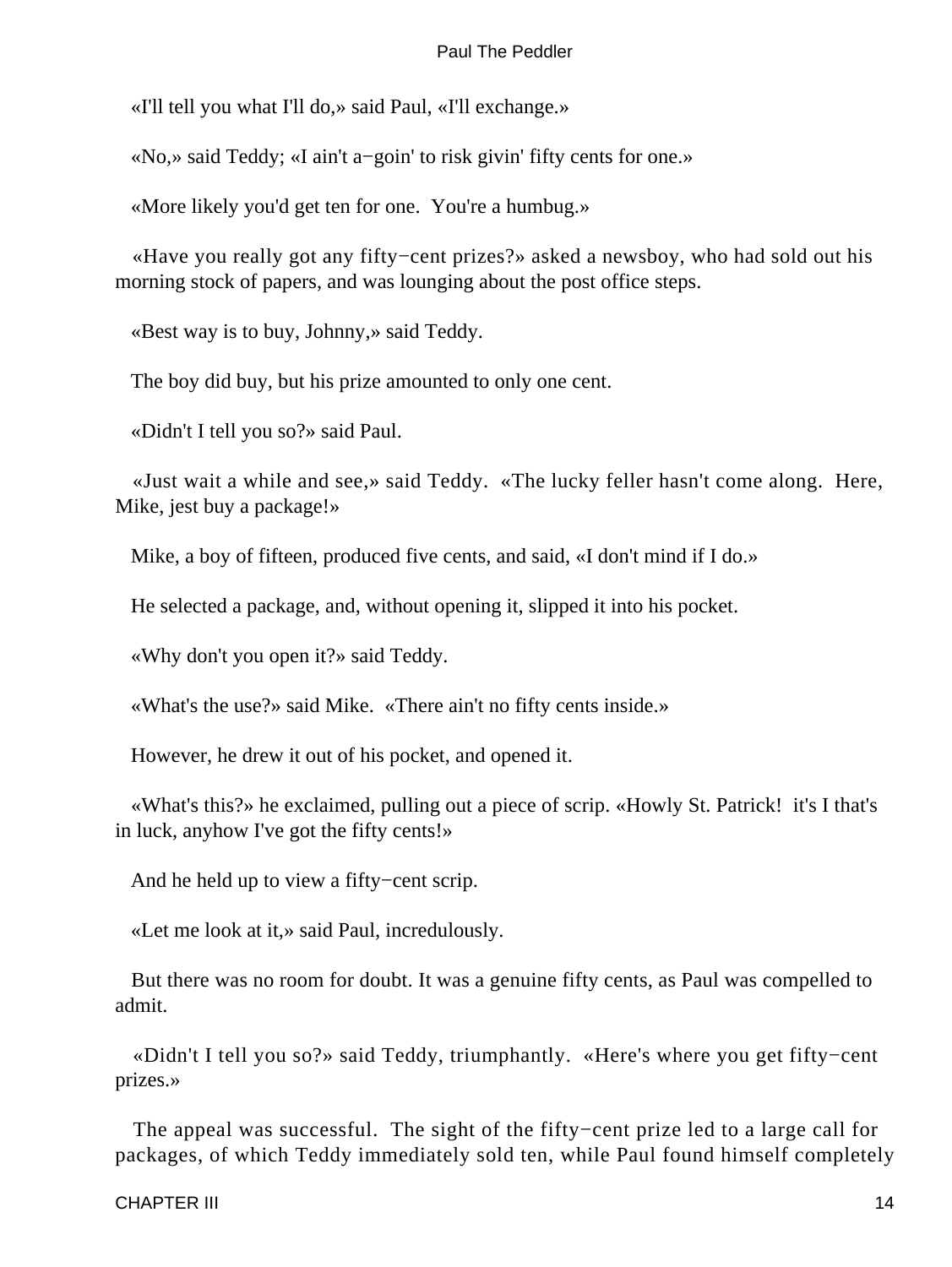«I'll tell you what I'll do,» said Paul, «I'll exchange.»

«No,» said Teddy; «I ain't a−goin' to risk givin' fifty cents for one.»

«More likely you'd get ten for one. You're a humbug.»

«Have you really got any fifty−cent prizes?» asked a newsboy, who had sold out his morning stock of papers, and was lounging about the post office steps.

«Best way is to buy, Johnny,» said Teddy.

The boy did buy, but his prize amounted to only one cent.

«Didn't I tell you so?» said Paul.

«Just wait a while and see,» said Teddy. «The lucky feller hasn't come along. Here, Mike, jest buy a package!»

Mike, a boy of fifteen, produced five cents, and said, «I don't mind if I do.»

He selected a package, and, without opening it, slipped it into his pocket.

«Why don't you open it?» said Teddy.

«What's the use?» said Mike. «There ain't no fifty cents inside.»

However, he drew it out of his pocket, and opened it.

«What's this?» he exclaimed, pulling out a piece of scrip. «Howly St. Patrick! it's I that's in luck, anyhow I've got the fifty cents!»

And he held up to view a fifty−cent scrip.

«Let me look at it,» said Paul, incredulously.

But there was no room for doubt. It was a genuine fifty cents, as Paul was compelled to admit.

«Didn't I tell you so?» said Teddy, triumphantly. «Here's where you get fifty−cent prizes.»

The appeal was successful. The sight of the fifty−cent prize led to a large call for packages, of which Teddy immediately sold ten, while Paul found himself completely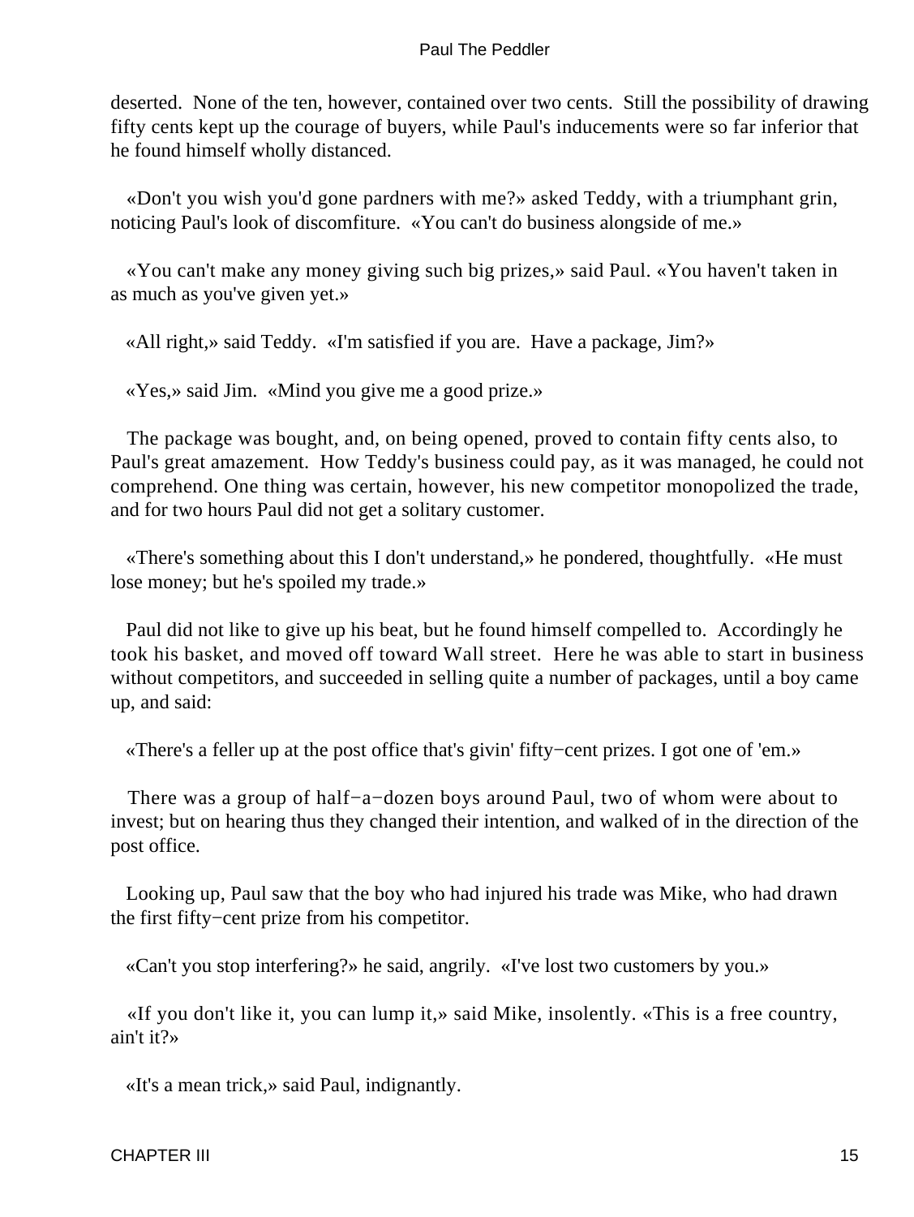deserted. None of the ten, however, contained over two cents. Still the possibility of drawing fifty cents kept up the courage of buyers, while Paul's inducements were so far inferior that he found himself wholly distanced.

«Don't you wish you'd gone pardners with me?» asked Teddy, with a triumphant grin, noticing Paul's look of discomfiture. «You can't do business alongside of me.»

«You can't make any money giving such big prizes,» said Paul. «You haven't taken in as much as you've given yet.»

«All right,» said Teddy. «I'm satisfied if you are. Have a package, Jim?»

«Yes,» said Jim. «Mind you give me a good prize.»

The package was bought, and, on being opened, proved to contain fifty cents also, to Paul's great amazement. How Teddy's business could pay, as it was managed, he could not comprehend. One thing was certain, however, his new competitor monopolized the trade, and for two hours Paul did not get a solitary customer.

«There's something about this I don't understand,» he pondered, thoughtfully. «He must lose money; but he's spoiled my trade.»

Paul did not like to give up his beat, but he found himself compelled to. Accordingly he took his basket, and moved off toward Wall street. Here he was able to start in business without competitors, and succeeded in selling quite a number of packages, until a boy came up, and said:

«There's a feller up at the post office that's givin' fifty−cent prizes. I got one of 'em.»

There was a group of half−a−dozen boys around Paul, two of whom were about to invest; but on hearing thus they changed their intention, and walked of in the direction of the post office.

Looking up, Paul saw that the boy who had injured his trade was Mike, who had drawn the first fifty−cent prize from his competitor.

«Can't you stop interfering?» he said, angrily. «I've lost two customers by you.»

«If you don't like it, you can lump it,» said Mike, insolently. «This is a free country, ain't it?»

«It's a mean trick,» said Paul, indignantly.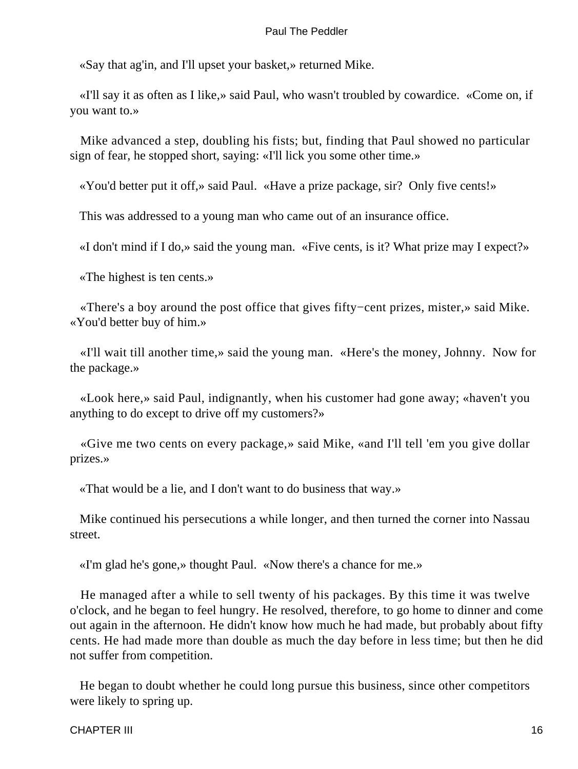«Say that ag'in, and I'll upset your basket,» returned Mike.

«I'll say it as often as I like,» said Paul, who wasn't troubled by cowardice. «Come on, if you want to.»

Mike advanced a step, doubling his fists; but, finding that Paul showed no particular sign of fear, he stopped short, saying: «I'll lick you some other time.»

«You'd better put it off,» said Paul. «Have a prize package, sir? Only five cents!»

This was addressed to a young man who came out of an insurance office.

«I don't mind if I do,» said the young man. «Five cents, is it? What prize may I expect?»

«The highest is ten cents.»

«There's a boy around the post office that gives fifty−cent prizes, mister,» said Mike. «You'd better buy of him.»

«I'll wait till another time,» said the young man. «Here's the money, Johnny. Now for the package.»

«Look here,» said Paul, indignantly, when his customer had gone away; «haven't you anything to do except to drive off my customers?»

«Give me two cents on every package,» said Mike, «and I'll tell 'em you give dollar prizes.»

«That would be a lie, and I don't want to do business that way.»

Mike continued his persecutions a while longer, and then turned the corner into Nassau street.

«I'm glad he's gone,» thought Paul. «Now there's a chance for me.»

He managed after a while to sell twenty of his packages. By this time it was twelve o'clock, and he began to feel hungry. He resolved, therefore, to go home to dinner and come out again in the afternoon. He didn't know how much he had made, but probably about fifty cents. He had made more than double as much the day before in less time; but then he did not suffer from competition.

He began to doubt whether he could long pursue this business, since other competitors were likely to spring up.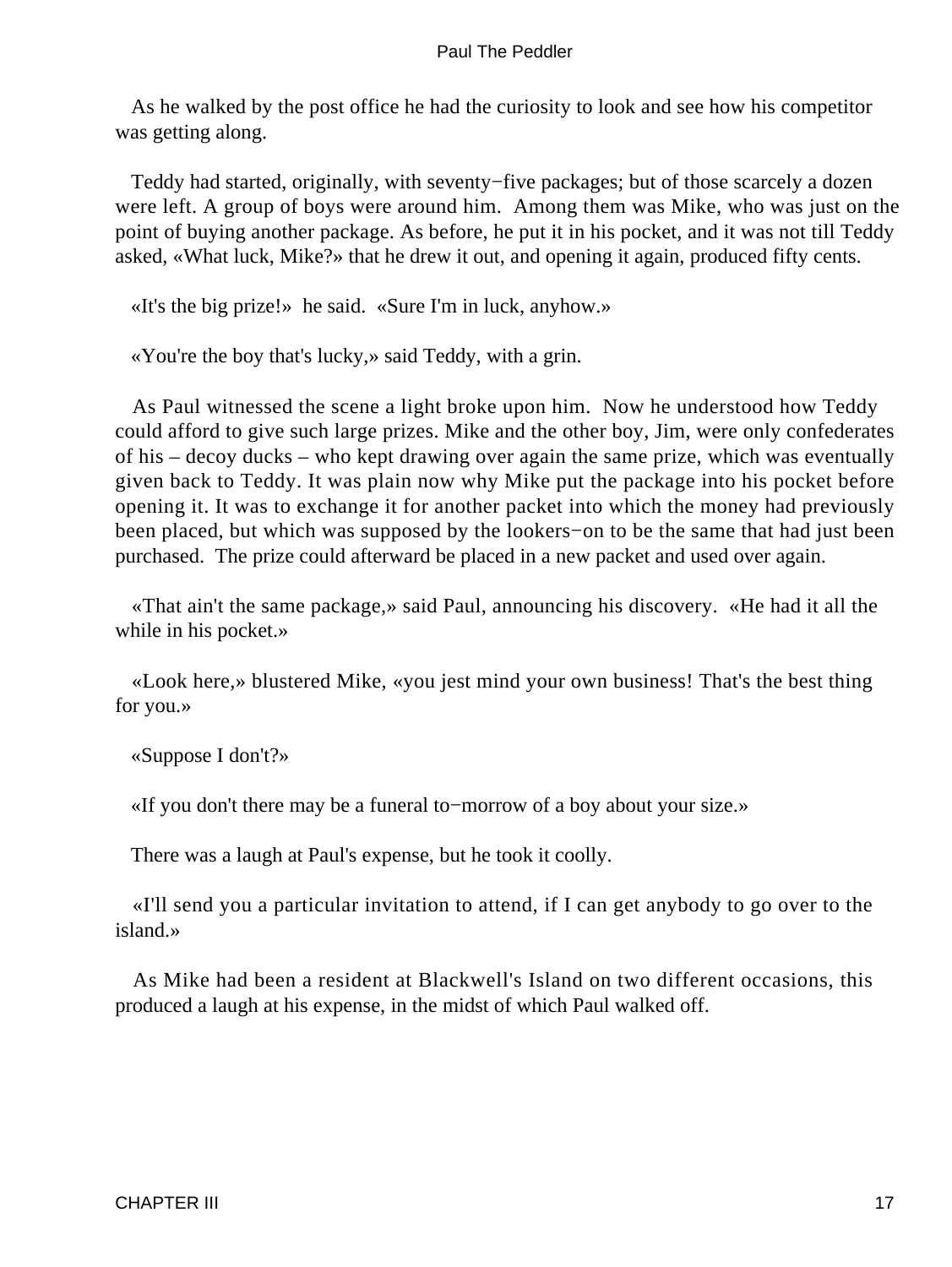As he walked by the post office he had the curiosity to look and see how his competitor was getting along.

Teddy had started, originally, with seventy−five packages; but of those scarcely a dozen were left. A group of boys were around him. Among them was Mike, who was just on the point of buying another package. As before, he put it in his pocket, and it was not till Teddy asked, «What luck, Mike?» that he drew it out, and opening it again, produced fifty cents.

«It's the big prize!» he said. «Sure I'm in luck, anyhow.»

«You're the boy that's lucky,» said Teddy, with a grin.

As Paul witnessed the scene a light broke upon him. Now he understood how Teddy could afford to give such large prizes. Mike and the other boy, Jim, were only confederates of his – decoy ducks – who kept drawing over again the same prize, which was eventually given back to Teddy. It was plain now why Mike put the package into his pocket before opening it. It was to exchange it for another packet into which the money had previously been placed, but which was supposed by the lookers−on to be the same that had just been purchased. The prize could afterward be placed in a new packet and used over again.

«That ain't the same package,» said Paul, announcing his discovery. «He had it all the while in his pocket.»

«Look here,» blustered Mike, «you jest mind your own business! That's the best thing for you.»

«Suppose I don't?»

«If you don't there may be a funeral to−morrow of a boy about your size.»

There was a laugh at Paul's expense, but he took it coolly.

«I'll send you a particular invitation to attend, if I can get anybody to go over to the island.»

As Mike had been a resident at Blackwell's Island on two different occasions, this produced a laugh at his expense, in the midst of which Paul walked off.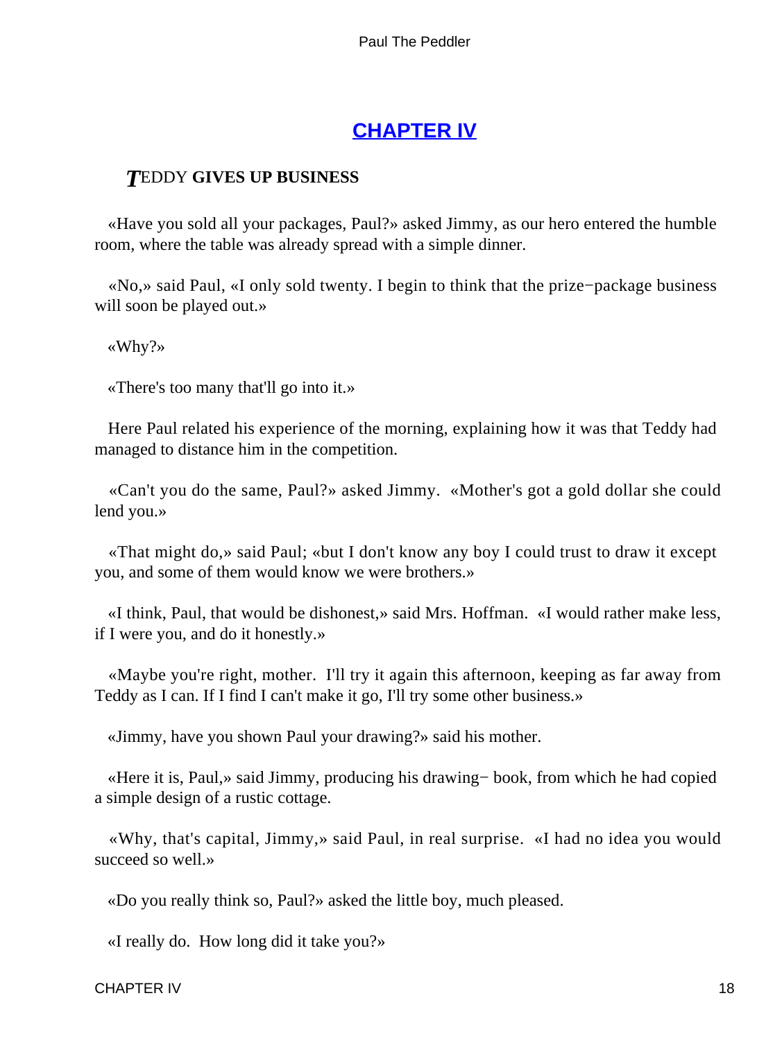## CHAPTER IV

### TEDDY GIVES UP BUSINESS

«Have you sold all your packages, Paul?» asked Jimmy, as our hero entered the humble room, where the table was already spread with a simple dinner.

«No,» said Paul, «I only sold twenty. I begin to think that the prize−package business will soon be played out.»

«Why?»

«There's too many that'll go into it.»

Here Paul related his experience of the morning, explaining how it was that Teddy had managed to distance him in the competition.

«Can't you do the same, Paul?» asked Jimmy. «Mother's got a gold dollar she could lend you.»

«That might do,» said Paul; «but I don't know any boy I could trust to draw it except you, and some of them would know we were brothers.»

«I think, Paul, that would be dishonest,» said Mrs. Hoffman. «I would rather make less, if I were you, and do it honestly.»

«Maybe you're right, mother. I'll try it again this afternoon, keeping as far away from Teddy as I can. If I find I can't make it go, I'll try some other business.»

«Jimmy, have you shown Paul your drawing?» said his mother.

«Here it is, Paul,» said Jimmy, producing his drawing− book, from which he had copied a simple design of a rustic cottage.

«Why, that's capital, Jimmy,» said Paul, in real surprise. «I had no idea you would succeed so well.»

«Do you really think so, Paul?» asked the little boy, much pleased.

«I really do. How long did it take you?»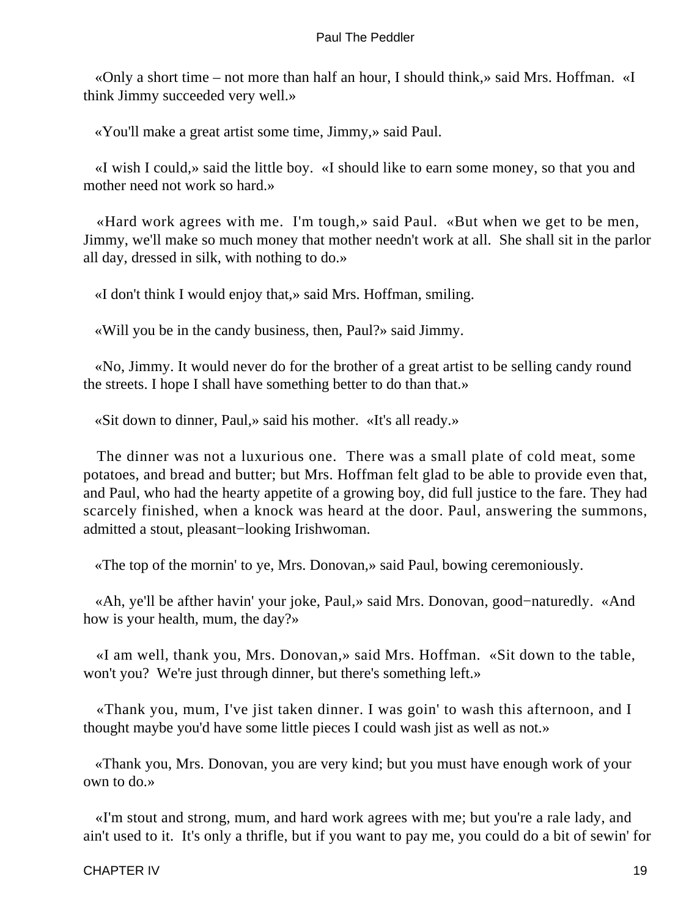«Only a short time – not more than half an hour, I should think,» said Mrs. Hoffman. «I think Jimmy succeeded very well.»

«You'll make a great artist some time, Jimmy,» said Paul.

«I wish I could,» said the little boy. «I should like to earn some money, so that you and mother need not work so hard.»

«Hard work agrees with me. I'm tough,» said Paul. «But when we get to be men, Jimmy, we'll make so much money that mother needn't work at all. She shall sit in the parlor all day, dressed in silk, with nothing to do.»

«I don't think I would enjoy that,» said Mrs. Hoffman, smiling.

«Will you be in the candy business, then, Paul?» said Jimmy.

«No, Jimmy. It would never do for the brother of a great artist to be selling candy round the streets. I hope I shall have something better to do than that.»

«Sit down to dinner, Paul,» said his mother. «It's all ready.»

The dinner was not a luxurious one. There was a small plate of cold meat, some potatoes, and bread and butter; but Mrs. Hoffman felt glad to be able to provide even that, and Paul, who had the hearty appetite of a growing boy, did full justice to the fare. They had scarcely finished, when a knock was heard at the door. Paul, answering the summons, admitted a stout, pleasant−looking Irishwoman.

«The top of the mornin' to ye, Mrs. Donovan,» said Paul, bowing ceremoniously.

«Ah, ye'll be afther havin' your joke, Paul,» said Mrs. Donovan, good−naturedly. «And how is your health, mum, the day?»

«I am well, thank you, Mrs. Donovan,» said Mrs. Hoffman. «Sit down to the table, won't you? We're just through dinner, but there's something left.»

«Thank you, mum, I've jist taken dinner. I was goin' to wash this afternoon, and I thought maybe you'd have some little pieces I could wash jist as well as not.»

«Thank you, Mrs. Donovan, you are very kind; but you must have enough work of your own to do.»

«I'm stout and strong, mum, and hard work agrees with me; but you're a rale lady, and ain't used to it. It's only a thrifle, but if you want to pay me, you could do a bit of sewin' for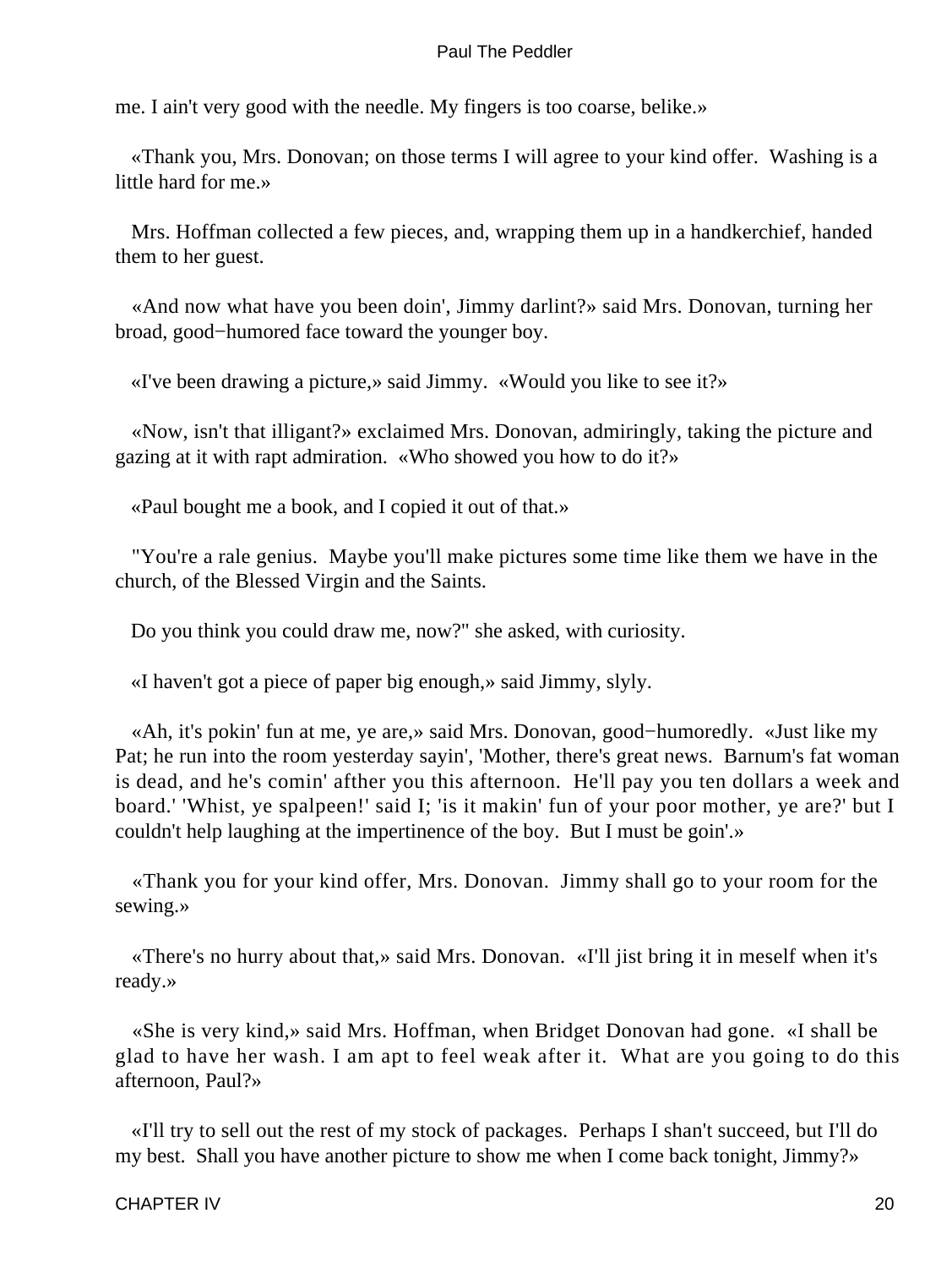me. I ain't very good with the needle. My fingers is too coarse, belike.»

«Thank you, Mrs. Donovan; on those terms I will agree to your kind offer. Washing is a little hard for me.»

Mrs. Hoffman collected a few pieces, and, wrapping them up in a handkerchief, handed them to her guest.

«And now what have you been doin', Jimmy darlint?» said Mrs. Donovan, turning her broad, good−humored face toward the younger boy.

«I've been drawing a picture,» said Jimmy. «Would you like to see it?»

«Now, isn't that illigant?» exclaimed Mrs. Donovan, admiringly, taking the picture and gazing at it with rapt admiration. «Who showed you how to do it?»

«Paul bought me a book, and I copied it out of that.»

"You're a rale genius. Maybe you'll make pictures some time like them we have in the church, of the Blessed Virgin and the Saints.

Do you think you could draw me, now?" she asked, with curiosity.

«I haven't got a piece of paper big enough,» said Jimmy, slyly.

«Ah, it's pokin' fun at me, ye are,» said Mrs. Donovan, good−humoredly. «Just like my Pat; he run into the room yesterday sayin', 'Mother, there's great news. Barnum's fat woman is dead, and he's comin' afther you this afternoon. He'll pay you ten dollars a week and board.' 'Whist, ye spalpeen!' said I; 'is it makin' fun of your poor mother, ye are?' but I couldn't help laughing at the impertinence of the boy. But I must be goin'.»

«Thank you for your kind offer, Mrs. Donovan. Jimmy shall go to your room for the sewing.»

«There's no hurry about that,» said Mrs. Donovan. «I'll jist bring it in meself when it's ready.»

«She is very kind,» said Mrs. Hoffman, when Bridget Donovan had gone. «I shall be glad to have her wash. I am apt to feel weak after it. What are you going to do this afternoon, Paul?»

«I'll try to sell out the rest of my stock of packages. Perhaps I shan't succeed, but I'll do my best. Shall you have another picture to show me when I come back tonight, Jimmy?»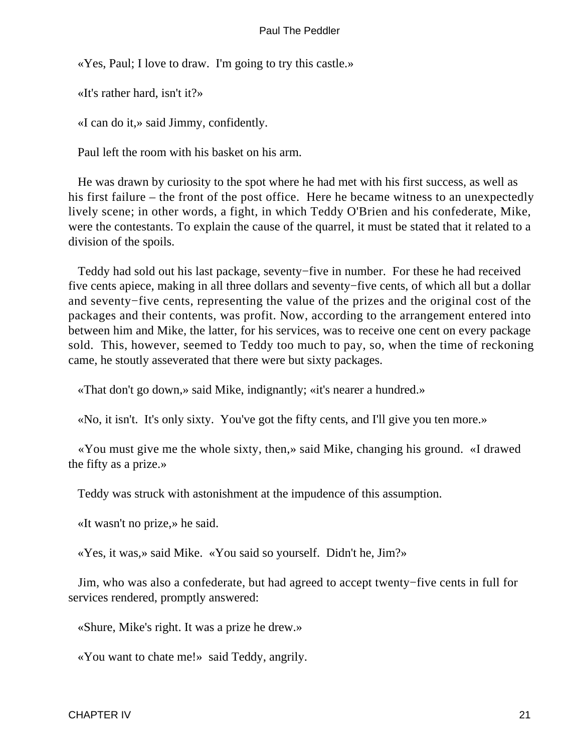«Yes, Paul; I love to draw. I'm going to try this castle.»

«It's rather hard, isn't it?»

«I can do it,» said Jimmy, confidently.

Paul left the room with his basket on his arm.

He was drawn by curiosity to the spot where he had met with his first success, as well as his first failure – the front of the post office. Here he became witness to an unexpectedly lively scene; in other words, a fight, in which Teddy O'Brien and his confederate, Mike, were the contestants. To explain the cause of the quarrel, it must be stated that it related to a division of the spoils.

Teddy had sold out his last package, seventy−five in number. For these he had received five cents apiece, making in all three dollars and seventy−five cents, of which all but a dollar and seventy−five cents, representing the value of the prizes and the original cost of the packages and their contents, was profit. Now, according to the arrangement entered into between him and Mike, the latter, for his services, was to receive one cent on every package sold. This, however, seemed to Teddy too much to pay, so, when the time of reckoning came, he stoutly asseverated that there were but sixty packages.

«That don't go down,» said Mike, indignantly; «it's nearer a hundred.»

«No, it isn't. It's only sixty. You've got the fifty cents, and I'll give you ten more.»

«You must give me the whole sixty, then,» said Mike, changing his ground. «I drawed the fifty as a prize.»

Teddy was struck with astonishment at the impudence of this assumption.

«It wasn't no prize,» he said.

«Yes, it was,» said Mike. «You said so yourself. Didn't he, Jim?»

Jim, who was also a confederate, but had agreed to accept twenty−five cents in full for services rendered, promptly answered:

«Shure, Mike's right. It was a prize he drew.»

«You want to chate me!» said Teddy, angrily.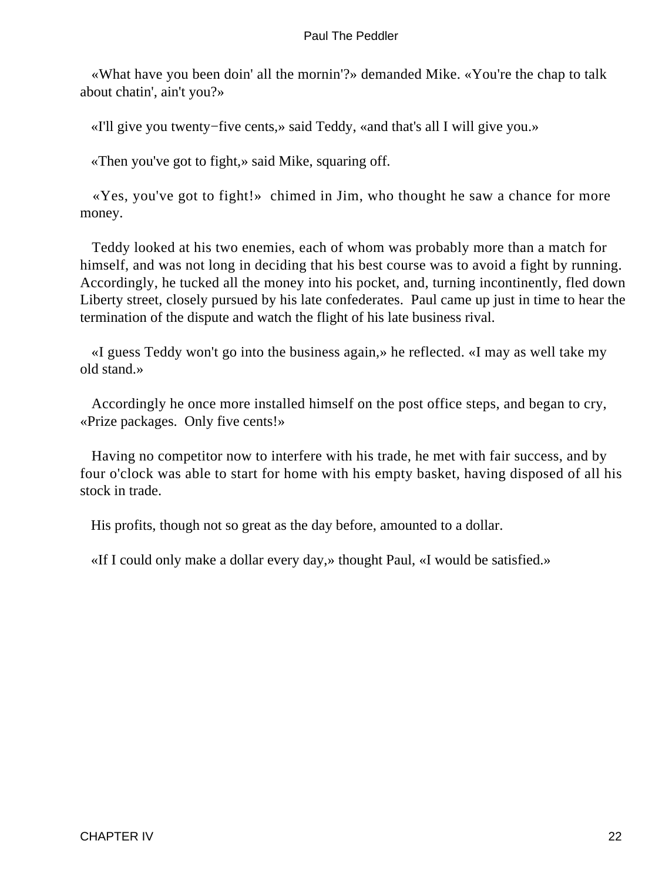«What have you been doin' all the mornin'?» demanded Mike. «You're the chap to talk about chatin', ain't you?»

«I'll give you twenty−five cents,» said Teddy, «and that's all I will give you.»

«Then you've got to fight,» said Mike, squaring off.

«Yes, you've got to fight!» chimed in Jim, who thought he saw a chance for more money.

Teddy looked at his two enemies, each of whom was probably more than a match for himself, and was not long in deciding that his best course was to avoid a fight by running. Accordingly, he tucked all the money into his pocket, and, turning incontinently, fled down Liberty street, closely pursued by his late confederates. Paul came up just in time to hear the termination of the dispute and watch the flight of his late business rival.

«I guess Teddy won't go into the business again,» he reflected. «I may as well take my old stand.»

Accordingly he once more installed himself on the post office steps, and began to cry, «Prize packages. Only five cents!»

Having no competitor now to interfere with his trade, he met with fair success, and by four o'clock was able to start for home with his empty basket, having disposed of all his stock in trade.

His profits, though not so great as the day before, amounted to a dollar.

«If I could only make a dollar every day,» thought Paul, «I would be satisfied.»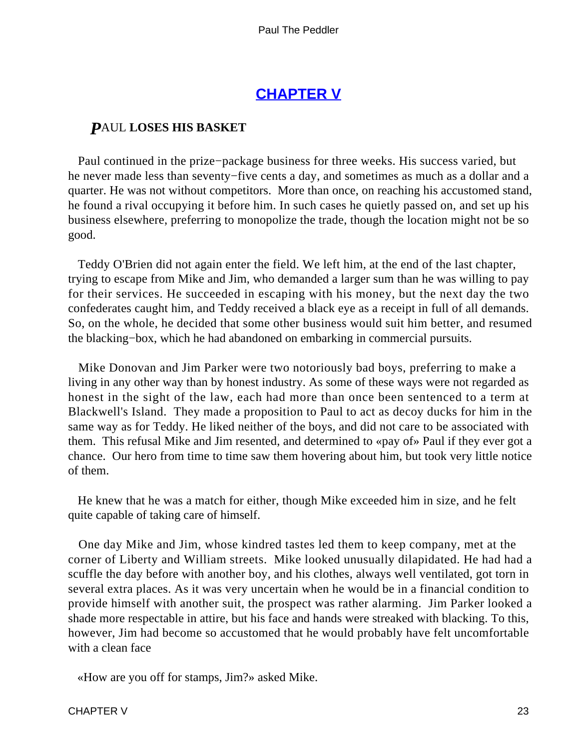## CHAPTER V

### PAUL LOSES HIS BASKET

Paul continued in the prize−package business for three weeks. His success varied, but he never made less than seventy−five cents a day, and sometimes as much as a dollar and a quarter. He was not without competitors. More than once, on reaching his accustomed stand, he found a rival occupying it before him. In such cases he quietly passed on, and set up his business elsewhere, preferring to monopolize the trade, though the location might not be so good.

Teddy O'Brien did not again enter the field. We left him, at the end of the last chapter, trying to escape from Mike and Jim, who demanded a larger sum than he was willing to pay for their services. He succeeded in escaping with his money, but the next day the two confederates caught him, and Teddy received a black eye as a receipt in full of all demands. So, on the whole, he decided that some other business would suit him better, and resumed the blacking−box, which he had abandoned on embarking in commercial pursuits.

Mike Donovan and Jim Parker were two notoriously bad boys, preferring to make a living in any other way than by honest industry. As some of these ways were not regarded as honest in the sight of the law, each had more than once been sentenced to a term at Blackwell's Island. They made a proposition to Paul to act as decoy ducks for him in the same way as for Teddy. He liked neither of the boys, and did not care to be associated with them. This refusal Mike and Jim resented, and determined to «pay of» Paul if they ever got a chance. Our hero from time to time saw them hovering about him, but took very little notice of them.

He knew that he was a match for either, though Mike exceeded him in size, and he felt quite capable of taking care of himself.

One day Mike and Jim, whose kindred tastes led them to keep company, met at the corner of Liberty and William streets. Mike looked unusually dilapidated. He had had a scuffle the day before with another boy, and his clothes, always well ventilated, got torn in several extra places. As it was very uncertain when he would be in a financial condition to provide himself with another suit, the prospect was rather alarming. Jim Parker looked a shade more respectable in attire, but his face and hands were streaked with blacking. To this, however, Jim had become so accustomed that he would probably have felt uncomfortable with a clean face

«How are you off for stamps, Jim?» asked Mike.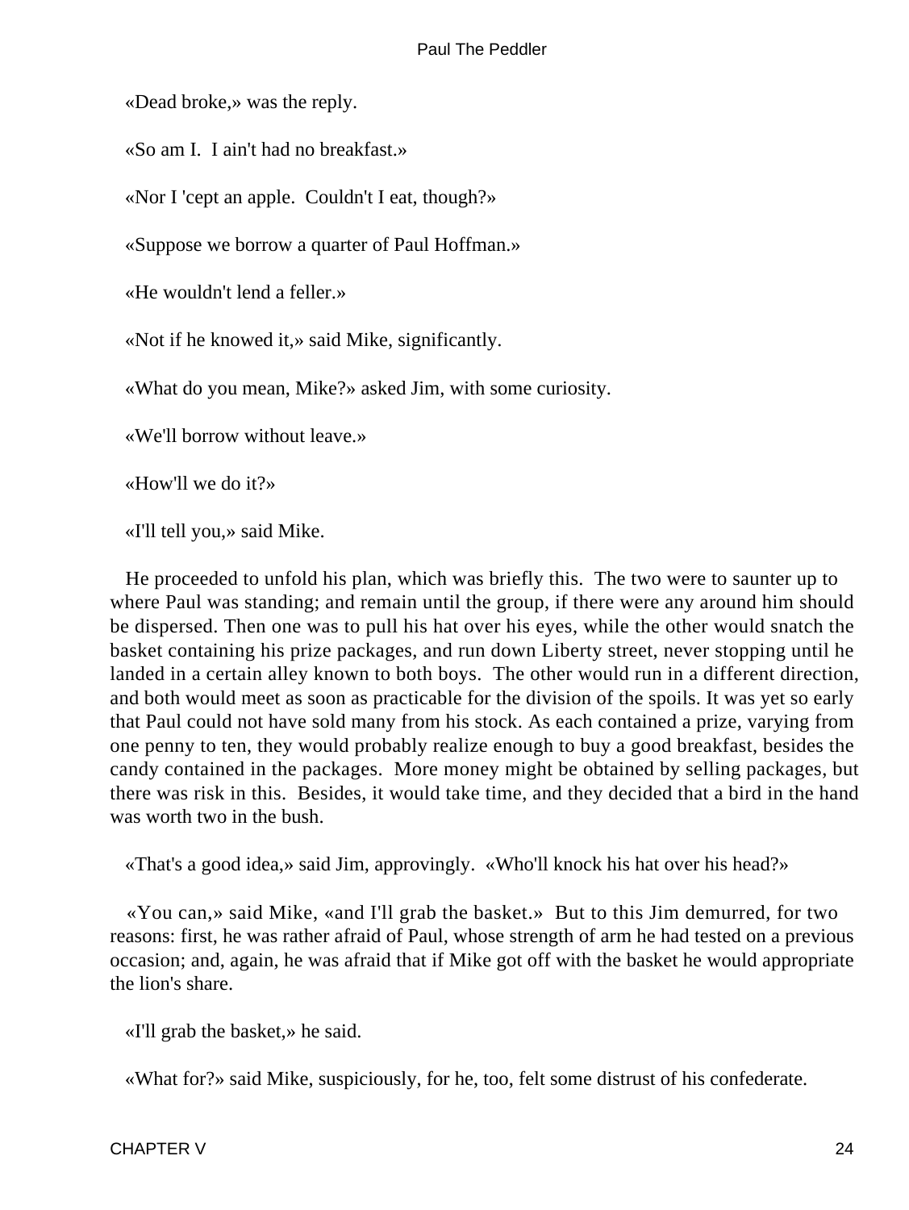«Dead broke,» was the reply.

«So am I.  I ain't had no breakfast.»

«Nor I 'cept an apple.  Couldn't I eat, though?»

«Suppose we borrow a quarter of Paul Hoffman.»

«He wouldn't lend a feller.»

«Not if he knowed it,» said Mike, significantly.

«What do you mean, Mike?» asked Jim, with some curiosity.

«We'll borrow without leave.»

«How'll we do it?»

«I'll tell you,» said Mike.

He proceeded to unfold his plan, which was briefly this.  The two were to saunter up to where Paul was standing; and remain until the group, if there were any around him should be dispersed. Then one was to pull his hat over his eyes, while the other would snatch the basket containing his prize packages, and run down Liberty street, never stopping until he landed in a certain alley known to both boys.  The other would run in a different direction, and both would meet as soon as practicable for the division of the spoils. It was yet so early that Paul could not have sold many from his stock. As each contained a prize, varying from one penny to ten, they would probably realize enough to buy a good breakfast, besides the candy contained in the packages.  More money might be obtained by selling packages, but there was risk in this.  Besides, it would take time, and they decided that a bird in the hand was worth two in the bush.

«That's a good idea,» said Jim, approvingly.  «Who'll knock his hat over his head?»

«You can,» said Mike, «and I'll grab the basket.»  But to this Jim demurred, for two reasons: first, he was rather afraid of Paul, whose strength of arm he had tested on a previous occasion; and, again, he was afraid that if Mike got off with the basket he would appropriate the lion's share.

«I'll grab the basket,» he said.

«What for?» said Mike, suspiciously, for he, too, felt some distrust of his confederate.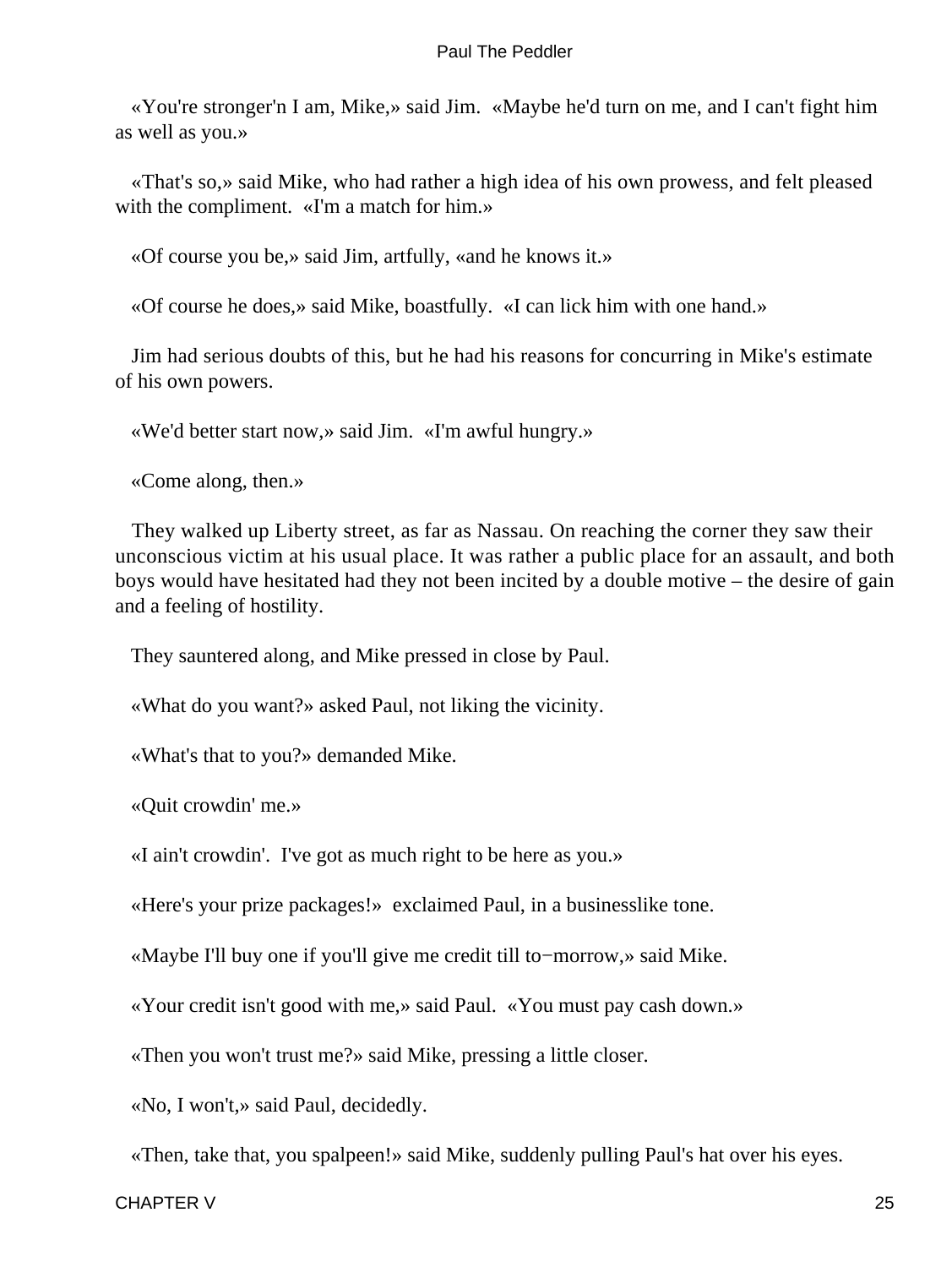«You're stronger'n I am, Mike,» said Jim. «Maybe he'd turn on me, and I can't fight him as well as you.»

«That's so,» said Mike, who had rather a high idea of his own prowess, and felt pleased with the compliment. «I'm a match for him.»

«Of course you be,» said Jim, artfully, «and he knows it.»

«Of course he does,» said Mike, boastfully. «I can lick him with one hand.»

Jim had serious doubts of this, but he had his reasons for concurring in Mike's estimate of his own powers.

«We'd better start now,» said Jim. «I'm awful hungry.»

«Come along, then.»

They walked up Liberty street, as far as Nassau. On reaching the corner they saw their unconscious victim at his usual place. It was rather a public place for an assault, and both boys would have hesitated had they not been incited by a double motive – the desire of gain and a feeling of hostility.

They sauntered along, and Mike pressed in close by Paul.

«What do you want?» asked Paul, not liking the vicinity.

«What's that to you?» demanded Mike.

«Quit crowdin' me.»

«I ain't crowdin'. I've got as much right to be here as you.»

«Here's your prize packages!» exclaimed Paul, in a businesslike tone.

«Maybe I'll buy one if you'll give me credit till to−morrow,» said Mike.

«Your credit isn't good with me,» said Paul. «You must pay cash down.»

«Then you won't trust me?» said Mike, pressing a little closer.

«No, I won't,» said Paul, decidedly.

«Then, take that, you spalpeen!» said Mike, suddenly pulling Paul's hat over his eyes.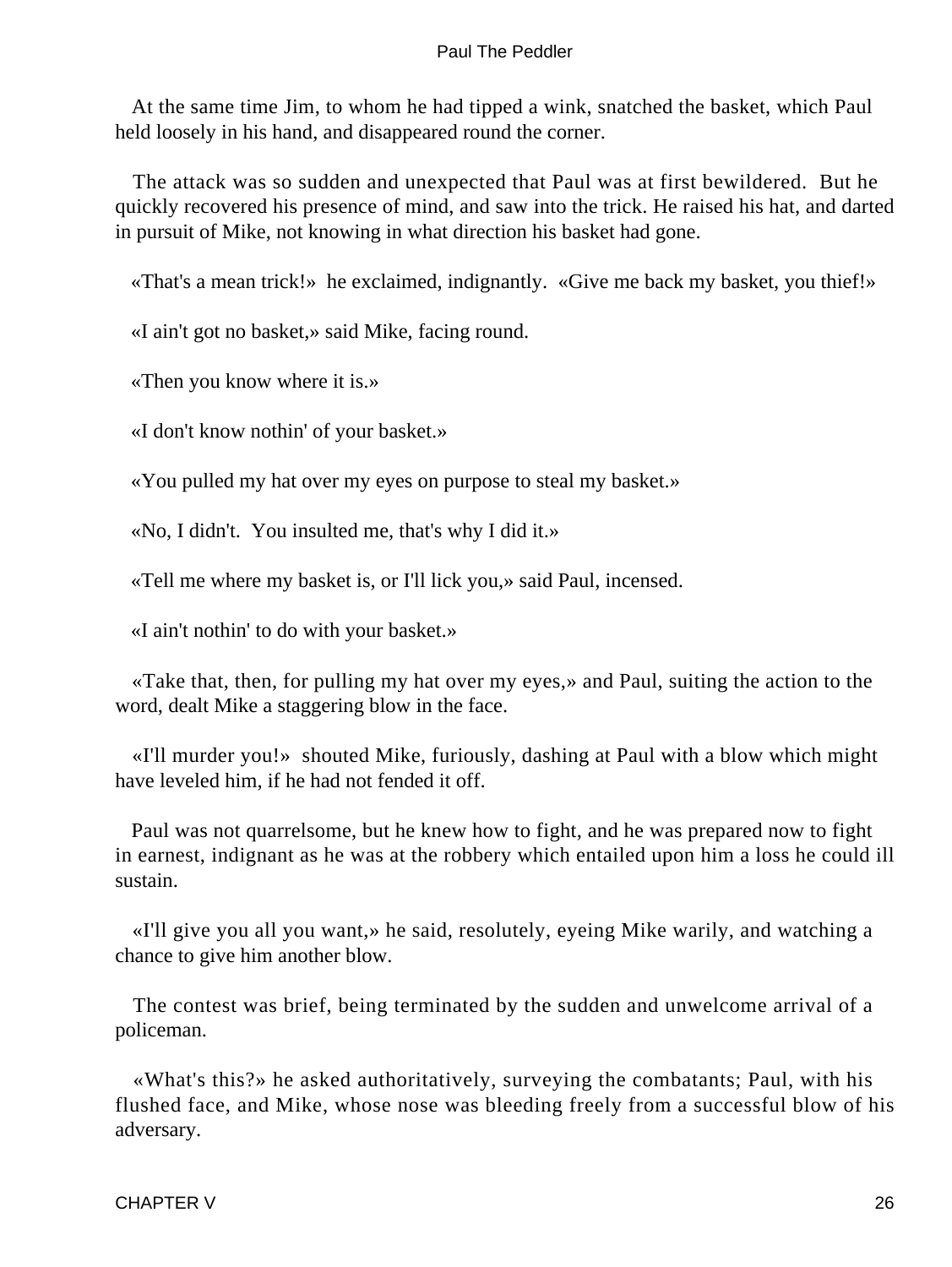At the same time Jim, to whom he had tipped a wink, snatched the basket, which Paul held loosely in his hand, and disappeared round the corner.

The attack was so sudden and unexpected that Paul was at first bewildered. But he quickly recovered his presence of mind, and saw into the trick. He raised his hat, and darted in pursuit of Mike, not knowing in what direction his basket had gone.

«That's a mean trick!» he exclaimed, indignantly. «Give me back my basket, you thief!»

«I ain't got no basket,» said Mike, facing round.

«Then you know where it is.»

«I don't know nothin' of your basket.»

«You pulled my hat over my eyes on purpose to steal my basket.»

«No, I didn't. You insulted me, that's why I did it.»

«Tell me where my basket is, or I'll lick you,» said Paul, incensed.

«I ain't nothin' to do with your basket.»

«Take that, then, for pulling my hat over my eyes,» and Paul, suiting the action to the word, dealt Mike a staggering blow in the face.

«I'll murder you!» shouted Mike, furiously, dashing at Paul with a blow which might have leveled him, if he had not fended it off.

Paul was not quarrelsome, but he knew how to fight, and he was prepared now to fight in earnest, indignant as he was at the robbery which entailed upon him a loss he could ill sustain.

«I'll give you all you want,» he said, resolutely, eyeing Mike warily, and watching a chance to give him another blow.

The contest was brief, being terminated by the sudden and unwelcome arrival of a policeman.

«What's this?» he asked authoritatively, surveying the combatants; Paul, with his flushed face, and Mike, whose nose was bleeding freely from a successful blow of his adversary.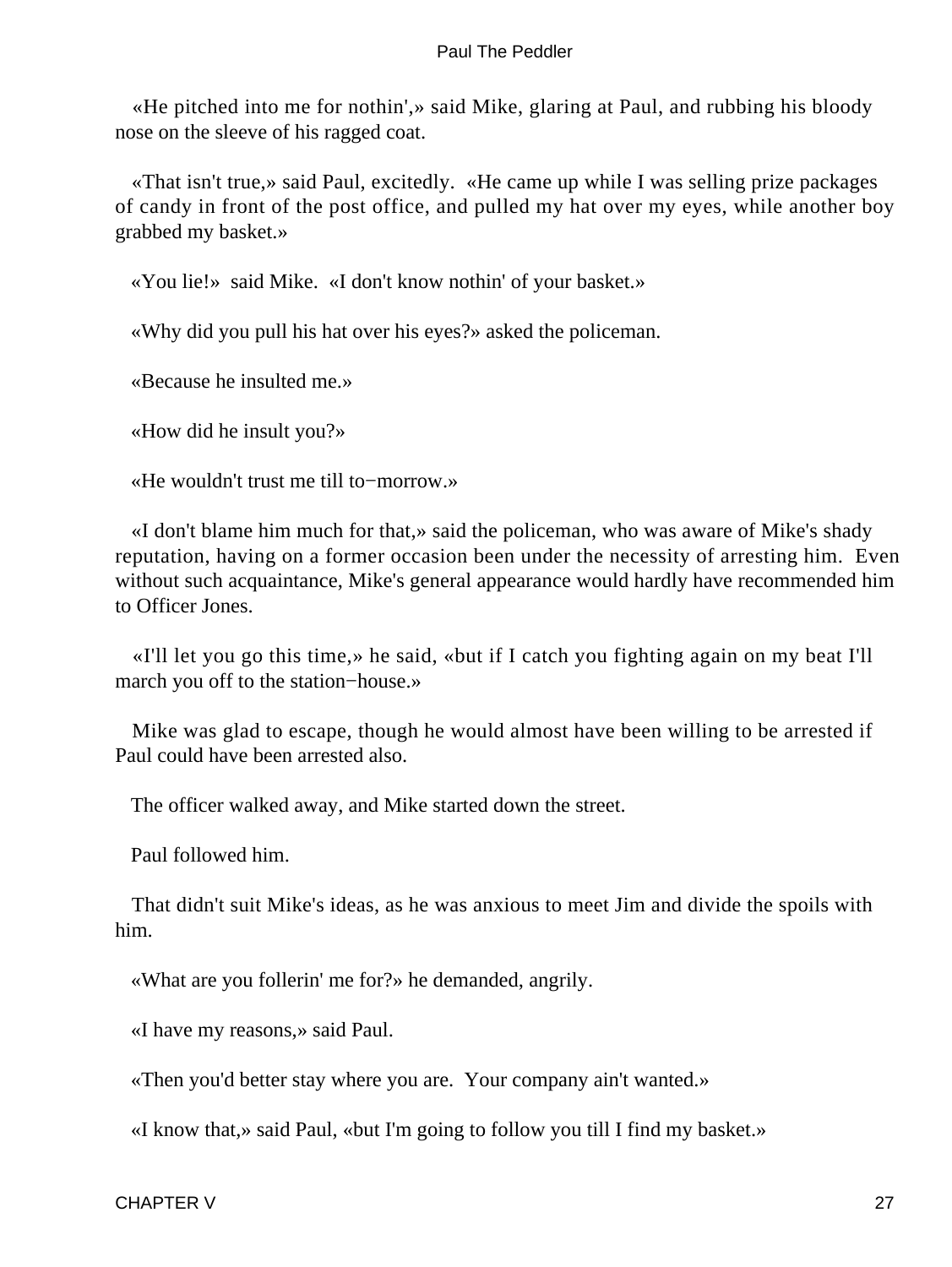«He pitched into me for nothin',» said Mike, glaring at Paul, and rubbing his bloody nose on the sleeve of his ragged coat.

«That isn't true,» said Paul, excitedly. «He came up while I was selling prize packages of candy in front of the post office, and pulled my hat over my eyes, while another boy grabbed my basket.»

«You lie!» said Mike. «I don't know nothin' of your basket.»

«Why did you pull his hat over his eyes?» asked the policeman.

«Because he insulted me.»

«How did he insult you?»

«He wouldn't trust me till to−morrow.»

«I don't blame him much for that,» said the policeman, who was aware of Mike's shady reputation, having on a former occasion been under the necessity of arresting him. Even without such acquaintance, Mike's general appearance would hardly have recommended him to Officer Jones.

«I'll let you go this time,» he said, «but if I catch you fighting again on my beat I'll march you off to the station−house.»

Mike was glad to escape, though he would almost have been willing to be arrested if Paul could have been arrested also.

The officer walked away, and Mike started down the street.

Paul followed him.

That didn't suit Mike's ideas, as he was anxious to meet Jim and divide the spoils with him.

«What are you follerin' me for?» he demanded, angrily.

«I have my reasons,» said Paul.

«Then you'd better stay where you are. Your company ain't wanted.»

«I know that,» said Paul, «but I'm going to follow you till I find my basket.»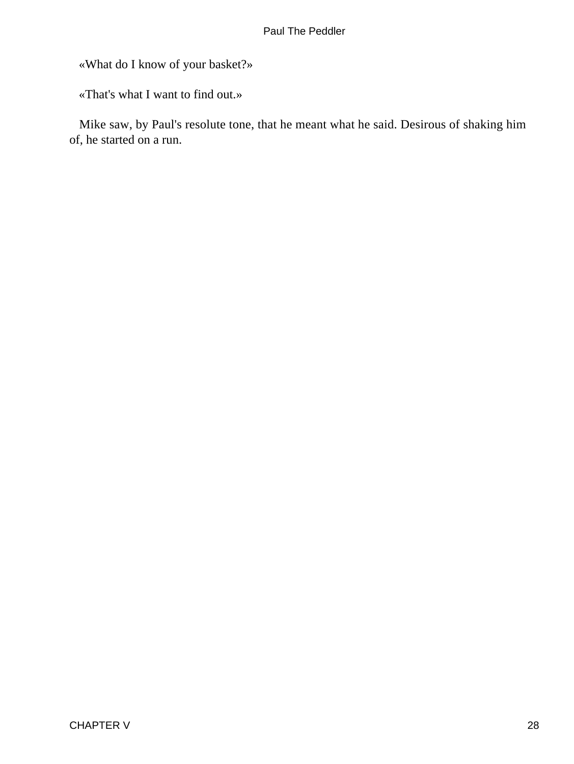«What do I know of your basket?»

«That's what I want to find out.»

Mike saw, by Paul's resolute tone, that he meant what he said. Desirous of shaking him of, he started on a run.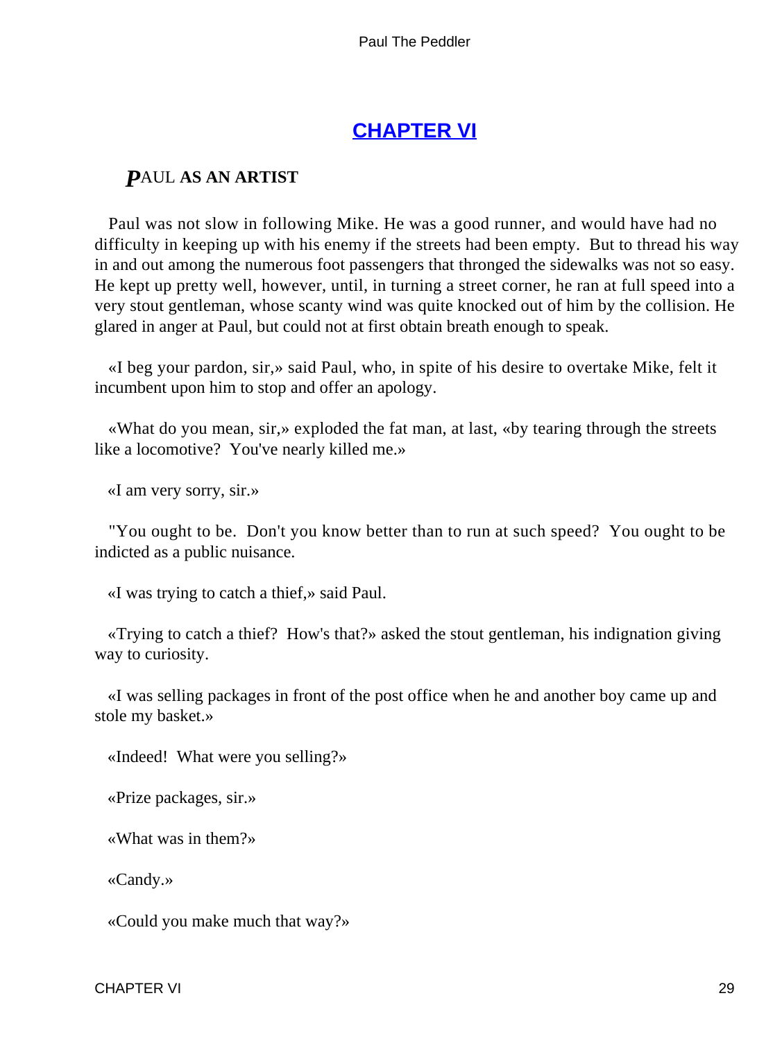## CHAPTER VI

### PAUL AS AN ARTIST

Paul was not slow in following Mike. He was a good runner, and would have had no difficulty in keeping up with his enemy if the streets had been empty. But to thread his way in and out among the numerous foot passengers that thronged the sidewalks was not so easy. He kept up pretty well, however, until, in turning a street corner, he ran at full speed into a very stout gentleman, whose scanty wind was quite knocked out of him by the collision. He glared in anger at Paul, but could not at first obtain breath enough to speak.

«I beg your pardon, sir,» said Paul, who, in spite of his desire to overtake Mike, felt it incumbent upon him to stop and offer an apology.

«What do you mean, sir,» exploded the fat man, at last, «by tearing through the streets like a locomotive? You've nearly killed me.»

«I am very sorry, sir.»

"You ought to be. Don't you know better than to run at such speed? You ought to be indicted as a public nuisance.

«I was trying to catch a thief,» said Paul.

«Trying to catch a thief? How's that?» asked the stout gentleman, his indignation giving way to curiosity.

«I was selling packages in front of the post office when he and another boy came up and stole my basket.»

«Indeed! What were you selling?»

«Prize packages, sir.»

«What was in them?»

«Candy.»

«Could you make much that way?»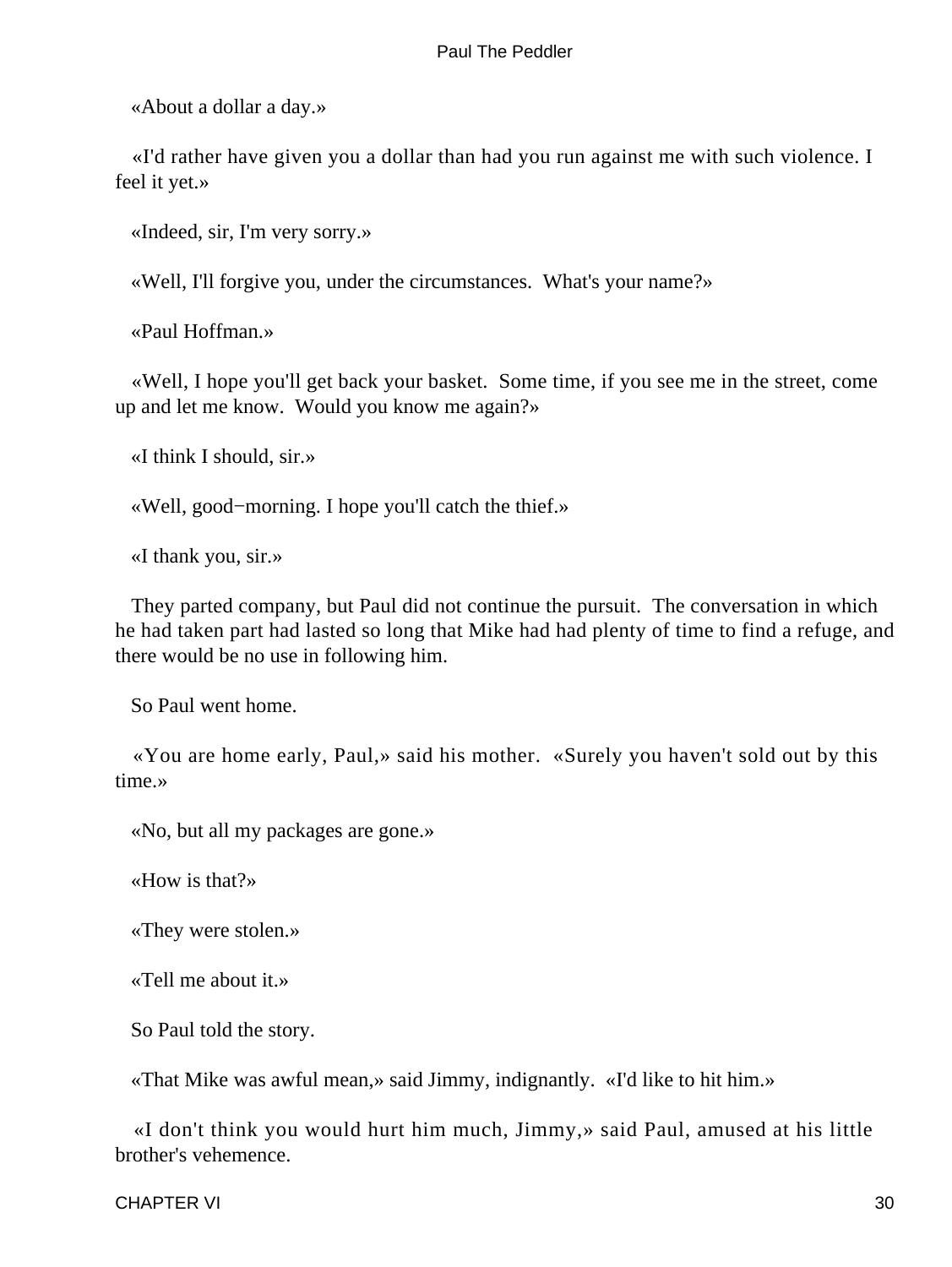«About a dollar a day.»

«I'd rather have given you a dollar than had you run against me with such violence. I feel it yet.»

«Indeed, sir, I'm very sorry.»

«Well, I'll forgive you, under the circumstances. What's your name?»

«Paul Hoffman.»

«Well, I hope you'll get back your basket. Some time, if you see me in the street, come up and let me know. Would you know me again?»

«I think I should, sir.»

«Well, good−morning. I hope you'll catch the thief.»

«I thank you, sir.»

They parted company, but Paul did not continue the pursuit. The conversation in which he had taken part had lasted so long that Mike had had plenty of time to find a refuge, and there would be no use in following him.

So Paul went home.

«You are home early, Paul,» said his mother. «Surely you haven't sold out by this time.»

«No, but all my packages are gone.»

«How is that?»

«They were stolen.»

«Tell me about it.»

So Paul told the story.

«That Mike was awful mean,» said Jimmy, indignantly. «I'd like to hit him.»

«I don't think you would hurt him much, Jimmy,» said Paul, amused at his little brother's vehemence.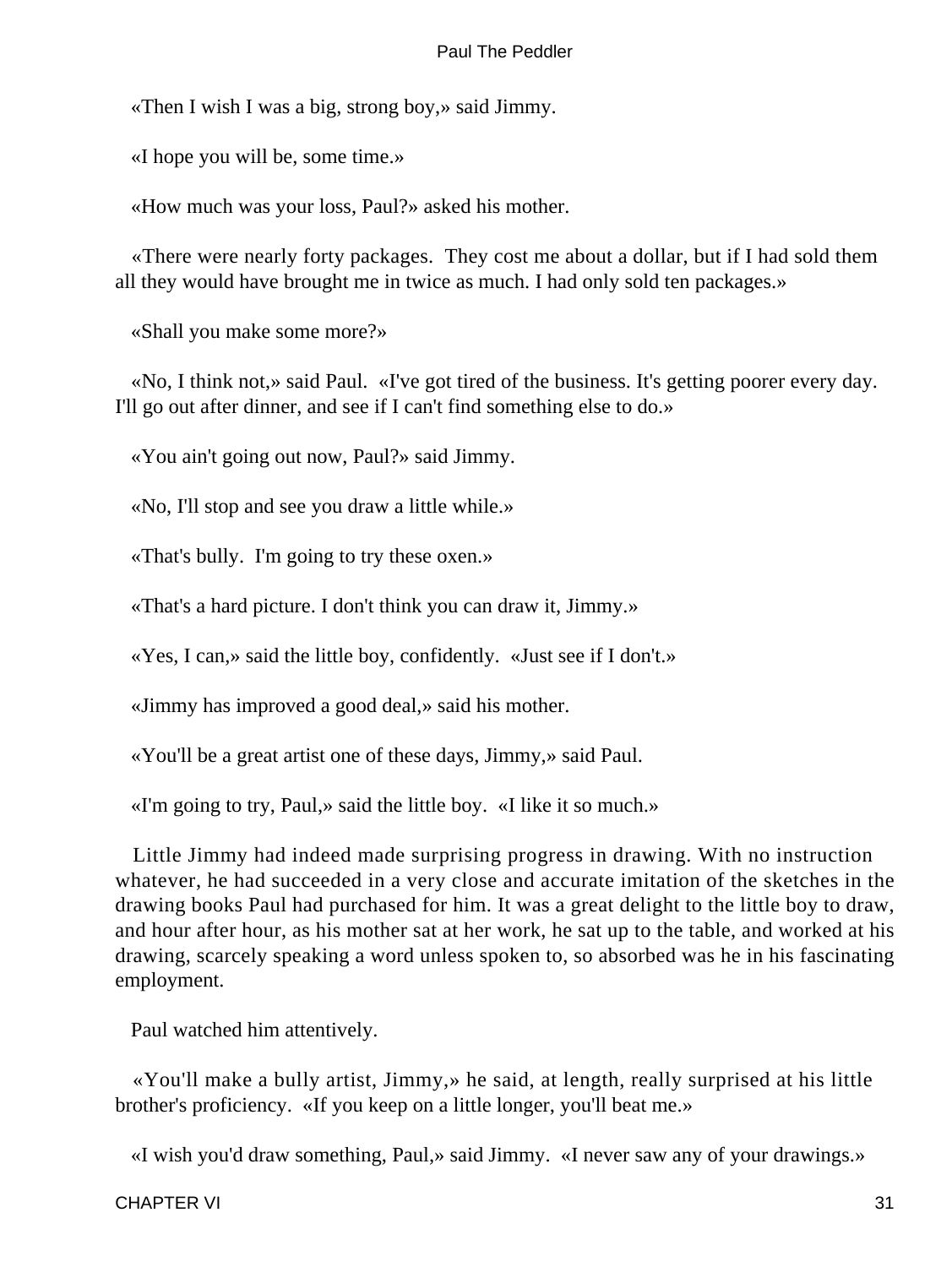«Then I wish I was a big, strong boy,» said Jimmy.

«I hope you will be, some time.»

«How much was your loss, Paul?» asked his mother.

«There were nearly forty packages. They cost me about a dollar, but if I had sold them all they would have brought me in twice as much. I had only sold ten packages.»

«Shall you make some more?»

«No, I think not,» said Paul. «I've got tired of the business. It's getting poorer every day. I'll go out after dinner, and see if I can't find something else to do.»

«You ain't going out now, Paul?» said Jimmy.

«No, I'll stop and see you draw a little while.»

«That's bully. I'm going to try these oxen.»

«That's a hard picture. I don't think you can draw it, Jimmy.»

«Yes, I can,» said the little boy, confidently. «Just see if I don't.»

«Jimmy has improved a good deal,» said his mother.

«You'll be a great artist one of these days, Jimmy,» said Paul.

«I'm going to try, Paul,» said the little boy. «I like it so much.»

Little Jimmy had indeed made surprising progress in drawing. With no instruction whatever, he had succeeded in a very close and accurate imitation of the sketches in the drawing books Paul had purchased for him. It was a great delight to the little boy to draw, and hour after hour, as his mother sat at her work, he sat up to the table, and worked at his drawing, scarcely speaking a word unless spoken to, so absorbed was he in his fascinating employment.

Paul watched him attentively.

«You'll make a bully artist, Jimmy,» he said, at length, really surprised at his little brother's proficiency. «If you keep on a little longer, you'll beat me.»

«I wish you'd draw something, Paul,» said Jimmy. «I never saw any of your drawings.»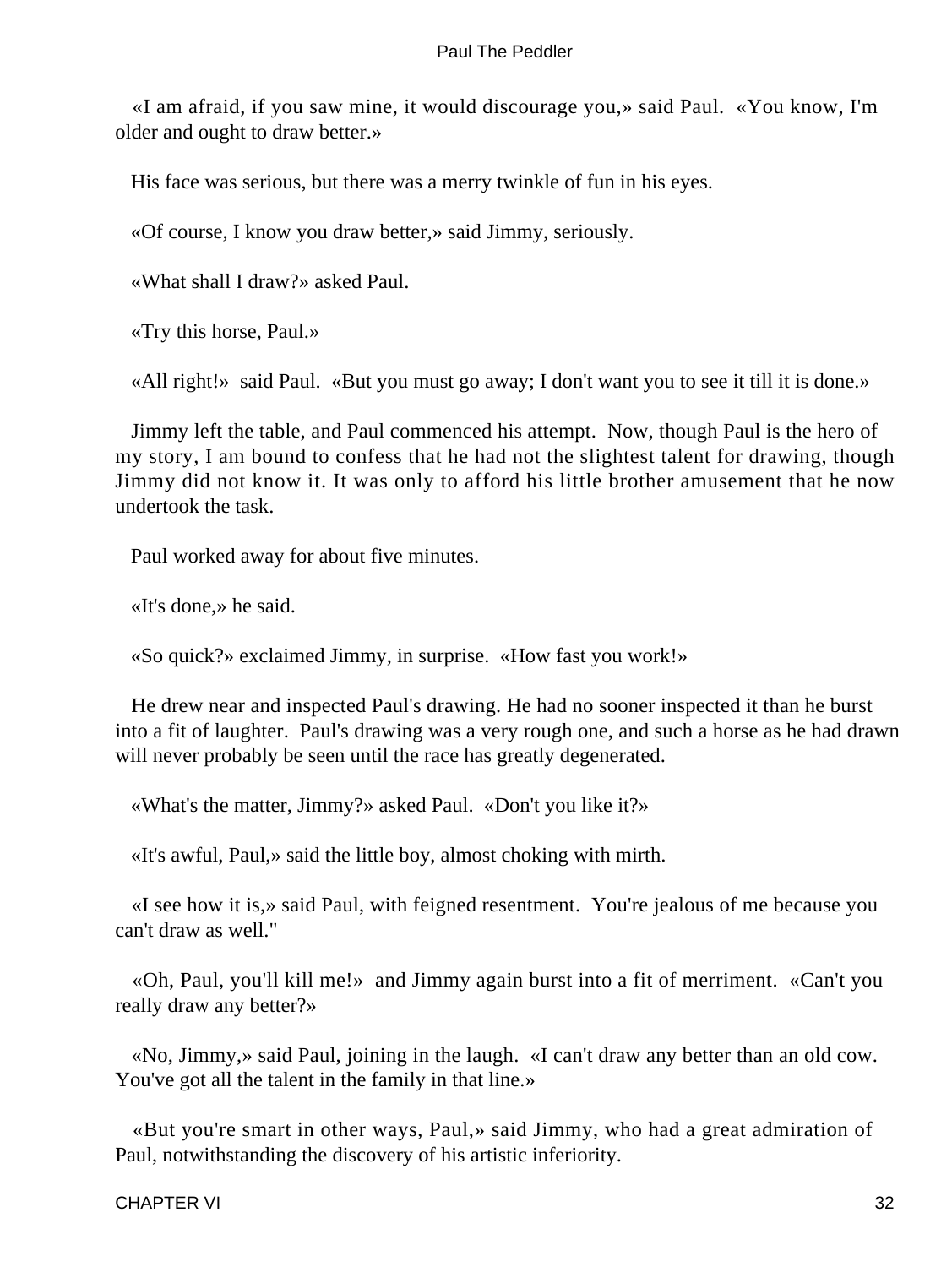«I am afraid, if you saw mine, it would discourage you,» said Paul. «You know, I'm older and ought to draw better.»

His face was serious, but there was a merry twinkle of fun in his eyes.

«Of course, I know you draw better,» said Jimmy, seriously.

«What shall I draw?» asked Paul.

«Try this horse, Paul.»

«All right!» said Paul. «But you must go away; I don't want you to see it till it is done.»

Jimmy left the table, and Paul commenced his attempt. Now, though Paul is the hero of my story, I am bound to confess that he had not the slightest talent for drawing, though Jimmy did not know it. It was only to afford his little brother amusement that he now undertook the task.

Paul worked away for about five minutes.

«It's done,» he said.

«So quick?» exclaimed Jimmy, in surprise. «How fast you work!»

He drew near and inspected Paul's drawing. He had no sooner inspected it than he burst into a fit of laughter. Paul's drawing was a very rough one, and such a horse as he had drawn will never probably be seen until the race has greatly degenerated.

«What's the matter, Jimmy?» asked Paul. «Don't you like it?»

«It's awful, Paul,» said the little boy, almost choking with mirth.

«I see how it is,» said Paul, with feigned resentment. You're jealous of me because you can't draw as well."

«Oh, Paul, you'll kill me!» and Jimmy again burst into a fit of merriment. «Can't you really draw any better?»

«No, Jimmy,» said Paul, joining in the laugh. «I can't draw any better than an old cow. You've got all the talent in the family in that line.»

«But you're smart in other ways, Paul,» said Jimmy, who had a great admiration of Paul, notwithstanding the discovery of his artistic inferiority.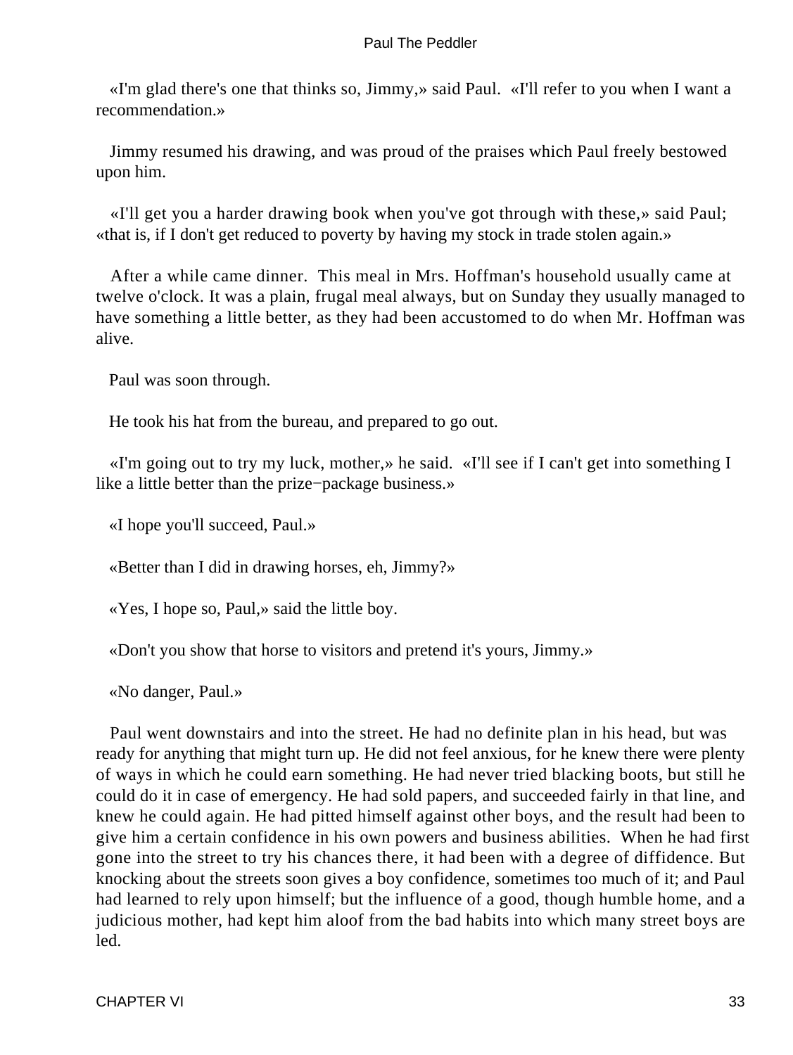«I'm glad there's one that thinks so, Jimmy,» said Paul. «I'll refer to you when I want a recommendation.»

Jimmy resumed his drawing, and was proud of the praises which Paul freely bestowed upon him.

«I'll get you a harder drawing book when you've got through with these,» said Paul; «that is, if I don't get reduced to poverty by having my stock in trade stolen again.»

After a while came dinner. This meal in Mrs. Hoffman's household usually came at twelve o'clock. It was a plain, frugal meal always, but on Sunday they usually managed to have something a little better, as they had been accustomed to do when Mr. Hoffman was alive.

Paul was soon through.

He took his hat from the bureau, and prepared to go out.

«I'm going out to try my luck, mother,» he said. «I'll see if I can't get into something I like a little better than the prize−package business.»

«I hope you'll succeed, Paul.»

«Better than I did in drawing horses, eh, Jimmy?»

«Yes, I hope so, Paul,» said the little boy.

«Don't you show that horse to visitors and pretend it's yours, Jimmy.»

«No danger, Paul.»

Paul went downstairs and into the street. He had no definite plan in his head, but was ready for anything that might turn up. He did not feel anxious, for he knew there were plenty of ways in which he could earn something. He had never tried blacking boots, but still he could do it in case of emergency. He had sold papers, and succeeded fairly in that line, and knew he could again. He had pitted himself against other boys, and the result had been to give him a certain confidence in his own powers and business abilities. When he had first gone into the street to try his chances there, it had been with a degree of diffidence. But knocking about the streets soon gives a boy confidence, sometimes too much of it; and Paul had learned to rely upon himself; but the influence of a good, though humble home, and a judicious mother, had kept him aloof from the bad habits into which many street boys are led.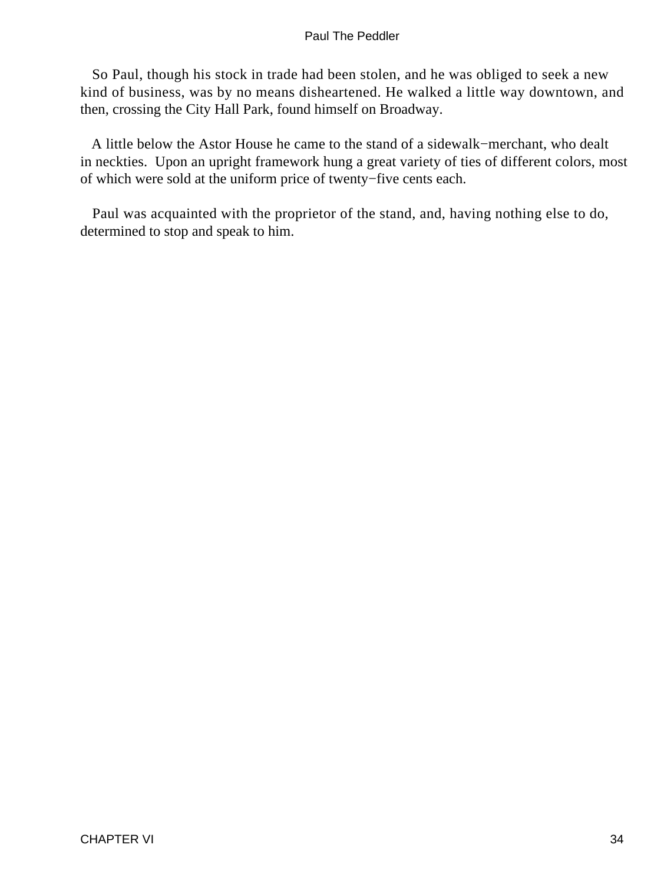So Paul, though his stock in trade had been stolen, and he was obliged to seek a new kind of business, was by no means disheartened. He walked a little way downtown, and then, crossing the City Hall Park, found himself on Broadway.

A little below the Astor House he came to the stand of a sidewalk−merchant, who dealt in neckties. Upon an upright framework hung a great variety of ties of different colors, most of which were sold at the uniform price of twenty−five cents each.

Paul was acquainted with the proprietor of the stand, and, having nothing else to do, determined to stop and speak to him.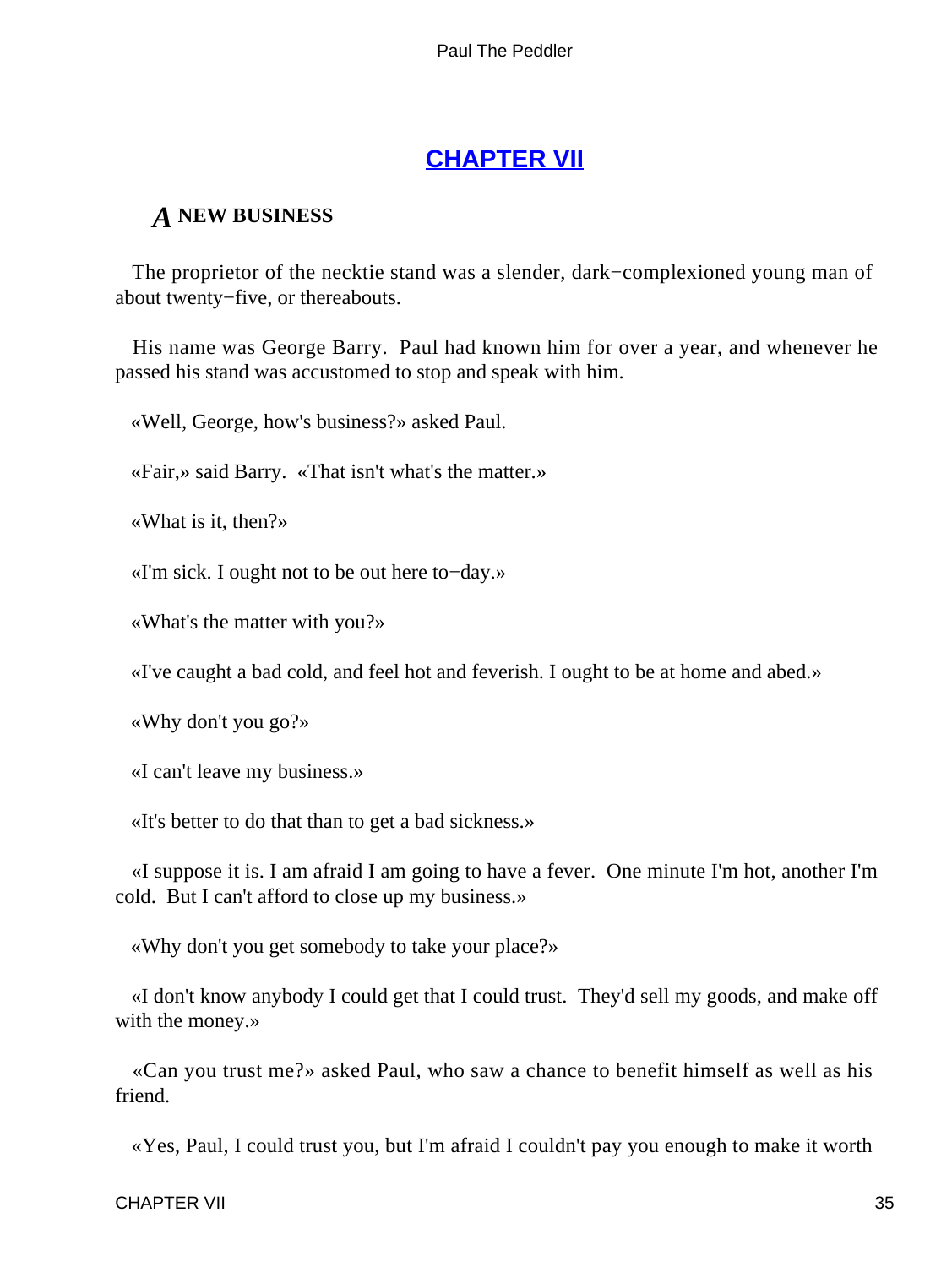## CHAPTER VII

### *A* NEW BUSINESS

The proprietor of the necktie stand was a slender, dark−complexioned young man of about twenty−five, or thereabouts.

His name was George Barry. Paul had known him for over a year, and whenever he passed his stand was accustomed to stop and speak with him.

«Well, George, how's business?» asked Paul.

«Fair,» said Barry. «That isn't what's the matter.»

«What is it, then?»

«I'm sick. I ought not to be out here to−day.»

«What's the matter with you?»

«I've caught a bad cold, and feel hot and feverish. I ought to be at home and abed.»

«Why don't you go?»

«I can't leave my business.»

«It's better to do that than to get a bad sickness.»

«I suppose it is. I am afraid I am going to have a fever. One minute I'm hot, another I'm cold. But I can't afford to close up my business.»

«Why don't you get somebody to take your place?»

«I don't know anybody I could get that I could trust. They'd sell my goods, and make off with the money.»

«Can you trust me?» asked Paul, who saw a chance to benefit himself as well as his friend.

«Yes, Paul, I could trust you, but I'm afraid I couldn't pay you enough to make it worth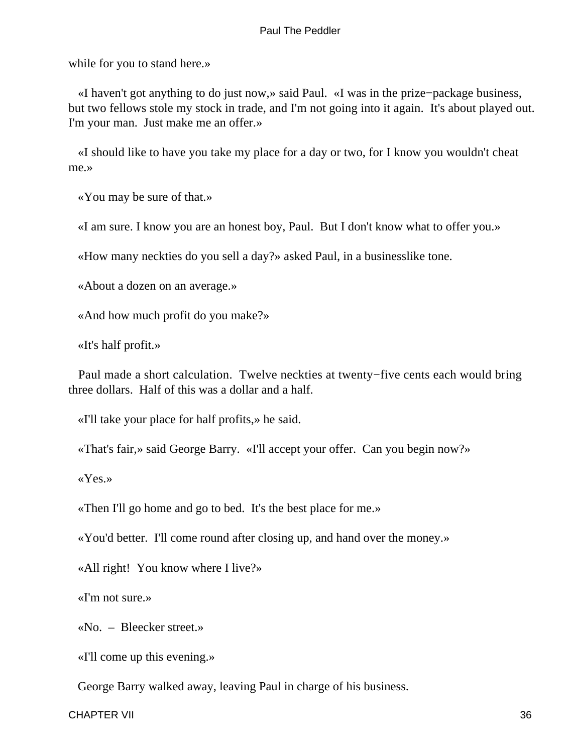while for you to stand here.»

«I haven't got anything to do just now,» said Paul. «I was in the prize−package business, but two fellows stole my stock in trade, and I'm not going into it again. It's about played out. I'm your man. Just make me an offer.»

«I should like to have you take my place for a day or two, for I know you wouldn't cheat me.»

«You may be sure of that.»

«I am sure. I know you are an honest boy, Paul. But I don't know what to offer you.»

«How many neckties do you sell a day?» asked Paul, in a businesslike tone.

«About a dozen on an average.»

«And how much profit do you make?»

«It's half profit.»

Paul made a short calculation. Twelve neckties at twenty−five cents each would bring three dollars. Half of this was a dollar and a half.

«I'll take your place for half profits,» he said.

«That's fair,» said George Barry. «I'll accept your offer. Can you begin now?»

«Yes.»

«Then I'll go home and go to bed. It's the best place for me.»

«You'd better. I'll come round after closing up, and hand over the money.»

«All right! You know where I live?»

«I'm not sure.»

«No. – Bleecker street.»

«I'll come up this evening.»

George Barry walked away, leaving Paul in charge of his business.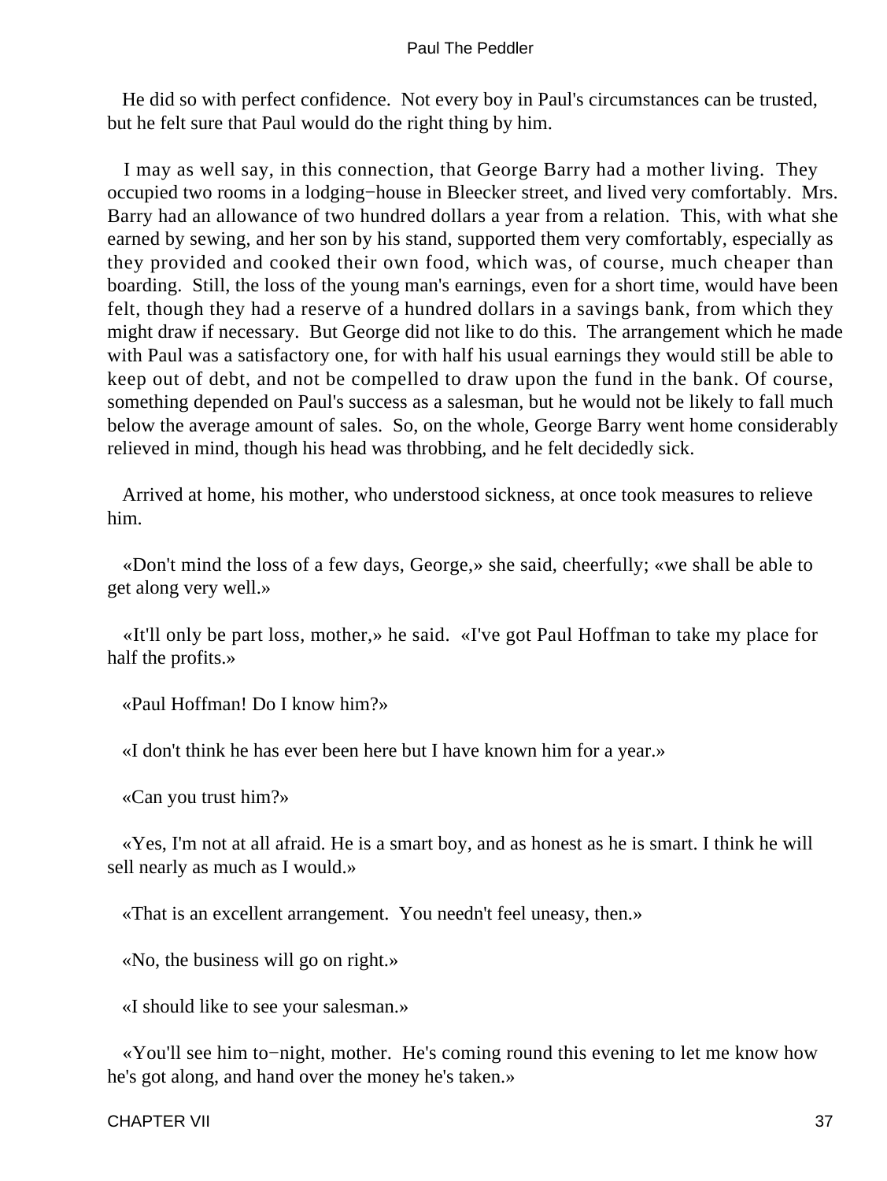He did so with perfect confidence. Not every boy in Paul's circumstances can be trusted, but he felt sure that Paul would do the right thing by him.

I may as well say, in this connection, that George Barry had a mother living. They occupied two rooms in a lodging−house in Bleecker street, and lived very comfortably. Mrs. Barry had an allowance of two hundred dollars a year from a relation. This, with what she earned by sewing, and her son by his stand, supported them very comfortably, especially as they provided and cooked their own food, which was, of course, much cheaper than boarding. Still, the loss of the young man's earnings, even for a short time, would have been felt, though they had a reserve of a hundred dollars in a savings bank, from which they might draw if necessary. But George did not like to do this. The arrangement which he made with Paul was a satisfactory one, for with half his usual earnings they would still be able to keep out of debt, and not be compelled to draw upon the fund in the bank. Of course, something depended on Paul's success as a salesman, but he would not be likely to fall much below the average amount of sales. So, on the whole, George Barry went home considerably relieved in mind, though his head was throbbing, and he felt decidedly sick.

Arrived at home, his mother, who understood sickness, at once took measures to relieve him.

«Don't mind the loss of a few days, George,» she said, cheerfully; «we shall be able to get along very well.»

«It'll only be part loss, mother,» he said. «I've got Paul Hoffman to take my place for half the profits.»

«Paul Hoffman! Do I know him?»

«I don't think he has ever been here but I have known him for a year.»

«Can you trust him?»

«Yes, I'm not at all afraid. He is a smart boy, and as honest as he is smart. I think he will sell nearly as much as I would.»

«That is an excellent arrangement. You needn't feel uneasy, then.»

«No, the business will go on right.»

«I should like to see your salesman.»

«You'll see him to−night, mother. He's coming round this evening to let me know how he's got along, and hand over the money he's taken.»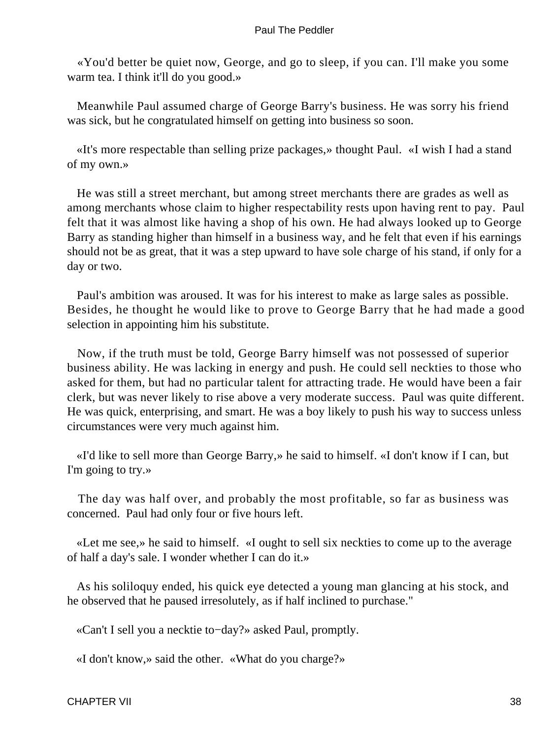«You'd better be quiet now, George, and go to sleep, if you can. I'll make you some warm tea. I think it'll do you good.»

Meanwhile Paul assumed charge of George Barry's business. He was sorry his friend was sick, but he congratulated himself on getting into business so soon.

«It's more respectable than selling prize packages,» thought Paul. «I wish I had a stand of my own.»

He was still a street merchant, but among street merchants there are grades as well as among merchants whose claim to higher respectability rests upon having rent to pay. Paul felt that it was almost like having a shop of his own. He had always looked up to George Barry as standing higher than himself in a business way, and he felt that even if his earnings should not be as great, that it was a step upward to have sole charge of his stand, if only for a day or two.

Paul's ambition was aroused. It was for his interest to make as large sales as possible. Besides, he thought he would like to prove to George Barry that he had made a good selection in appointing him his substitute.

Now, if the truth must be told, George Barry himself was not possessed of superior business ability. He was lacking in energy and push. He could sell neckties to those who asked for them, but had no particular talent for attracting trade. He would have been a fair clerk, but was never likely to rise above a very moderate success. Paul was quite different. He was quick, enterprising, and smart. He was a boy likely to push his way to success unless circumstances were very much against him.

«I'd like to sell more than George Barry,» he said to himself. «I don't know if I can, but I'm going to try.»

The day was half over, and probably the most profitable, so far as business was concerned. Paul had only four or five hours left.

«Let me see,» he said to himself. «I ought to sell six neckties to come up to the average of half a day's sale. I wonder whether I can do it.»

As his soliloquy ended, his quick eye detected a young man glancing at his stock, and he observed that he paused irresolutely, as if half inclined to purchase."

«Can't I sell you a necktie to−day?» asked Paul, promptly.

«I don't know,» said the other. «What do you charge?»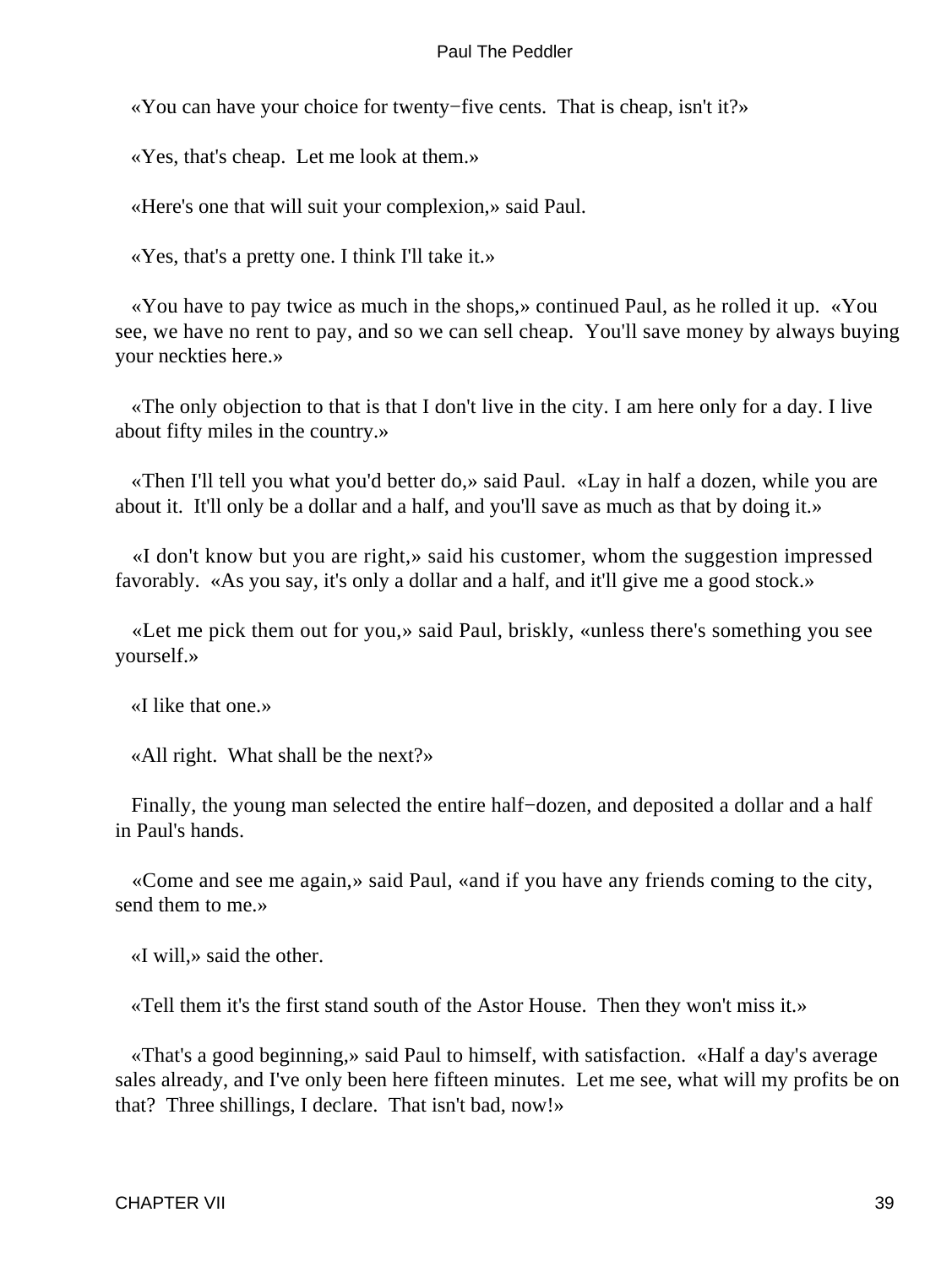«You can have your choice for twenty−five cents. That is cheap, isn't it?»

«Yes, that's cheap. Let me look at them.»

«Here's one that will suit your complexion,» said Paul.

«Yes, that's a pretty one. I think I'll take it.»

«You have to pay twice as much in the shops,» continued Paul, as he rolled it up. «You see, we have no rent to pay, and so we can sell cheap. You'll save money by always buying your neckties here.»

«The only objection to that is that I don't live in the city. I am here only for a day. I live about fifty miles in the country.»

«Then I'll tell you what you'd better do,» said Paul. «Lay in half a dozen, while you are about it. It'll only be a dollar and a half, and you'll save as much as that by doing it.»

«I don't know but you are right,» said his customer, whom the suggestion impressed favorably. «As you say, it's only a dollar and a half, and it'll give me a good stock.»

«Let me pick them out for you,» said Paul, briskly, «unless there's something you see yourself.»

«I like that one.»

«All right. What shall be the next?»

Finally, the young man selected the entire half−dozen, and deposited a dollar and a half in Paul's hands.

«Come and see me again,» said Paul, «and if you have any friends coming to the city, send them to me.»

«I will,» said the other.

«Tell them it's the first stand south of the Astor House. Then they won't miss it.»

«That's a good beginning,» said Paul to himself, with satisfaction. «Half a day's average sales already, and I've only been here fifteen minutes. Let me see, what will my profits be on that? Three shillings, I declare. That isn't bad, now!»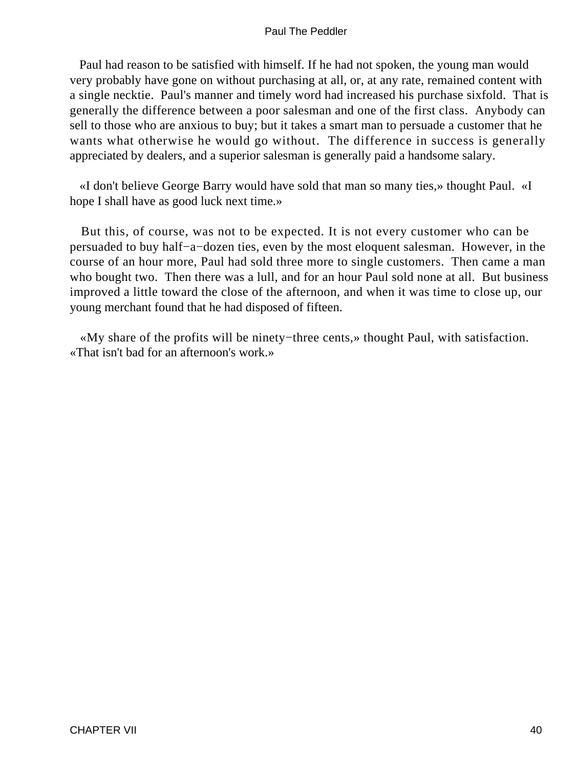Paul had reason to be satisfied with himself. If he had not spoken, the young man would very probably have gone on without purchasing at all, or, at any rate, remained content with a single necktie. Paul's manner and timely word had increased his purchase sixfold. That is generally the difference between a poor salesman and one of the first class. Anybody can sell to those who are anxious to buy; but it takes a smart man to persuade a customer that he wants what otherwise he would go without. The difference in success is generally appreciated by dealers, and a superior salesman is generally paid a handsome salary.

«I don't believe George Barry would have sold that man so many ties,» thought Paul. «I hope I shall have as good luck next time.»

But this, of course, was not to be expected. It is not every customer who can be persuaded to buy half−a−dozen ties, even by the most eloquent salesman. However, in the course of an hour more, Paul had sold three more to single customers. Then came a man who bought two. Then there was a lull, and for an hour Paul sold none at all. But business improved a little toward the close of the afternoon, and when it was time to close up, our young merchant found that he had disposed of fifteen.

«My share of the profits will be ninety−three cents,» thought Paul, with satisfaction. «That isn't bad for an afternoon's work.»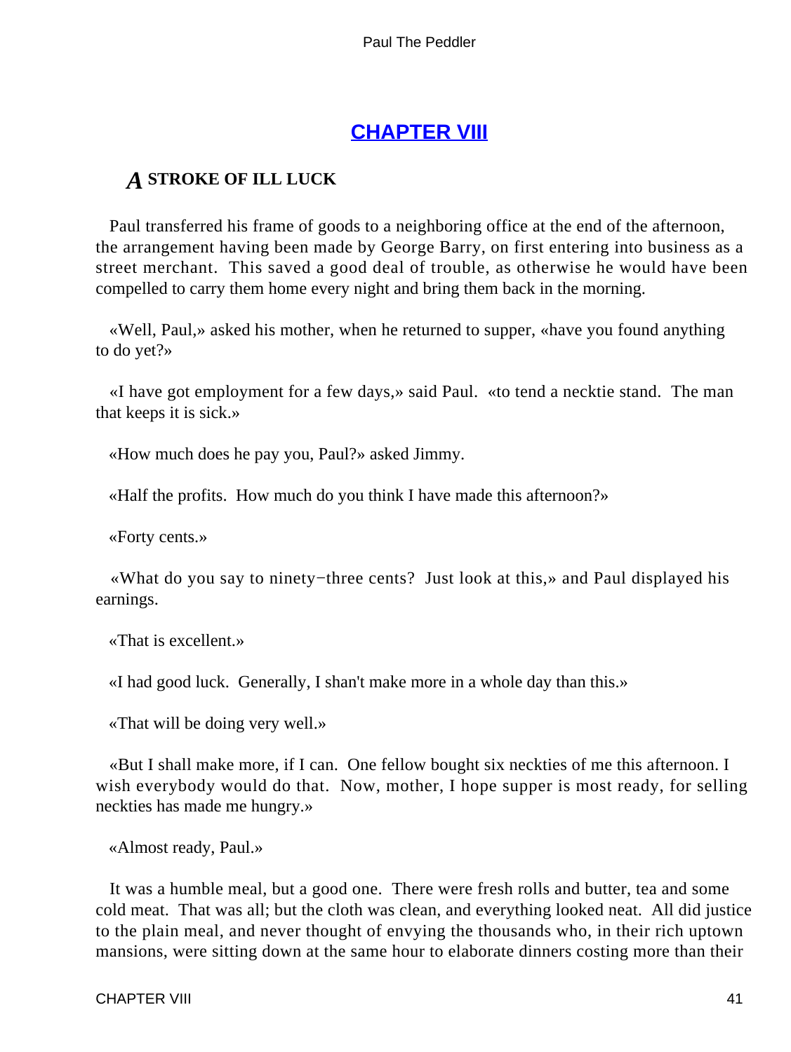## CHAPTER VIII

### *A* STROKE OF ILL LUCK

Paul transferred his frame of goods to a neighboring office at the end of the afternoon, the arrangement having been made by George Barry, on first entering into business as a street merchant. This saved a good deal of trouble, as otherwise he would have been compelled to carry them home every night and bring them back in the morning.

«Well, Paul,» asked his mother, when he returned to supper, «have you found anything to do yet?»

«I have got employment for a few days,» said Paul. «to tend a necktie stand. The man that keeps it is sick.»

«How much does he pay you, Paul?» asked Jimmy.

«Half the profits. How much do you think I have made this afternoon?»

«Forty cents.»

«What do you say to ninety−three cents? Just look at this,» and Paul displayed his earnings.

«That is excellent.»

«I had good luck. Generally, I shan't make more in a whole day than this.»

«That will be doing very well.»

«But I shall make more, if I can. One fellow bought six neckties of me this afternoon. I wish everybody would do that. Now, mother, I hope supper is most ready, for selling neckties has made me hungry.»

«Almost ready, Paul.»

It was a humble meal, but a good one. There were fresh rolls and butter, tea and some cold meat. That was all; but the cloth was clean, and everything looked neat. All did justice to the plain meal, and never thought of envying the thousands who, in their rich uptown mansions, were sitting down at the same hour to elaborate dinners costing more than their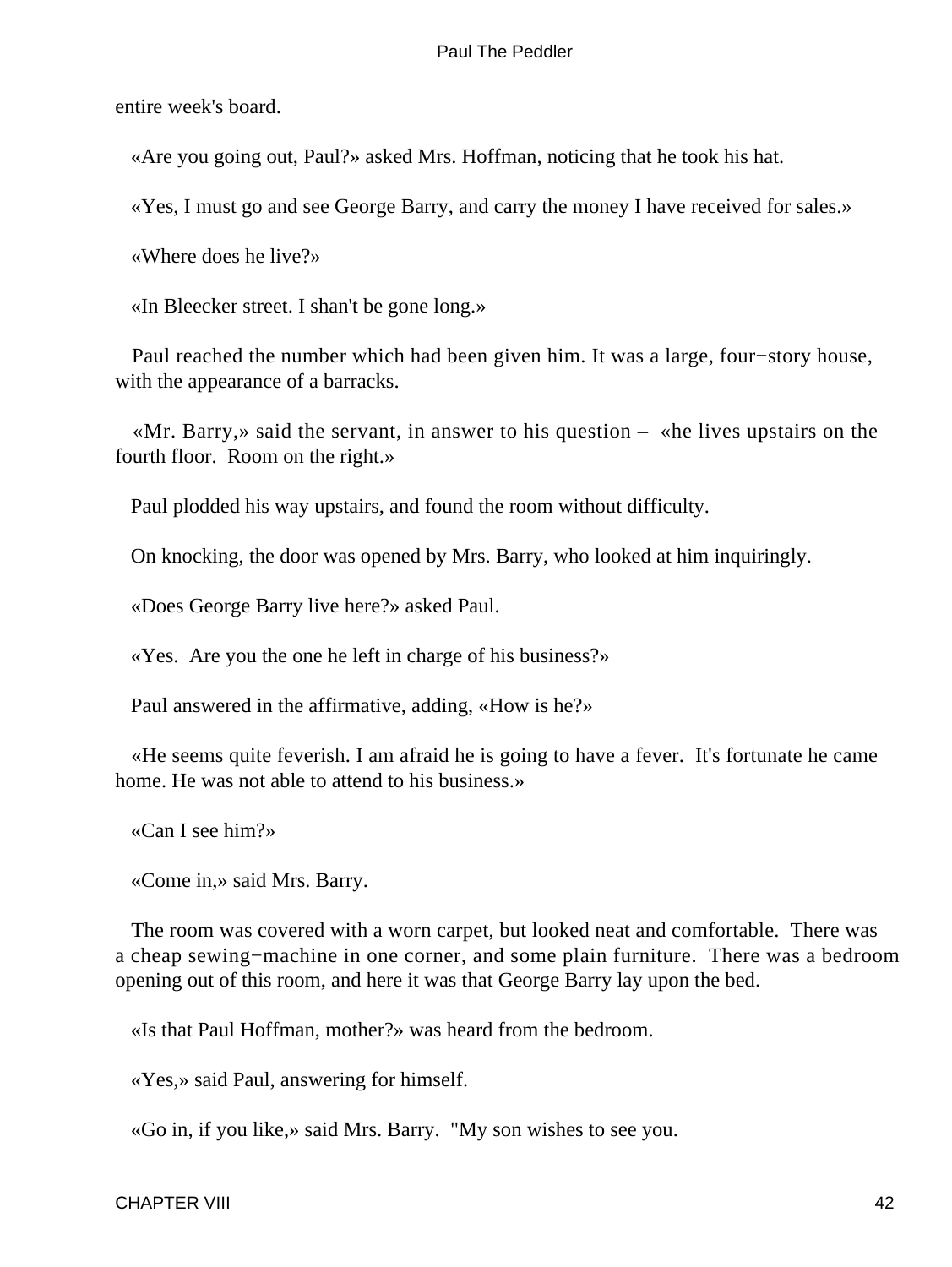entire week's board.

«Are you going out, Paul?» asked Mrs. Hoffman, noticing that he took his hat.

«Yes, I must go and see George Barry, and carry the money I have received for sales.»

«Where does he live?»

«In Bleecker street. I shan't be gone long.»

Paul reached the number which had been given him. It was a large, four−story house, with the appearance of a barracks.

«Mr. Barry,» said the servant, in answer to his question – «he lives upstairs on the fourth floor. Room on the right.»

Paul plodded his way upstairs, and found the room without difficulty.

On knocking, the door was opened by Mrs. Barry, who looked at him inquiringly.

«Does George Barry live here?» asked Paul.

«Yes. Are you the one he left in charge of his business?»

Paul answered in the affirmative, adding, «How is he?»

«He seems quite feverish. I am afraid he is going to have a fever. It's fortunate he came home. He was not able to attend to his business.»

«Can I see him?»

«Come in,» said Mrs. Barry.

The room was covered with a worn carpet, but looked neat and comfortable. There was a cheap sewing−machine in one corner, and some plain furniture. There was a bedroom opening out of this room, and here it was that George Barry lay upon the bed.

«Is that Paul Hoffman, mother?» was heard from the bedroom.

«Yes,» said Paul, answering for himself.

«Go in, if you like,» said Mrs. Barry. "My son wishes to see you.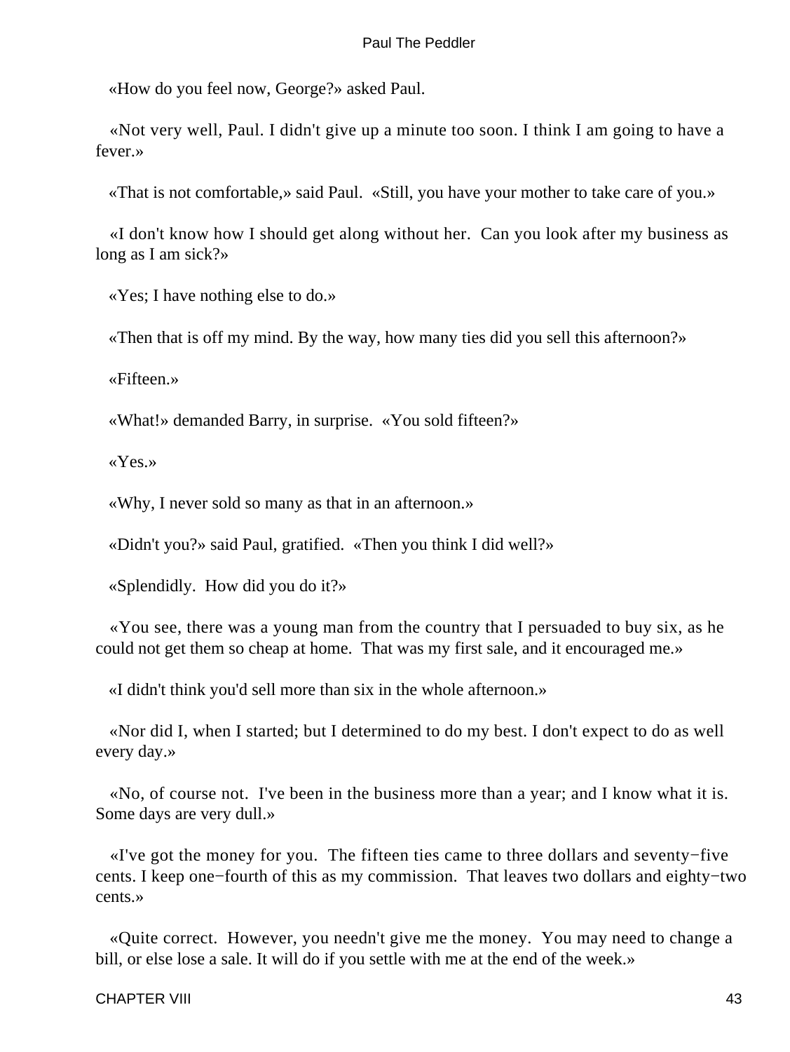«How do you feel now, George?» asked Paul.

«Not very well, Paul. I didn't give up a minute too soon. I think I am going to have a fever.»

«That is not comfortable,» said Paul. «Still, you have your mother to take care of you.»

«I don't know how I should get along without her. Can you look after my business as long as I am sick?»

«Yes; I have nothing else to do.»

«Then that is off my mind. By the way, how many ties did you sell this afternoon?»

«Fifteen.»

«What!» demanded Barry, in surprise. «You sold fifteen?»

«Yes.»

«Why, I never sold so many as that in an afternoon.»

«Didn't you?» said Paul, gratified. «Then you think I did well?»

«Splendidly. How did you do it?»

«You see, there was a young man from the country that I persuaded to buy six, as he could not get them so cheap at home. That was my first sale, and it encouraged me.»

«I didn't think you'd sell more than six in the whole afternoon.»

«Nor did I, when I started; but I determined to do my best. I don't expect to do as well every day.»

«No, of course not. I've been in the business more than a year; and I know what it is. Some days are very dull.»

«I've got the money for you. The fifteen ties came to three dollars and seventy−five cents. I keep one−fourth of this as my commission. That leaves two dollars and eighty−two cents.»

«Quite correct. However, you needn't give me the money. You may need to change a bill, or else lose a sale. It will do if you settle with me at the end of the week.»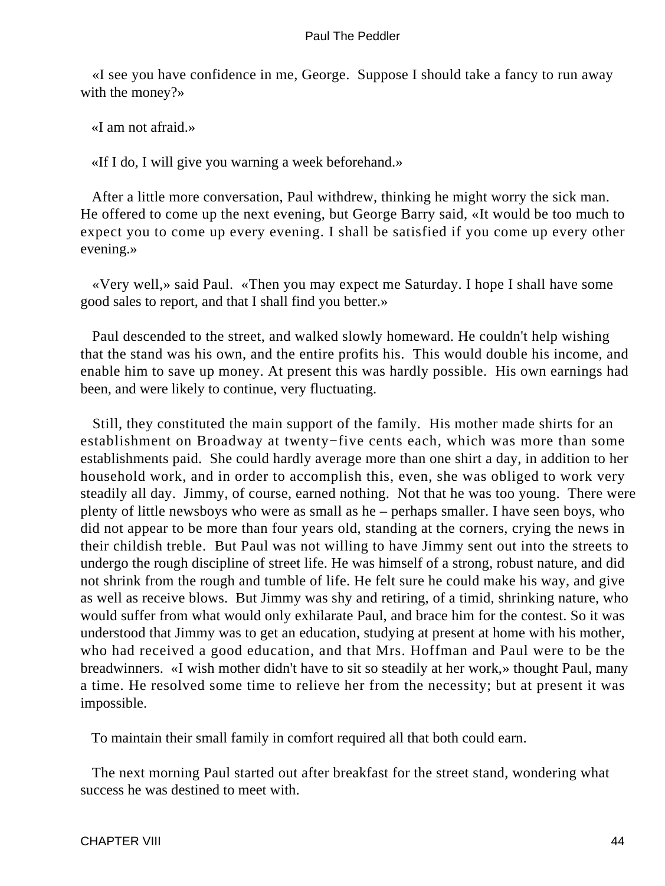«I see you have confidence in me, George. Suppose I should take a fancy to run away with the money?»

«I am not afraid.»

«If I do, I will give you warning a week beforehand.»

After a little more conversation, Paul withdrew, thinking he might worry the sick man. He offered to come up the next evening, but George Barry said, «It would be too much to expect you to come up every evening. I shall be satisfied if you come up every other evening.»

«Very well,» said Paul. «Then you may expect me Saturday. I hope I shall have some good sales to report, and that I shall find you better.»

Paul descended to the street, and walked slowly homeward. He couldn't help wishing that the stand was his own, and the entire profits his. This would double his income, and enable him to save up money. At present this was hardly possible. His own earnings had been, and were likely to continue, very fluctuating.

Still, they constituted the main support of the family. His mother made shirts for an establishment on Broadway at twenty−five cents each, which was more than some establishments paid. She could hardly average more than one shirt a day, in addition to her household work, and in order to accomplish this, even, she was obliged to work very steadily all day. Jimmy, of course, earned nothing. Not that he was too young. There were plenty of little newsboys who were as small as he – perhaps smaller. I have seen boys, who did not appear to be more than four years old, standing at the corners, crying the news in their childish treble. But Paul was not willing to have Jimmy sent out into the streets to undergo the rough discipline of street life. He was himself of a strong, robust nature, and did not shrink from the rough and tumble of life. He felt sure he could make his way, and give as well as receive blows. But Jimmy was shy and retiring, of a timid, shrinking nature, who would suffer from what would only exhilarate Paul, and brace him for the contest. So it was understood that Jimmy was to get an education, studying at present at home with his mother, who had received a good education, and that Mrs. Hoffman and Paul were to be the breadwinners. «I wish mother didn't have to sit so steadily at her work,» thought Paul, many a time. He resolved some time to relieve her from the necessity; but at present it was impossible.

To maintain their small family in comfort required all that both could earn.

The next morning Paul started out after breakfast for the street stand, wondering what success he was destined to meet with.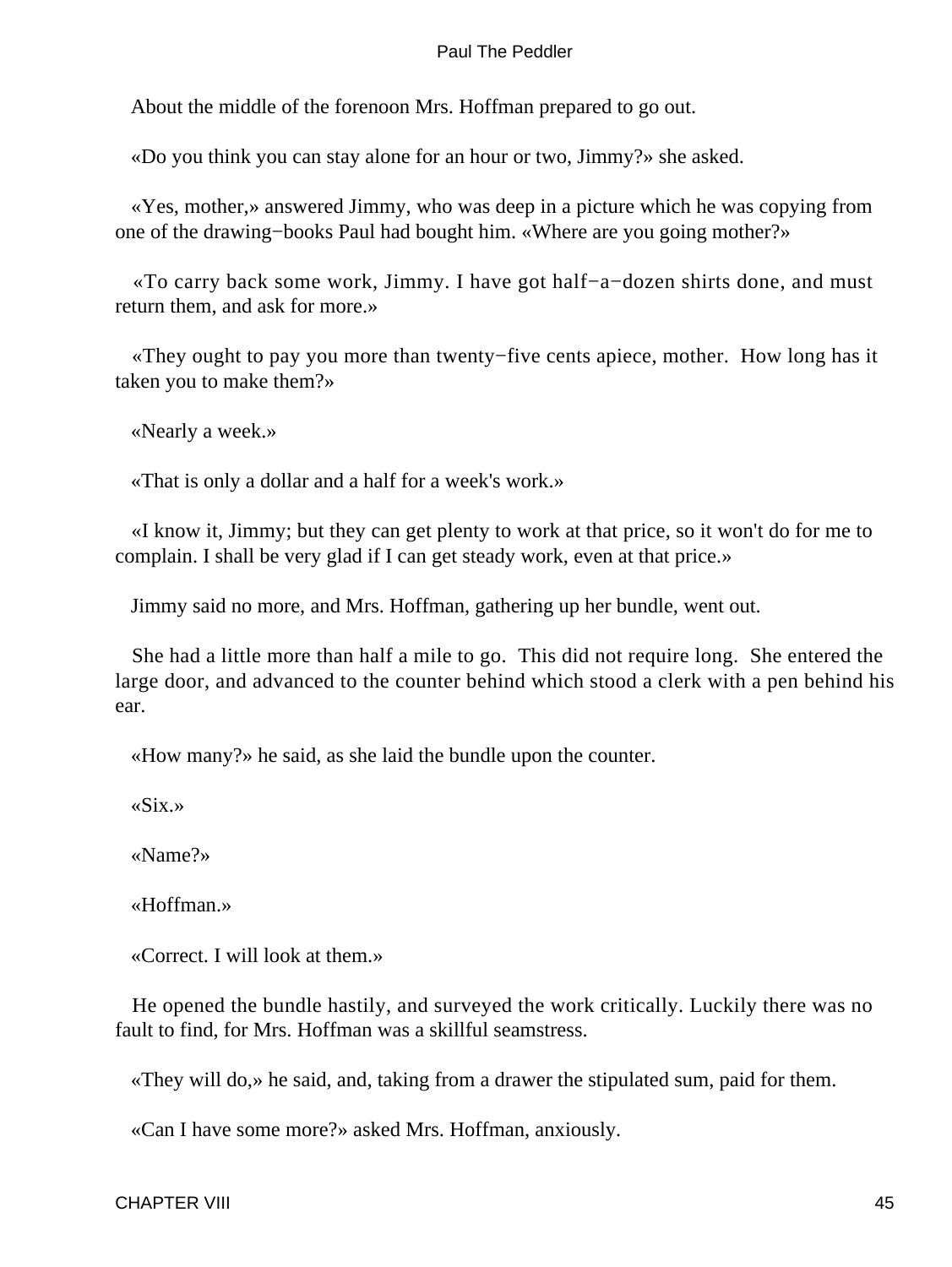About the middle of the forenoon Mrs. Hoffman prepared to go out.

«Do you think you can stay alone for an hour or two, Jimmy?» she asked.

«Yes, mother,» answered Jimmy, who was deep in a picture which he was copying from one of the drawing−books Paul had bought him. «Where are you going mother?»

«To carry back some work, Jimmy. I have got half−a−dozen shirts done, and must return them, and ask for more.»

«They ought to pay you more than twenty−five cents apiece, mother. How long has it taken you to make them?»

«Nearly a week.»

«That is only a dollar and a half for a week's work.»

«I know it, Jimmy; but they can get plenty to work at that price, so it won't do for me to complain. I shall be very glad if I can get steady work, even at that price.»

Jimmy said no more, and Mrs. Hoffman, gathering up her bundle, went out.

She had a little more than half a mile to go. This did not require long. She entered the large door, and advanced to the counter behind which stood a clerk with a pen behind his ear.

«How many?» he said, as she laid the bundle upon the counter.

«Six.»

«Name?»

«Hoffman.»

«Correct. I will look at them.»

He opened the bundle hastily, and surveyed the work critically. Luckily there was no fault to find, for Mrs. Hoffman was a skillful seamstress.

«They will do,» he said, and, taking from a drawer the stipulated sum, paid for them.

«Can I have some more?» asked Mrs. Hoffman, anxiously.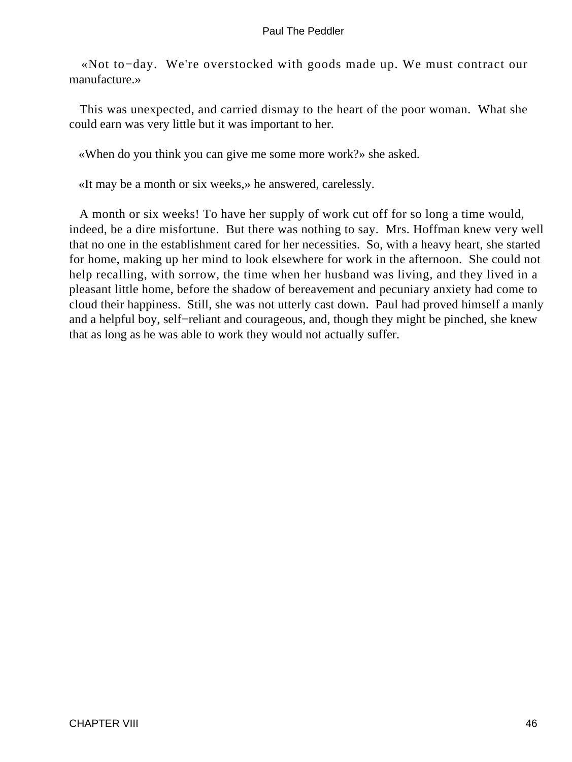«Not to−day. We're overstocked with goods made up. We must contract our manufacture.»

This was unexpected, and carried dismay to the heart of the poor woman. What she could earn was very little but it was important to her.

«When do you think you can give me some more work?» she asked.

«It may be a month or six weeks,» he answered, carelessly.

A month or six weeks! To have her supply of work cut off for so long a time would, indeed, be a dire misfortune. But there was nothing to say. Mrs. Hoffman knew very well that no one in the establishment cared for her necessities. So, with a heavy heart, she started for home, making up her mind to look elsewhere for work in the afternoon. She could not help recalling, with sorrow, the time when her husband was living, and they lived in a pleasant little home, before the shadow of bereavement and pecuniary anxiety had come to cloud their happiness. Still, she was not utterly cast down. Paul had proved himself a manly and a helpful boy, self−reliant and courageous, and, though they might be pinched, she knew that as long as he was able to work they would not actually suffer.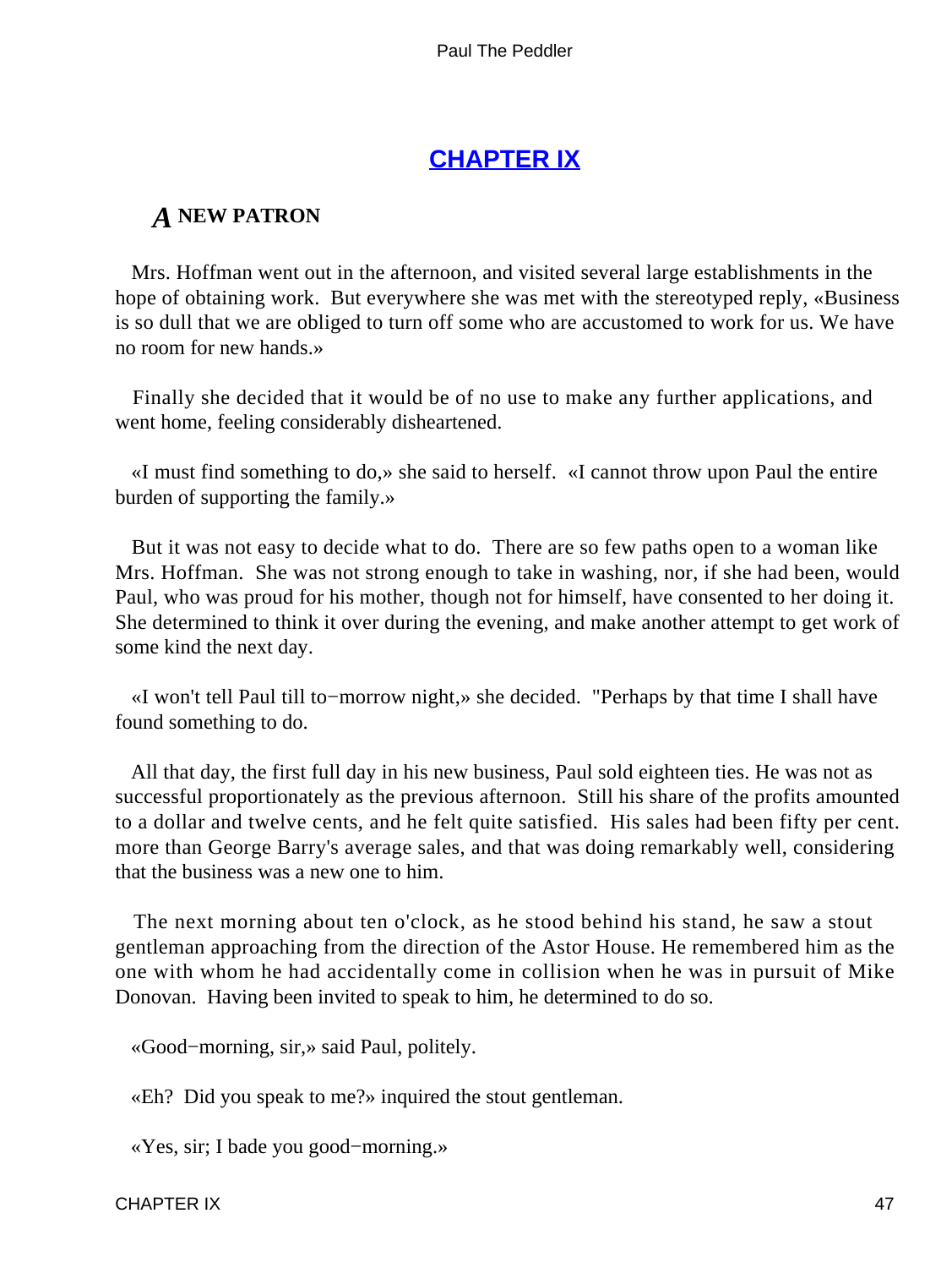## CHAPTER IX

### *A* NEW PATRON

Mrs. Hoffman went out in the afternoon, and visited several large establishments in the hope of obtaining work. But everywhere she was met with the stereotyped reply, «Business is so dull that we are obliged to turn off some who are accustomed to work for us. We have no room for new hands.»

Finally she decided that it would be of no use to make any further applications, and went home, feeling considerably disheartened.

«I must find something to do,» she said to herself. «I cannot throw upon Paul the entire burden of supporting the family.»

But it was not easy to decide what to do. There are so few paths open to a woman like Mrs. Hoffman. She was not strong enough to take in washing, nor, if she had been, would Paul, who was proud for his mother, though not for himself, have consented to her doing it. She determined to think it over during the evening, and make another attempt to get work of some kind the next day.

«I won't tell Paul till to−morrow night,» she decided. "Perhaps by that time I shall have found something to do.

All that day, the first full day in his new business, Paul sold eighteen ties. He was not as successful proportionately as the previous afternoon. Still his share of the profits amounted to a dollar and twelve cents, and he felt quite satisfied. His sales had been fifty per cent. more than George Barry's average sales, and that was doing remarkably well, considering that the business was a new one to him.

The next morning about ten o'clock, as he stood behind his stand, he saw a stout gentleman approaching from the direction of the Astor House. He remembered him as the one with whom he had accidentally come in collision when he was in pursuit of Mike Donovan. Having been invited to speak to him, he determined to do so.

«Good−morning, sir,» said Paul, politely.

«Eh? Did you speak to me?» inquired the stout gentleman.

«Yes, sir; I bade you good−morning.»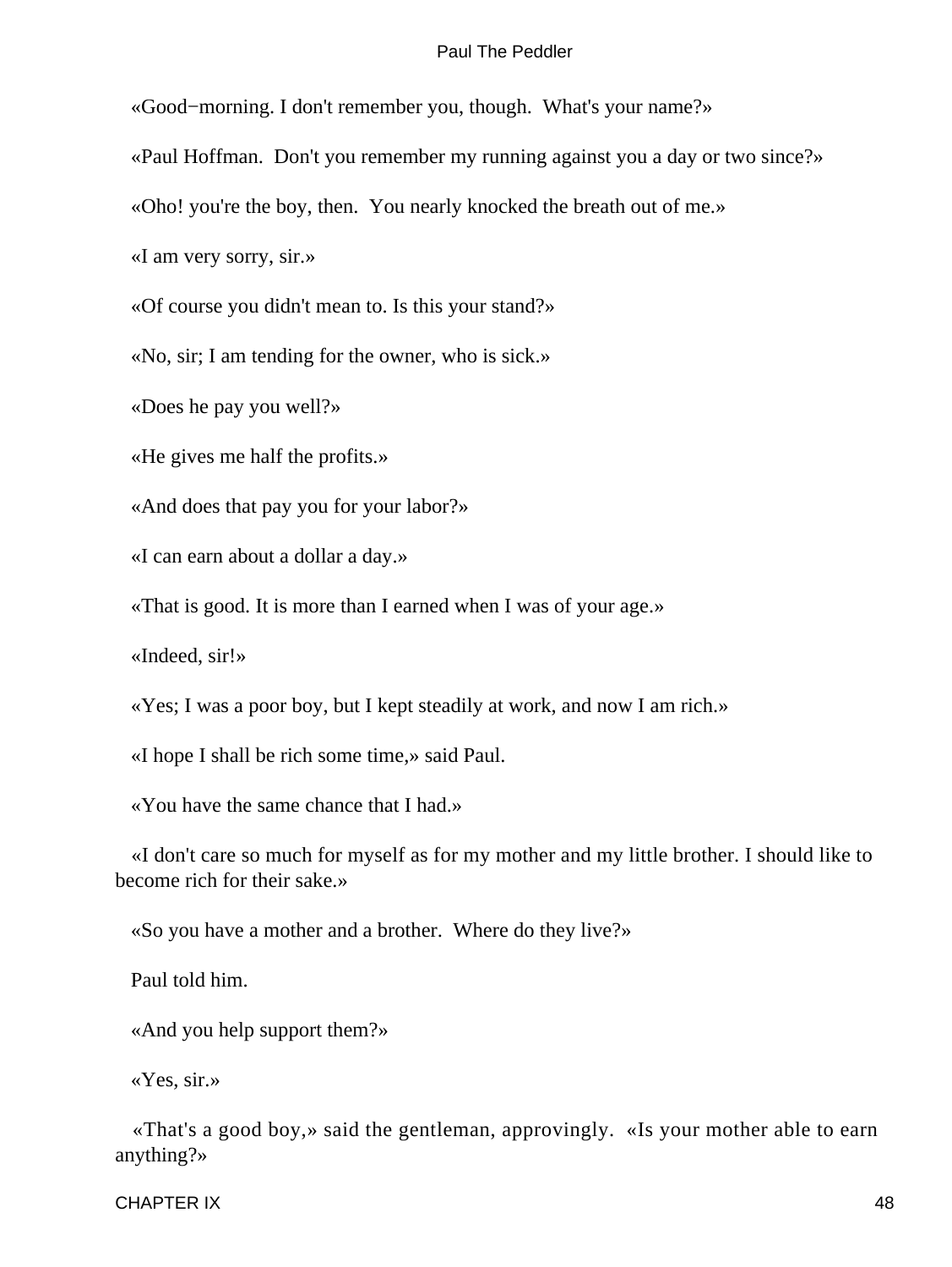«Good−morning. I don't remember you, though. What's your name?»

«Paul Hoffman. Don't you remember my running against you a day or two since?»

«Oho! you're the boy, then. You nearly knocked the breath out of me.»

«I am very sorry, sir.»

«Of course you didn't mean to. Is this your stand?»

«No, sir; I am tending for the owner, who is sick.»

«Does he pay you well?»

«He gives me half the profits.»

«And does that pay you for your labor?»

«I can earn about a dollar a day.»

«That is good. It is more than I earned when I was of your age.»

«Indeed, sir!»

«Yes; I was a poor boy, but I kept steadily at work, and now I am rich.»

«I hope I shall be rich some time,» said Paul.

«You have the same chance that I had.»

«I don't care so much for myself as for my mother and my little brother. I should like to become rich for their sake.»

«So you have a mother and a brother. Where do they live?»

Paul told him.

«And you help support them?»

«Yes, sir.»

«That's a good boy,» said the gentleman, approvingly. «Is your mother able to earn anything?»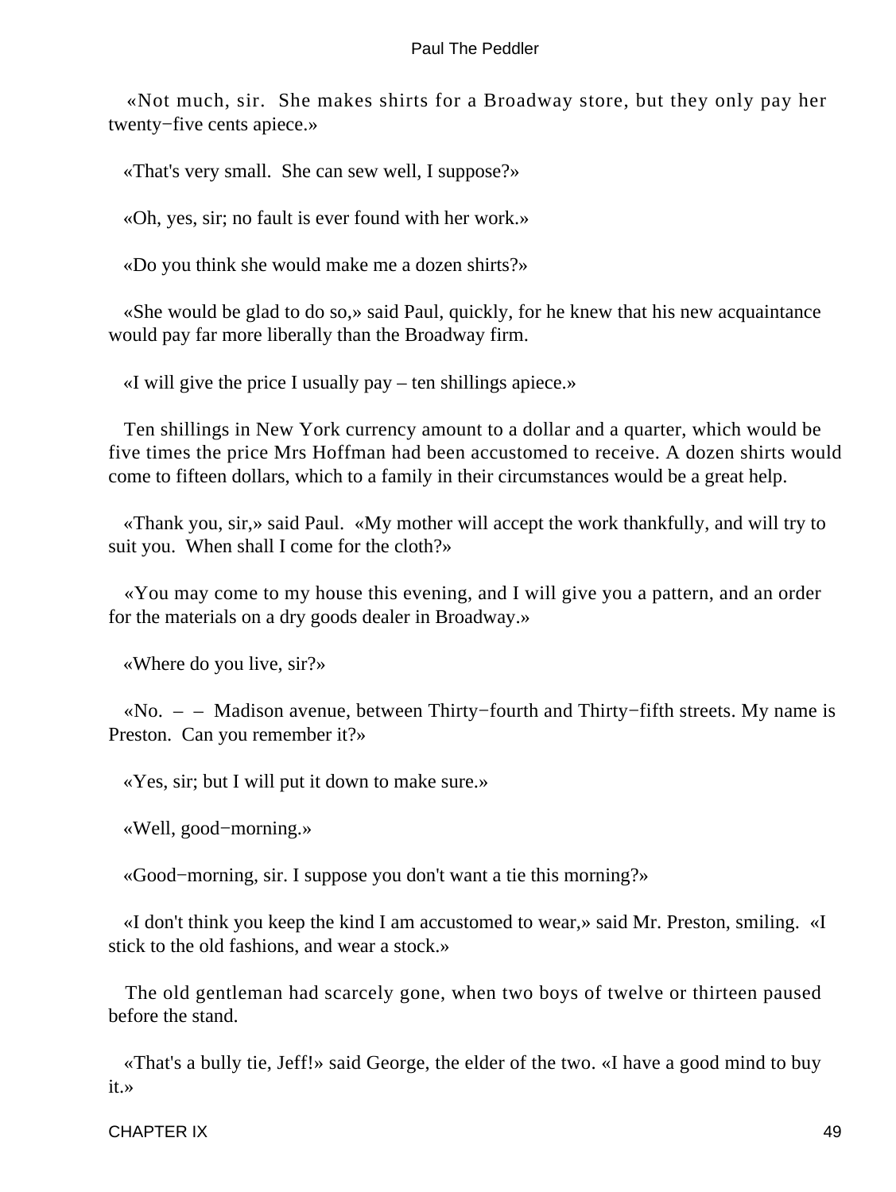«Not much, sir. She makes shirts for a Broadway store, but they only pay her twenty−five cents apiece.»

«That's very small. She can sew well, I suppose?»

«Oh, yes, sir; no fault is ever found with her work.»

«Do you think she would make me a dozen shirts?»

«She would be glad to do so,» said Paul, quickly, for he knew that his new acquaintance would pay far more liberally than the Broadway firm.

«I will give the price I usually pay – ten shillings apiece.»

Ten shillings in New York currency amount to a dollar and a quarter, which would be five times the price Mrs Hoffman had been accustomed to receive. A dozen shirts would come to fifteen dollars, which to a family in their circumstances would be a great help.

«Thank you, sir,» said Paul. «My mother will accept the work thankfully, and will try to suit you. When shall I come for the cloth?»

«You may come to my house this evening, and I will give you a pattern, and an order for the materials on a dry goods dealer in Broadway.»

«Where do you live, sir?»

«No. – – Madison avenue, between Thirty−fourth and Thirty−fifth streets. My name is Preston. Can you remember it?»

«Yes, sir; but I will put it down to make sure.»

«Well, good−morning.»

«Good−morning, sir. I suppose you don't want a tie this morning?»

«I don't think you keep the kind I am accustomed to wear,» said Mr. Preston, smiling. «I stick to the old fashions, and wear a stock.»

The old gentleman had scarcely gone, when two boys of twelve or thirteen paused before the stand.

«That's a bully tie, Jeff!» said George, the elder of the two. «I have a good mind to buy it.»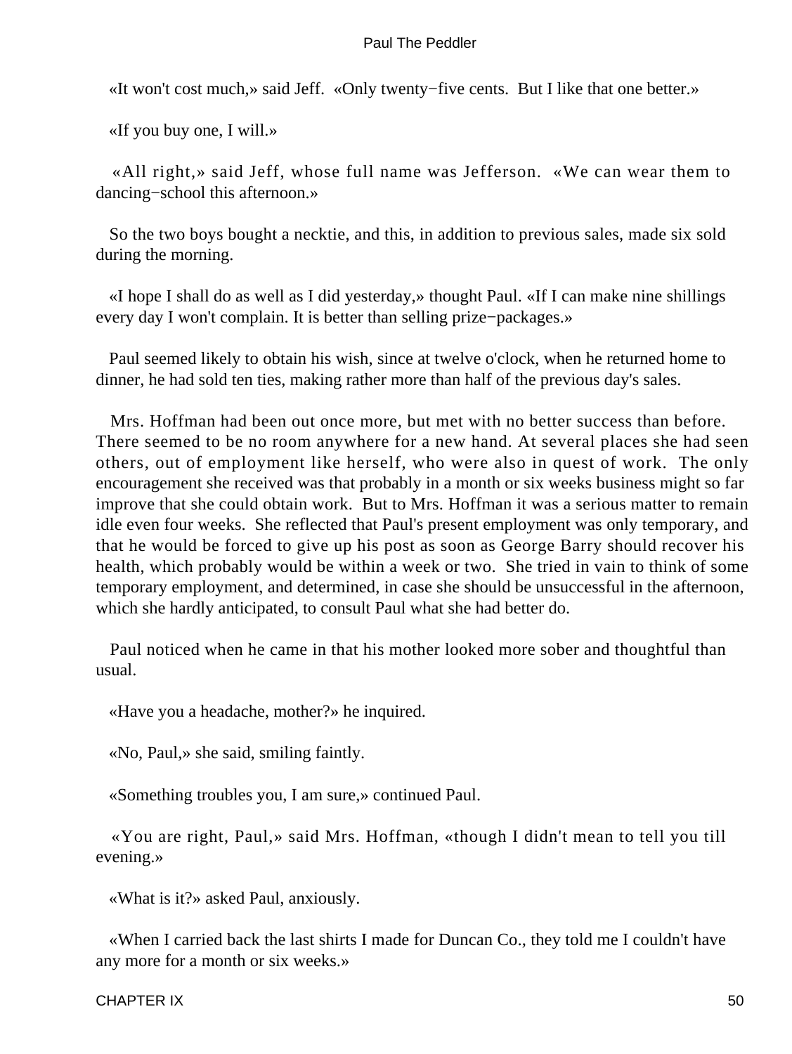«It won't cost much,» said Jeff. «Only twenty−five cents. But I like that one better.»

«If you buy one, I will.»

«All right,» said Jeff, whose full name was Jefferson. «We can wear them to dancing−school this afternoon.»

So the two boys bought a necktie, and this, in addition to previous sales, made six sold during the morning.

«I hope I shall do as well as I did yesterday,» thought Paul. «If I can make nine shillings every day I won't complain. It is better than selling prize−packages.»

Paul seemed likely to obtain his wish, since at twelve o'clock, when he returned home to dinner, he had sold ten ties, making rather more than half of the previous day's sales.

Mrs. Hoffman had been out once more, but met with no better success than before. There seemed to be no room anywhere for a new hand. At several places she had seen others, out of employment like herself, who were also in quest of work. The only encouragement she received was that probably in a month or six weeks business might so far improve that she could obtain work. But to Mrs. Hoffman it was a serious matter to remain idle even four weeks. She reflected that Paul's present employment was only temporary, and that he would be forced to give up his post as soon as George Barry should recover his health, which probably would be within a week or two. She tried in vain to think of some temporary employment, and determined, in case she should be unsuccessful in the afternoon, which she hardly anticipated, to consult Paul what she had better do.

Paul noticed when he came in that his mother looked more sober and thoughtful than usual.

«Have you a headache, mother?» he inquired.

«No, Paul,» she said, smiling faintly.

«Something troubles you, I am sure,» continued Paul.

«You are right, Paul,» said Mrs. Hoffman, «though I didn't mean to tell you till evening.»

«What is it?» asked Paul, anxiously.

«When I carried back the last shirts I made for Duncan Co., they told me I couldn't have any more for a month or six weeks.»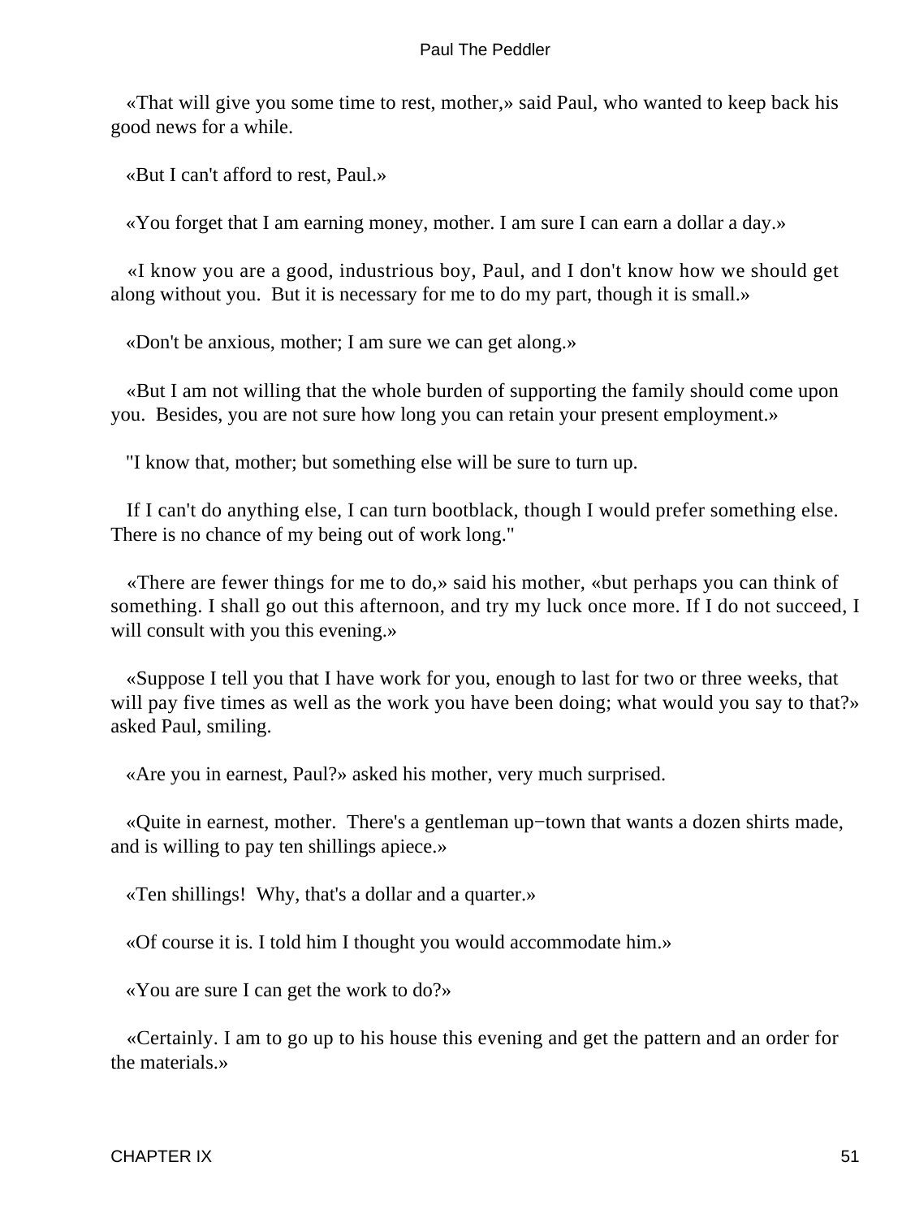«That will give you some time to rest, mother,» said Paul, who wanted to keep back his good news for a while.

«But I can't afford to rest, Paul.»

«You forget that I am earning money, mother. I am sure I can earn a dollar a day.»

«I know you are a good, industrious boy, Paul, and I don't know how we should get along without you. But it is necessary for me to do my part, though it is small.»

«Don't be anxious, mother; I am sure we can get along.»

«But I am not willing that the whole burden of supporting the family should come upon you. Besides, you are not sure how long you can retain your present employment.»

"I know that, mother; but something else will be sure to turn up.

If I can't do anything else, I can turn bootblack, though I would prefer something else. There is no chance of my being out of work long."

«There are fewer things for me to do,» said his mother, «but perhaps you can think of something. I shall go out this afternoon, and try my luck once more. If I do not succeed, I will consult with you this evening.»

«Suppose I tell you that I have work for you, enough to last for two or three weeks, that will pay five times as well as the work you have been doing; what would you say to that?» asked Paul, smiling.

«Are you in earnest, Paul?» asked his mother, very much surprised.

«Quite in earnest, mother. There's a gentleman up−town that wants a dozen shirts made, and is willing to pay ten shillings apiece.»

«Ten shillings! Why, that's a dollar and a quarter.»

«Of course it is. I told him I thought you would accommodate him.»

«You are sure I can get the work to do?»

«Certainly. I am to go up to his house this evening and get the pattern and an order for the materials.»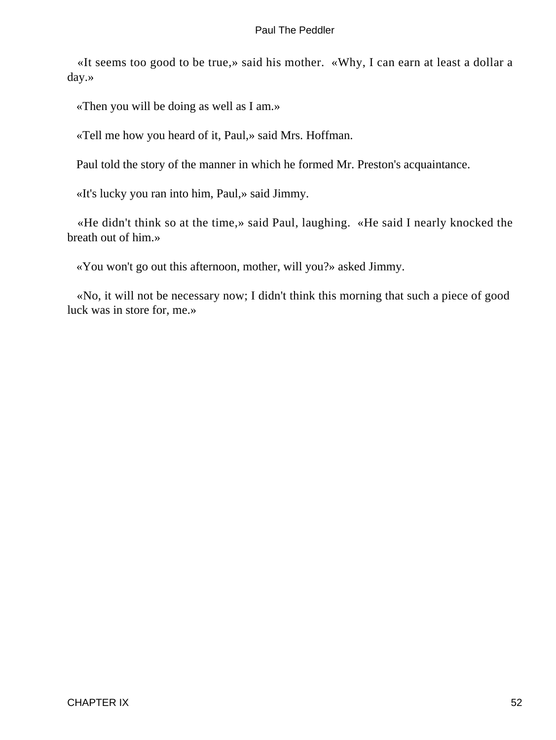«It seems too good to be true,» said his mother. «Why, I can earn at least a dollar a day.»

«Then you will be doing as well as I am.»

«Tell me how you heard of it, Paul,» said Mrs. Hoffman.

Paul told the story of the manner in which he formed Mr. Preston's acquaintance.

«It's lucky you ran into him, Paul,» said Jimmy.

«He didn't think so at the time,» said Paul, laughing. «He said I nearly knocked the breath out of him.»

«You won't go out this afternoon, mother, will you?» asked Jimmy.

«No, it will not be necessary now; I didn't think this morning that such a piece of good luck was in store for, me.»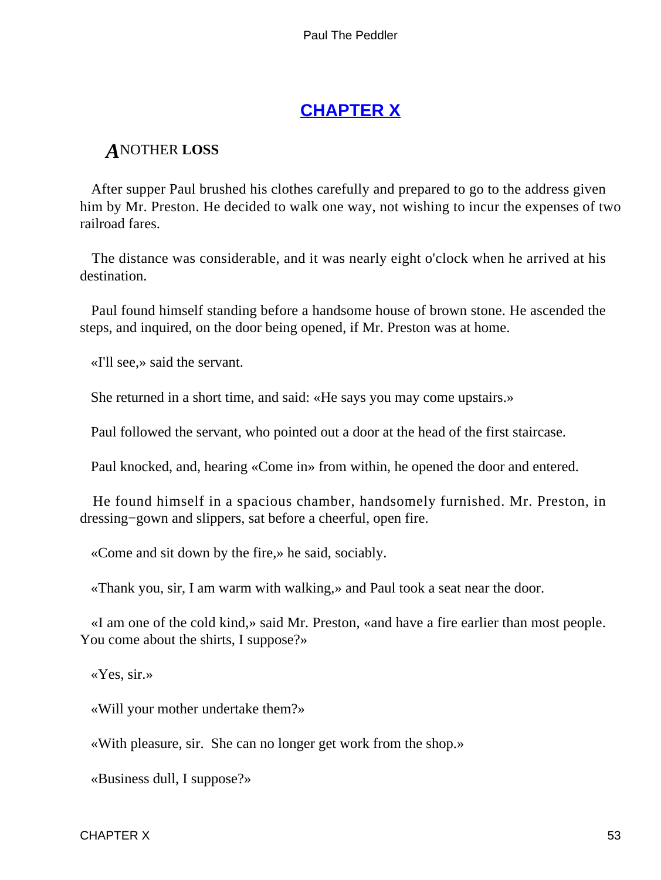## CHAPTER X

### ANOTHER LOSS

After supper Paul brushed his clothes carefully and prepared to go to the address given him by Mr. Preston. He decided to walk one way, not wishing to incur the expenses of two railroad fares.

The distance was considerable, and it was nearly eight o'clock when he arrived at his destination.

Paul found himself standing before a handsome house of brown stone. He ascended the steps, and inquired, on the door being opened, if Mr. Preston was at home.

«I'll see,» said the servant.

She returned in a short time, and said: «He says you may come upstairs.»

Paul followed the servant, who pointed out a door at the head of the first staircase.

Paul knocked, and, hearing «Come in» from within, he opened the door and entered.

He found himself in a spacious chamber, handsomely furnished. Mr. Preston, in dressing−gown and slippers, sat before a cheerful, open fire.

«Come and sit down by the fire,» he said, sociably.

«Thank you, sir, I am warm with walking,» and Paul took a seat near the door.

«I am one of the cold kind,» said Mr. Preston, «and have a fire earlier than most people. You come about the shirts, I suppose?»

«Yes, sir.»

«Will your mother undertake them?»

«With pleasure, sir. She can no longer get work from the shop.»

«Business dull, I suppose?»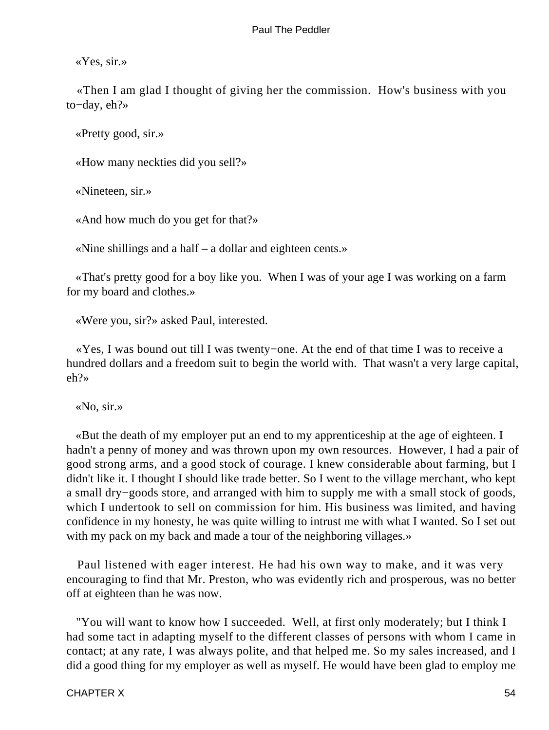«Yes, sir.»

«Then I am glad I thought of giving her the commission. How's business with you to−day, eh?»

«Pretty good, sir.»

«How many neckties did you sell?»

«Nineteen, sir.»

«And how much do you get for that?»

«Nine shillings and a half – a dollar and eighteen cents.»

«That's pretty good for a boy like you. When I was of your age I was working on a farm for my board and clothes.»

«Were you, sir?» asked Paul, interested.

«Yes, I was bound out till I was twenty−one. At the end of that time I was to receive a hundred dollars and a freedom suit to begin the world with. That wasn't a very large capital, eh?»

«No, sir.»

«But the death of my employer put an end to my apprenticeship at the age of eighteen. I hadn't a penny of money and was thrown upon my own resources. However, I had a pair of good strong arms, and a good stock of courage. I knew considerable about farming, but I didn't like it. I thought I should like trade better. So I went to the village merchant, who kept a small dry−goods store, and arranged with him to supply me with a small stock of goods, which I undertook to sell on commission for him. His business was limited, and having confidence in my honesty, he was quite willing to intrust me with what I wanted. So I set out with my pack on my back and made a tour of the neighboring villages.»

Paul listened with eager interest. He had his own way to make, and it was very encouraging to find that Mr. Preston, who was evidently rich and prosperous, was no better off at eighteen than he was now.

"You will want to know how I succeeded. Well, at first only moderately; but I think I had some tact in adapting myself to the different classes of persons with whom I came in contact; at any rate, I was always polite, and that helped me. So my sales increased, and I did a good thing for my employer as well as myself. He would have been glad to employ me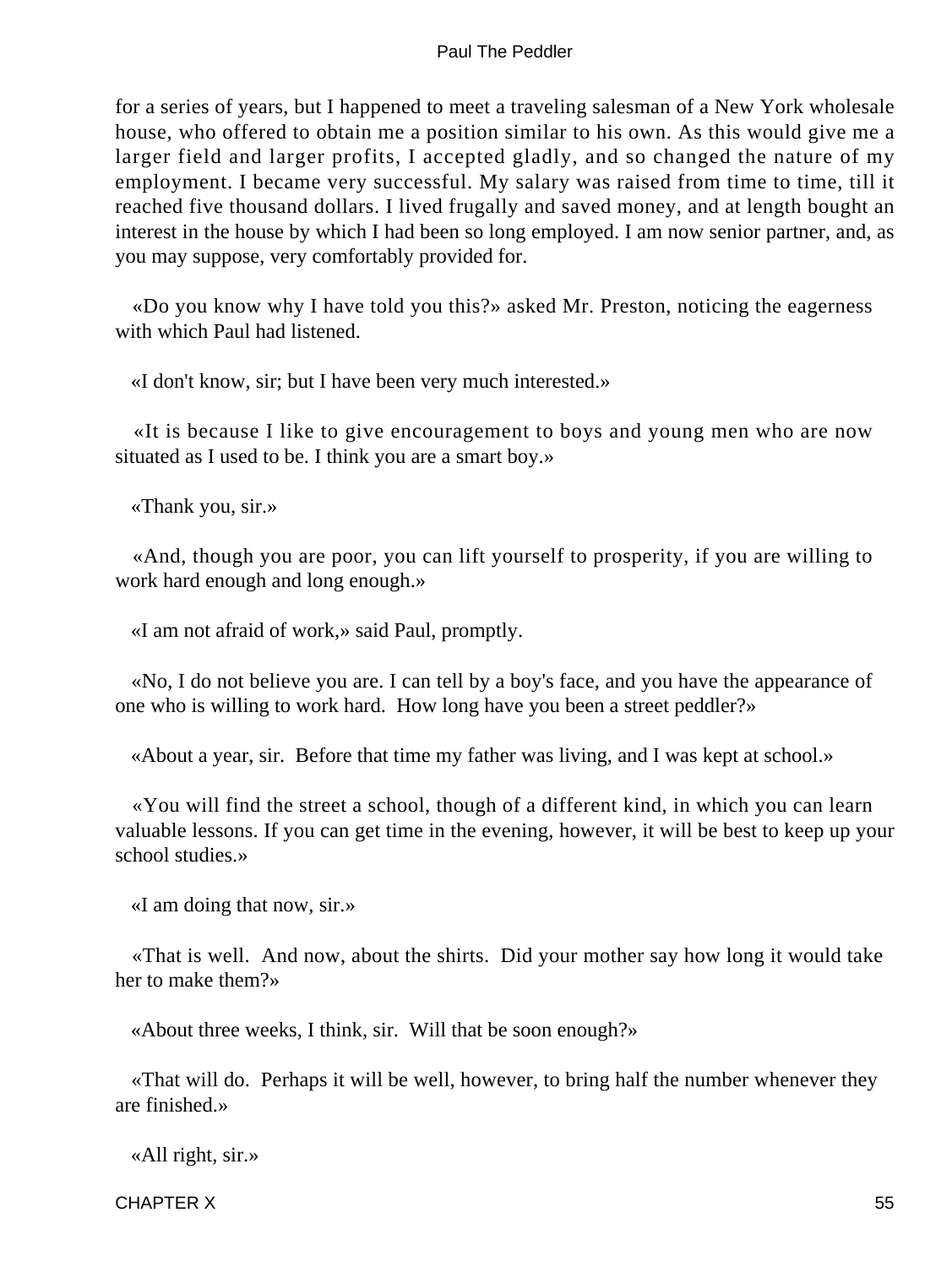for a series of years, but I happened to meet a traveling salesman of a New York wholesale house, who offered to obtain me a position similar to his own. As this would give me a larger field and larger profits, I accepted gladly, and so changed the nature of my employment. I became very successful. My salary was raised from time to time, till it reached five thousand dollars. I lived frugally and saved money, and at length bought an interest in the house by which I had been so long employed. I am now senior partner, and, as you may suppose, very comfortably provided for.

«Do you know why I have told you this?» asked Mr. Preston, noticing the eagerness with which Paul had listened.

«I don't know, sir; but I have been very much interested.»

«It is because I like to give encouragement to boys and young men who are now situated as I used to be. I think you are a smart boy.»

«Thank you, sir.»

«And, though you are poor, you can lift yourself to prosperity, if you are willing to work hard enough and long enough.»

«I am not afraid of work,» said Paul, promptly.

«No, I do not believe you are. I can tell by a boy's face, and you have the appearance of one who is willing to work hard. How long have you been a street peddler?»

«About a year, sir. Before that time my father was living, and I was kept at school.»

«You will find the street a school, though of a different kind, in which you can learn valuable lessons. If you can get time in the evening, however, it will be best to keep up your school studies.»

«I am doing that now, sir.»

«That is well. And now, about the shirts. Did your mother say how long it would take her to make them?»

«About three weeks, I think, sir. Will that be soon enough?»

«That will do. Perhaps it will be well, however, to bring half the number whenever they are finished.»

«All right, sir.»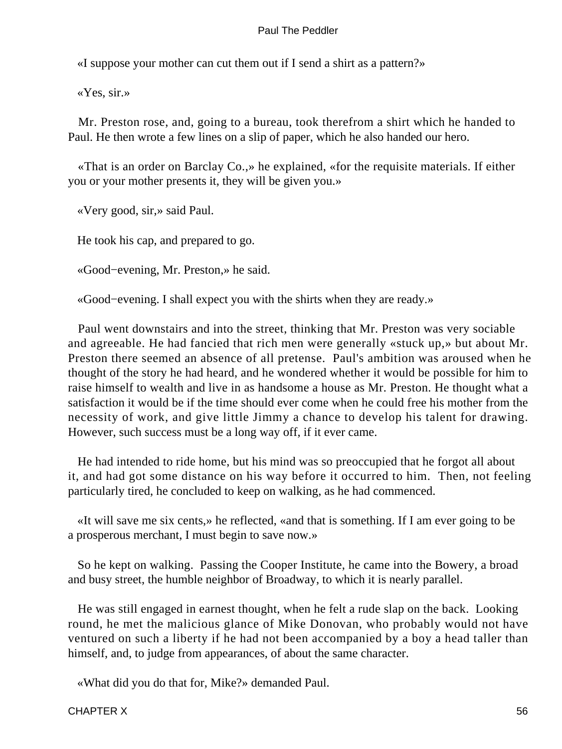«I suppose your mother can cut them out if I send a shirt as a pattern?»

«Yes, sir.»

Mr. Preston rose, and, going to a bureau, took therefrom a shirt which he handed to Paul. He then wrote a few lines on a slip of paper, which he also handed our hero.

«That is an order on Barclay Co.,» he explained, «for the requisite materials. If either you or your mother presents it, they will be given you.»

«Very good, sir,» said Paul.

He took his cap, and prepared to go.

«Good−evening, Mr. Preston,» he said.

«Good−evening. I shall expect you with the shirts when they are ready.»

Paul went downstairs and into the street, thinking that Mr. Preston was very sociable and agreeable. He had fancied that rich men were generally «stuck up,» but about Mr. Preston there seemed an absence of all pretense. Paul's ambition was aroused when he thought of the story he had heard, and he wondered whether it would be possible for him to raise himself to wealth and live in as handsome a house as Mr. Preston. He thought what a satisfaction it would be if the time should ever come when he could free his mother from the necessity of work, and give little Jimmy a chance to develop his talent for drawing. However, such success must be a long way off, if it ever came.

He had intended to ride home, but his mind was so preoccupied that he forgot all about it, and had got some distance on his way before it occurred to him. Then, not feeling particularly tired, he concluded to keep on walking, as he had commenced.

«It will save me six cents,» he reflected, «and that is something. If I am ever going to be a prosperous merchant, I must begin to save now.»

So he kept on walking. Passing the Cooper Institute, he came into the Bowery, a broad and busy street, the humble neighbor of Broadway, to which it is nearly parallel.

He was still engaged in earnest thought, when he felt a rude slap on the back. Looking round, he met the malicious glance of Mike Donovan, who probably would not have ventured on such a liberty if he had not been accompanied by a boy a head taller than himself, and, to judge from appearances, of about the same character.

«What did you do that for, Mike?» demanded Paul.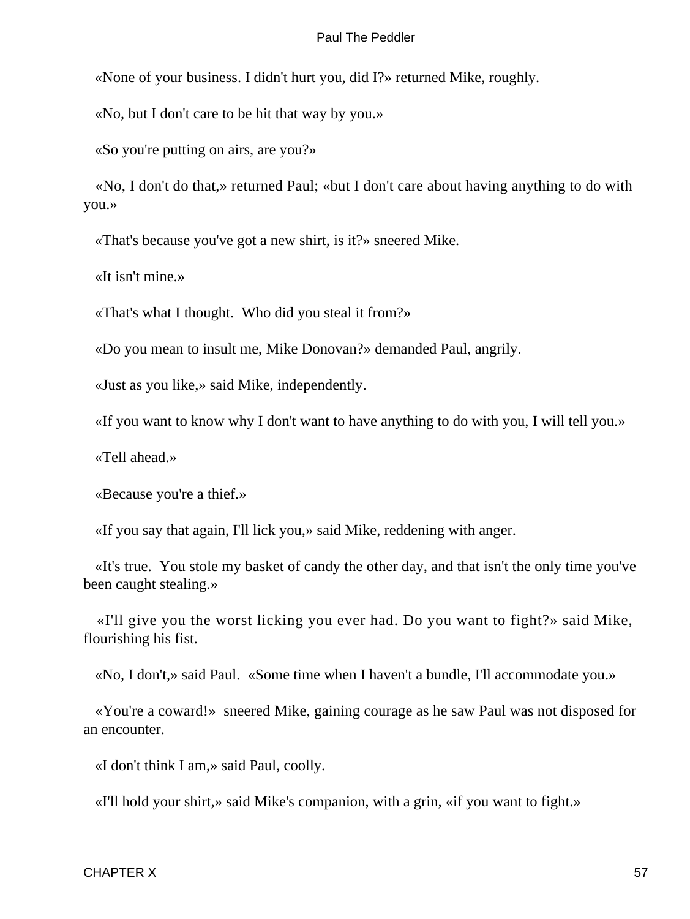«None of your business. I didn't hurt you, did I?» returned Mike, roughly.

«No, but I don't care to be hit that way by you.»

«So you're putting on airs, are you?»

«No, I don't do that,» returned Paul; «but I don't care about having anything to do with you.»

«That's because you've got a new shirt, is it?» sneered Mike.

«It isn't mine.»

«That's what I thought. Who did you steal it from?»

«Do you mean to insult me, Mike Donovan?» demanded Paul, angrily.

«Just as you like,» said Mike, independently.

«If you want to know why I don't want to have anything to do with you, I will tell you.»

«Tell ahead.»

«Because you're a thief.»

«If you say that again, I'll lick you,» said Mike, reddening with anger.

«It's true. You stole my basket of candy the other day, and that isn't the only time you've been caught stealing.»

«I'll give you the worst licking you ever had. Do you want to fight?» said Mike, flourishing his fist.

«No, I don't,» said Paul. «Some time when I haven't a bundle, I'll accommodate you.»

«You're a coward!» sneered Mike, gaining courage as he saw Paul was not disposed for an encounter.

«I don't think I am,» said Paul, coolly.

«I'll hold your shirt,» said Mike's companion, with a grin, «if you want to fight.»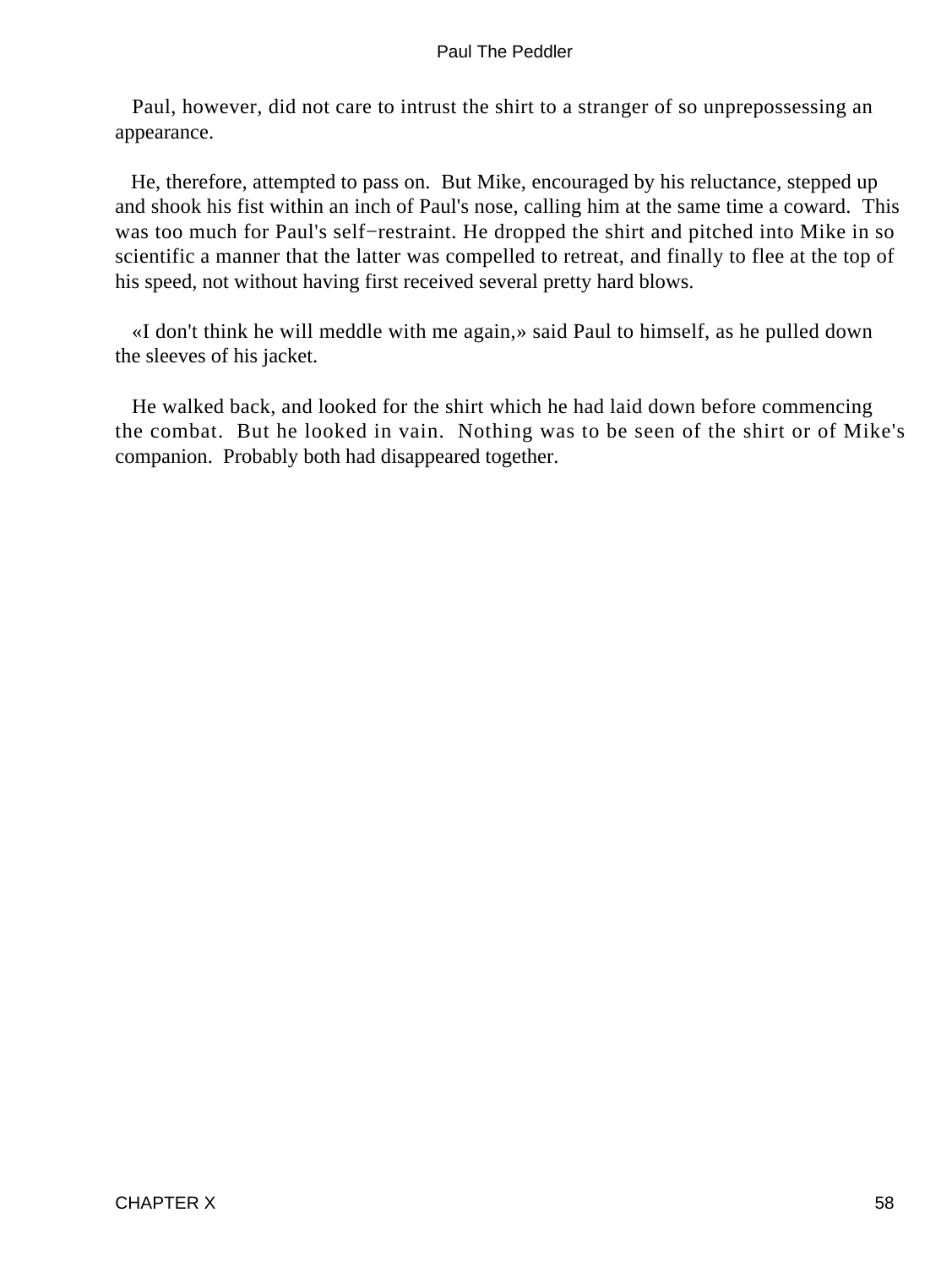Paul, however, did not care to intrust the shirt to a stranger of so unprepossessing an appearance.

He, therefore, attempted to pass on. But Mike, encouraged by his reluctance, stepped up and shook his fist within an inch of Paul's nose, calling him at the same time a coward. This was too much for Paul's self−restraint. He dropped the shirt and pitched into Mike in so scientific a manner that the latter was compelled to retreat, and finally to flee at the top of his speed, not without having first received several pretty hard blows.

«I don't think he will meddle with me again,» said Paul to himself, as he pulled down the sleeves of his jacket.

He walked back, and looked for the shirt which he had laid down before commencing the combat. But he looked in vain. Nothing was to be seen of the shirt or of Mike's companion. Probably both had disappeared together.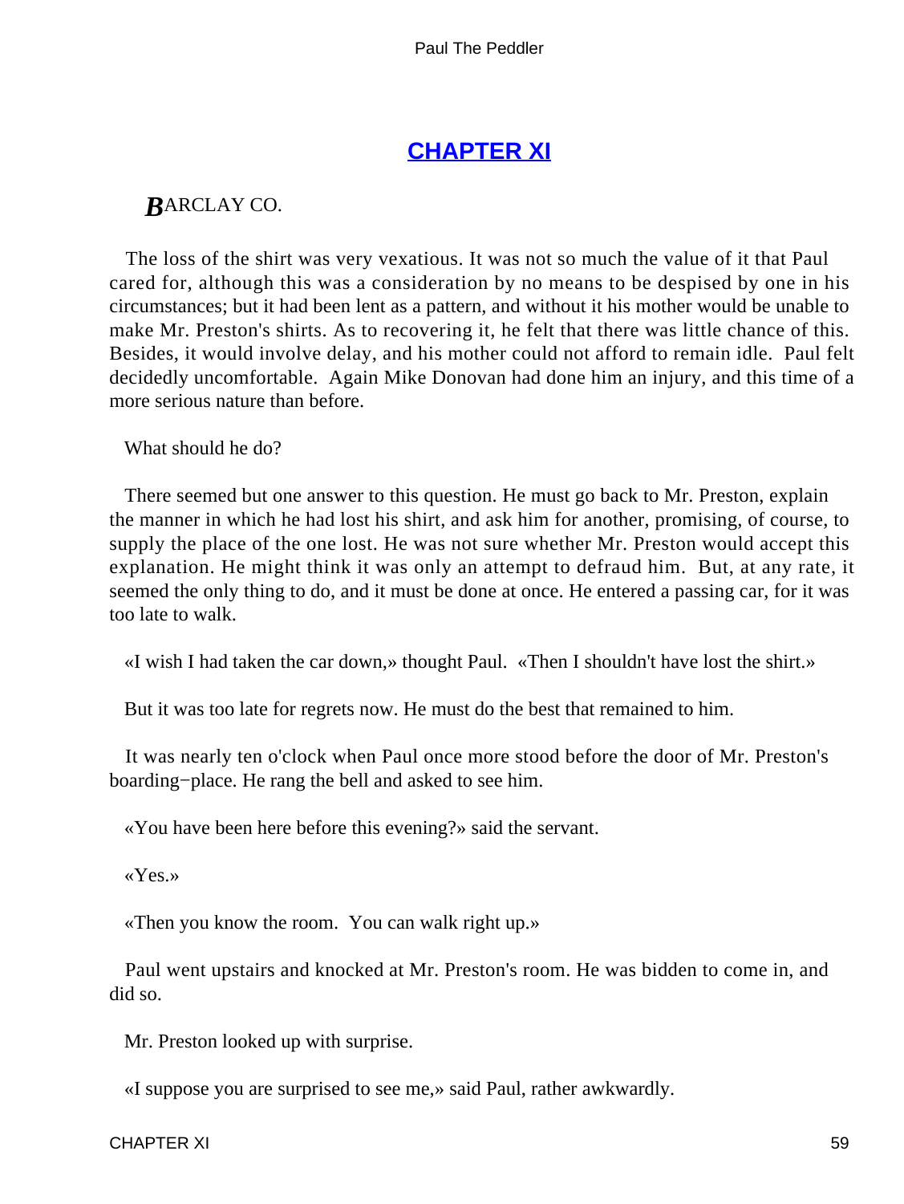## CHAPTER XI

***B**ARCLAY CO.*

The loss of the shirt was very vexatious. It was not so much the value of it that Paul cared for, although this was a consideration by no means to be despised by one in his circumstances; but it had been lent as a pattern, and without it his mother would be unable to make Mr. Preston's shirts. As to recovering it, he felt that there was little chance of this. Besides, it would involve delay, and his mother could not afford to remain idle. Paul felt decidedly uncomfortable. Again Mike Donovan had done him an injury, and this time of a more serious nature than before.

What should he do?

There seemed but one answer to this question. He must go back to Mr. Preston, explain the manner in which he had lost his shirt, and ask him for another, promising, of course, to supply the place of the one lost. He was not sure whether Mr. Preston would accept this explanation. He might think it was only an attempt to defraud him. But, at any rate, it seemed the only thing to do, and it must be done at once. He entered a passing car, for it was too late to walk.

«I wish I had taken the car down,» thought Paul. «Then I shouldn't have lost the shirt.»

But it was too late for regrets now. He must do the best that remained to him.

It was nearly ten o'clock when Paul once more stood before the door of Mr. Preston's boarding−place. He rang the bell and asked to see him.

«You have been here before this evening?» said the servant.

«Yes.»

«Then you know the room. You can walk right up.»

Paul went upstairs and knocked at Mr. Preston's room. He was bidden to come in, and did so.

Mr. Preston looked up with surprise.

«I suppose you are surprised to see me,» said Paul, rather awkwardly.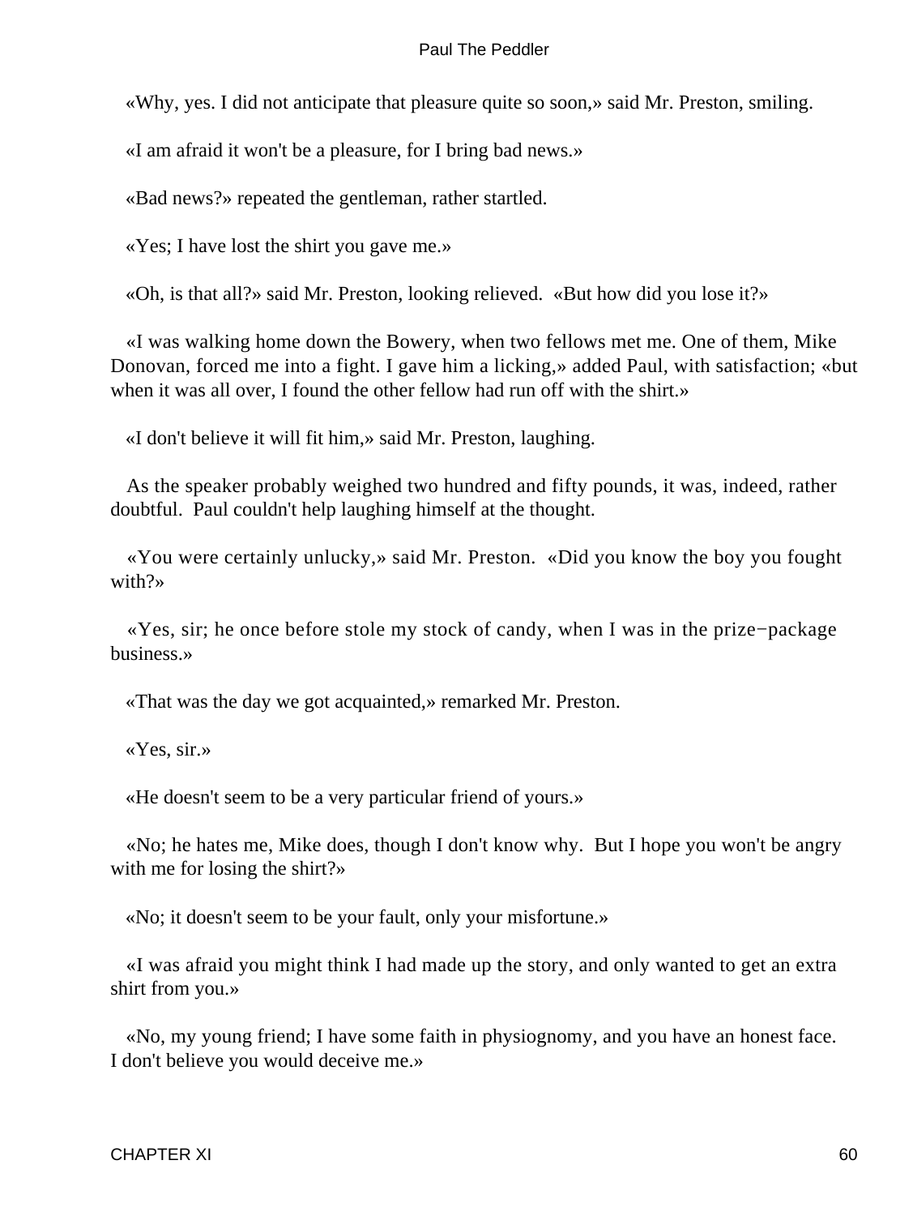«Why, yes. I did not anticipate that pleasure quite so soon,» said Mr. Preston, smiling.

«I am afraid it won't be a pleasure, for I bring bad news.»

«Bad news?» repeated the gentleman, rather startled.

«Yes; I have lost the shirt you gave me.»

«Oh, is that all?» said Mr. Preston, looking relieved. «But how did you lose it?»

«I was walking home down the Bowery, when two fellows met me. One of them, Mike Donovan, forced me into a fight. I gave him a licking,» added Paul, with satisfaction; «but when it was all over, I found the other fellow had run off with the shirt.»

«I don't believe it will fit him,» said Mr. Preston, laughing.

As the speaker probably weighed two hundred and fifty pounds, it was, indeed, rather doubtful. Paul couldn't help laughing himself at the thought.

«You were certainly unlucky,» said Mr. Preston. «Did you know the boy you fought with?»

«Yes, sir; he once before stole my stock of candy, when I was in the prize−package business.»

«That was the day we got acquainted,» remarked Mr. Preston.

«Yes, sir.»

«He doesn't seem to be a very particular friend of yours.»

«No; he hates me, Mike does, though I don't know why. But I hope you won't be angry with me for losing the shirt?»

«No; it doesn't seem to be your fault, only your misfortune.»

«I was afraid you might think I had made up the story, and only wanted to get an extra shirt from you.»

«No, my young friend; I have some faith in physiognomy, and you have an honest face. I don't believe you would deceive me.»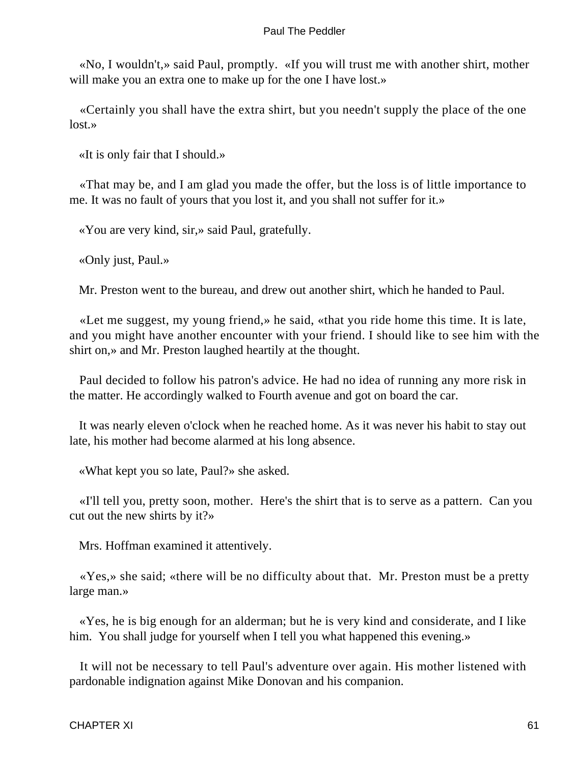«No, I wouldn't,» said Paul, promptly. «If you will trust me with another shirt, mother will make you an extra one to make up for the one I have lost.»

«Certainly you shall have the extra shirt, but you needn't supply the place of the one lost.»

«It is only fair that I should.»

«That may be, and I am glad you made the offer, but the loss is of little importance to me. It was no fault of yours that you lost it, and you shall not suffer for it.»

«You are very kind, sir,» said Paul, gratefully.

«Only just, Paul.»

Mr. Preston went to the bureau, and drew out another shirt, which he handed to Paul.

«Let me suggest, my young friend,» he said, «that you ride home this time. It is late, and you might have another encounter with your friend. I should like to see him with the shirt on,» and Mr. Preston laughed heartily at the thought.

Paul decided to follow his patron's advice. He had no idea of running any more risk in the matter. He accordingly walked to Fourth avenue and got on board the car.

It was nearly eleven o'clock when he reached home. As it was never his habit to stay out late, his mother had become alarmed at his long absence.

«What kept you so late, Paul?» she asked.

«I'll tell you, pretty soon, mother. Here's the shirt that is to serve as a pattern. Can you cut out the new shirts by it?»

Mrs. Hoffman examined it attentively.

«Yes,» she said; «there will be no difficulty about that. Mr. Preston must be a pretty large man.»

«Yes, he is big enough for an alderman; but he is very kind and considerate, and I like him. You shall judge for yourself when I tell you what happened this evening.»

It will not be necessary to tell Paul's adventure over again. His mother listened with pardonable indignation against Mike Donovan and his companion.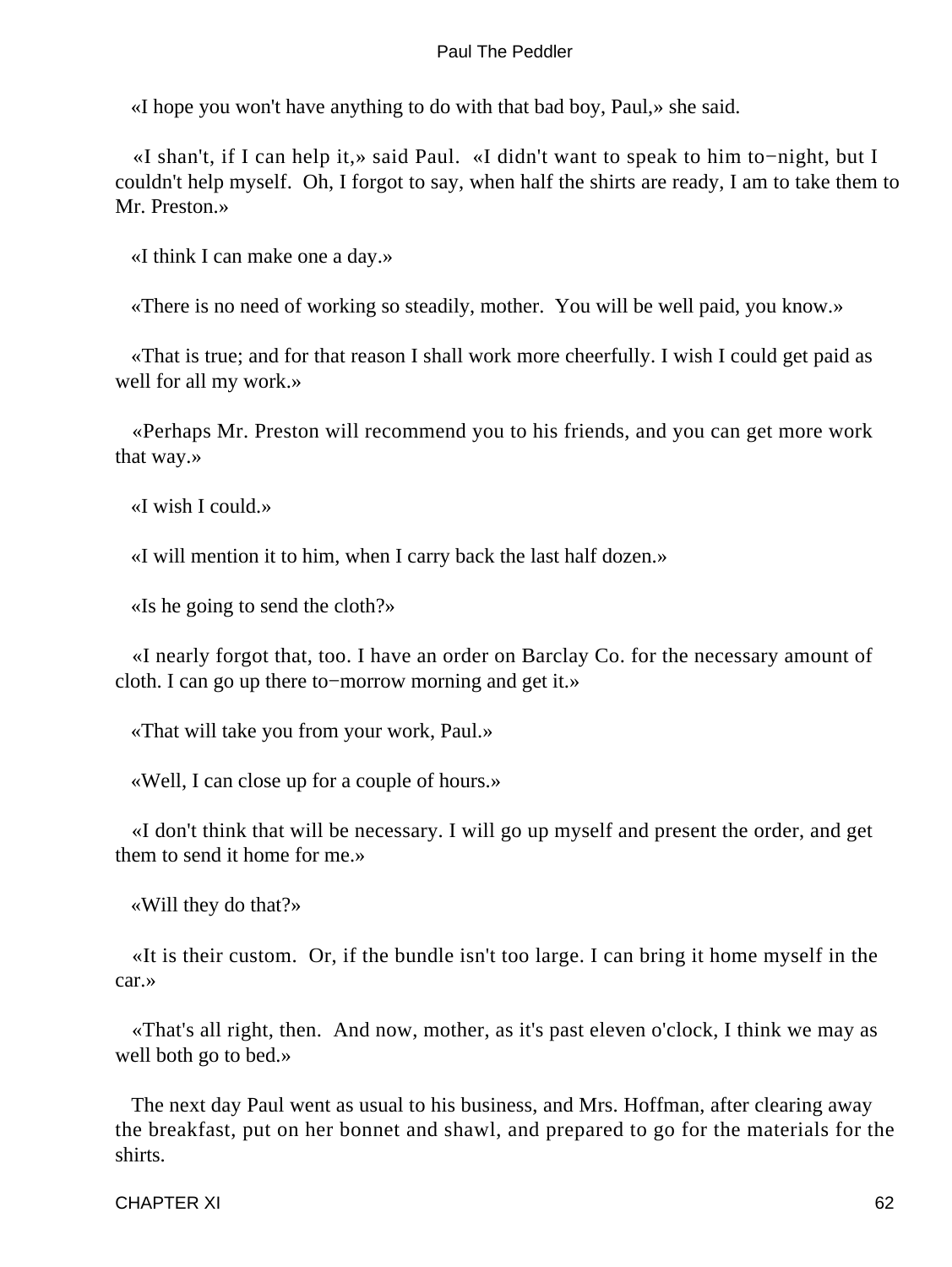«I hope you won't have anything to do with that bad boy, Paul,» she said.

«I shan't, if I can help it,» said Paul. «I didn't want to speak to him to−night, but I couldn't help myself. Oh, I forgot to say, when half the shirts are ready, I am to take them to Mr. Preston.»

«I think I can make one a day.»

«There is no need of working so steadily, mother. You will be well paid, you know.»

«That is true; and for that reason I shall work more cheerfully. I wish I could get paid as well for all my work.»

«Perhaps Mr. Preston will recommend you to his friends, and you can get more work that way.»

«I wish I could.»

«I will mention it to him, when I carry back the last half dozen.»

«Is he going to send the cloth?»

«I nearly forgot that, too. I have an order on Barclay Co. for the necessary amount of cloth. I can go up there to−morrow morning and get it.»

«That will take you from your work, Paul.»

«Well, I can close up for a couple of hours.»

«I don't think that will be necessary. I will go up myself and present the order, and get them to send it home for me.»

«Will they do that?»

«It is their custom. Or, if the bundle isn't too large. I can bring it home myself in the car.»

«That's all right, then. And now, mother, as it's past eleven o'clock, I think we may as well both go to bed.»

The next day Paul went as usual to his business, and Mrs. Hoffman, after clearing away the breakfast, put on her bonnet and shawl, and prepared to go for the materials for the shirts.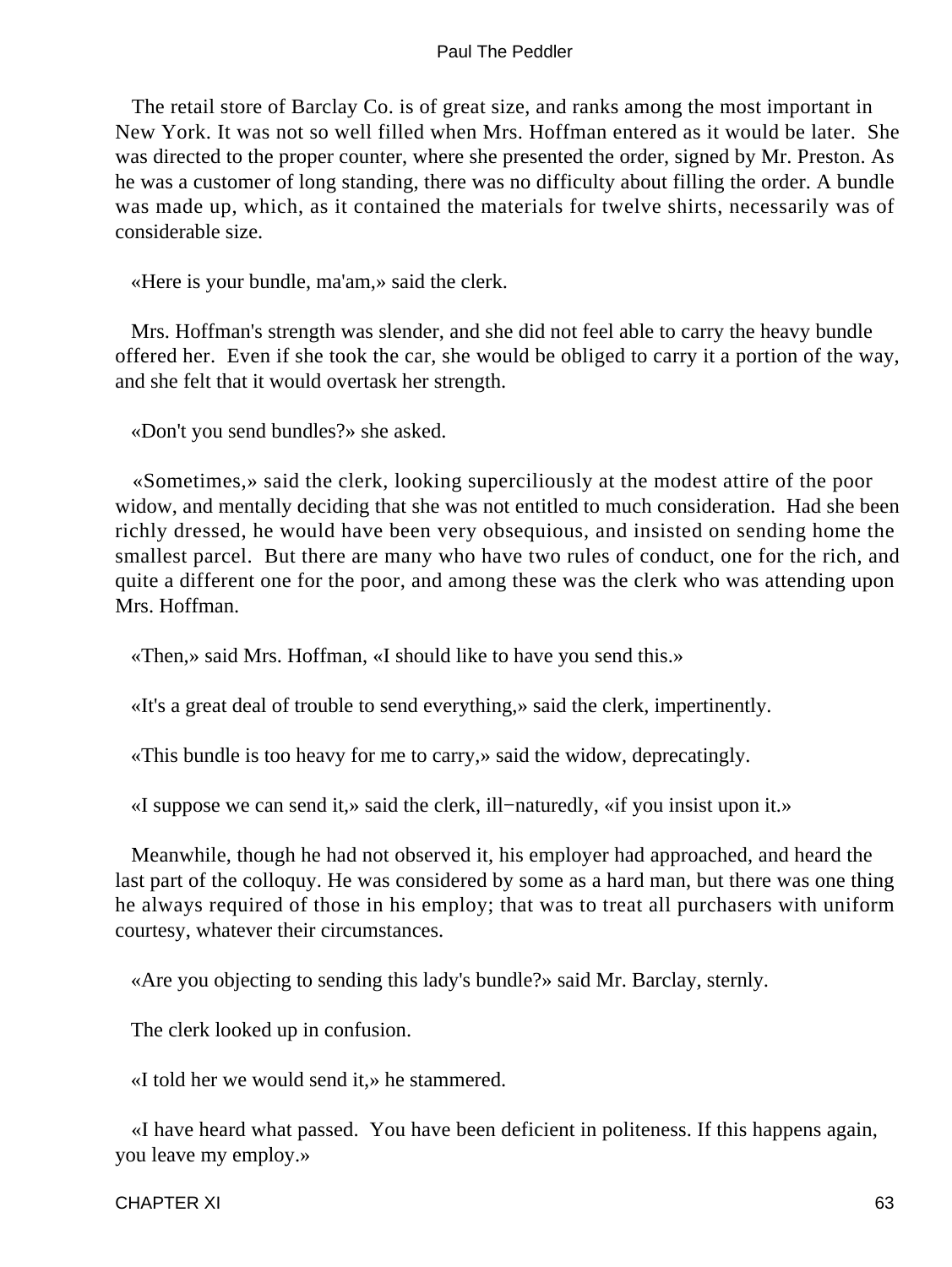The retail store of Barclay Co. is of great size, and ranks among the most important in New York. It was not so well filled when Mrs. Hoffman entered as it would be later. She was directed to the proper counter, where she presented the order, signed by Mr. Preston. As he was a customer of long standing, there was no difficulty about filling the order. A bundle was made up, which, as it contained the materials for twelve shirts, necessarily was of considerable size.

«Here is your bundle, ma'am,» said the clerk.

Mrs. Hoffman's strength was slender, and she did not feel able to carry the heavy bundle offered her. Even if she took the car, she would be obliged to carry it a portion of the way, and she felt that it would overtask her strength.

«Don't you send bundles?» she asked.

«Sometimes,» said the clerk, looking superciliously at the modest attire of the poor widow, and mentally deciding that she was not entitled to much consideration. Had she been richly dressed, he would have been very obsequious, and insisted on sending home the smallest parcel. But there are many who have two rules of conduct, one for the rich, and quite a different one for the poor, and among these was the clerk who was attending upon Mrs. Hoffman.

«Then,» said Mrs. Hoffman, «I should like to have you send this.»

«It's a great deal of trouble to send everything,» said the clerk, impertinently.

«This bundle is too heavy for me to carry,» said the widow, deprecatingly.

«I suppose we can send it,» said the clerk, ill−naturedly, «if you insist upon it.»

Meanwhile, though he had not observed it, his employer had approached, and heard the last part of the colloquy. He was considered by some as a hard man, but there was one thing he always required of those in his employ; that was to treat all purchasers with uniform courtesy, whatever their circumstances.

«Are you objecting to sending this lady's bundle?» said Mr. Barclay, sternly.

The clerk looked up in confusion.

«I told her we would send it,» he stammered.

«I have heard what passed. You have been deficient in politeness. If this happens again, you leave my employ.»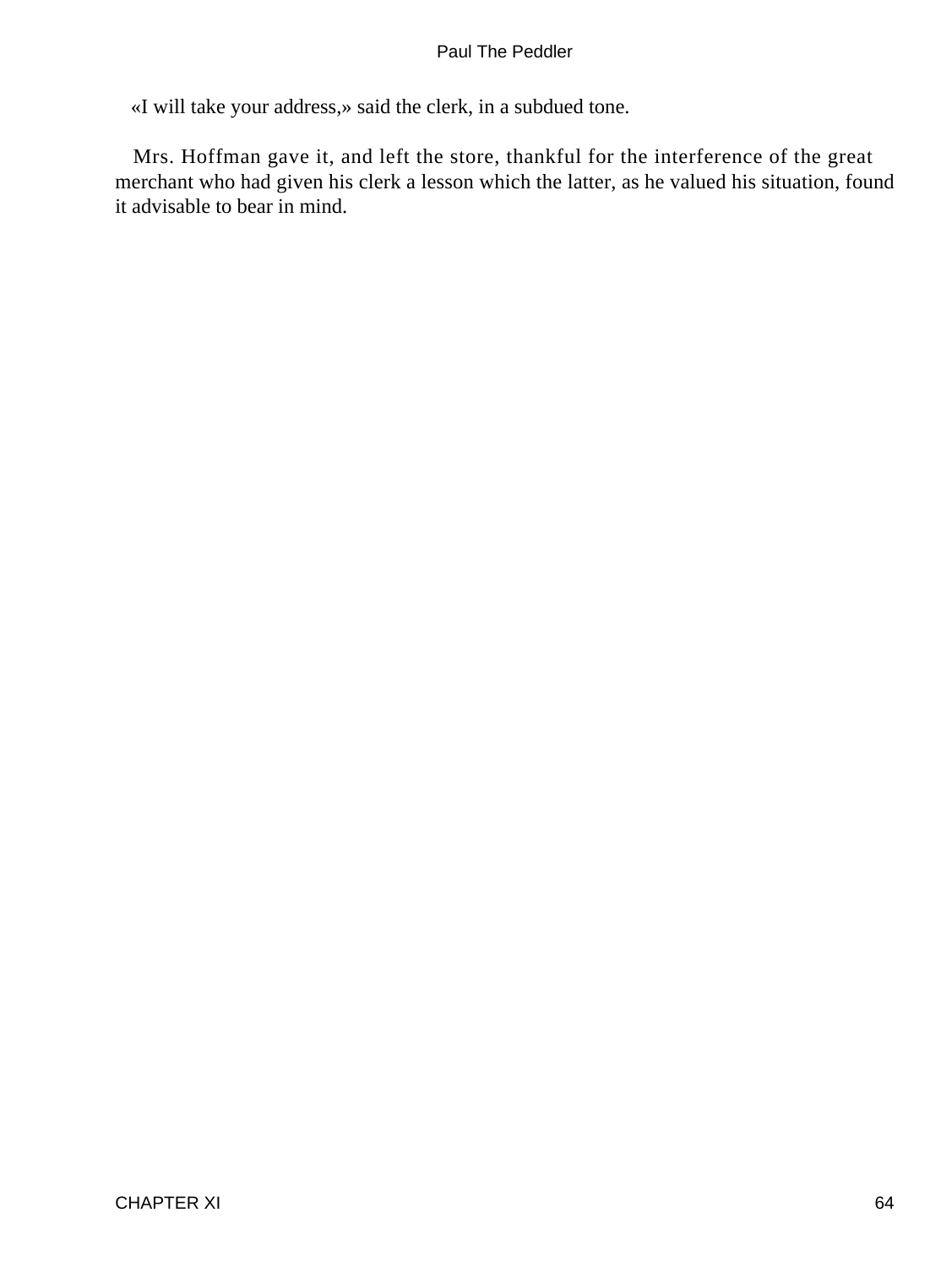«I will take your address,» said the clerk, in a subdued tone.

Mrs. Hoffman gave it, and left the store, thankful for the interference of the great merchant who had given his clerk a lesson which the latter, as he valued his situation, found it advisable to bear in mind.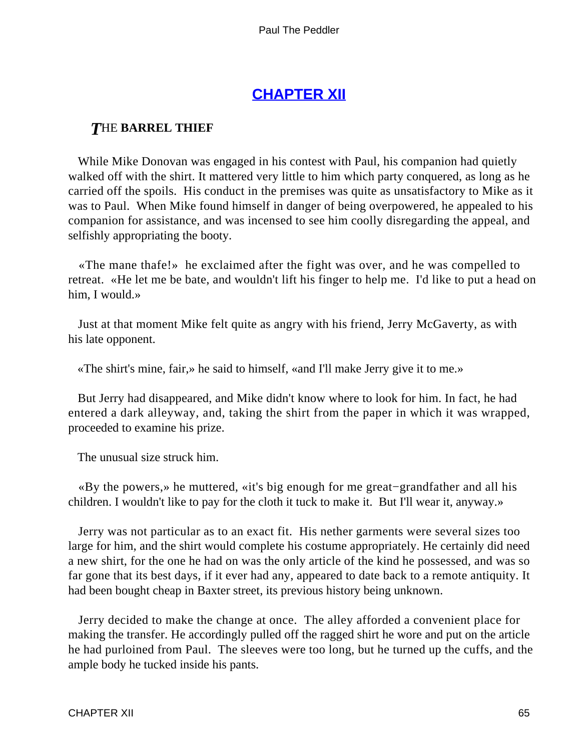# [CHAPTER XII](#)

## *T*HE **BARREL THIEF**

While Mike Donovan was engaged in his contest with Paul, his companion had quietly walked off with the shirt. It mattered very little to him which party conquered, as long as he carried off the spoils. His conduct in the premises was quite as unsatisfactory to Mike as it was to Paul. When Mike found himself in danger of being overpowered, he appealed to his companion for assistance, and was incensed to see him coolly disregarding the appeal, and selfishly appropriating the booty.

«The mane thafe!» he exclaimed after the fight was over, and he was compelled to retreat. «He let me be bate, and wouldn't lift his finger to help me. I'd like to put a head on him, I would.»

Just at that moment Mike felt quite as angry with his friend, Jerry McGaverty, as with his late opponent.

«The shirt's mine, fair,» he said to himself, «and I'll make Jerry give it to me.»

But Jerry had disappeared, and Mike didn't know where to look for him. In fact, he had entered a dark alleyway, and, taking the shirt from the paper in which it was wrapped, proceeded to examine his prize.

The unusual size struck him.

«By the powers,» he muttered, «it's big enough for me great−grandfather and all his children. I wouldn't like to pay for the cloth it tuck to make it. But I'll wear it, anyway.»

Jerry was not particular as to an exact fit. His nether garments were several sizes too large for him, and the shirt would complete his costume appropriately. He certainly did need a new shirt, for the one he had on was the only article of the kind he possessed, and was so far gone that its best days, if it ever had any, appeared to date back to a remote antiquity. It had been bought cheap in Baxter street, its previous history being unknown.

Jerry decided to make the change at once. The alley afforded a convenient place for making the transfer. He accordingly pulled off the ragged shirt he wore and put on the article he had purloined from Paul. The sleeves were too long, but he turned up the cuffs, and the ample body he tucked inside his pants.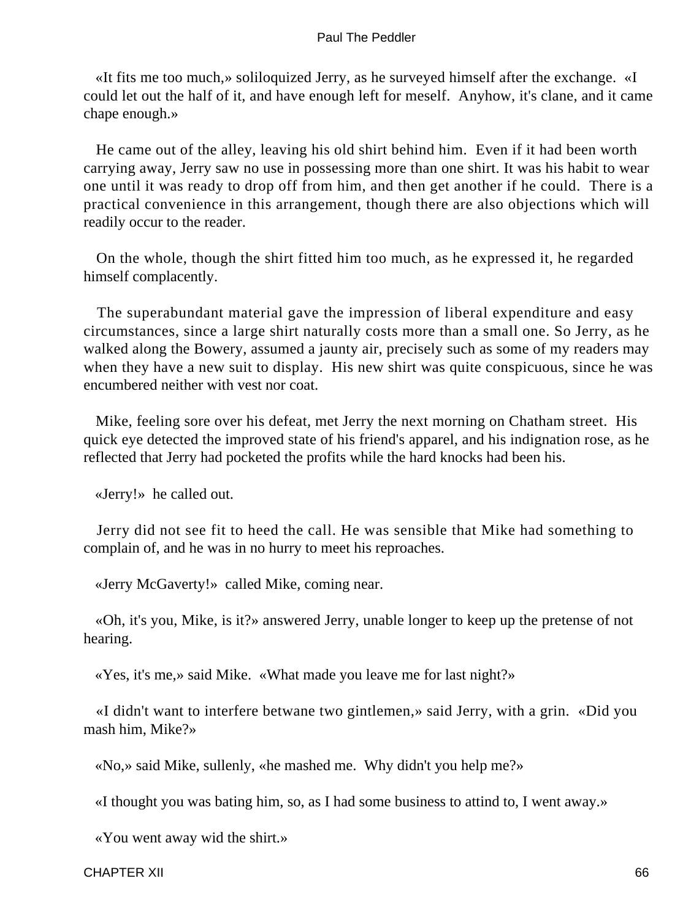«It fits me too much,» soliloquized Jerry, as he surveyed himself after the exchange. «I could let out the half of it, and have enough left for meself. Anyhow, it's clane, and it came chape enough.»

He came out of the alley, leaving his old shirt behind him. Even if it had been worth carrying away, Jerry saw no use in possessing more than one shirt. It was his habit to wear one until it was ready to drop off from him, and then get another if he could. There is a practical convenience in this arrangement, though there are also objections which will readily occur to the reader.

On the whole, though the shirt fitted him too much, as he expressed it, he regarded himself complacently.

The superabundant material gave the impression of liberal expenditure and easy circumstances, since a large shirt naturally costs more than a small one. So Jerry, as he walked along the Bowery, assumed a jaunty air, precisely such as some of my readers may when they have a new suit to display. His new shirt was quite conspicuous, since he was encumbered neither with vest nor coat.

Mike, feeling sore over his defeat, met Jerry the next morning on Chatham street. His quick eye detected the improved state of his friend's apparel, and his indignation rose, as he reflected that Jerry had pocketed the profits while the hard knocks had been his.

«Jerry!» he called out.

Jerry did not see fit to heed the call. He was sensible that Mike had something to complain of, and he was in no hurry to meet his reproaches.

«Jerry McGaverty!» called Mike, coming near.

«Oh, it's you, Mike, is it?» answered Jerry, unable longer to keep up the pretense of not hearing.

«Yes, it's me,» said Mike. «What made you leave me for last night?»

«I didn't want to interfere betwane two gintlemen,» said Jerry, with a grin. «Did you mash him, Mike?»

«No,» said Mike, sullenly, «he mashed me. Why didn't you help me?»

«I thought you was bating him, so, as I had some business to attind to, I went away.»

«You went away wid the shirt.»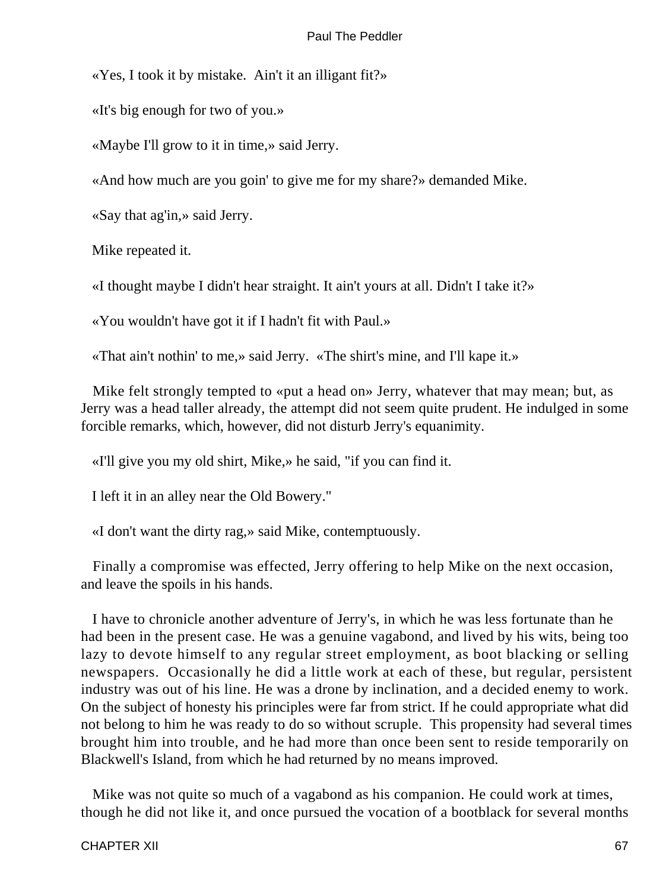«Yes, I took it by mistake.  Ain't it an illigant fit?»

«It's big enough for two of you.»

«Maybe I'll grow to it in time,» said Jerry.

«And how much are you goin' to give me for my share?» demanded Mike.

«Say that ag'in,» said Jerry.

Mike repeated it.

«I thought maybe I didn't hear straight. It ain't yours at all. Didn't I take it?»

«You wouldn't have got it if I hadn't fit with Paul.»

«That ain't nothin' to me,» said Jerry.  «The shirt's mine, and I'll kape it.»

Mike felt strongly tempted to «put a head on» Jerry, whatever that may mean; but, as Jerry was a head taller already, the attempt did not seem quite prudent. He indulged in some forcible remarks, which, however, did not disturb Jerry's equanimity.

«I'll give you my old shirt, Mike,» he said, "if you can find it.

I left it in an alley near the Old Bowery."

«I don't want the dirty rag,» said Mike, contemptuously.

Finally a compromise was effected, Jerry offering to help Mike on the next occasion, and leave the spoils in his hands.

I have to chronicle another adventure of Jerry's, in which he was less fortunate than he had been in the present case. He was a genuine vagabond, and lived by his wits, being too lazy to devote himself to any regular street employment, as boot blacking or selling newspapers.  Occasionally he did a little work at each of these, but regular, persistent industry was out of his line. He was a drone by inclination, and a decided enemy to work. On the subject of honesty his principles were far from strict. If he could appropriate what did not belong to him he was ready to do so without scruple.  This propensity had several times brought him into trouble, and he had more than once been sent to reside temporarily on Blackwell's Island, from which he had returned by no means improved.

Mike was not quite so much of a vagabond as his companion. He could work at times, though he did not like it, and once pursued the vocation of a bootblack for several months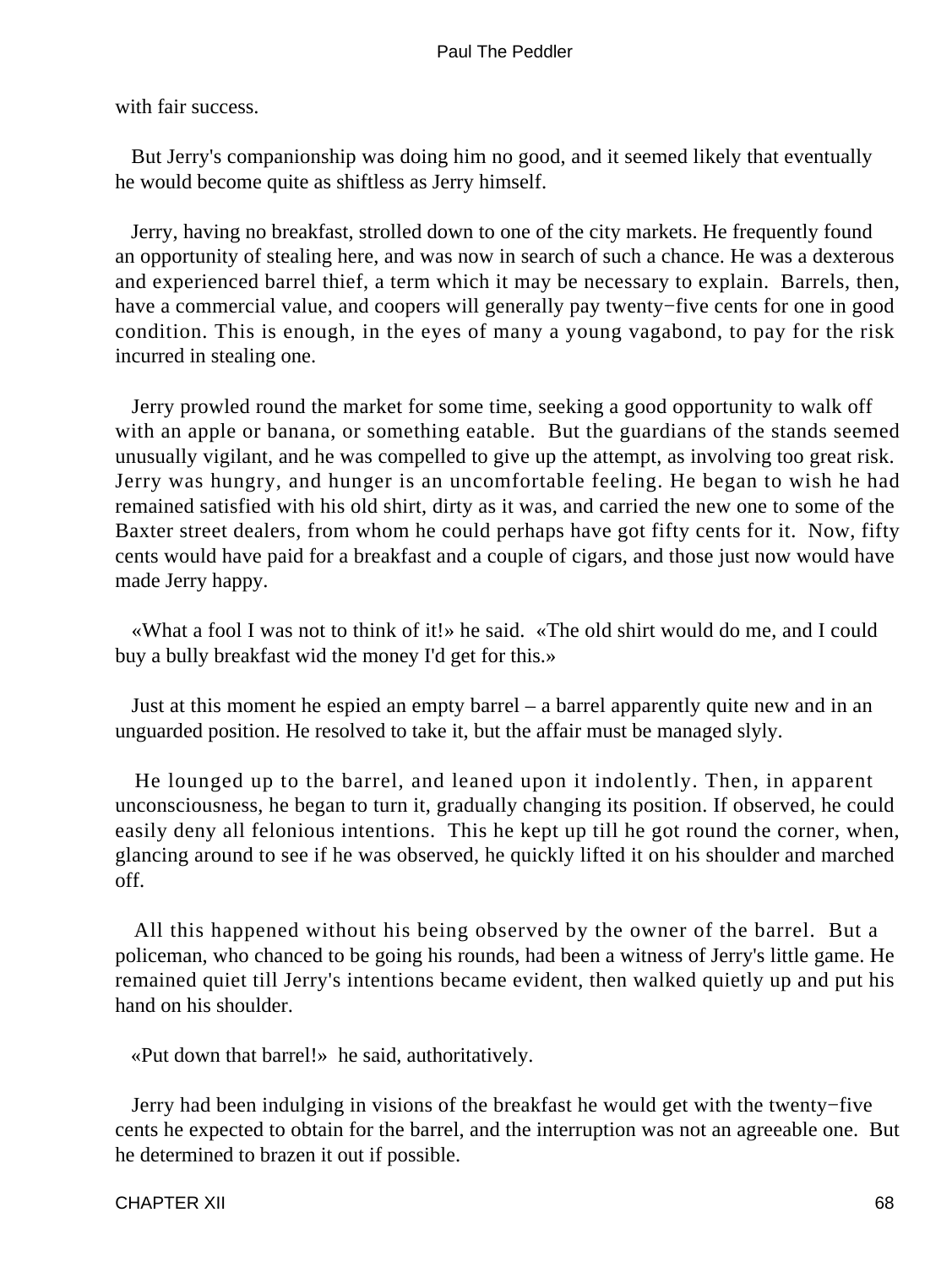with fair success.

But Jerry's companionship was doing him no good, and it seemed likely that eventually he would become quite as shiftless as Jerry himself.

Jerry, having no breakfast, strolled down to one of the city markets. He frequently found an opportunity of stealing here, and was now in search of such a chance. He was a dexterous and experienced barrel thief, a term which it may be necessary to explain. Barrels, then, have a commercial value, and coopers will generally pay twenty−five cents for one in good condition. This is enough, in the eyes of many a young vagabond, to pay for the risk incurred in stealing one.

Jerry prowled round the market for some time, seeking a good opportunity to walk off with an apple or banana, or something eatable. But the guardians of the stands seemed unusually vigilant, and he was compelled to give up the attempt, as involving too great risk. Jerry was hungry, and hunger is an uncomfortable feeling. He began to wish he had remained satisfied with his old shirt, dirty as it was, and carried the new one to some of the Baxter street dealers, from whom he could perhaps have got fifty cents for it. Now, fifty cents would have paid for a breakfast and a couple of cigars, and those just now would have made Jerry happy.

«What a fool I was not to think of it!» he said. «The old shirt would do me, and I could buy a bully breakfast wid the money I'd get for this.»

Just at this moment he espied an empty barrel – a barrel apparently quite new and in an unguarded position. He resolved to take it, but the affair must be managed slyly.

He lounged up to the barrel, and leaned upon it indolently. Then, in apparent unconsciousness, he began to turn it, gradually changing its position. If observed, he could easily deny all felonious intentions. This he kept up till he got round the corner, when, glancing around to see if he was observed, he quickly lifted it on his shoulder and marched off.

All this happened without his being observed by the owner of the barrel. But a policeman, who chanced to be going his rounds, had been a witness of Jerry's little game. He remained quiet till Jerry's intentions became evident, then walked quietly up and put his hand on his shoulder.

«Put down that barrel!» he said, authoritatively.

Jerry had been indulging in visions of the breakfast he would get with the twenty−five cents he expected to obtain for the barrel, and the interruption was not an agreeable one. But he determined to brazen it out if possible.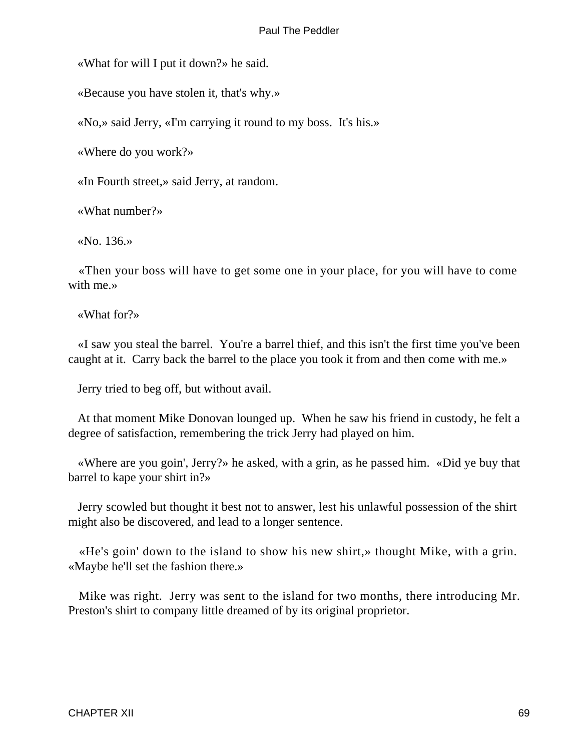«What for will I put it down?» he said.

«Because you have stolen it, that's why.»

«No,» said Jerry, «I'm carrying it round to my boss. It's his.»

«Where do you work?»

«In Fourth street,» said Jerry, at random.

«What number?»

«No. 136.»

«Then your boss will have to get some one in your place, for you will have to come with me.»

«What for?»

«I saw you steal the barrel. You're a barrel thief, and this isn't the first time you've been caught at it. Carry back the barrel to the place you took it from and then come with me.»

Jerry tried to beg off, but without avail.

At that moment Mike Donovan lounged up. When he saw his friend in custody, he felt a degree of satisfaction, remembering the trick Jerry had played on him.

«Where are you goin', Jerry?» he asked, with a grin, as he passed him. «Did ye buy that barrel to kape your shirt in?»

Jerry scowled but thought it best not to answer, lest his unlawful possession of the shirt might also be discovered, and lead to a longer sentence.

«He's goin' down to the island to show his new shirt,» thought Mike, with a grin. «Maybe he'll set the fashion there.»

Mike was right. Jerry was sent to the island for two months, there introducing Mr. Preston's shirt to company little dreamed of by its original proprietor.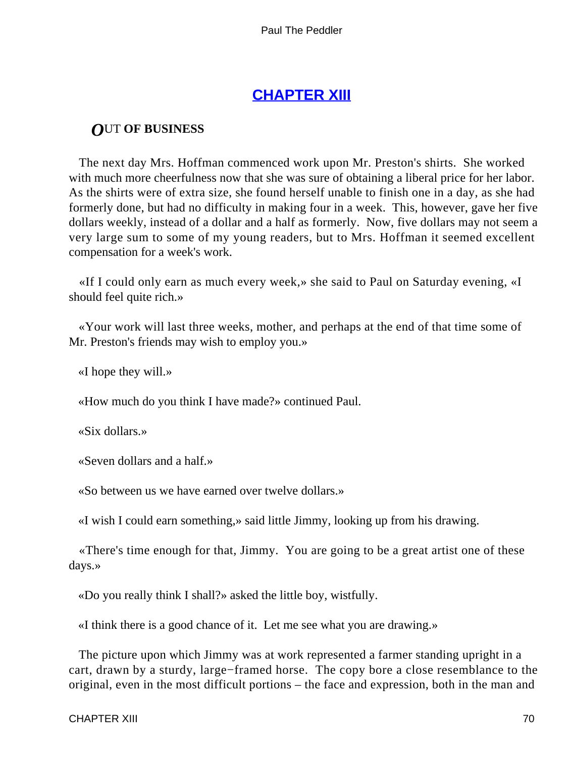## CHAPTER XIII

### OUT OF BUSINESS

The next day Mrs. Hoffman commenced work upon Mr. Preston's shirts. She worked with much more cheerfulness now that she was sure of obtaining a liberal price for her labor. As the shirts were of extra size, she found herself unable to finish one in a day, as she had formerly done, but had no difficulty in making four in a week. This, however, gave her five dollars weekly, instead of a dollar and a half as formerly. Now, five dollars may not seem a very large sum to some of my young readers, but to Mrs. Hoffman it seemed excellent compensation for a week's work.

«If I could only earn as much every week,» she said to Paul on Saturday evening, «I should feel quite rich.»

«Your work will last three weeks, mother, and perhaps at the end of that time some of Mr. Preston's friends may wish to employ you.»

«I hope they will.»

«How much do you think I have made?» continued Paul.

«Six dollars.»

«Seven dollars and a half.»

«So between us we have earned over twelve dollars.»

«I wish I could earn something,» said little Jimmy, looking up from his drawing.

«There's time enough for that, Jimmy. You are going to be a great artist one of these days.»

«Do you really think I shall?» asked the little boy, wistfully.

«I think there is a good chance of it. Let me see what you are drawing.»

The picture upon which Jimmy was at work represented a farmer standing upright in a cart, drawn by a sturdy, large−framed horse. The copy bore a close resemblance to the original, even in the most difficult portions – the face and expression, both in the man and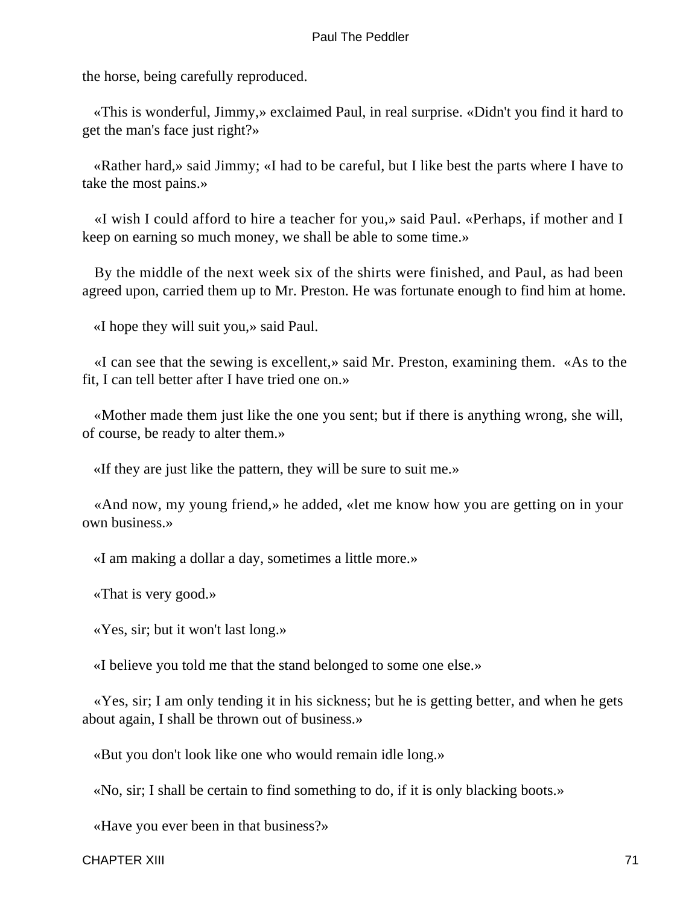the horse, being carefully reproduced.

«This is wonderful, Jimmy,» exclaimed Paul, in real surprise. «Didn't you find it hard to get the man's face just right?»

«Rather hard,» said Jimmy; «I had to be careful, but I like best the parts where I have to take the most pains.»

«I wish I could afford to hire a teacher for you,» said Paul. «Perhaps, if mother and I keep on earning so much money, we shall be able to some time.»

By the middle of the next week six of the shirts were finished, and Paul, as had been agreed upon, carried them up to Mr. Preston. He was fortunate enough to find him at home.

«I hope they will suit you,» said Paul.

«I can see that the sewing is excellent,» said Mr. Preston, examining them. «As to the fit, I can tell better after I have tried one on.»

«Mother made them just like the one you sent; but if there is anything wrong, she will, of course, be ready to alter them.»

«If they are just like the pattern, they will be sure to suit me.»

«And now, my young friend,» he added, «let me know how you are getting on in your own business.»

«I am making a dollar a day, sometimes a little more.»

«That is very good.»

«Yes, sir; but it won't last long.»

«I believe you told me that the stand belonged to some one else.»

«Yes, sir; I am only tending it in his sickness; but he is getting better, and when he gets about again, I shall be thrown out of business.»

«But you don't look like one who would remain idle long.»

«No, sir; I shall be certain to find something to do, if it is only blacking boots.»

«Have you ever been in that business?»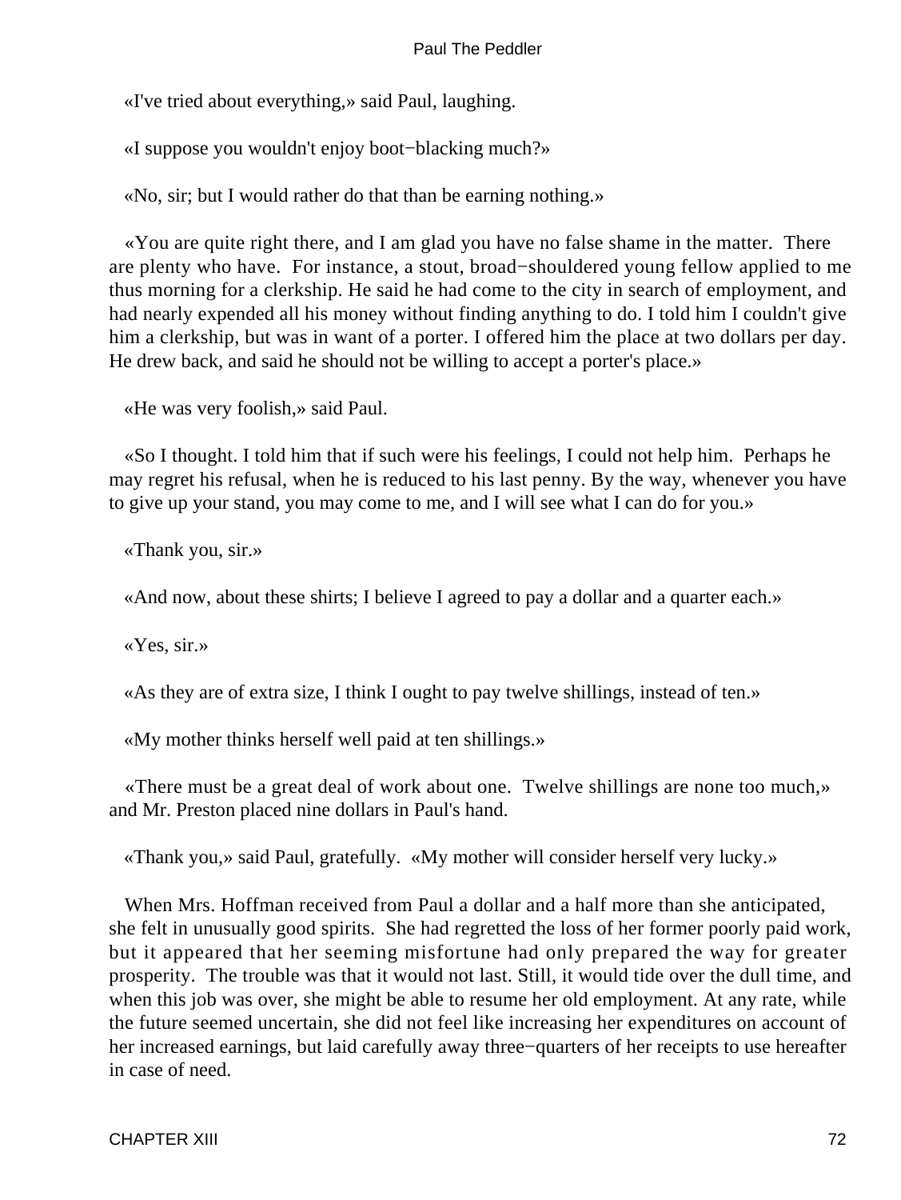«I've tried about everything,» said Paul, laughing.

«I suppose you wouldn't enjoy boot−blacking much?»

«No, sir; but I would rather do that than be earning nothing.»

«You are quite right there, and I am glad you have no false shame in the matter. There are plenty who have. For instance, a stout, broad−shouldered young fellow applied to me thus morning for a clerkship. He said he had come to the city in search of employment, and had nearly expended all his money without finding anything to do. I told him I couldn't give him a clerkship, but was in want of a porter. I offered him the place at two dollars per day. He drew back, and said he should not be willing to accept a porter's place.»

«He was very foolish,» said Paul.

«So I thought. I told him that if such were his feelings, I could not help him. Perhaps he may regret his refusal, when he is reduced to his last penny. By the way, whenever you have to give up your stand, you may come to me, and I will see what I can do for you.»

«Thank you, sir.»

«And now, about these shirts; I believe I agreed to pay a dollar and a quarter each.»

«Yes, sir.»

«As they are of extra size, I think I ought to pay twelve shillings, instead of ten.»

«My mother thinks herself well paid at ten shillings.»

«There must be a great deal of work about one. Twelve shillings are none too much,» and Mr. Preston placed nine dollars in Paul's hand.

«Thank you,» said Paul, gratefully. «My mother will consider herself very lucky.»

When Mrs. Hoffman received from Paul a dollar and a half more than she anticipated, she felt in unusually good spirits. She had regretted the loss of her former poorly paid work, but it appeared that her seeming misfortune had only prepared the way for greater prosperity. The trouble was that it would not last. Still, it would tide over the dull time, and when this job was over, she might be able to resume her old employment. At any rate, while the future seemed uncertain, she did not feel like increasing her expenditures on account of her increased earnings, but laid carefully away three−quarters of her receipts to use hereafter in case of need.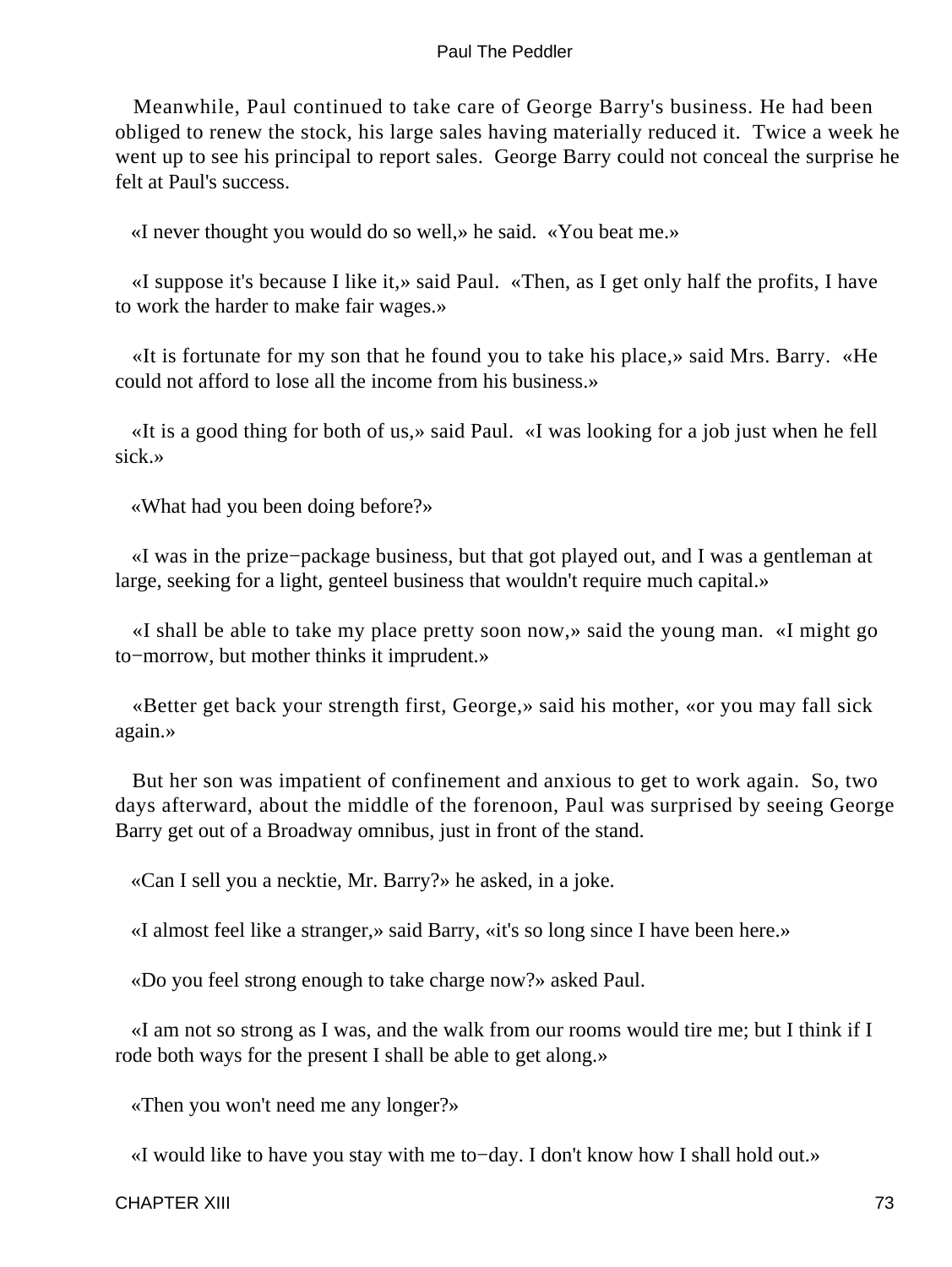Meanwhile, Paul continued to take care of George Barry's business. He had been obliged to renew the stock, his large sales having materially reduced it. Twice a week he went up to see his principal to report sales. George Barry could not conceal the surprise he felt at Paul's success.

«I never thought you would do so well,» he said. «You beat me.»

«I suppose it's because I like it,» said Paul. «Then, as I get only half the profits, I have to work the harder to make fair wages.»

«It is fortunate for my son that he found you to take his place,» said Mrs. Barry. «He could not afford to lose all the income from his business.»

«It is a good thing for both of us,» said Paul. «I was looking for a job just when he fell sick.»

«What had you been doing before?»

«I was in the prize−package business, but that got played out, and I was a gentleman at large, seeking for a light, genteel business that wouldn't require much capital.»

«I shall be able to take my place pretty soon now,» said the young man. «I might go to−morrow, but mother thinks it imprudent.»

«Better get back your strength first, George,» said his mother, «or you may fall sick again.»

But her son was impatient of confinement and anxious to get to work again. So, two days afterward, about the middle of the forenoon, Paul was surprised by seeing George Barry get out of a Broadway omnibus, just in front of the stand.

«Can I sell you a necktie, Mr. Barry?» he asked, in a joke.

«I almost feel like a stranger,» said Barry, «it's so long since I have been here.»

«Do you feel strong enough to take charge now?» asked Paul.

«I am not so strong as I was, and the walk from our rooms would tire me; but I think if I rode both ways for the present I shall be able to get along.»

«Then you won't need me any longer?»

«I would like to have you stay with me to−day. I don't know how I shall hold out.»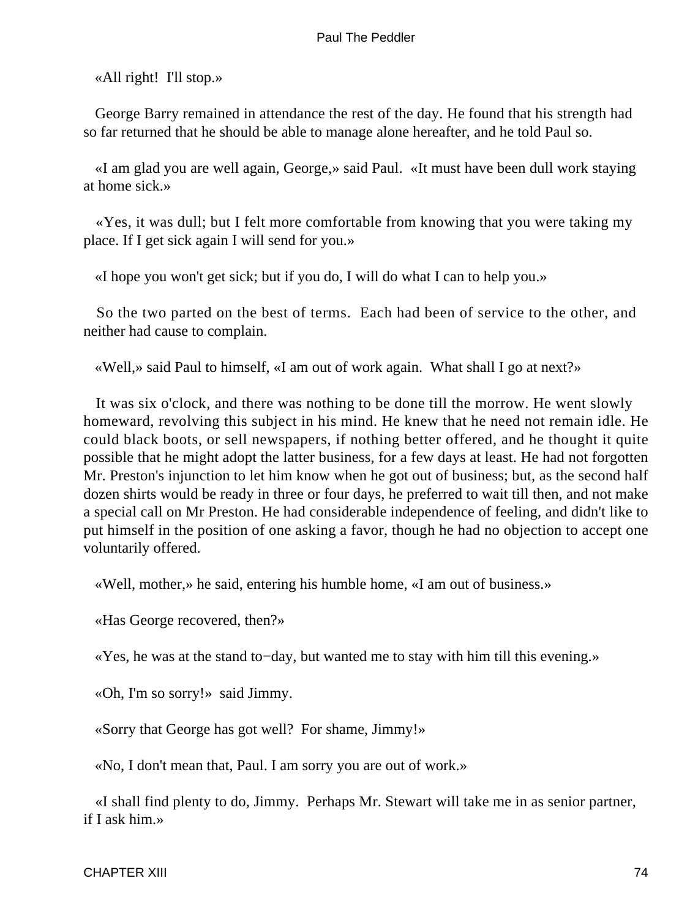«All right!  I'll stop.»

George Barry remained in attendance the rest of the day. He found that his strength had so far returned that he should be able to manage alone hereafter, and he told Paul so.

«I am glad you are well again, George,» said Paul.  «It must have been dull work staying at home sick.»

«Yes, it was dull; but I felt more comfortable from knowing that you were taking my place. If I get sick again I will send for you.»

«I hope you won't get sick; but if you do, I will do what I can to help you.»

So the two parted on the best of terms.  Each had been of service to the other, and neither had cause to complain.

«Well,» said Paul to himself, «I am out of work again.  What shall I go at next?»

It was six o'clock, and there was nothing to be done till the morrow. He went slowly homeward, revolving this subject in his mind. He knew that he need not remain idle. He could black boots, or sell newspapers, if nothing better offered, and he thought it quite possible that he might adopt the latter business, for a few days at least. He had not forgotten Mr. Preston's injunction to let him know when he got out of business; but, as the second half dozen shirts would be ready in three or four days, he preferred to wait till then, and not make a special call on Mr Preston. He had considerable independence of feeling, and didn't like to put himself in the position of one asking a favor, though he had no objection to accept one voluntarily offered.

«Well, mother,» he said, entering his humble home, «I am out of business.»

«Has George recovered, then?»

«Yes, he was at the stand to−day, but wanted me to stay with him till this evening.»

«Oh, I'm so sorry!»  said Jimmy.

«Sorry that George has got well?  For shame, Jimmy!»

«No, I don't mean that, Paul. I am sorry you are out of work.»

«I shall find plenty to do, Jimmy.  Perhaps Mr. Stewart will take me in as senior partner, if I ask him.»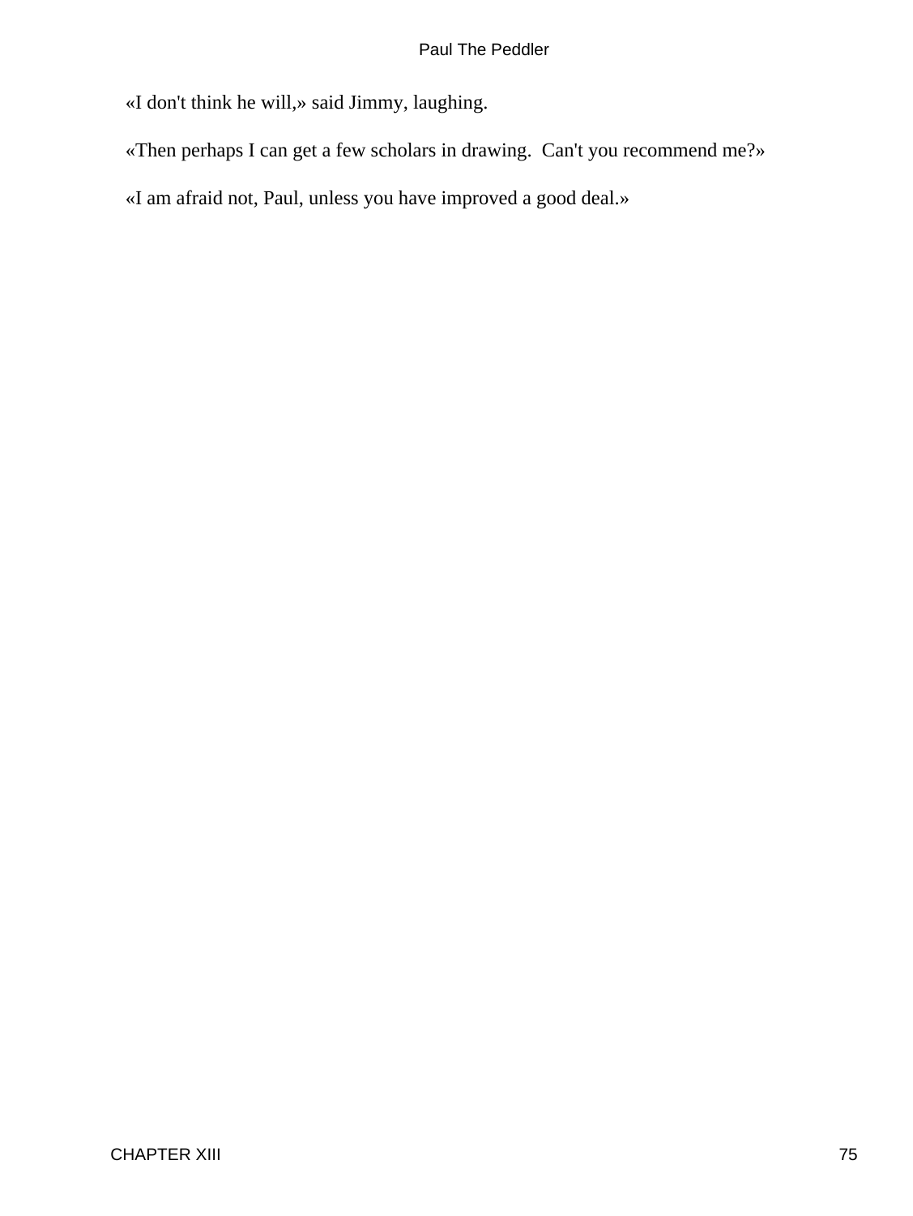«I don't think he will,» said Jimmy, laughing.

«Then perhaps I can get a few scholars in drawing.  Can't you recommend me?»

«I am afraid not, Paul, unless you have improved a good deal.»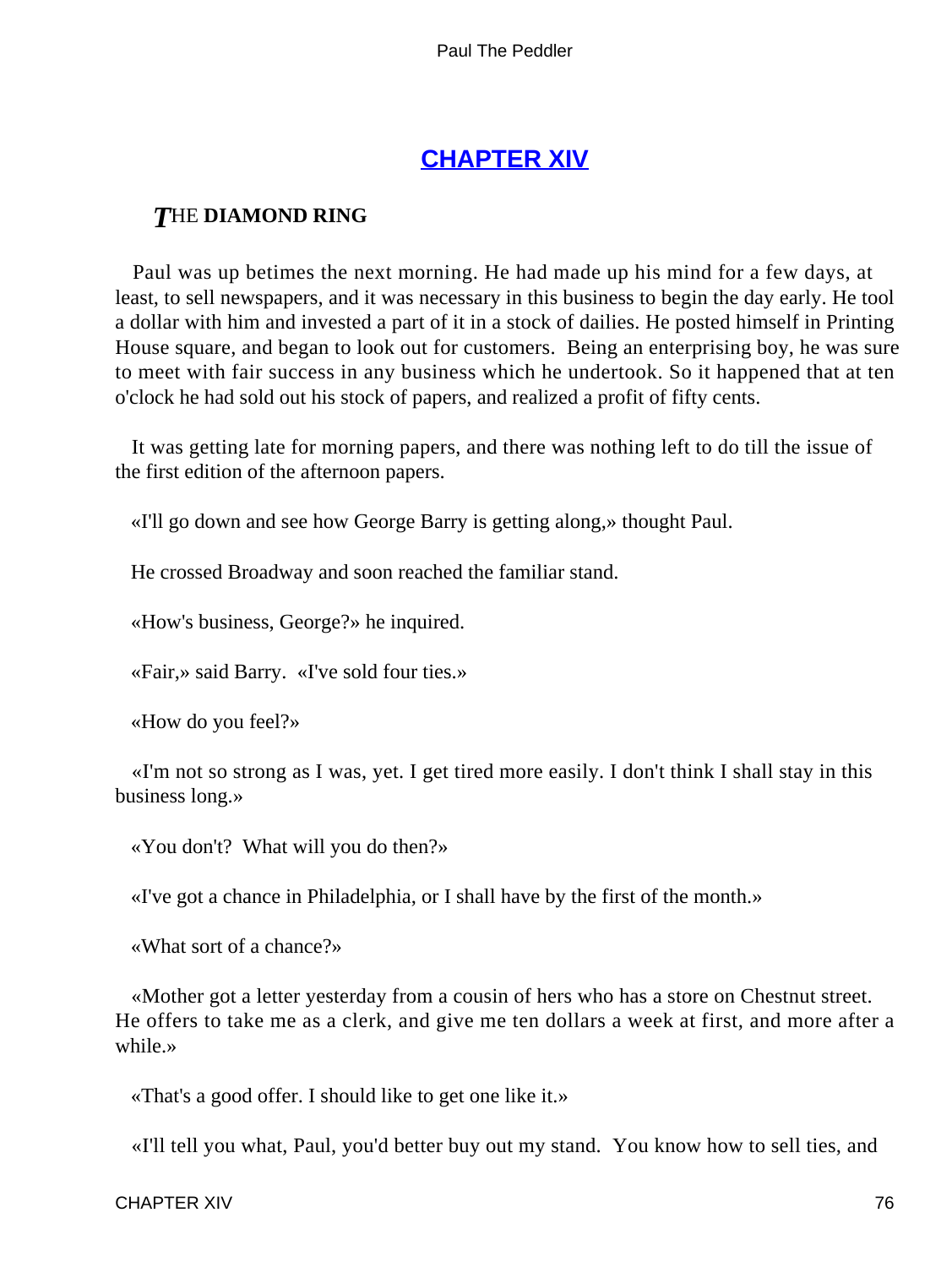## CHAPTER XIV

### THE DIAMOND RING

Paul was up betimes the next morning. He had made up his mind for a few days, at least, to sell newspapers, and it was necessary in this business to begin the day early. He tool a dollar with him and invested a part of it in a stock of dailies. He posted himself in Printing House square, and began to look out for customers. Being an enterprising boy, he was sure to meet with fair success in any business which he undertook. So it happened that at ten o'clock he had sold out his stock of papers, and realized a profit of fifty cents.

It was getting late for morning papers, and there was nothing left to do till the issue of the first edition of the afternoon papers.

«I'll go down and see how George Barry is getting along,» thought Paul.

He crossed Broadway and soon reached the familiar stand.

«How's business, George?» he inquired.

«Fair,» said Barry. «I've sold four ties.»

«How do you feel?»

«I'm not so strong as I was, yet. I get tired more easily. I don't think I shall stay in this business long.»

«You don't? What will you do then?»

«I've got a chance in Philadelphia, or I shall have by the first of the month.»

«What sort of a chance?»

«Mother got a letter yesterday from a cousin of hers who has a store on Chestnut street. He offers to take me as a clerk, and give me ten dollars a week at first, and more after a while.»

«That's a good offer. I should like to get one like it.»

«I'll tell you what, Paul, you'd better buy out my stand. You know how to sell ties, and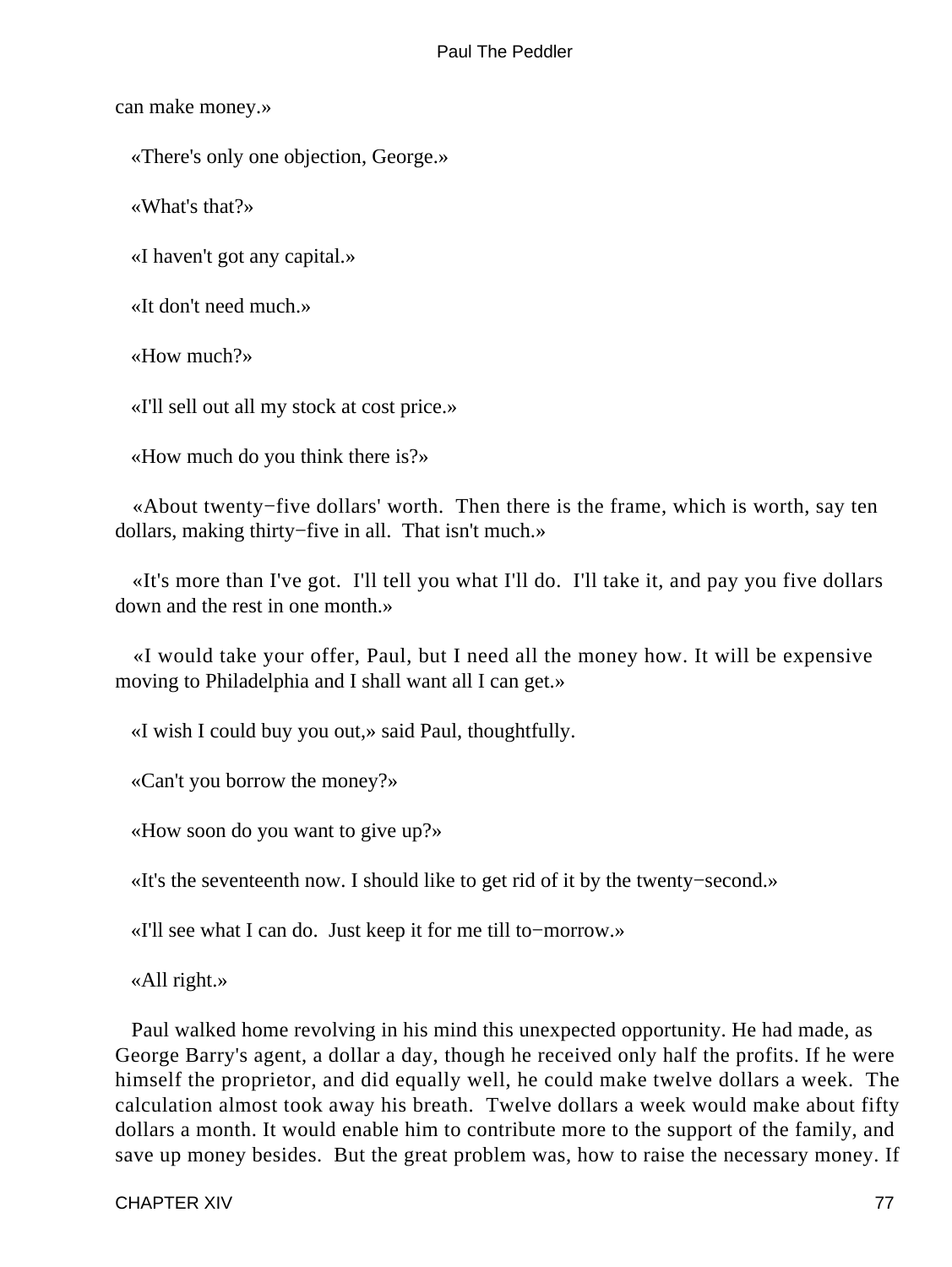can make money.»

«There's only one objection, George.»

«What's that?»

«I haven't got any capital.»

«It don't need much.»

«How much?»

«I'll sell out all my stock at cost price.»

«How much do you think there is?»

«About twenty−five dollars' worth. Then there is the frame, which is worth, say ten dollars, making thirty−five in all. That isn't much.»

«It's more than I've got. I'll tell you what I'll do. I'll take it, and pay you five dollars down and the rest in one month.»

«I would take your offer, Paul, but I need all the money how. It will be expensive moving to Philadelphia and I shall want all I can get.»

«I wish I could buy you out,» said Paul, thoughtfully.

«Can't you borrow the money?»

«How soon do you want to give up?»

«It's the seventeenth now. I should like to get rid of it by the twenty−second.»

«I'll see what I can do. Just keep it for me till to−morrow.»

«All right.»

Paul walked home revolving in his mind this unexpected opportunity. He had made, as George Barry's agent, a dollar a day, though he received only half the profits. If he were himself the proprietor, and did equally well, he could make twelve dollars a week. The calculation almost took away his breath. Twelve dollars a week would make about fifty dollars a month. It would enable him to contribute more to the support of the family, and save up money besides. But the great problem was, how to raise the necessary money. If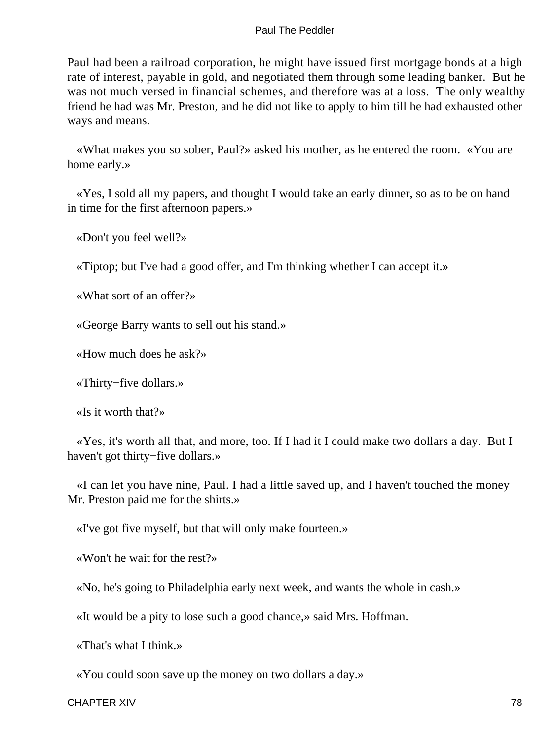Paul had been a railroad corporation, he might have issued first mortgage bonds at a high rate of interest, payable in gold, and negotiated them through some leading banker. But he was not much versed in financial schemes, and therefore was at a loss. The only wealthy friend he had was Mr. Preston, and he did not like to apply to him till he had exhausted other ways and means.

«What makes you so sober, Paul?» asked his mother, as he entered the room. «You are home early.»

«Yes, I sold all my papers, and thought I would take an early dinner, so as to be on hand in time for the first afternoon papers.»

«Don't you feel well?»

«Tiptop; but I've had a good offer, and I'm thinking whether I can accept it.»

«What sort of an offer?»

«George Barry wants to sell out his stand.»

«How much does he ask?»

«Thirty−five dollars.»

«Is it worth that?»

«Yes, it's worth all that, and more, too. If I had it I could make two dollars a day. But I haven't got thirty−five dollars.»

«I can let you have nine, Paul. I had a little saved up, and I haven't touched the money Mr. Preston paid me for the shirts.»

«I've got five myself, but that will only make fourteen.»

«Won't he wait for the rest?»

«No, he's going to Philadelphia early next week, and wants the whole in cash.»

«It would be a pity to lose such a good chance,» said Mrs. Hoffman.

«That's what I think.»

«You could soon save up the money on two dollars a day.»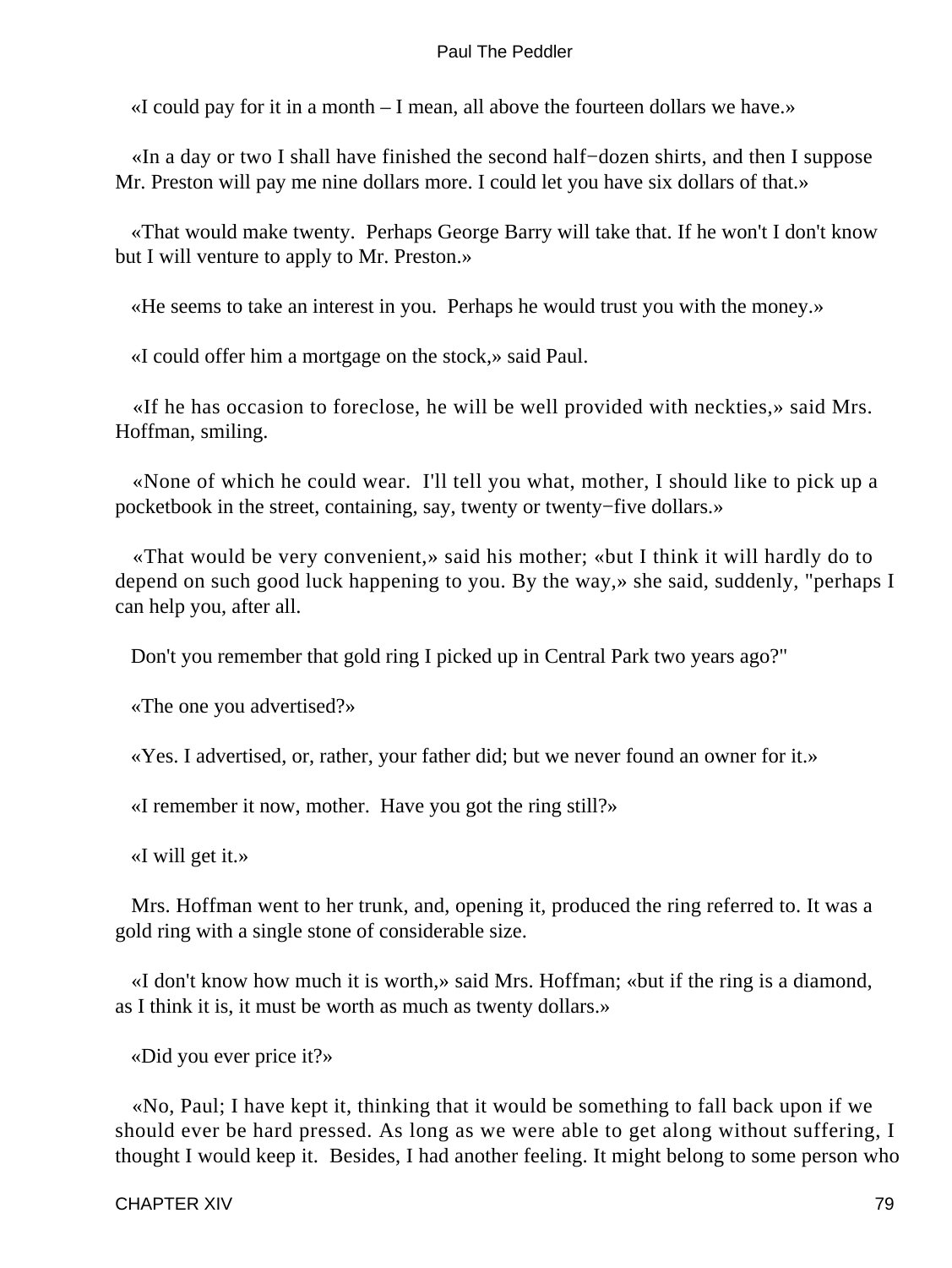«I could pay for it in a month – I mean, all above the fourteen dollars we have.»

«In a day or two I shall have finished the second half−dozen shirts, and then I suppose Mr. Preston will pay me nine dollars more. I could let you have six dollars of that.»

«That would make twenty. Perhaps George Barry will take that. If he won't I don't know but I will venture to apply to Mr. Preston.»

«He seems to take an interest in you. Perhaps he would trust you with the money.»

«I could offer him a mortgage on the stock,» said Paul.

«If he has occasion to foreclose, he will be well provided with neckties,» said Mrs. Hoffman, smiling.

«None of which he could wear. I'll tell you what, mother, I should like to pick up a pocketbook in the street, containing, say, twenty or twenty−five dollars.»

«That would be very convenient,» said his mother; «but I think it will hardly do to depend on such good luck happening to you. By the way,» she said, suddenly, "perhaps I can help you, after all.

Don't you remember that gold ring I picked up in Central Park two years ago?"

«The one you advertised?»

«Yes. I advertised, or, rather, your father did; but we never found an owner for it.»

«I remember it now, mother. Have you got the ring still?»

«I will get it.»

Mrs. Hoffman went to her trunk, and, opening it, produced the ring referred to. It was a gold ring with a single stone of considerable size.

«I don't know how much it is worth,» said Mrs. Hoffman; «but if the ring is a diamond, as I think it is, it must be worth as much as twenty dollars.»

«Did you ever price it?»

«No, Paul; I have kept it, thinking that it would be something to fall back upon if we should ever be hard pressed. As long as we were able to get along without suffering, I thought I would keep it. Besides, I had another feeling. It might belong to some person who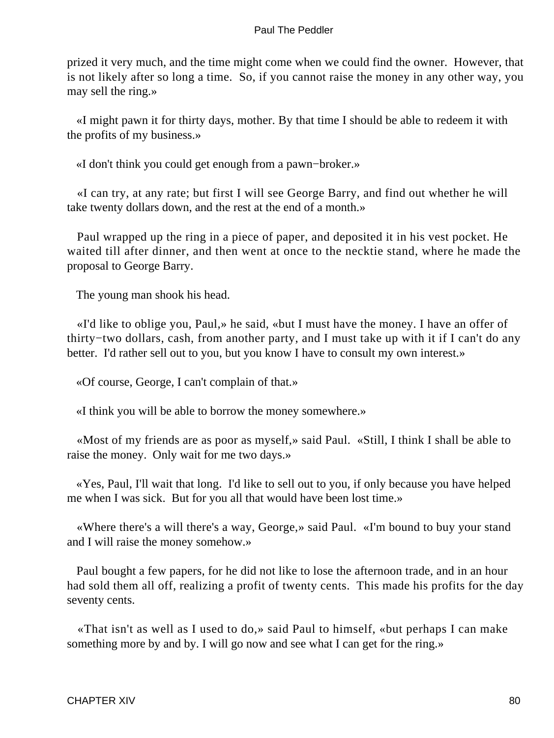prized it very much, and the time might come when we could find the owner. However, that is not likely after so long a time. So, if you cannot raise the money in any other way, you may sell the ring.»

«I might pawn it for thirty days, mother. By that time I should be able to redeem it with the profits of my business.»

«I don't think you could get enough from a pawn−broker.»

«I can try, at any rate; but first I will see George Barry, and find out whether he will take twenty dollars down, and the rest at the end of a month.»

Paul wrapped up the ring in a piece of paper, and deposited it in his vest pocket. He waited till after dinner, and then went at once to the necktie stand, where he made the proposal to George Barry.

The young man shook his head.

«I'd like to oblige you, Paul,» he said, «but I must have the money. I have an offer of thirty−two dollars, cash, from another party, and I must take up with it if I can't do any better. I'd rather sell out to you, but you know I have to consult my own interest.»

«Of course, George, I can't complain of that.»

«I think you will be able to borrow the money somewhere.»

«Most of my friends are as poor as myself,» said Paul. «Still, I think I shall be able to raise the money. Only wait for me two days.»

«Yes, Paul, I'll wait that long. I'd like to sell out to you, if only because you have helped me when I was sick. But for you all that would have been lost time.»

«Where there's a will there's a way, George,» said Paul. «I'm bound to buy your stand and I will raise the money somehow.»

Paul bought a few papers, for he did not like to lose the afternoon trade, and in an hour had sold them all off, realizing a profit of twenty cents. This made his profits for the day seventy cents.

«That isn't as well as I used to do,» said Paul to himself, «but perhaps I can make something more by and by. I will go now and see what I can get for the ring.»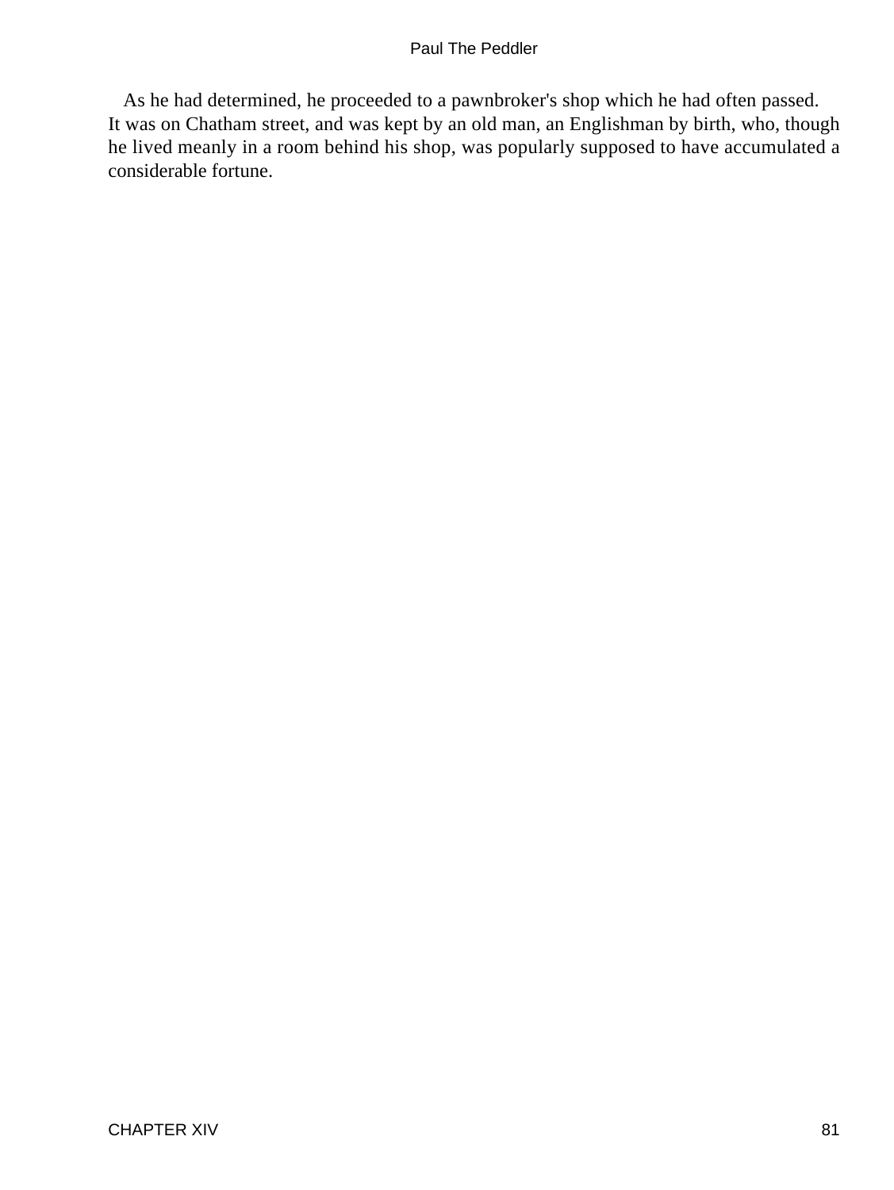As he had determined, he proceeded to a pawnbroker's shop which he had often passed. It was on Chatham street, and was kept by an old man, an Englishman by birth, who, though he lived meanly in a room behind his shop, was popularly supposed to have accumulated a considerable fortune.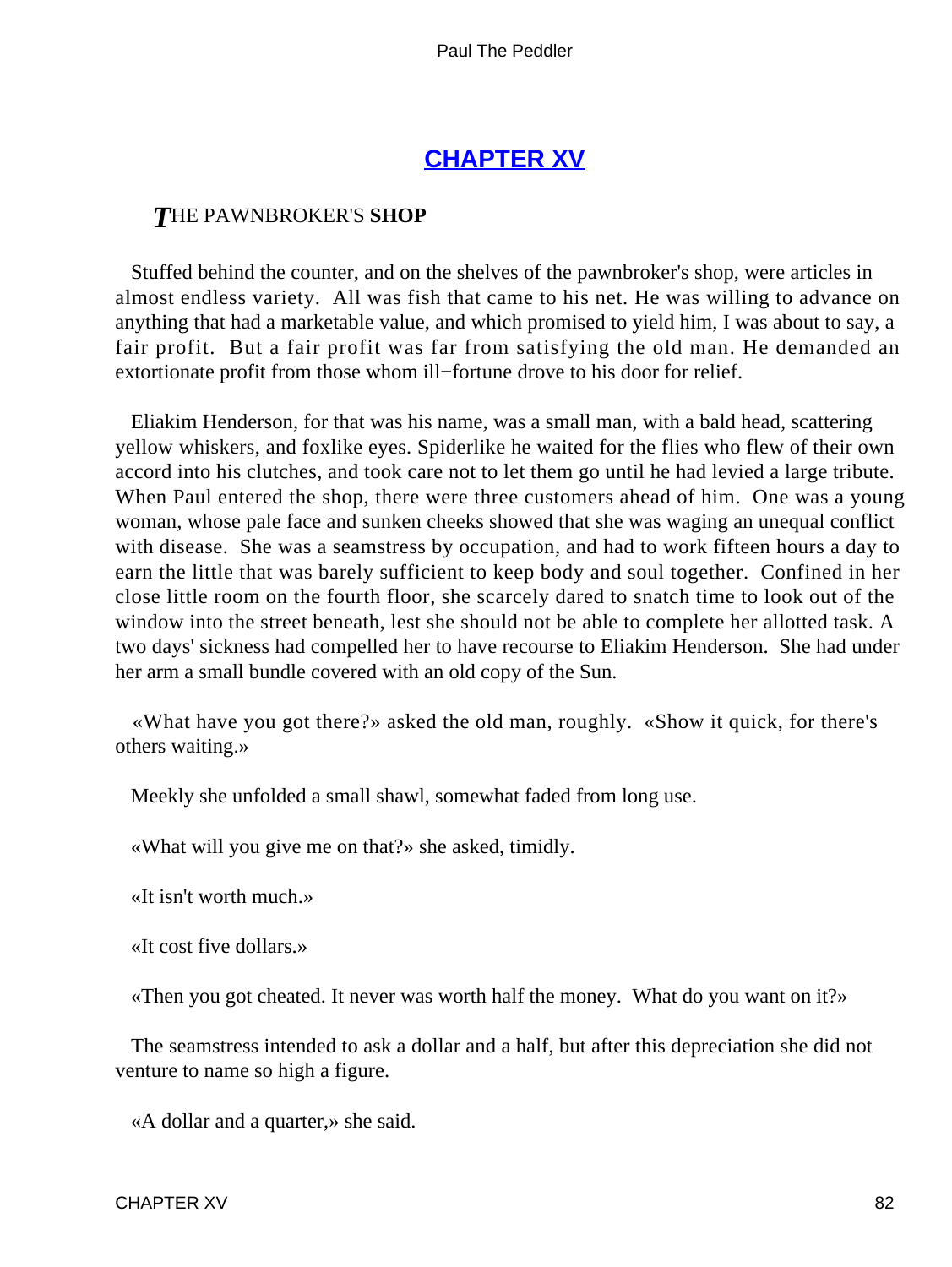## CHAPTER XV

### THE PAWNBROKER'S SHOP

Stuffed behind the counter, and on the shelves of the pawnbroker's shop, were articles in almost endless variety. All was fish that came to his net. He was willing to advance on anything that had a marketable value, and which promised to yield him, I was about to say, a fair profit. But a fair profit was far from satisfying the old man. He demanded an extortionate profit from those whom ill−fortune drove to his door for relief.

Eliakim Henderson, for that was his name, was a small man, with a bald head, scattering yellow whiskers, and foxlike eyes. Spiderlike he waited for the flies who flew of their own accord into his clutches, and took care not to let them go until he had levied a large tribute. When Paul entered the shop, there were three customers ahead of him. One was a young woman, whose pale face and sunken cheeks showed that she was waging an unequal conflict with disease. She was a seamstress by occupation, and had to work fifteen hours a day to earn the little that was barely sufficient to keep body and soul together. Confined in her close little room on the fourth floor, she scarcely dared to snatch time to look out of the window into the street beneath, lest she should not be able to complete her allotted task. A two days' sickness had compelled her to have recourse to Eliakim Henderson. She had under her arm a small bundle covered with an old copy of the Sun.

«What have you got there?» asked the old man, roughly. «Show it quick, for there's others waiting.»

Meekly she unfolded a small shawl, somewhat faded from long use.

«What will you give me on that?» she asked, timidly.

«It isn't worth much.»

«It cost five dollars.»

«Then you got cheated. It never was worth half the money. What do you want on it?»

The seamstress intended to ask a dollar and a half, but after this depreciation she did not venture to name so high a figure.

«A dollar and a quarter,» she said.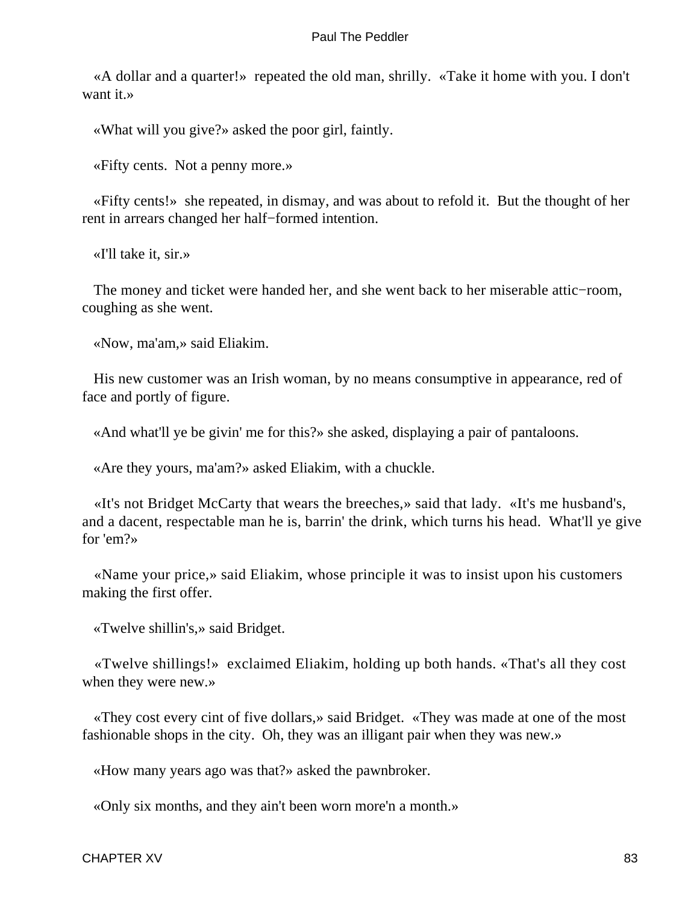«A dollar and a quarter!» repeated the old man, shrilly. «Take it home with you. I don't want it.»

«What will you give?» asked the poor girl, faintly.

«Fifty cents. Not a penny more.»

«Fifty cents!» she repeated, in dismay, and was about to refold it. But the thought of her rent in arrears changed her half−formed intention.

«I'll take it, sir.»

The money and ticket were handed her, and she went back to her miserable attic−room, coughing as she went.

«Now, ma'am,» said Eliakim.

His new customer was an Irish woman, by no means consumptive in appearance, red of face and portly of figure.

«And what'll ye be givin' me for this?» she asked, displaying a pair of pantaloons.

«Are they yours, ma'am?» asked Eliakim, with a chuckle.

«It's not Bridget McCarty that wears the breeches,» said that lady. «It's me husband's, and a dacent, respectable man he is, barrin' the drink, which turns his head. What'll ye give for 'em?»

«Name your price,» said Eliakim, whose principle it was to insist upon his customers making the first offer.

«Twelve shillin's,» said Bridget.

«Twelve shillings!» exclaimed Eliakim, holding up both hands. «That's all they cost when they were new.»

«They cost every cint of five dollars,» said Bridget. «They was made at one of the most fashionable shops in the city. Oh, they was an illigant pair when they was new.»

«How many years ago was that?» asked the pawnbroker.

«Only six months, and they ain't been worn more'n a month.»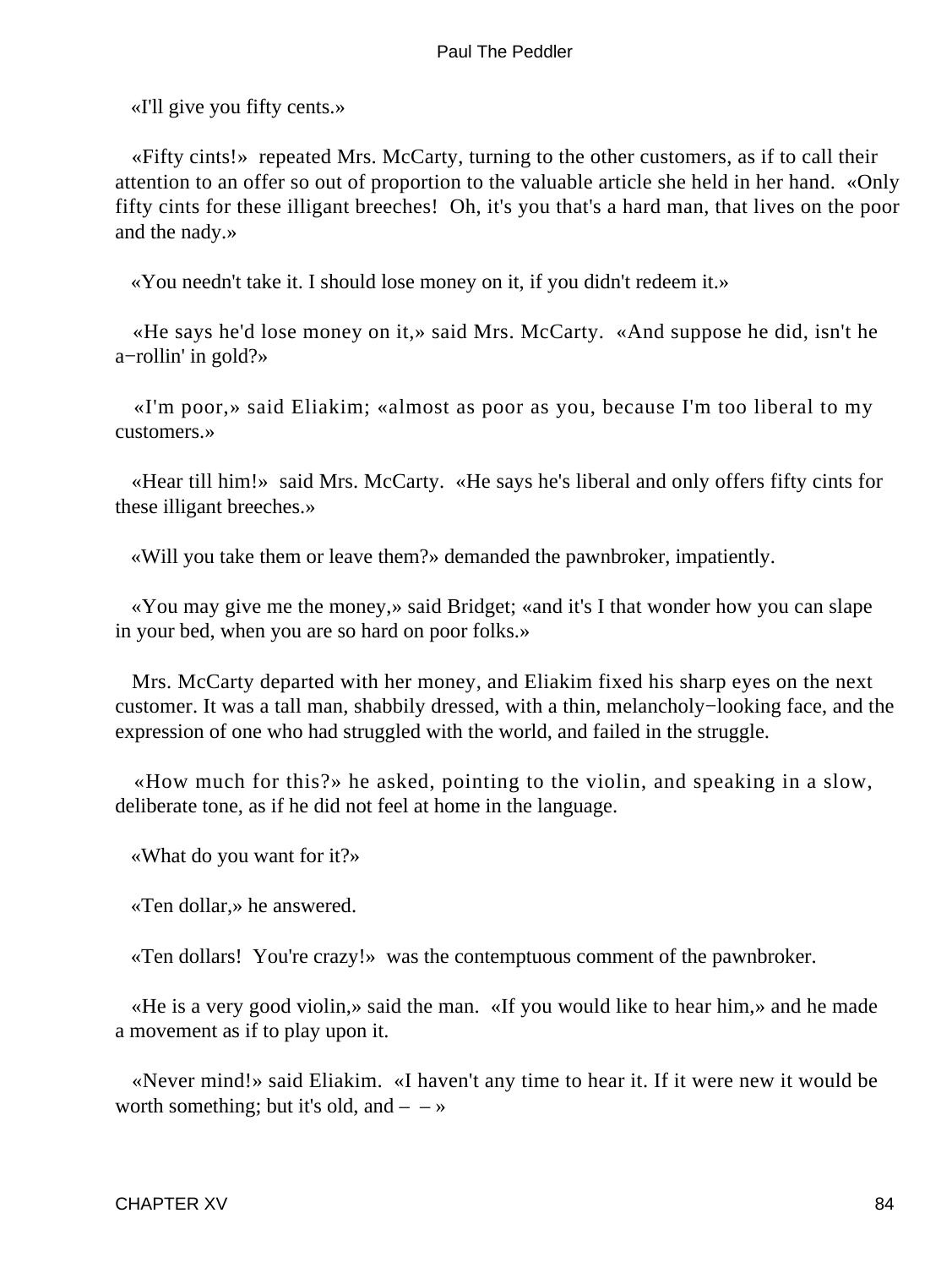«I'll give you fifty cents.»

«Fifty cints!» repeated Mrs. McCarty, turning to the other customers, as if to call their attention to an offer so out of proportion to the valuable article she held in her hand. «Only fifty cints for these illigant breeches! Oh, it's you that's a hard man, that lives on the poor and the nady.»

«You needn't take it. I should lose money on it, if you didn't redeem it.»

«He says he'd lose money on it,» said Mrs. McCarty. «And suppose he did, isn't he a−rollin' in gold?»

«I'm poor,» said Eliakim; «almost as poor as you, because I'm too liberal to my customers.»

«Hear till him!» said Mrs. McCarty. «He says he's liberal and only offers fifty cints for these illigant breeches.»

«Will you take them or leave them?» demanded the pawnbroker, impatiently.

«You may give me the money,» said Bridget; «and it's I that wonder how you can slape in your bed, when you are so hard on poor folks.»

Mrs. McCarty departed with her money, and Eliakim fixed his sharp eyes on the next customer. It was a tall man, shabbily dressed, with a thin, melancholy−looking face, and the expression of one who had struggled with the world, and failed in the struggle.

«How much for this?» he asked, pointing to the violin, and speaking in a slow, deliberate tone, as if he did not feel at home in the language.

«What do you want for it?»

«Ten dollar,» he answered.

«Ten dollars! You're crazy!» was the contemptuous comment of the pawnbroker.

«He is a very good violin,» said the man. «If you would like to hear him,» and he made a movement as if to play upon it.

«Never mind!» said Eliakim. «I haven't any time to hear it. If it were new it would be worth something; but it's old, and – – »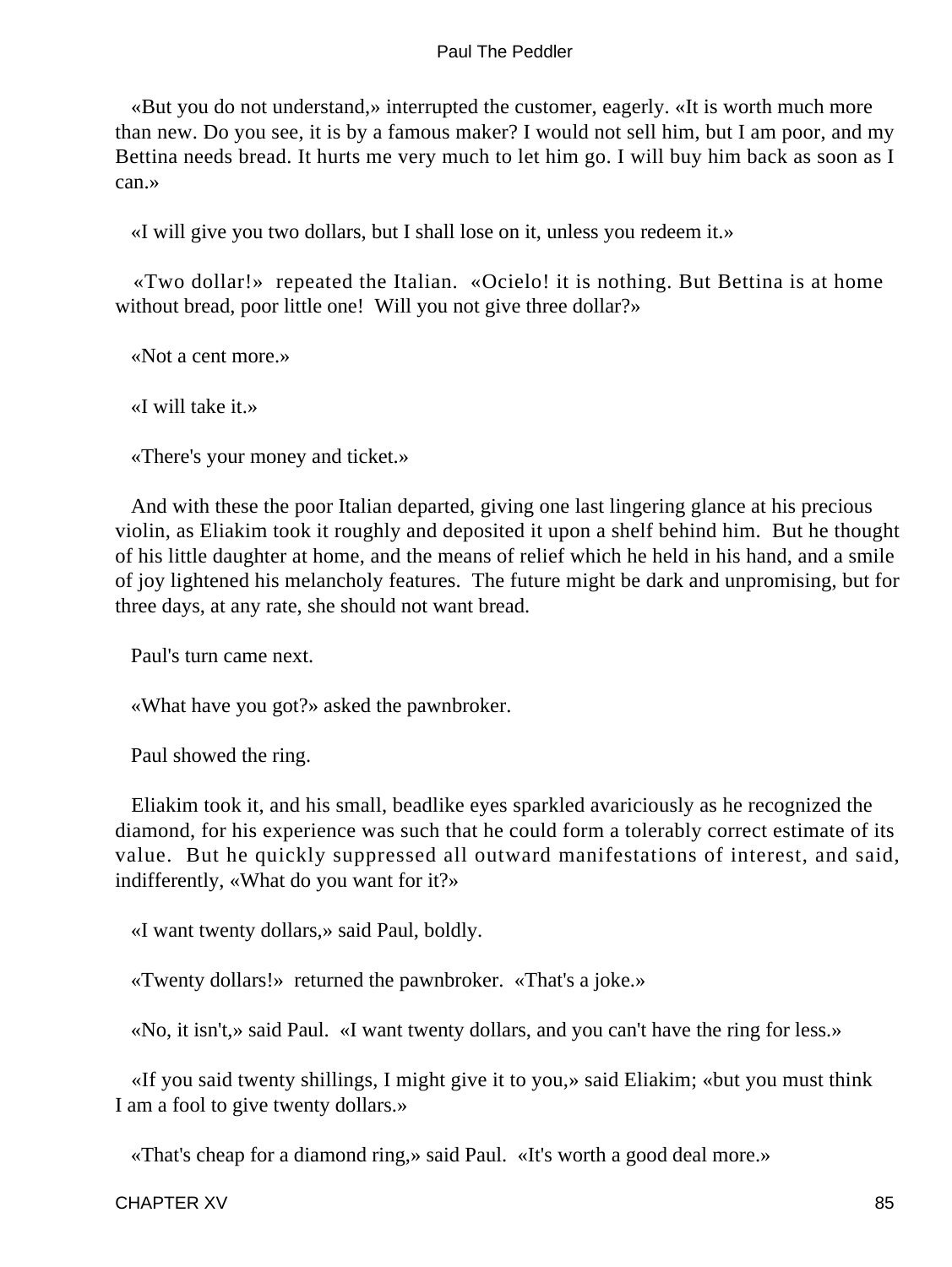«But you do not understand,» interrupted the customer, eagerly. «It is worth much more than new. Do you see, it is by a famous maker? I would not sell him, but I am poor, and my Bettina needs bread. It hurts me very much to let him go. I will buy him back as soon as I can.»

«I will give you two dollars, but I shall lose on it, unless you redeem it.»

«Two dollar!» repeated the Italian. «Ocielo! it is nothing. But Bettina is at home without bread, poor little one! Will you not give three dollar?»

«Not a cent more.»

«I will take it.»

«There's your money and ticket.»

And with these the poor Italian departed, giving one last lingering glance at his precious violin, as Eliakim took it roughly and deposited it upon a shelf behind him. But he thought of his little daughter at home, and the means of relief which he held in his hand, and a smile of joy lightened his melancholy features. The future might be dark and unpromising, but for three days, at any rate, she should not want bread.

Paul's turn came next.

«What have you got?» asked the pawnbroker.

Paul showed the ring.

Eliakim took it, and his small, beadlike eyes sparkled avariciously as he recognized the diamond, for his experience was such that he could form a tolerably correct estimate of its value. But he quickly suppressed all outward manifestations of interest, and said, indifferently, «What do you want for it?»

«I want twenty dollars,» said Paul, boldly.

«Twenty dollars!» returned the pawnbroker. «That's a joke.»

«No, it isn't,» said Paul. «I want twenty dollars, and you can't have the ring for less.»

«If you said twenty shillings, I might give it to you,» said Eliakim; «but you must think I am a fool to give twenty dollars.»

«That's cheap for a diamond ring,» said Paul. «It's worth a good deal more.»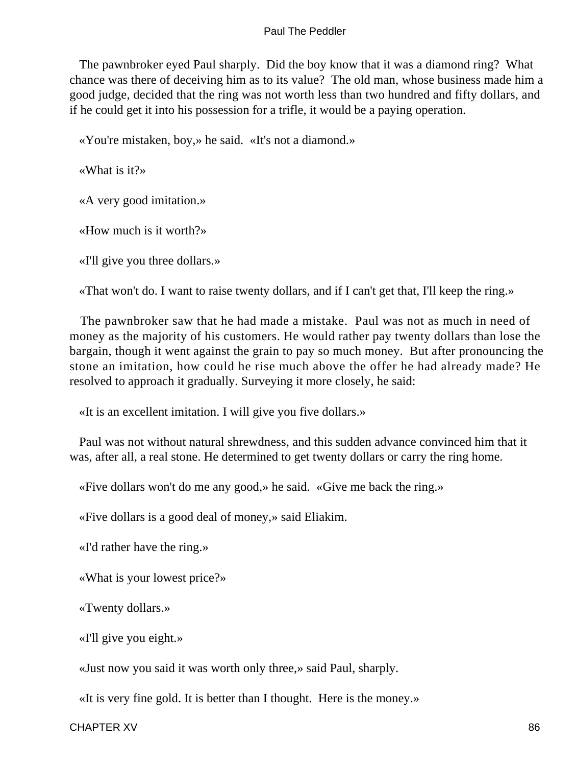The pawnbroker eyed Paul sharply. Did the boy know that it was a diamond ring? What chance was there of deceiving him as to its value? The old man, whose business made him a good judge, decided that the ring was not worth less than two hundred and fifty dollars, and if he could get it into his possession for a trifle, it would be a paying operation.

«You're mistaken, boy,» he said. «It's not a diamond.»

«What is it?»

«A very good imitation.»

«How much is it worth?»

«I'll give you three dollars.»

«That won't do. I want to raise twenty dollars, and if I can't get that, I'll keep the ring.»

The pawnbroker saw that he had made a mistake. Paul was not as much in need of money as the majority of his customers. He would rather pay twenty dollars than lose the bargain, though it went against the grain to pay so much money. But after pronouncing the stone an imitation, how could he rise much above the offer he had already made? He resolved to approach it gradually. Surveying it more closely, he said:

«It is an excellent imitation. I will give you five dollars.»

Paul was not without natural shrewdness, and this sudden advance convinced him that it was, after all, a real stone. He determined to get twenty dollars or carry the ring home.

«Five dollars won't do me any good,» he said. «Give me back the ring.»

«Five dollars is a good deal of money,» said Eliakim.

«I'd rather have the ring.»

«What is your lowest price?»

«Twenty dollars.»

«I'll give you eight.»

«Just now you said it was worth only three,» said Paul, sharply.

«It is very fine gold. It is better than I thought. Here is the money.»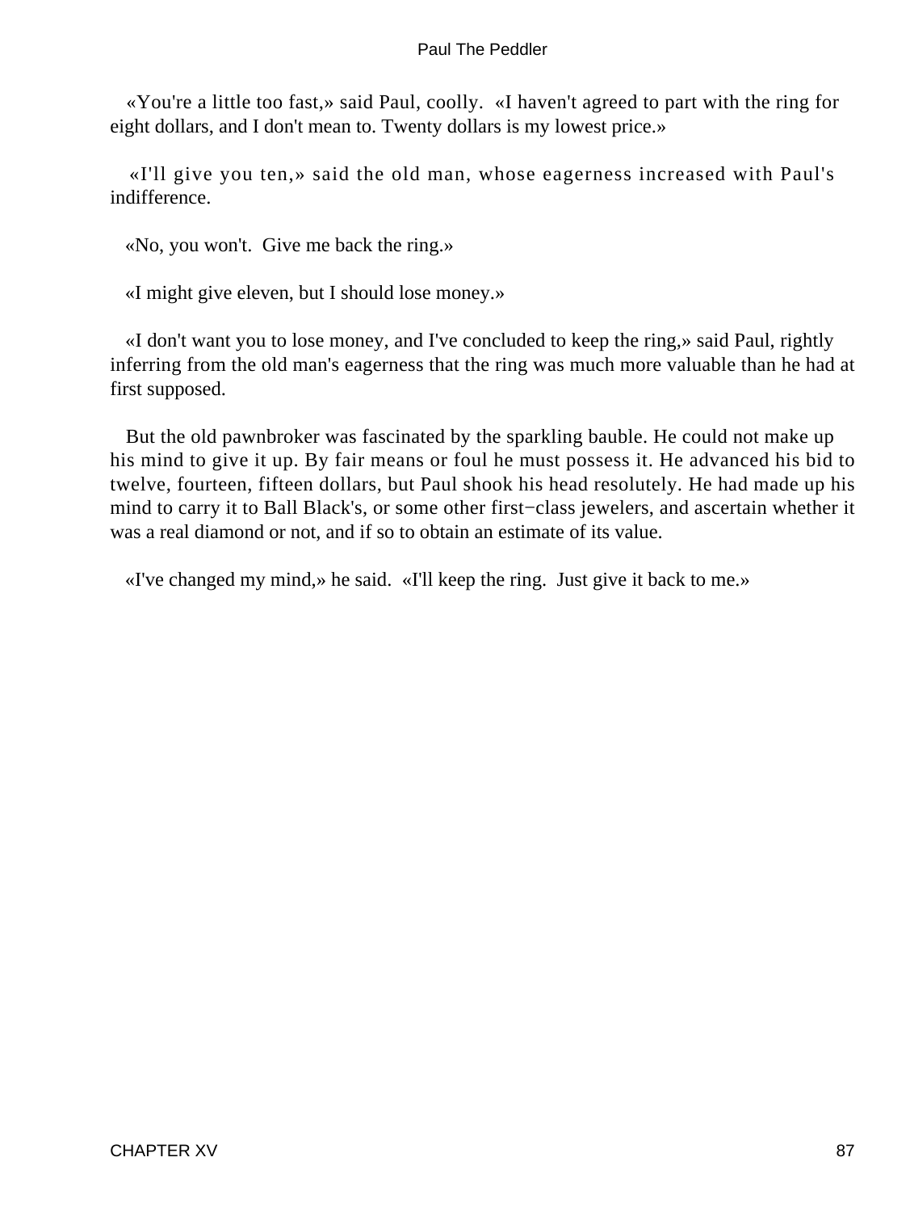«You're a little too fast,» said Paul, coolly. «I haven't agreed to part with the ring for eight dollars, and I don't mean to. Twenty dollars is my lowest price.»

«I'll give you ten,» said the old man, whose eagerness increased with Paul's indifference.

«No, you won't. Give me back the ring.»

«I might give eleven, but I should lose money.»

«I don't want you to lose money, and I've concluded to keep the ring,» said Paul, rightly inferring from the old man's eagerness that the ring was much more valuable than he had at first supposed.

But the old pawnbroker was fascinated by the sparkling bauble. He could not make up his mind to give it up. By fair means or foul he must possess it. He advanced his bid to twelve, fourteen, fifteen dollars, but Paul shook his head resolutely. He had made up his mind to carry it to Ball Black's, or some other first−class jewelers, and ascertain whether it was a real diamond or not, and if so to obtain an estimate of its value.

«I've changed my mind,» he said. «I'll keep the ring. Just give it back to me.»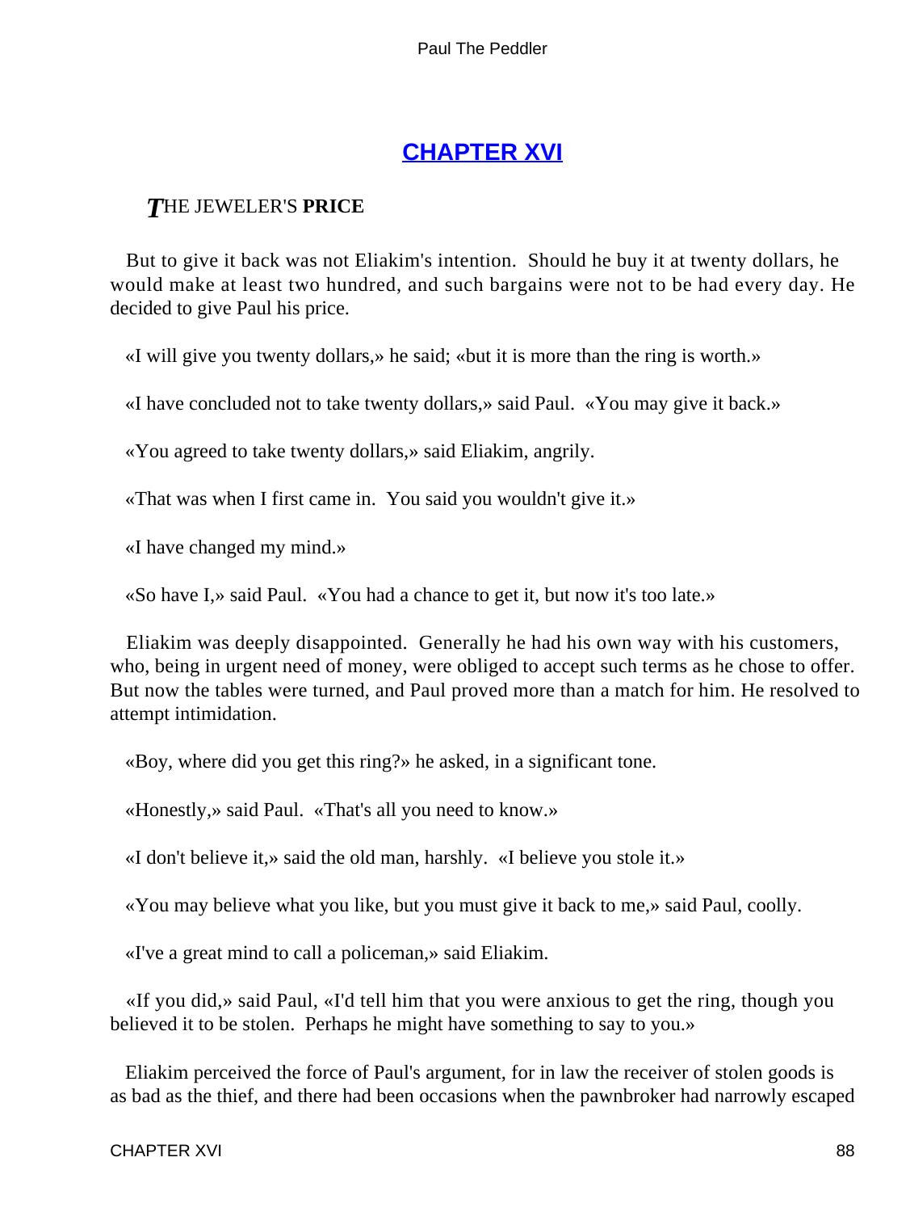## CHAPTER XVI

### THE JEWELER'S **PRICE**

But to give it back was not Eliakim's intention. Should he buy it at twenty dollars, he would make at least two hundred, and such bargains were not to be had every day. He decided to give Paul his price.

«I will give you twenty dollars,» he said; «but it is more than the ring is worth.»

«I have concluded not to take twenty dollars,» said Paul. «You may give it back.»

«You agreed to take twenty dollars,» said Eliakim, angrily.

«That was when I first came in. You said you wouldn't give it.»

«I have changed my mind.»

«So have I,» said Paul. «You had a chance to get it, but now it's too late.»

Eliakim was deeply disappointed. Generally he had his own way with his customers, who, being in urgent need of money, were obliged to accept such terms as he chose to offer. But now the tables were turned, and Paul proved more than a match for him. He resolved to attempt intimidation.

«Boy, where did you get this ring?» he asked, in a significant tone.

«Honestly,» said Paul. «That's all you need to know.»

«I don't believe it,» said the old man, harshly. «I believe you stole it.»

«You may believe what you like, but you must give it back to me,» said Paul, coolly.

«I've a great mind to call a policeman,» said Eliakim.

«If you did,» said Paul, «I'd tell him that you were anxious to get the ring, though you believed it to be stolen. Perhaps he might have something to say to you.»

Eliakim perceived the force of Paul's argument, for in law the receiver of stolen goods is as bad as the thief, and there had been occasions when the pawnbroker had narrowly escaped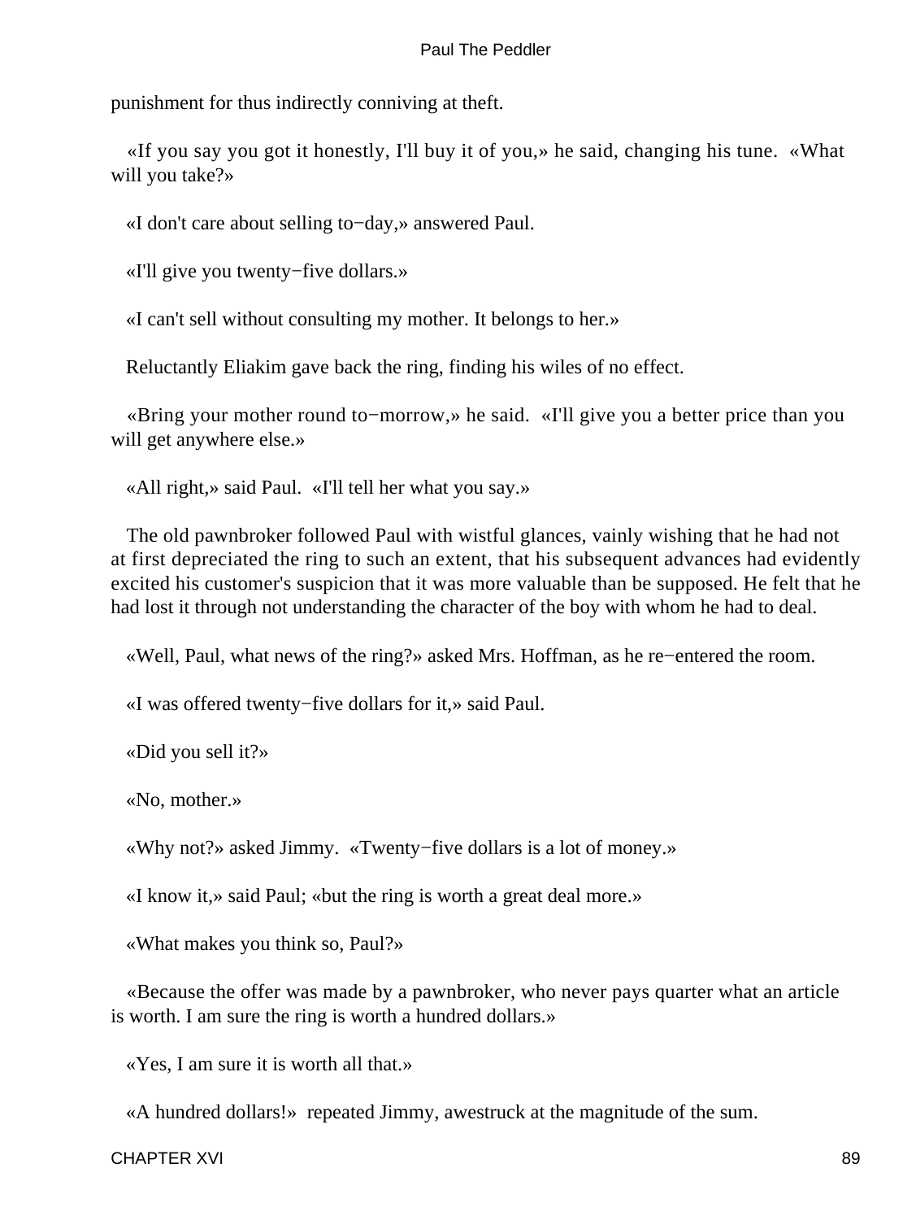punishment for thus indirectly conniving at theft.

«If you say you got it honestly, I'll buy it of you,» he said, changing his tune. «What will you take?»

«I don't care about selling to−day,» answered Paul.

«I'll give you twenty−five dollars.»

«I can't sell without consulting my mother. It belongs to her.»

Reluctantly Eliakim gave back the ring, finding his wiles of no effect.

«Bring your mother round to−morrow,» he said. «I'll give you a better price than you will get anywhere else.»

«All right,» said Paul. «I'll tell her what you say.»

The old pawnbroker followed Paul with wistful glances, vainly wishing that he had not at first depreciated the ring to such an extent, that his subsequent advances had evidently excited his customer's suspicion that it was more valuable than be supposed. He felt that he had lost it through not understanding the character of the boy with whom he had to deal.

«Well, Paul, what news of the ring?» asked Mrs. Hoffman, as he re−entered the room.

«I was offered twenty−five dollars for it,» said Paul.

«Did you sell it?»

«No, mother.»

«Why not?» asked Jimmy. «Twenty−five dollars is a lot of money.»

«I know it,» said Paul; «but the ring is worth a great deal more.»

«What makes you think so, Paul?»

«Because the offer was made by a pawnbroker, who never pays quarter what an article is worth. I am sure the ring is worth a hundred dollars.»

«Yes, I am sure it is worth all that.»

«A hundred dollars!» repeated Jimmy, awestruck at the magnitude of the sum.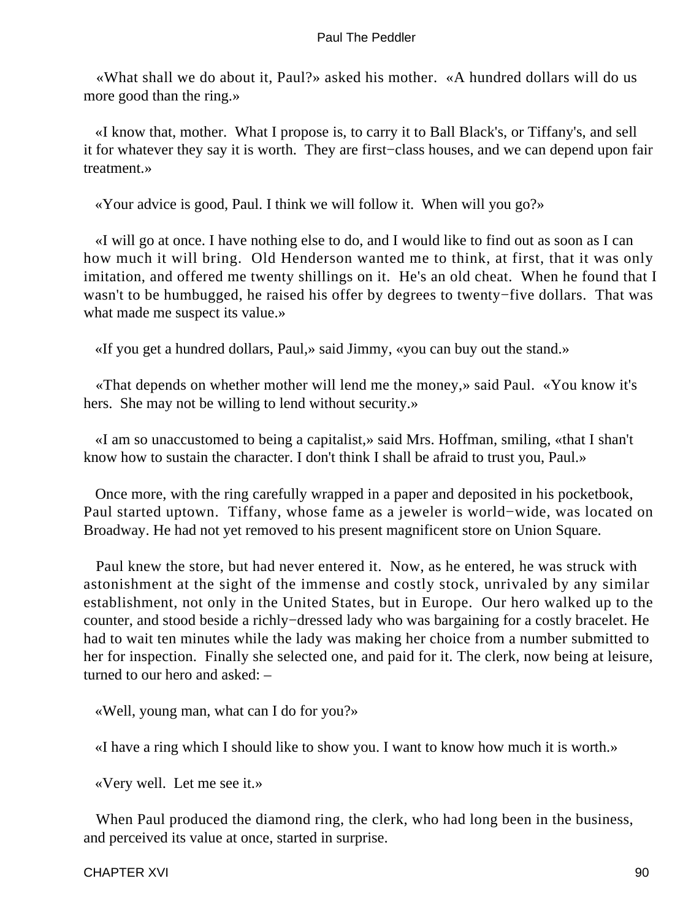«What shall we do about it, Paul?» asked his mother. «A hundred dollars will do us more good than the ring.»

«I know that, mother. What I propose is, to carry it to Ball Black's, or Tiffany's, and sell it for whatever they say it is worth. They are first−class houses, and we can depend upon fair treatment.»

«Your advice is good, Paul. I think we will follow it. When will you go?»

«I will go at once. I have nothing else to do, and I would like to find out as soon as I can how much it will bring. Old Henderson wanted me to think, at first, that it was only imitation, and offered me twenty shillings on it. He's an old cheat. When he found that I wasn't to be humbugged, he raised his offer by degrees to twenty−five dollars. That was what made me suspect its value.»

«If you get a hundred dollars, Paul,» said Jimmy, «you can buy out the stand.»

«That depends on whether mother will lend me the money,» said Paul. «You know it's hers. She may not be willing to lend without security.»

«I am so unaccustomed to being a capitalist,» said Mrs. Hoffman, smiling, «that I shan't know how to sustain the character. I don't think I shall be afraid to trust you, Paul.»

Once more, with the ring carefully wrapped in a paper and deposited in his pocketbook, Paul started uptown. Tiffany, whose fame as a jeweler is world−wide, was located on Broadway. He had not yet removed to his present magnificent store on Union Square.

Paul knew the store, but had never entered it. Now, as he entered, he was struck with astonishment at the sight of the immense and costly stock, unrivaled by any similar establishment, not only in the United States, but in Europe. Our hero walked up to the counter, and stood beside a richly−dressed lady who was bargaining for a costly bracelet. He had to wait ten minutes while the lady was making her choice from a number submitted to her for inspection. Finally she selected one, and paid for it. The clerk, now being at leisure, turned to our hero and asked: –

«Well, young man, what can I do for you?»

«I have a ring which I should like to show you. I want to know how much it is worth.»

«Very well. Let me see it.»

When Paul produced the diamond ring, the clerk, who had long been in the business, and perceived its value at once, started in surprise.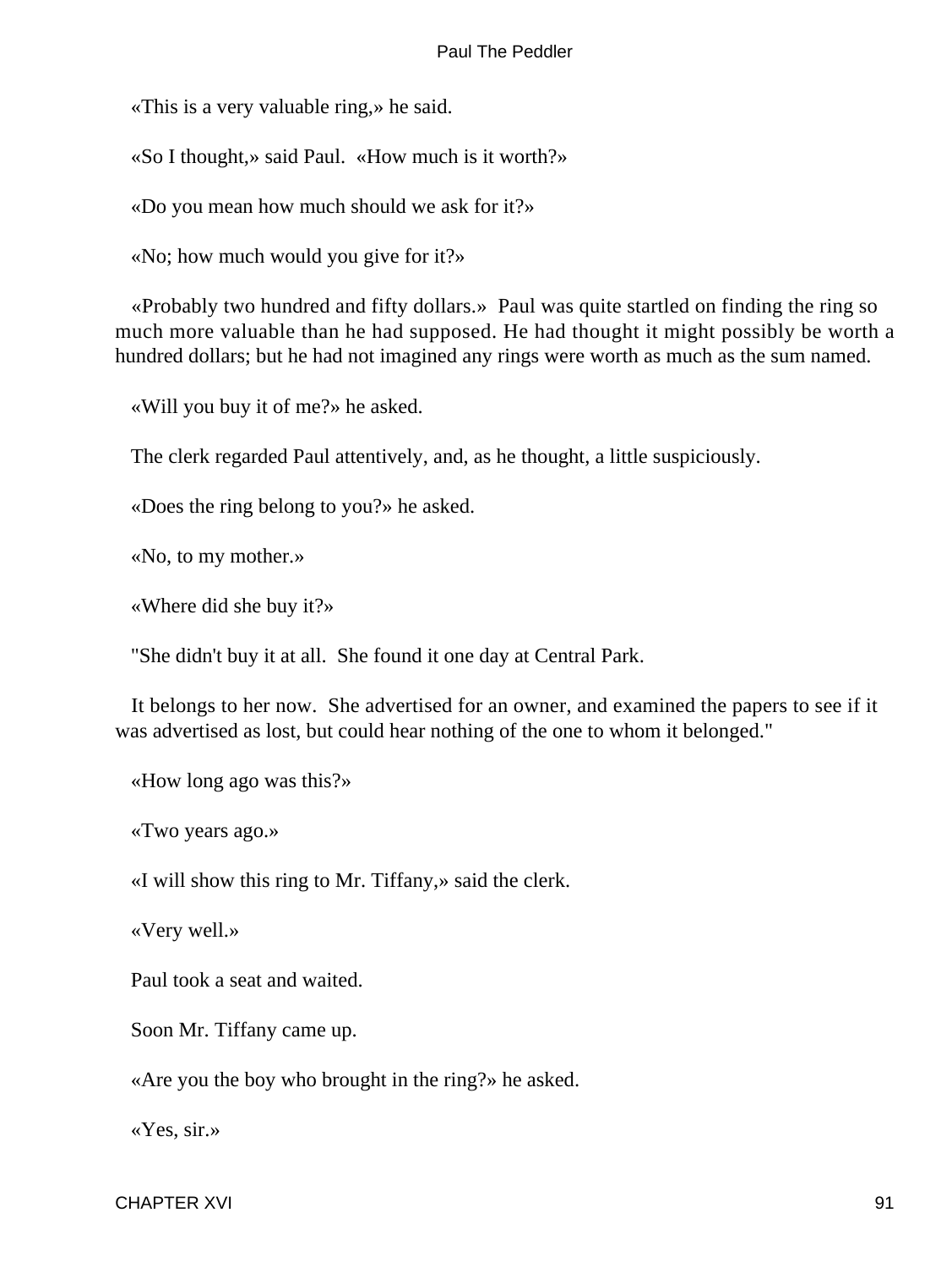«This is a very valuable ring,» he said.

«So I thought,» said Paul. «How much is it worth?»

«Do you mean how much should we ask for it?»

«No; how much would you give for it?»

«Probably two hundred and fifty dollars.» Paul was quite startled on finding the ring so much more valuable than he had supposed. He had thought it might possibly be worth a hundred dollars; but he had not imagined any rings were worth as much as the sum named.

«Will you buy it of me?» he asked.

The clerk regarded Paul attentively, and, as he thought, a little suspiciously.

«Does the ring belong to you?» he asked.

«No, to my mother.»

«Where did she buy it?»

"She didn't buy it at all. She found it one day at Central Park.

It belongs to her now. She advertised for an owner, and examined the papers to see if it was advertised as lost, but could hear nothing of the one to whom it belonged."

«How long ago was this?»

«Two years ago.»

«I will show this ring to Mr. Tiffany,» said the clerk.

«Very well.»

Paul took a seat and waited.

Soon Mr. Tiffany came up.

«Are you the boy who brought in the ring?» he asked.

«Yes, sir.»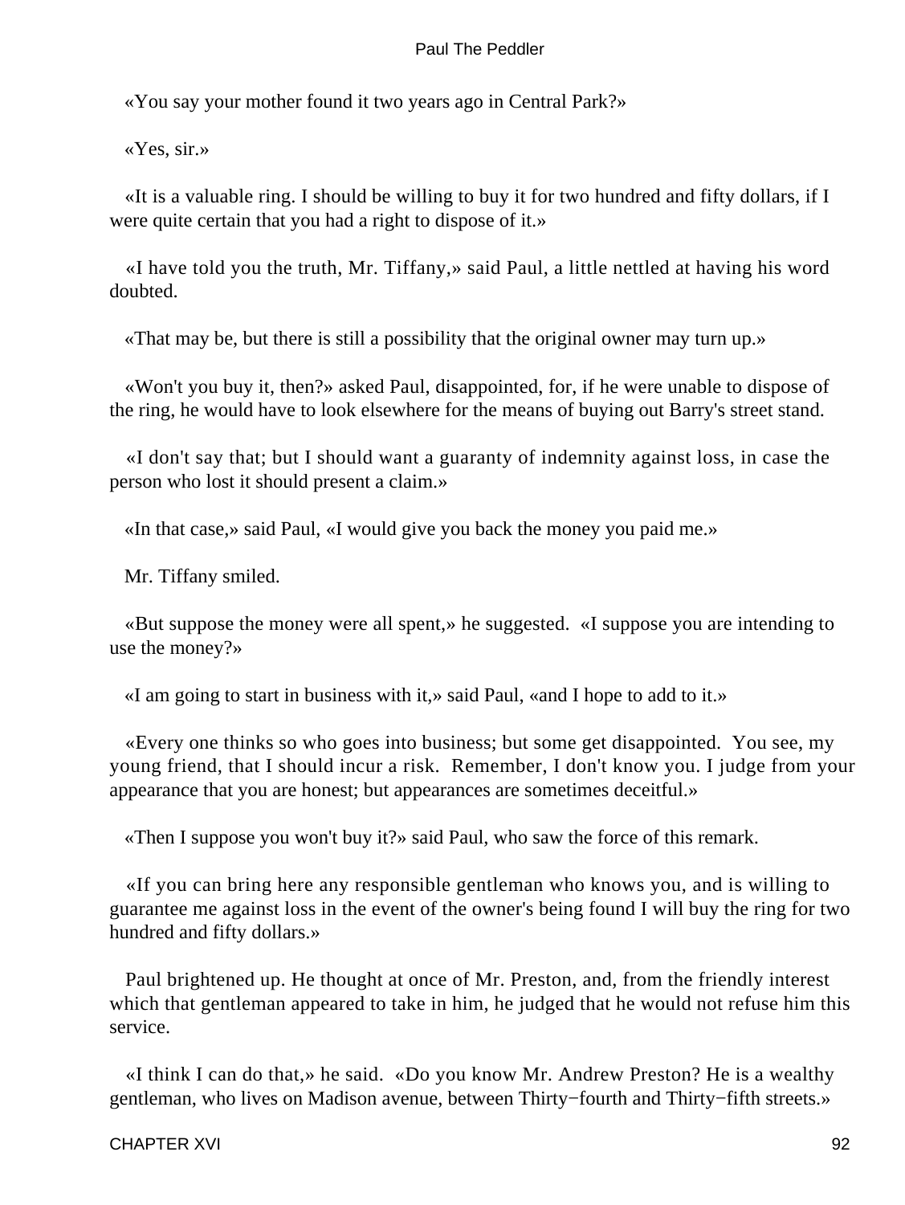«You say your mother found it two years ago in Central Park?»

«Yes, sir.»

«It is a valuable ring. I should be willing to buy it for two hundred and fifty dollars, if I were quite certain that you had a right to dispose of it.»

«I have told you the truth, Mr. Tiffany,» said Paul, a little nettled at having his word doubted.

«That may be, but there is still a possibility that the original owner may turn up.»

«Won't you buy it, then?» asked Paul, disappointed, for, if he were unable to dispose of the ring, he would have to look elsewhere for the means of buying out Barry's street stand.

«I don't say that; but I should want a guaranty of indemnity against loss, in case the person who lost it should present a claim.»

«In that case,» said Paul, «I would give you back the money you paid me.»

Mr. Tiffany smiled.

«But suppose the money were all spent,» he suggested. «I suppose you are intending to use the money?»

«I am going to start in business with it,» said Paul, «and I hope to add to it.»

«Every one thinks so who goes into business; but some get disappointed. You see, my young friend, that I should incur a risk. Remember, I don't know you. I judge from your appearance that you are honest; but appearances are sometimes deceitful.»

«Then I suppose you won't buy it?» said Paul, who saw the force of this remark.

«If you can bring here any responsible gentleman who knows you, and is willing to guarantee me against loss in the event of the owner's being found I will buy the ring for two hundred and fifty dollars.»

Paul brightened up. He thought at once of Mr. Preston, and, from the friendly interest which that gentleman appeared to take in him, he judged that he would not refuse him this service.

«I think I can do that,» he said. «Do you know Mr. Andrew Preston? He is a wealthy gentleman, who lives on Madison avenue, between Thirty−fourth and Thirty−fifth streets.»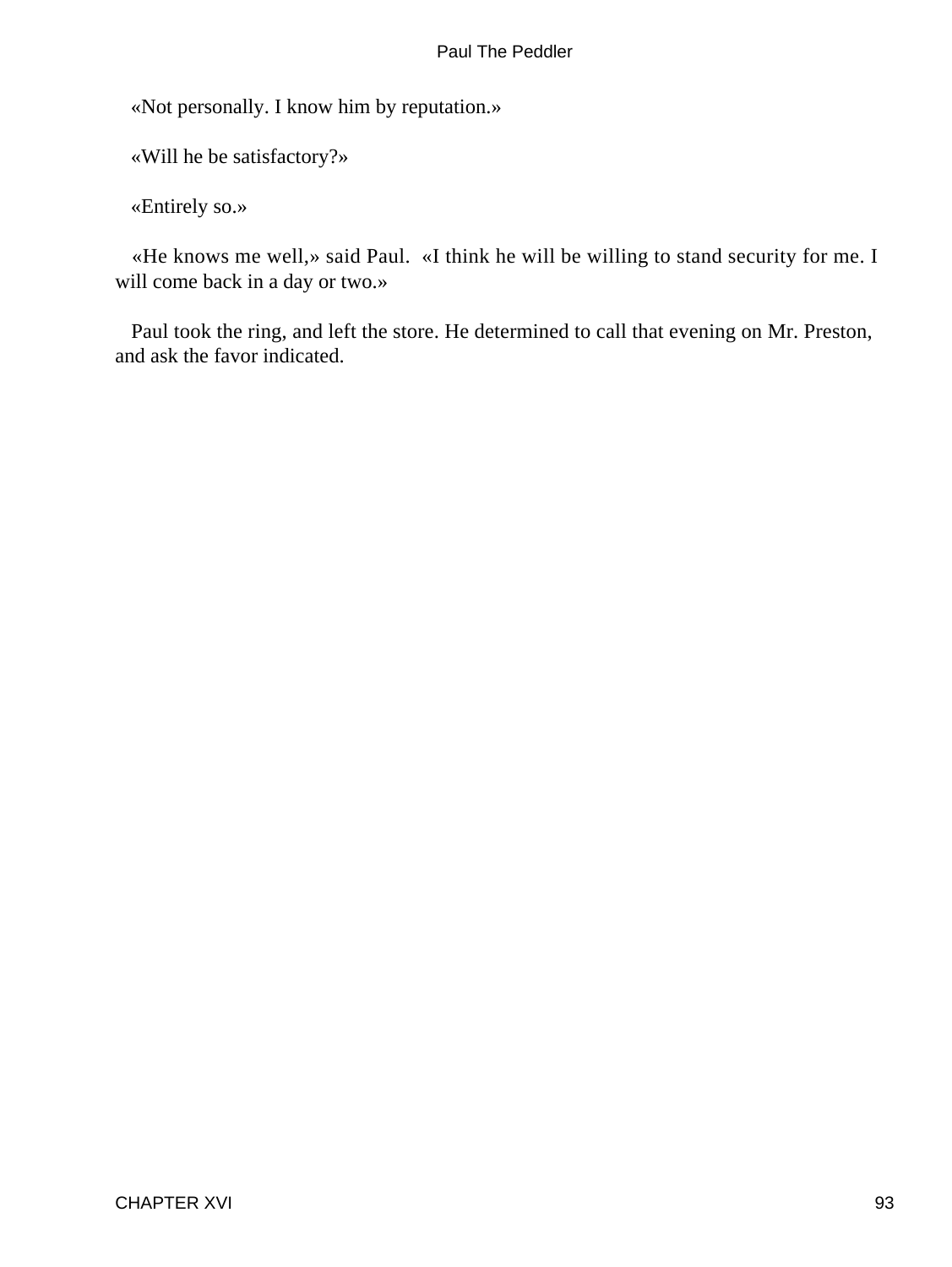«Not personally. I know him by reputation.»

«Will he be satisfactory?»

«Entirely so.»

«He knows me well,» said Paul. «I think he will be willing to stand security for me. I will come back in a day or two.»

Paul took the ring, and left the store. He determined to call that evening on Mr. Preston, and ask the favor indicated.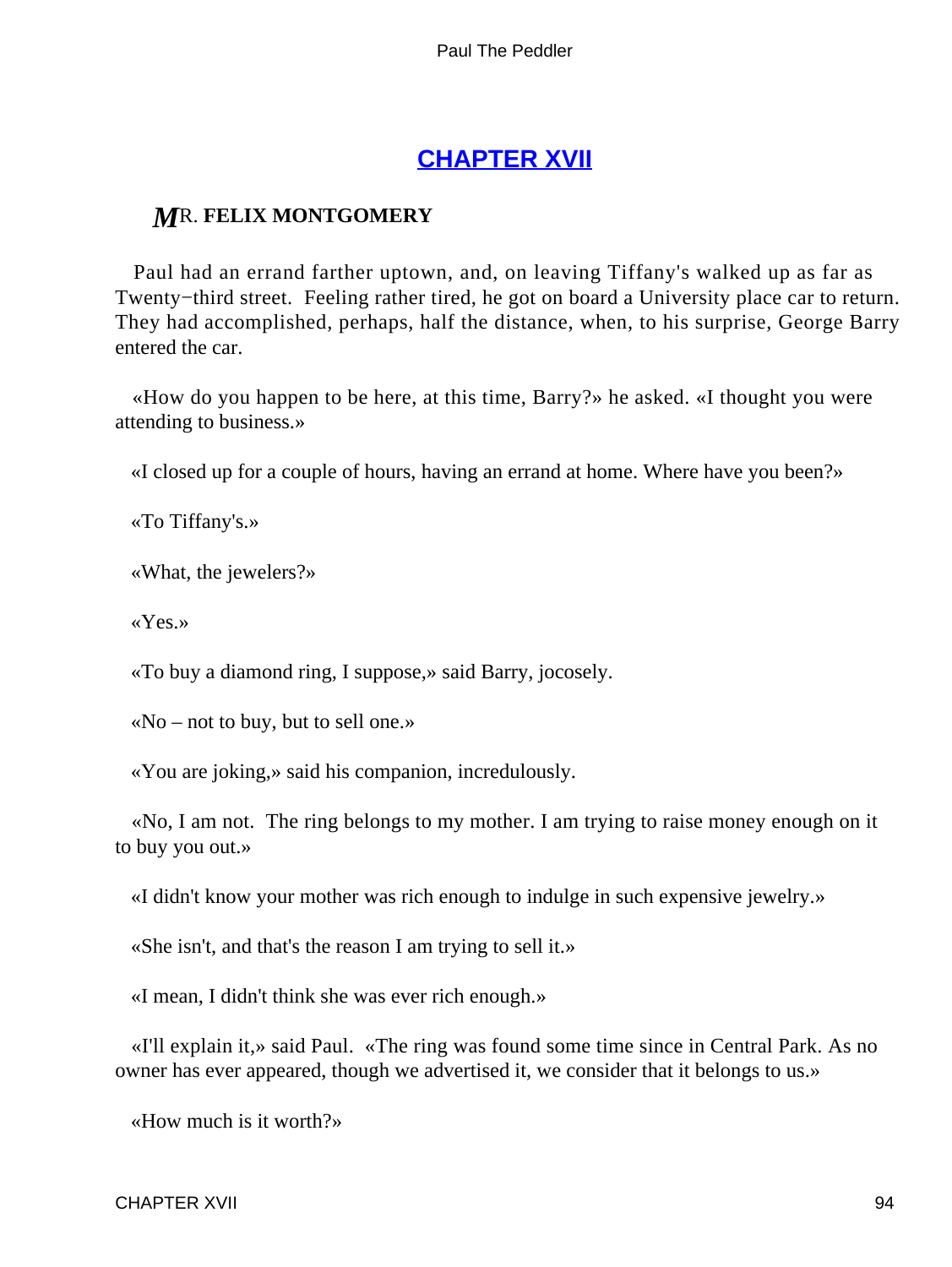## CHAPTER XVII

### MR. FELIX MONTGOMERY

Paul had an errand farther uptown, and, on leaving Tiffany's walked up as far as Twenty−third street. Feeling rather tired, he got on board a University place car to return. They had accomplished, perhaps, half the distance, when, to his surprise, George Barry entered the car.

«How do you happen to be here, at this time, Barry?» he asked. «I thought you were attending to business.»

«I closed up for a couple of hours, having an errand at home. Where have you been?»

«To Tiffany's.»

«What, the jewelers?»

«Yes.»

«To buy a diamond ring, I suppose,» said Barry, jocosely.

«No – not to buy, but to sell one.»

«You are joking,» said his companion, incredulously.

«No, I am not. The ring belongs to my mother. I am trying to raise money enough on it to buy you out.»

«I didn't know your mother was rich enough to indulge in such expensive jewelry.»

«She isn't, and that's the reason I am trying to sell it.»

«I mean, I didn't think she was ever rich enough.»

«I'll explain it,» said Paul. «The ring was found some time since in Central Park. As no owner has ever appeared, though we advertised it, we consider that it belongs to us.»

«How much is it worth?»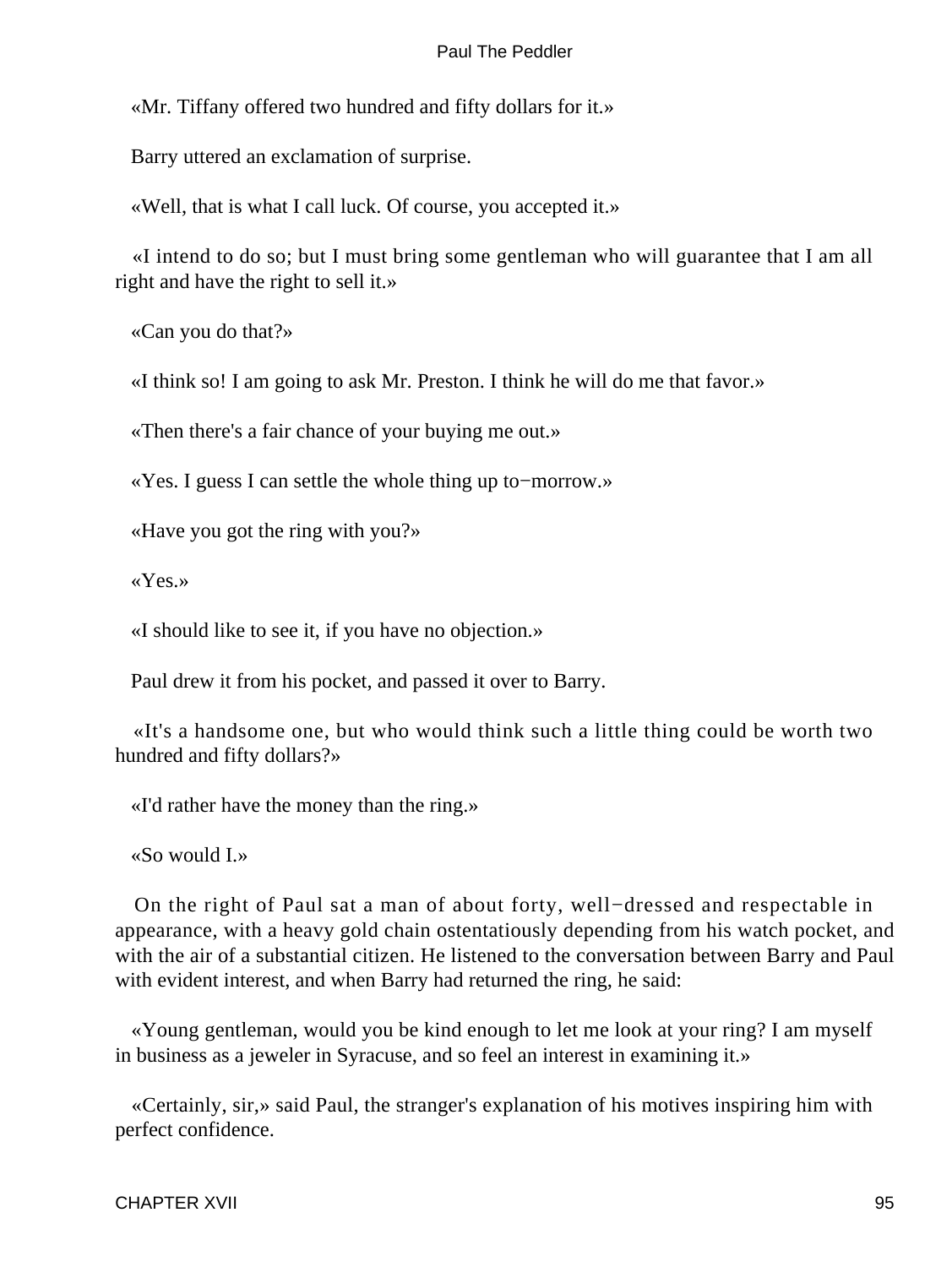«Mr. Tiffany offered two hundred and fifty dollars for it.»

Barry uttered an exclamation of surprise.

«Well, that is what I call luck. Of course, you accepted it.»

«I intend to do so; but I must bring some gentleman who will guarantee that I am all right and have the right to sell it.»

«Can you do that?»

«I think so! I am going to ask Mr. Preston. I think he will do me that favor.»

«Then there's a fair chance of your buying me out.»

«Yes. I guess I can settle the whole thing up to−morrow.»

«Have you got the ring with you?»

«Yes.»

«I should like to see it, if you have no objection.»

Paul drew it from his pocket, and passed it over to Barry.

«It's a handsome one, but who would think such a little thing could be worth two hundred and fifty dollars?»

«I'd rather have the money than the ring.»

«So would I.»

On the right of Paul sat a man of about forty, well−dressed and respectable in appearance, with a heavy gold chain ostentatiously depending from his watch pocket, and with the air of a substantial citizen. He listened to the conversation between Barry and Paul with evident interest, and when Barry had returned the ring, he said:

«Young gentleman, would you be kind enough to let me look at your ring? I am myself in business as a jeweler in Syracuse, and so feel an interest in examining it.»

«Certainly, sir,» said Paul, the stranger's explanation of his motives inspiring him with perfect confidence.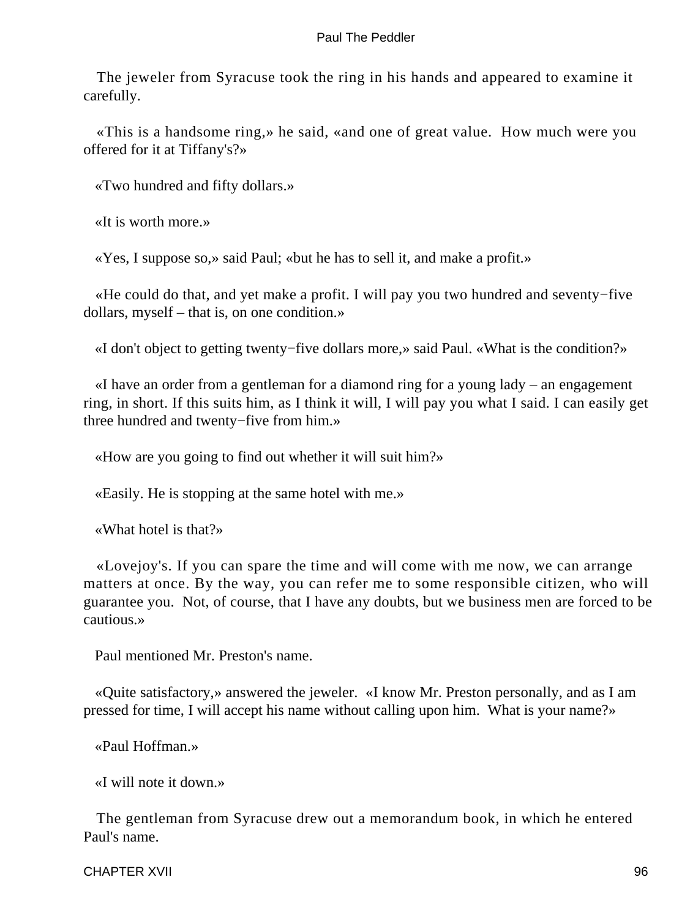The jeweler from Syracuse took the ring in his hands and appeared to examine it carefully.

«This is a handsome ring,» he said, «and one of great value. How much were you offered for it at Tiffany's?»

«Two hundred and fifty dollars.»

«It is worth more.»

«Yes, I suppose so,» said Paul; «but he has to sell it, and make a profit.»

«He could do that, and yet make a profit. I will pay you two hundred and seventy−five dollars, myself – that is, on one condition.»

«I don't object to getting twenty−five dollars more,» said Paul. «What is the condition?»

«I have an order from a gentleman for a diamond ring for a young lady – an engagement ring, in short. If this suits him, as I think it will, I will pay you what I said. I can easily get three hundred and twenty−five from him.»

«How are you going to find out whether it will suit him?»

«Easily. He is stopping at the same hotel with me.»

«What hotel is that?»

«Lovejoy's. If you can spare the time and will come with me now, we can arrange matters at once. By the way, you can refer me to some responsible citizen, who will guarantee you. Not, of course, that I have any doubts, but we business men are forced to be cautious.»

Paul mentioned Mr. Preston's name.

«Quite satisfactory,» answered the jeweler. «I know Mr. Preston personally, and as I am pressed for time, I will accept his name without calling upon him. What is your name?»

«Paul Hoffman.»

«I will note it down.»

The gentleman from Syracuse drew out a memorandum book, in which he entered Paul's name.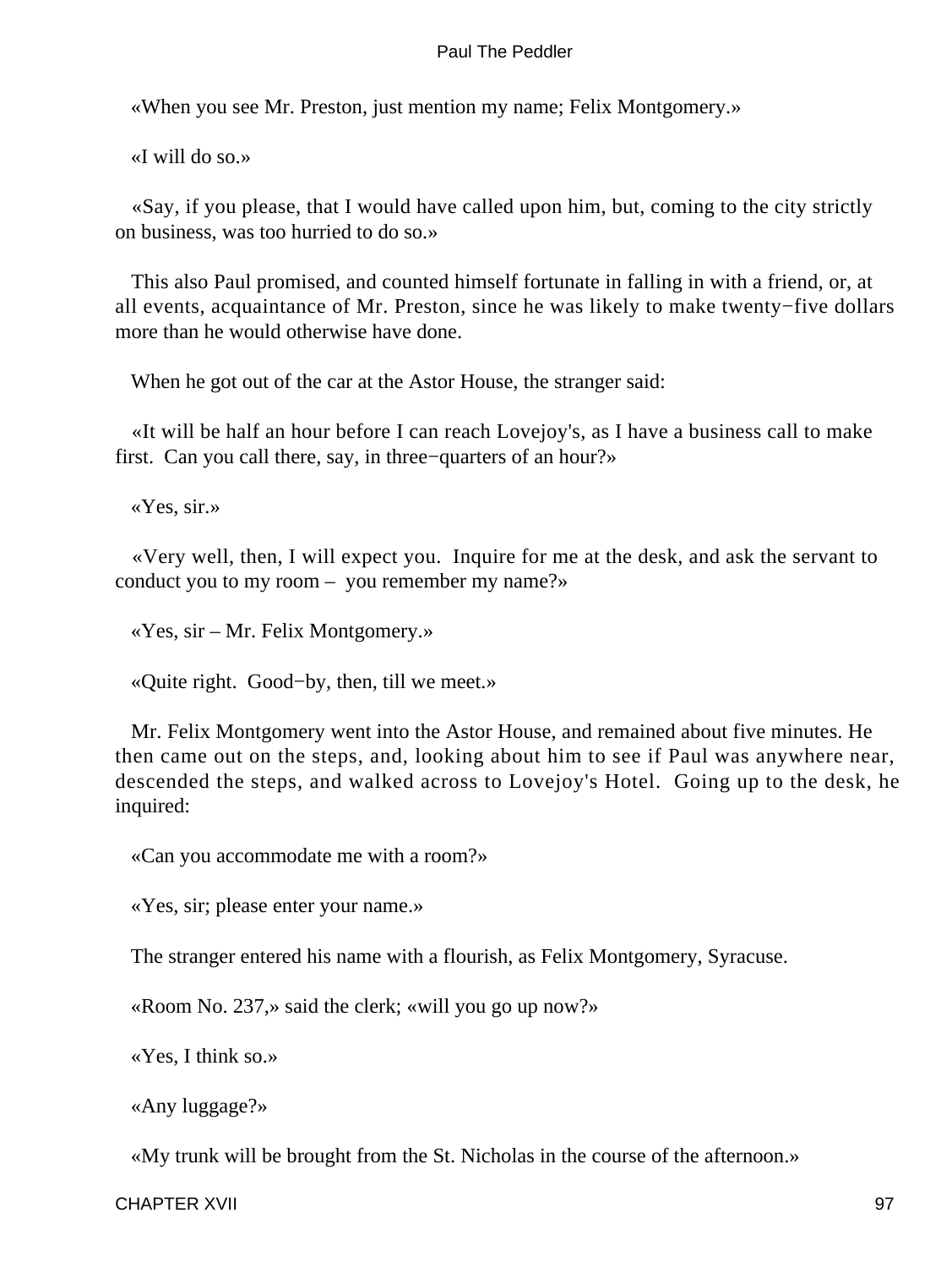«When you see Mr. Preston, just mention my name; Felix Montgomery.»

«I will do so.»

«Say, if you please, that I would have called upon him, but, coming to the city strictly on business, was too hurried to do so.»

This also Paul promised, and counted himself fortunate in falling in with a friend, or, at all events, acquaintance of Mr. Preston, since he was likely to make twenty−five dollars more than he would otherwise have done.

When he got out of the car at the Astor House, the stranger said:

«It will be half an hour before I can reach Lovejoy's, as I have a business call to make first. Can you call there, say, in three−quarters of an hour?»

«Yes, sir.»

«Very well, then, I will expect you. Inquire for me at the desk, and ask the servant to conduct you to my room – you remember my name?»

«Yes, sir – Mr. Felix Montgomery.»

«Quite right. Good−by, then, till we meet.»

Mr. Felix Montgomery went into the Astor House, and remained about five minutes. He then came out on the steps, and, looking about him to see if Paul was anywhere near, descended the steps, and walked across to Lovejoy's Hotel. Going up to the desk, he inquired:

«Can you accommodate me with a room?»

«Yes, sir; please enter your name.»

The stranger entered his name with a flourish, as Felix Montgomery, Syracuse.

«Room No. 237,» said the clerk; «will you go up now?»

«Yes, I think so.»

«Any luggage?»

«My trunk will be brought from the St. Nicholas in the course of the afternoon.»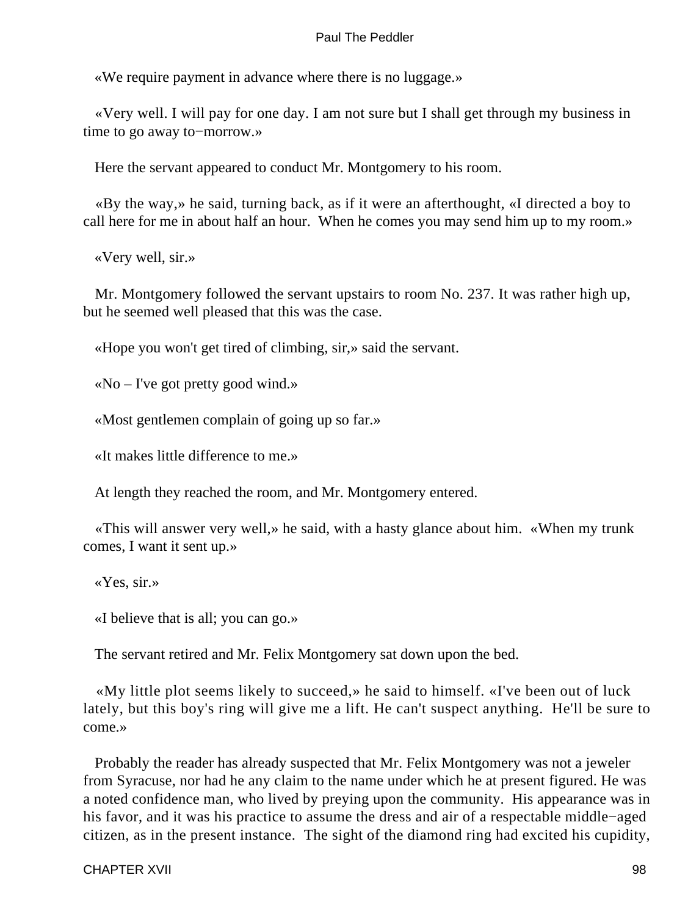«We require payment in advance where there is no luggage.»

«Very well. I will pay for one day. I am not sure but I shall get through my business in time to go away to−morrow.»

Here the servant appeared to conduct Mr. Montgomery to his room.

«By the way,» he said, turning back, as if it were an afterthought, «I directed a boy to call here for me in about half an hour. When he comes you may send him up to my room.»

«Very well, sir.»

Mr. Montgomery followed the servant upstairs to room No. 237. It was rather high up, but he seemed well pleased that this was the case.

«Hope you won't get tired of climbing, sir,» said the servant.

«No – I've got pretty good wind.»

«Most gentlemen complain of going up so far.»

«It makes little difference to me.»

At length they reached the room, and Mr. Montgomery entered.

«This will answer very well,» he said, with a hasty glance about him. «When my trunk comes, I want it sent up.»

«Yes, sir.»

«I believe that is all; you can go.»

The servant retired and Mr. Felix Montgomery sat down upon the bed.

«My little plot seems likely to succeed,» he said to himself. «I've been out of luck lately, but this boy's ring will give me a lift. He can't suspect anything. He'll be sure to come.»

Probably the reader has already suspected that Mr. Felix Montgomery was not a jeweler from Syracuse, nor had he any claim to the name under which he at present figured. He was a noted confidence man, who lived by preying upon the community. His appearance was in his favor, and it was his practice to assume the dress and air of a respectable middle−aged citizen, as in the present instance. The sight of the diamond ring had excited his cupidity,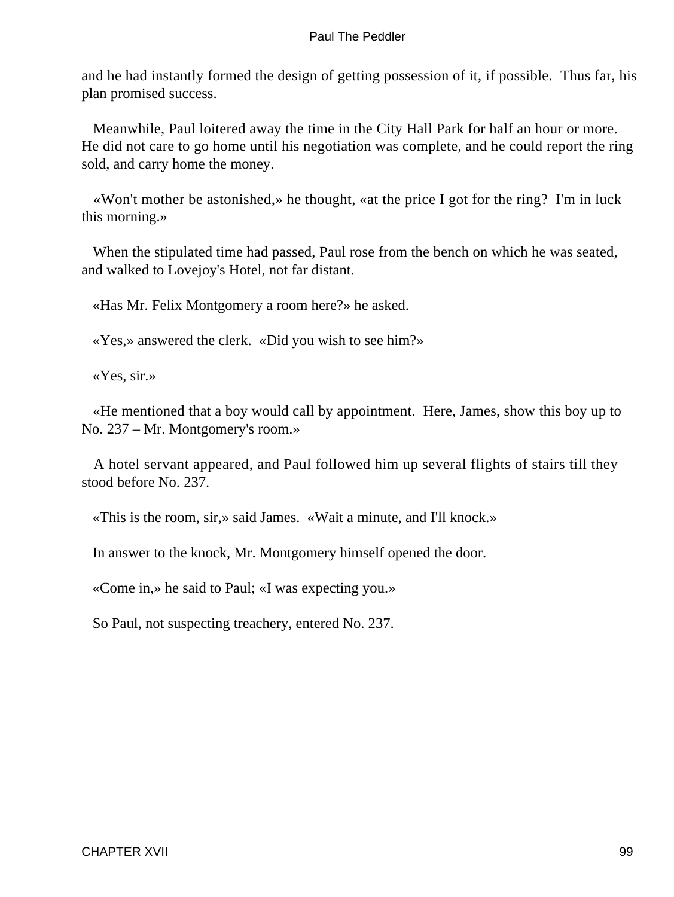and he had instantly formed the design of getting possession of it, if possible. Thus far, his plan promised success.

Meanwhile, Paul loitered away the time in the City Hall Park for half an hour or more. He did not care to go home until his negotiation was complete, and he could report the ring sold, and carry home the money.

«Won't mother be astonished,» he thought, «at the price I got for the ring? I'm in luck this morning.»

When the stipulated time had passed, Paul rose from the bench on which he was seated, and walked to Lovejoy's Hotel, not far distant.

«Has Mr. Felix Montgomery a room here?» he asked.

«Yes,» answered the clerk. «Did you wish to see him?»

«Yes, sir.»

«He mentioned that a boy would call by appointment. Here, James, show this boy up to No. 237 – Mr. Montgomery's room.»

A hotel servant appeared, and Paul followed him up several flights of stairs till they stood before No. 237.

«This is the room, sir,» said James. «Wait a minute, and I'll knock.»

In answer to the knock, Mr. Montgomery himself opened the door.

«Come in,» he said to Paul; «I was expecting you.»

So Paul, not suspecting treachery, entered No. 237.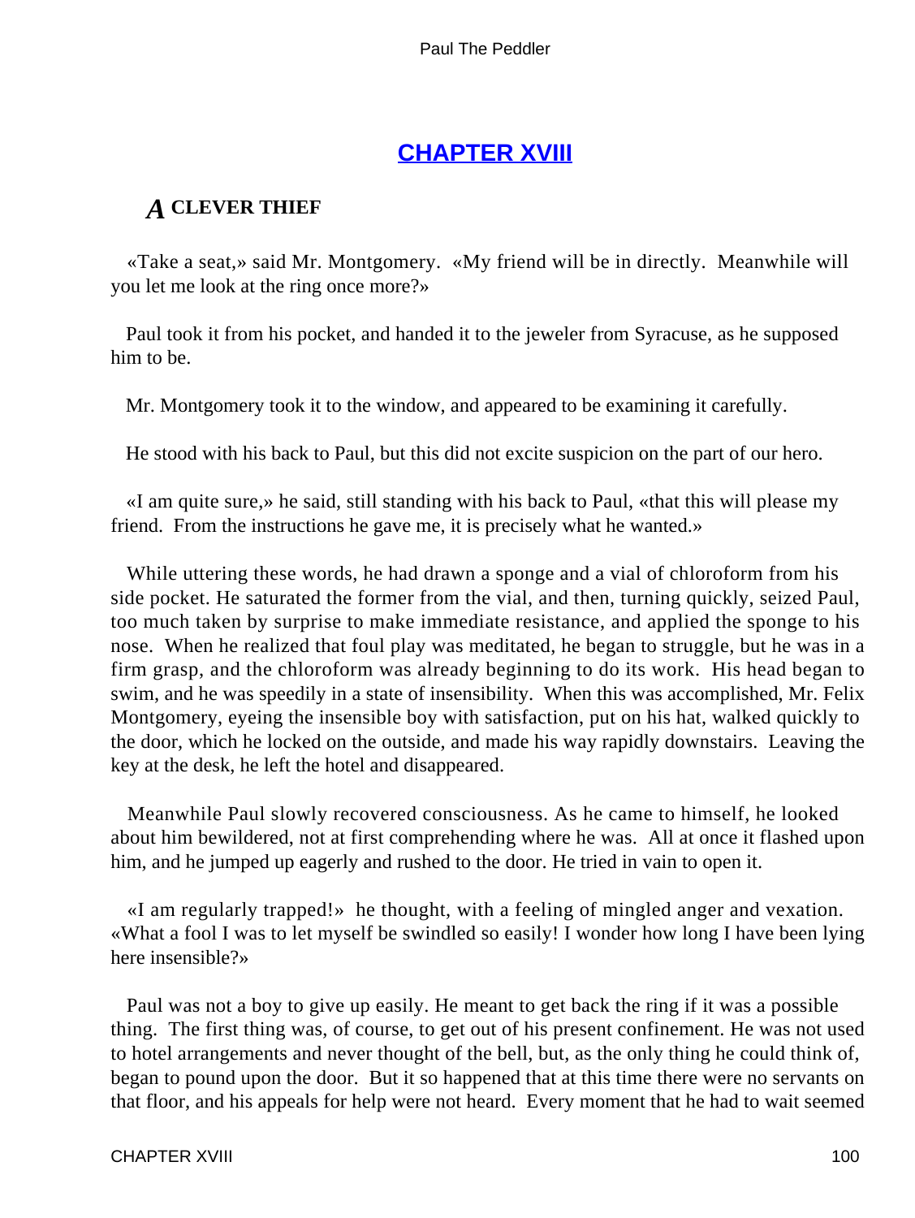## CHAPTER XVIII

### *A* CLEVER THIEF

«Take a seat,» said Mr. Montgomery. «My friend will be in directly. Meanwhile will you let me look at the ring once more?»

Paul took it from his pocket, and handed it to the jeweler from Syracuse, as he supposed him to be.

Mr. Montgomery took it to the window, and appeared to be examining it carefully.

He stood with his back to Paul, but this did not excite suspicion on the part of our hero.

«I am quite sure,» he said, still standing with his back to Paul, «that this will please my friend. From the instructions he gave me, it is precisely what he wanted.»

While uttering these words, he had drawn a sponge and a vial of chloroform from his side pocket. He saturated the former from the vial, and then, turning quickly, seized Paul, too much taken by surprise to make immediate resistance, and applied the sponge to his nose. When he realized that foul play was meditated, he began to struggle, but he was in a firm grasp, and the chloroform was already beginning to do its work. His head began to swim, and he was speedily in a state of insensibility. When this was accomplished, Mr. Felix Montgomery, eyeing the insensible boy with satisfaction, put on his hat, walked quickly to the door, which he locked on the outside, and made his way rapidly downstairs. Leaving the key at the desk, he left the hotel and disappeared.

Meanwhile Paul slowly recovered consciousness. As he came to himself, he looked about him bewildered, not at first comprehending where he was. All at once it flashed upon him, and he jumped up eagerly and rushed to the door. He tried in vain to open it.

«I am regularly trapped!» he thought, with a feeling of mingled anger and vexation. «What a fool I was to let myself be swindled so easily! I wonder how long I have been lying here insensible?»

Paul was not a boy to give up easily. He meant to get back the ring if it was a possible thing. The first thing was, of course, to get out of his present confinement. He was not used to hotel arrangements and never thought of the bell, but, as the only thing he could think of, began to pound upon the door. But it so happened that at this time there were no servants on that floor, and his appeals for help were not heard. Every moment that he had to wait seemed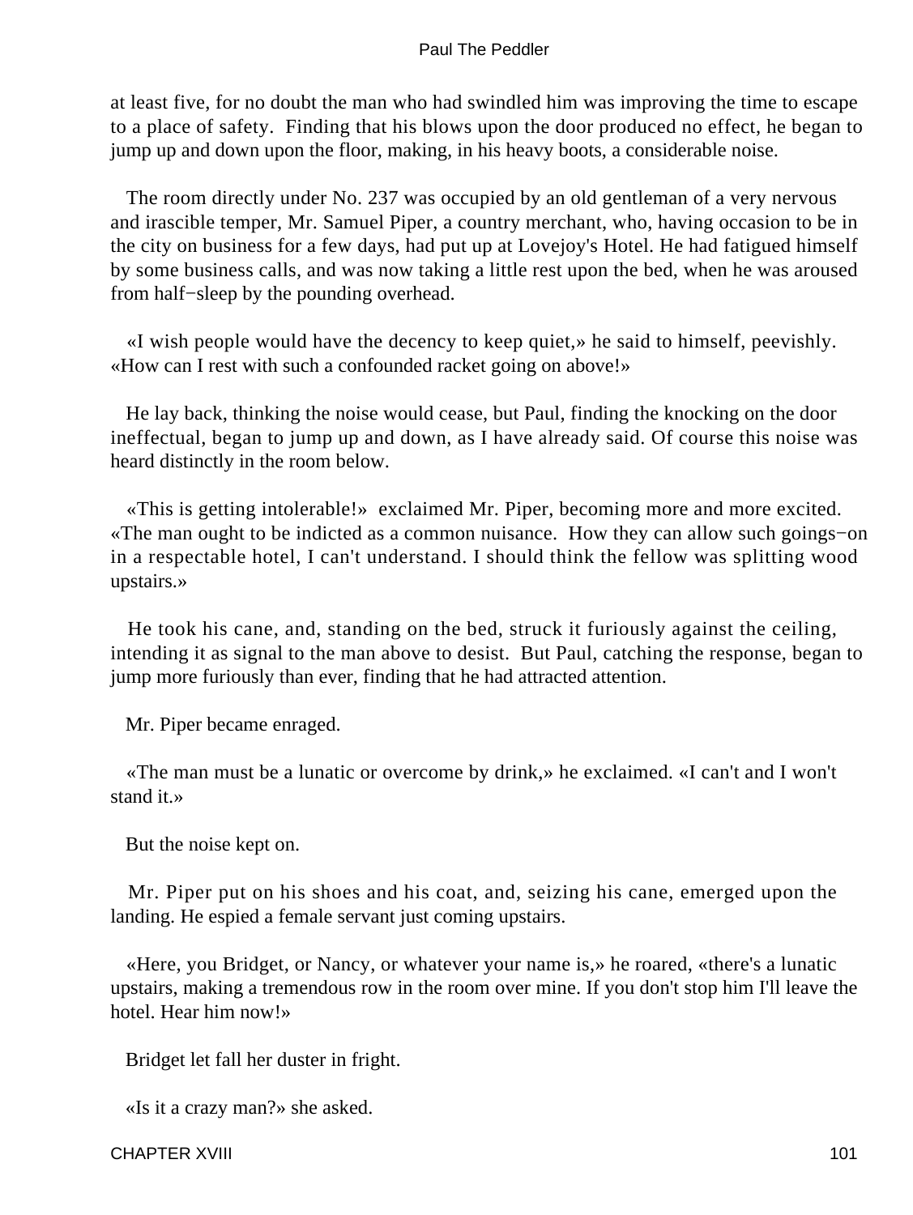at least five, for no doubt the man who had swindled him was improving the time to escape to a place of safety. Finding that his blows upon the door produced no effect, he began to jump up and down upon the floor, making, in his heavy boots, a considerable noise.

The room directly under No. 237 was occupied by an old gentleman of a very nervous and irascible temper, Mr. Samuel Piper, a country merchant, who, having occasion to be in the city on business for a few days, had put up at Lovejoy's Hotel. He had fatigued himself by some business calls, and was now taking a little rest upon the bed, when he was aroused from half−sleep by the pounding overhead.

«I wish people would have the decency to keep quiet,» he said to himself, peevishly. «How can I rest with such a confounded racket going on above!»

He lay back, thinking the noise would cease, but Paul, finding the knocking on the door ineffectual, began to jump up and down, as I have already said. Of course this noise was heard distinctly in the room below.

«This is getting intolerable!» exclaimed Mr. Piper, becoming more and more excited. «The man ought to be indicted as a common nuisance. How they can allow such goings−on in a respectable hotel, I can't understand. I should think the fellow was splitting wood upstairs.»

He took his cane, and, standing on the bed, struck it furiously against the ceiling, intending it as signal to the man above to desist. But Paul, catching the response, began to jump more furiously than ever, finding that he had attracted attention.

Mr. Piper became enraged.

«The man must be a lunatic or overcome by drink,» he exclaimed. «I can't and I won't stand it.»

But the noise kept on.

Mr. Piper put on his shoes and his coat, and, seizing his cane, emerged upon the landing. He espied a female servant just coming upstairs.

«Here, you Bridget, or Nancy, or whatever your name is,» he roared, «there's a lunatic upstairs, making a tremendous row in the room over mine. If you don't stop him I'll leave the hotel. Hear him now!»

Bridget let fall her duster in fright.

«Is it a crazy man?» she asked.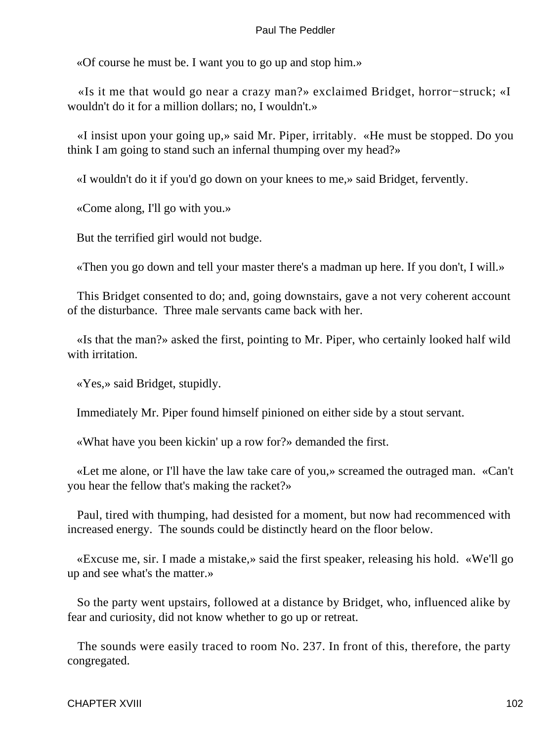«Of course he must be. I want you to go up and stop him.»

«Is it me that would go near a crazy man?» exclaimed Bridget, horror−struck; «I wouldn't do it for a million dollars; no, I wouldn't.»

«I insist upon your going up,» said Mr. Piper, irritably. «He must be stopped. Do you think I am going to stand such an infernal thumping over my head?»

«I wouldn't do it if you'd go down on your knees to me,» said Bridget, fervently.

«Come along, I'll go with you.»

But the terrified girl would not budge.

«Then you go down and tell your master there's a madman up here. If you don't, I will.»

This Bridget consented to do; and, going downstairs, gave a not very coherent account of the disturbance. Three male servants came back with her.

«Is that the man?» asked the first, pointing to Mr. Piper, who certainly looked half wild with irritation.

«Yes,» said Bridget, stupidly.

Immediately Mr. Piper found himself pinioned on either side by a stout servant.

«What have you been kickin' up a row for?» demanded the first.

«Let me alone, or I'll have the law take care of you,» screamed the outraged man. «Can't you hear the fellow that's making the racket?»

Paul, tired with thumping, had desisted for a moment, but now had recommenced with increased energy. The sounds could be distinctly heard on the floor below.

«Excuse me, sir. I made a mistake,» said the first speaker, releasing his hold. «We'll go up and see what's the matter.»

So the party went upstairs, followed at a distance by Bridget, who, influenced alike by fear and curiosity, did not know whether to go up or retreat.

The sounds were easily traced to room No. 237. In front of this, therefore, the party congregated.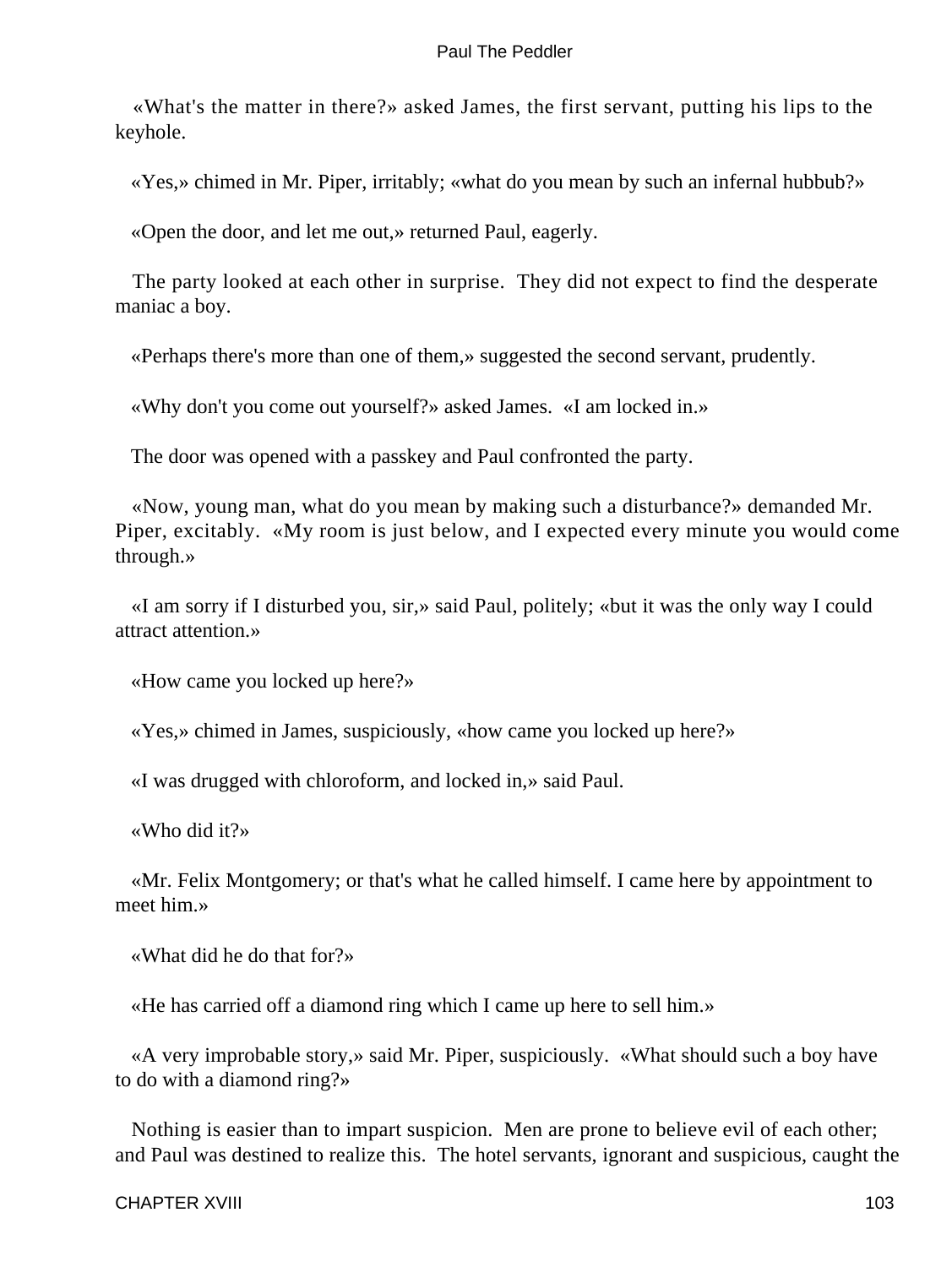«What's the matter in there?» asked James, the first servant, putting his lips to the keyhole.

«Yes,» chimed in Mr. Piper, irritably; «what do you mean by such an infernal hubbub?»

«Open the door, and let me out,» returned Paul, eagerly.

The party looked at each other in surprise. They did not expect to find the desperate maniac a boy.

«Perhaps there's more than one of them,» suggested the second servant, prudently.

«Why don't you come out yourself?» asked James. «I am locked in.»

The door was opened with a passkey and Paul confronted the party.

«Now, young man, what do you mean by making such a disturbance?» demanded Mr. Piper, excitably. «My room is just below, and I expected every minute you would come through.»

«I am sorry if I disturbed you, sir,» said Paul, politely; «but it was the only way I could attract attention.»

«How came you locked up here?»

«Yes,» chimed in James, suspiciously, «how came you locked up here?»

«I was drugged with chloroform, and locked in,» said Paul.

«Who did it?»

«Mr. Felix Montgomery; or that's what he called himself. I came here by appointment to meet him.»

«What did he do that for?»

«He has carried off a diamond ring which I came up here to sell him.»

«A very improbable story,» said Mr. Piper, suspiciously. «What should such a boy have to do with a diamond ring?»

Nothing is easier than to impart suspicion. Men are prone to believe evil of each other; and Paul was destined to realize this. The hotel servants, ignorant and suspicious, caught the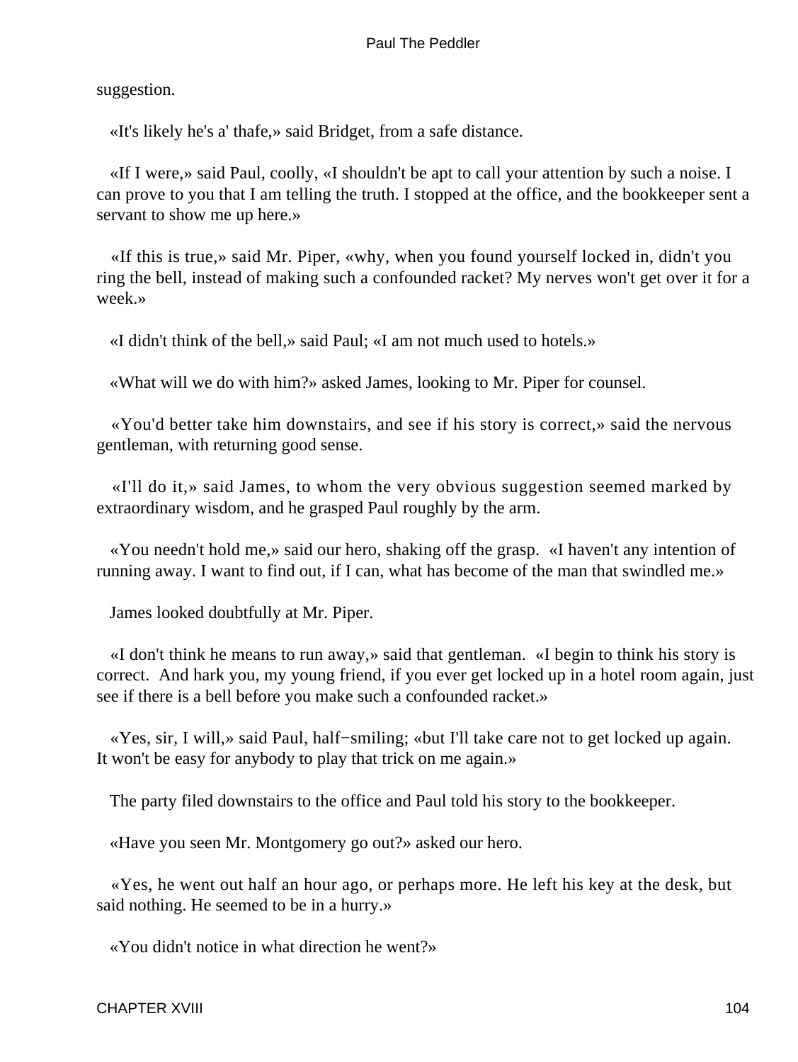suggestion.

«It's likely he's a' thafe,» said Bridget, from a safe distance.

«If I were,» said Paul, coolly, «I shouldn't be apt to call your attention by such a noise. I can prove to you that I am telling the truth. I stopped at the office, and the bookkeeper sent a servant to show me up here.»

«If this is true,» said Mr. Piper, «why, when you found yourself locked in, didn't you ring the bell, instead of making such a confounded racket? My nerves won't get over it for a week.»

«I didn't think of the bell,» said Paul; «I am not much used to hotels.»

«What will we do with him?» asked James, looking to Mr. Piper for counsel.

«You'd better take him downstairs, and see if his story is correct,» said the nervous gentleman, with returning good sense.

«I'll do it,» said James, to whom the very obvious suggestion seemed marked by extraordinary wisdom, and he grasped Paul roughly by the arm.

«You needn't hold me,» said our hero, shaking off the grasp. «I haven't any intention of running away. I want to find out, if I can, what has become of the man that swindled me.»

James looked doubtfully at Mr. Piper.

«I don't think he means to run away,» said that gentleman. «I begin to think his story is correct. And hark you, my young friend, if you ever get locked up in a hotel room again, just see if there is a bell before you make such a confounded racket.»

«Yes, sir, I will,» said Paul, half−smiling; «but I'll take care not to get locked up again. It won't be easy for anybody to play that trick on me again.»

The party filed downstairs to the office and Paul told his story to the bookkeeper.

«Have you seen Mr. Montgomery go out?» asked our hero.

«Yes, he went out half an hour ago, or perhaps more. He left his key at the desk, but said nothing. He seemed to be in a hurry.»

«You didn't notice in what direction he went?»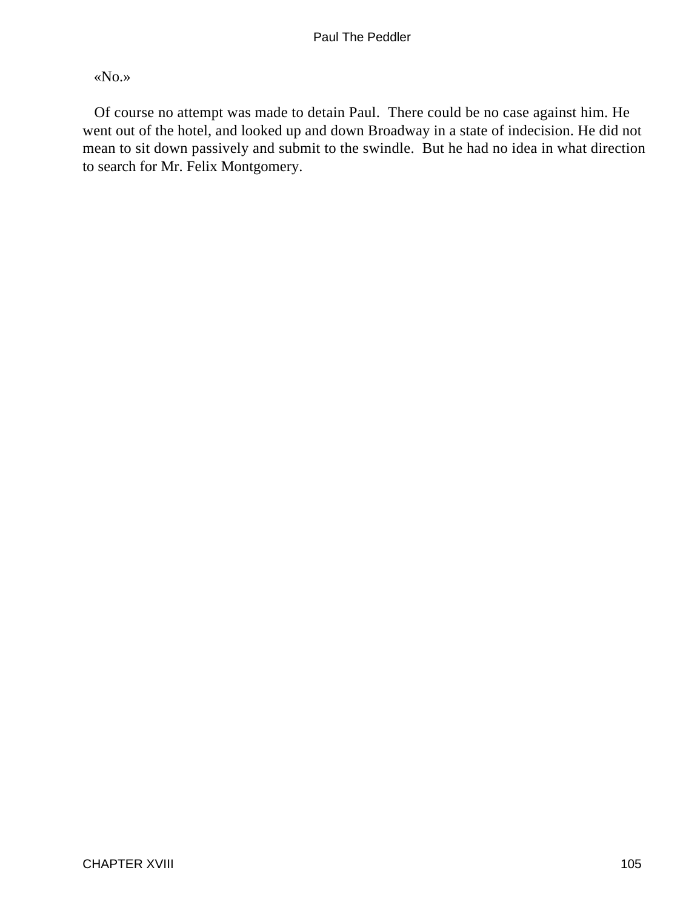«No.»

Of course no attempt was made to detain Paul. There could be no case against him. He went out of the hotel, and looked up and down Broadway in a state of indecision. He did not mean to sit down passively and submit to the swindle. But he had no idea in what direction to search for Mr. Felix Montgomery.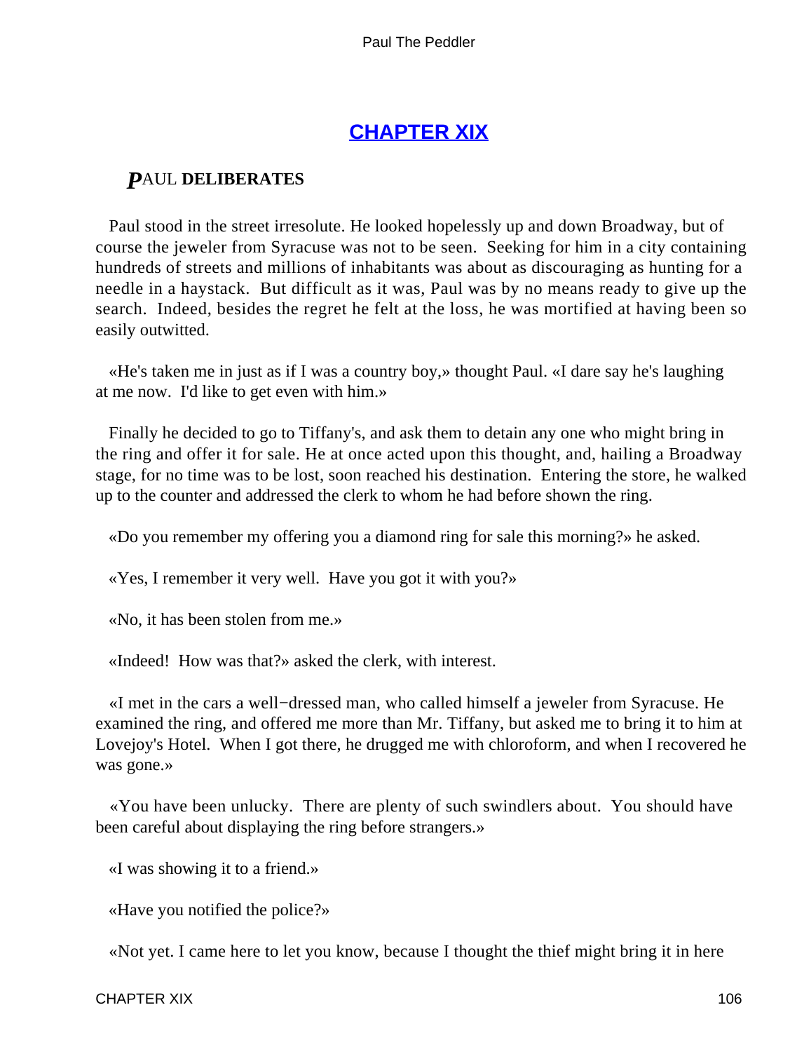## CHAPTER XIX

### *P*AUL **DELIBERATES**

Paul stood in the street irresolute. He looked hopelessly up and down Broadway, but of course the jeweler from Syracuse was not to be seen. Seeking for him in a city containing hundreds of streets and millions of inhabitants was about as discouraging as hunting for a needle in a haystack. But difficult as it was, Paul was by no means ready to give up the search. Indeed, besides the regret he felt at the loss, he was mortified at having been so easily outwitted.

«He's taken me in just as if I was a country boy,» thought Paul. «I dare say he's laughing at me now. I'd like to get even with him.»

Finally he decided to go to Tiffany's, and ask them to detain any one who might bring in the ring and offer it for sale. He at once acted upon this thought, and, hailing a Broadway stage, for no time was to be lost, soon reached his destination. Entering the store, he walked up to the counter and addressed the clerk to whom he had before shown the ring.

«Do you remember my offering you a diamond ring for sale this morning?» he asked.

«Yes, I remember it very well. Have you got it with you?»

«No, it has been stolen from me.»

«Indeed! How was that?» asked the clerk, with interest.

«I met in the cars a well−dressed man, who called himself a jeweler from Syracuse. He examined the ring, and offered me more than Mr. Tiffany, but asked me to bring it to him at Lovejoy's Hotel. When I got there, he drugged me with chloroform, and when I recovered he was gone.»

«You have been unlucky. There are plenty of such swindlers about. You should have been careful about displaying the ring before strangers.»

«I was showing it to a friend.»

«Have you notified the police?»

«Not yet. I came here to let you know, because I thought the thief might bring it in here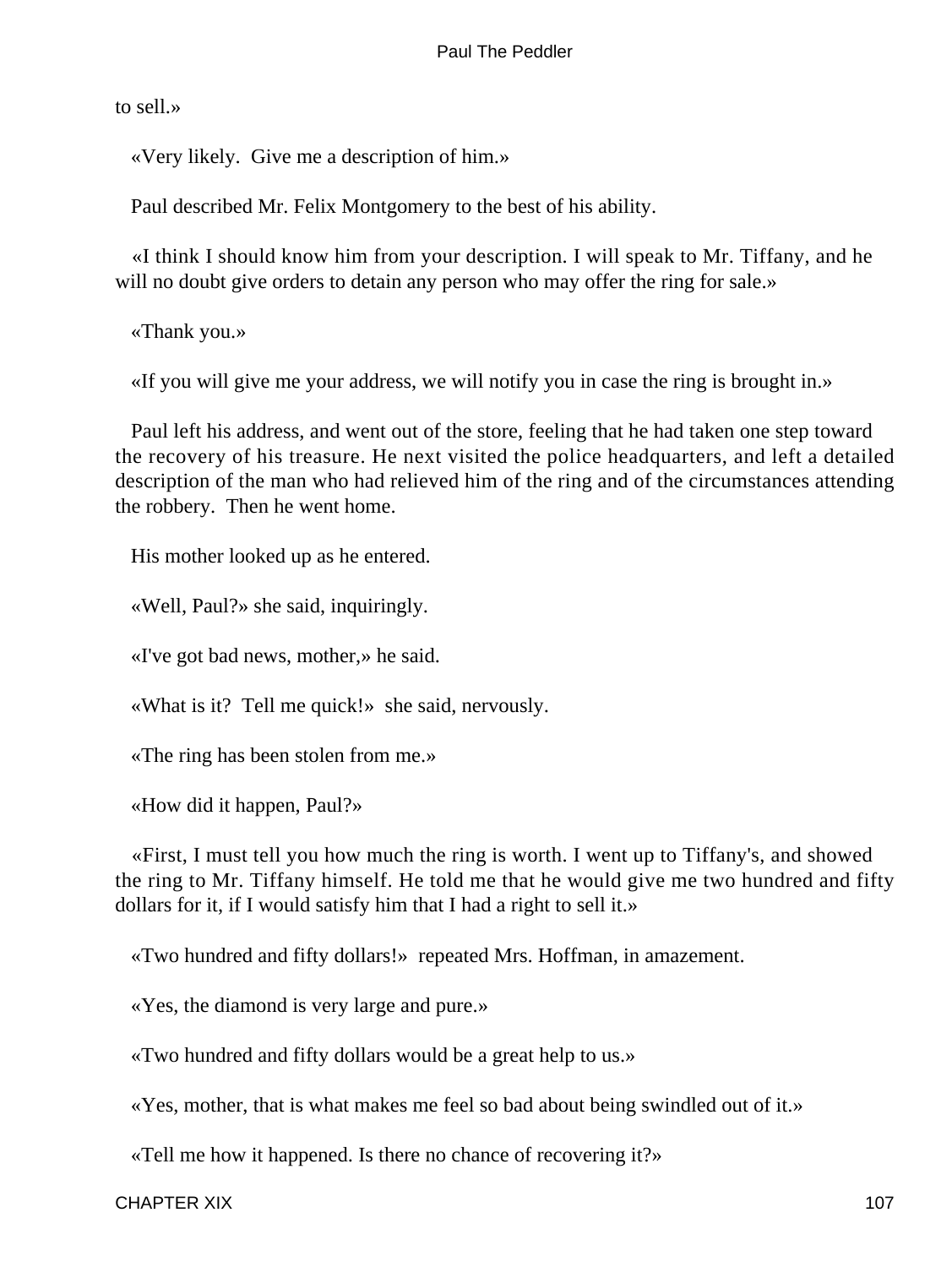to sell.»

«Very likely. Give me a description of him.»

Paul described Mr. Felix Montgomery to the best of his ability.

«I think I should know him from your description. I will speak to Mr. Tiffany, and he will no doubt give orders to detain any person who may offer the ring for sale.»

«Thank you.»

«If you will give me your address, we will notify you in case the ring is brought in.»

Paul left his address, and went out of the store, feeling that he had taken one step toward the recovery of his treasure. He next visited the police headquarters, and left a detailed description of the man who had relieved him of the ring and of the circumstances attending the robbery. Then he went home.

His mother looked up as he entered.

«Well, Paul?» she said, inquiringly.

«I've got bad news, mother,» he said.

«What is it? Tell me quick!» she said, nervously.

«The ring has been stolen from me.»

«How did it happen, Paul?»

«First, I must tell you how much the ring is worth. I went up to Tiffany's, and showed the ring to Mr. Tiffany himself. He told me that he would give me two hundred and fifty dollars for it, if I would satisfy him that I had a right to sell it.»

«Two hundred and fifty dollars!» repeated Mrs. Hoffman, in amazement.

«Yes, the diamond is very large and pure.»

«Two hundred and fifty dollars would be a great help to us.»

«Yes, mother, that is what makes me feel so bad about being swindled out of it.»

«Tell me how it happened. Is there no chance of recovering it?»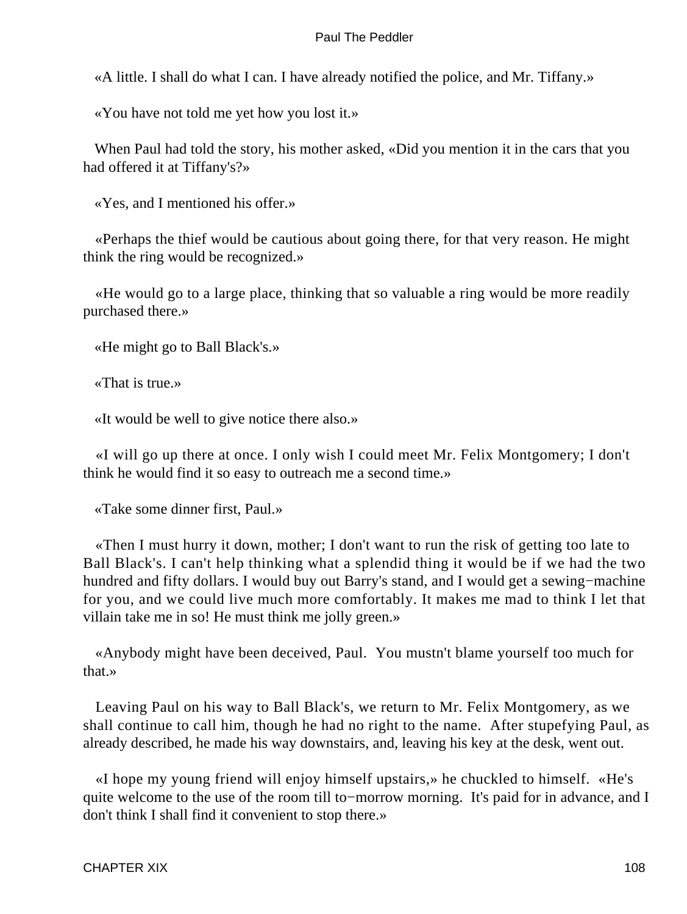«A little. I shall do what I can. I have already notified the police, and Mr. Tiffany.»

«You have not told me yet how you lost it.»

When Paul had told the story, his mother asked, «Did you mention it in the cars that you had offered it at Tiffany's?»

«Yes, and I mentioned his offer.»

«Perhaps the thief would be cautious about going there, for that very reason. He might think the ring would be recognized.»

«He would go to a large place, thinking that so valuable a ring would be more readily purchased there.»

«He might go to Ball Black's.»

«That is true.»

«It would be well to give notice there also.»

«I will go up there at once. I only wish I could meet Mr. Felix Montgomery; I don't think he would find it so easy to outreach me a second time.»

«Take some dinner first, Paul.»

«Then I must hurry it down, mother; I don't want to run the risk of getting too late to Ball Black's. I can't help thinking what a splendid thing it would be if we had the two hundred and fifty dollars. I would buy out Barry's stand, and I would get a sewing−machine for you, and we could live much more comfortably. It makes me mad to think I let that villain take me in so! He must think me jolly green.»

«Anybody might have been deceived, Paul. You mustn't blame yourself too much for that.»

Leaving Paul on his way to Ball Black's, we return to Mr. Felix Montgomery, as we shall continue to call him, though he had no right to the name. After stupefying Paul, as already described, he made his way downstairs, and, leaving his key at the desk, went out.

«I hope my young friend will enjoy himself upstairs,» he chuckled to himself. «He's quite welcome to the use of the room till to−morrow morning. It's paid for in advance, and I don't think I shall find it convenient to stop there.»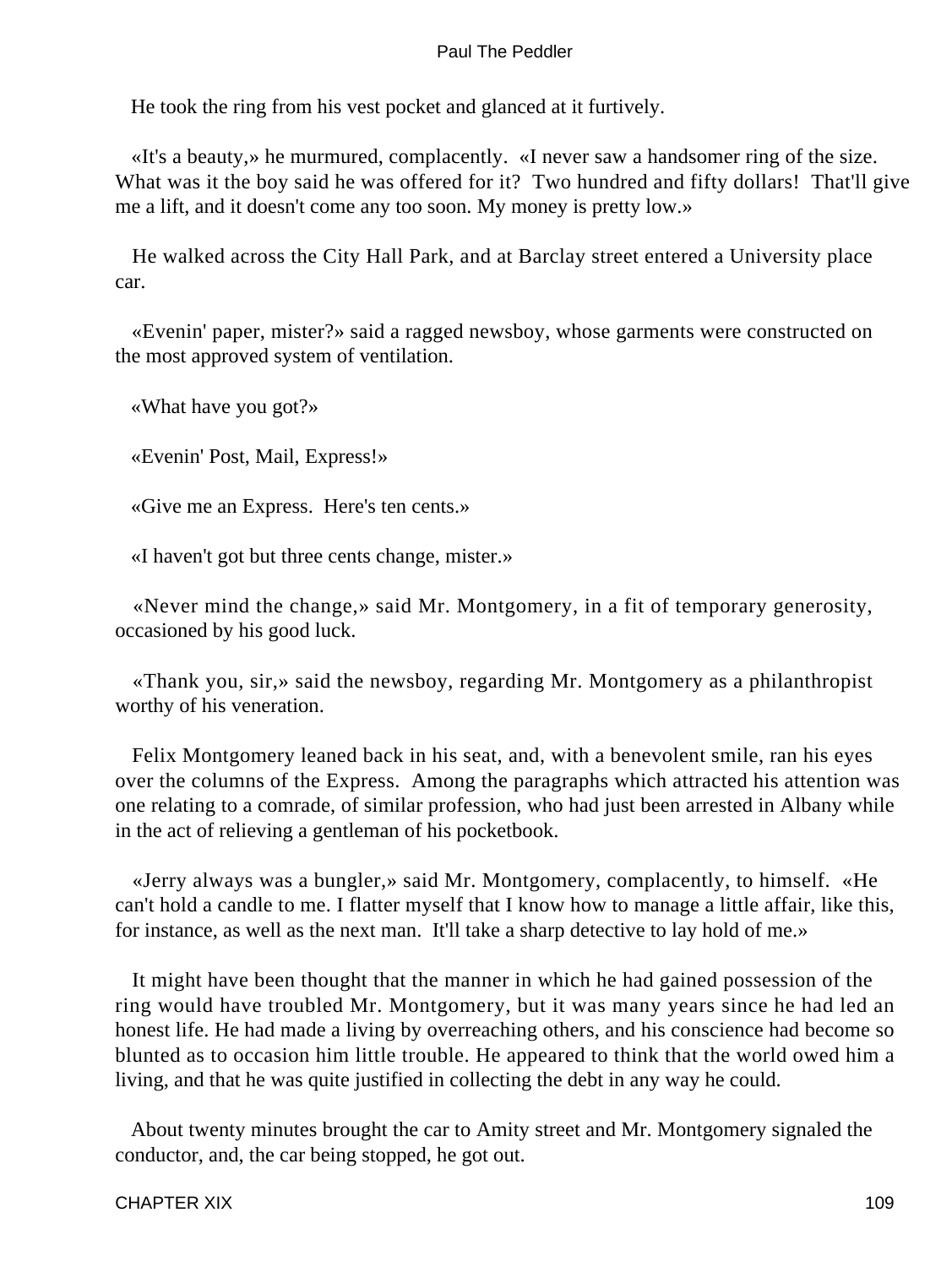He took the ring from his vest pocket and glanced at it furtively.

«It's a beauty,» he murmured, complacently. «I never saw a handsomer ring of the size. What was it the boy said he was offered for it? Two hundred and fifty dollars! That'll give me a lift, and it doesn't come any too soon. My money is pretty low.»

He walked across the City Hall Park, and at Barclay street entered a University place car.

«Evenin' paper, mister?» said a ragged newsboy, whose garments were constructed on the most approved system of ventilation.

«What have you got?»

«Evenin' Post, Mail, Express!»

«Give me an Express. Here's ten cents.»

«I haven't got but three cents change, mister.»

«Never mind the change,» said Mr. Montgomery, in a fit of temporary generosity, occasioned by his good luck.

«Thank you, sir,» said the newsboy, regarding Mr. Montgomery as a philanthropist worthy of his veneration.

Felix Montgomery leaned back in his seat, and, with a benevolent smile, ran his eyes over the columns of the Express. Among the paragraphs which attracted his attention was one relating to a comrade, of similar profession, who had just been arrested in Albany while in the act of relieving a gentleman of his pocketbook.

«Jerry always was a bungler,» said Mr. Montgomery, complacently, to himself. «He can't hold a candle to me. I flatter myself that I know how to manage a little affair, like this, for instance, as well as the next man. It'll take a sharp detective to lay hold of me.»

It might have been thought that the manner in which he had gained possession of the ring would have troubled Mr. Montgomery, but it was many years since he had led an honest life. He had made a living by overreaching others, and his conscience had become so blunted as to occasion him little trouble. He appeared to think that the world owed him a living, and that he was quite justified in collecting the debt in any way he could.

About twenty minutes brought the car to Amity street and Mr. Montgomery signaled the conductor, and, the car being stopped, he got out.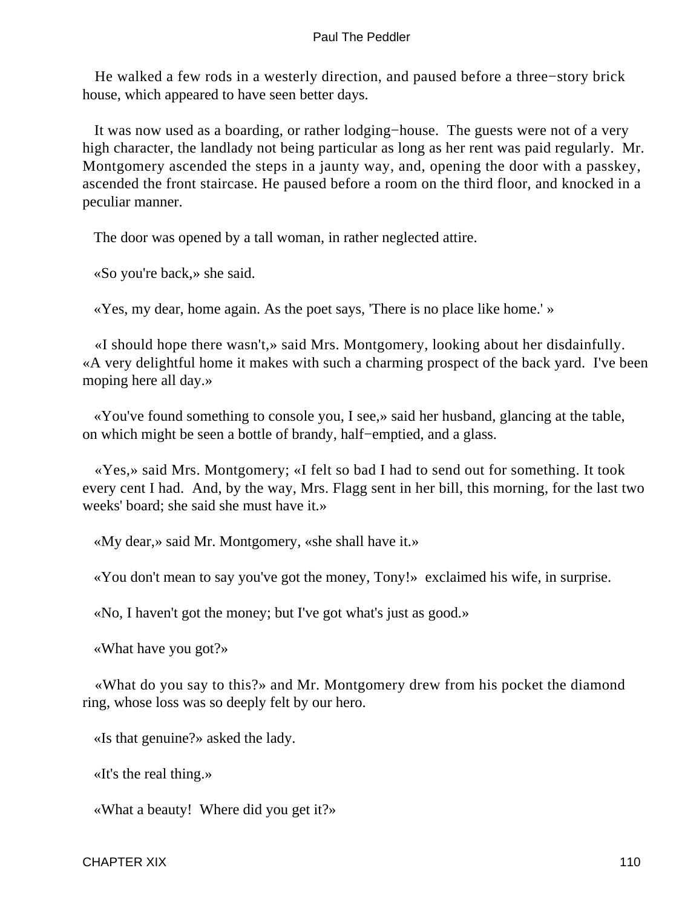He walked a few rods in a westerly direction, and paused before a three−story brick house, which appeared to have seen better days.

It was now used as a boarding, or rather lodging−house. The guests were not of a very high character, the landlady not being particular as long as her rent was paid regularly. Mr. Montgomery ascended the steps in a jaunty way, and, opening the door with a passkey, ascended the front staircase. He paused before a room on the third floor, and knocked in a peculiar manner.

The door was opened by a tall woman, in rather neglected attire.

«So you're back,» she said.

«Yes, my dear, home again. As the poet says, 'There is no place like home.' »

«I should hope there wasn't,» said Mrs. Montgomery, looking about her disdainfully. «A very delightful home it makes with such a charming prospect of the back yard. I've been moping here all day.»

«You've found something to console you, I see,» said her husband, glancing at the table, on which might be seen a bottle of brandy, half−emptied, and a glass.

«Yes,» said Mrs. Montgomery; «I felt so bad I had to send out for something. It took every cent I had. And, by the way, Mrs. Flagg sent in her bill, this morning, for the last two weeks' board; she said she must have it.»

«My dear,» said Mr. Montgomery, «she shall have it.»

«You don't mean to say you've got the money, Tony!» exclaimed his wife, in surprise.

«No, I haven't got the money; but I've got what's just as good.»

«What have you got?»

«What do you say to this?» and Mr. Montgomery drew from his pocket the diamond ring, whose loss was so deeply felt by our hero.

«Is that genuine?» asked the lady.

«It's the real thing.»

«What a beauty! Where did you get it?»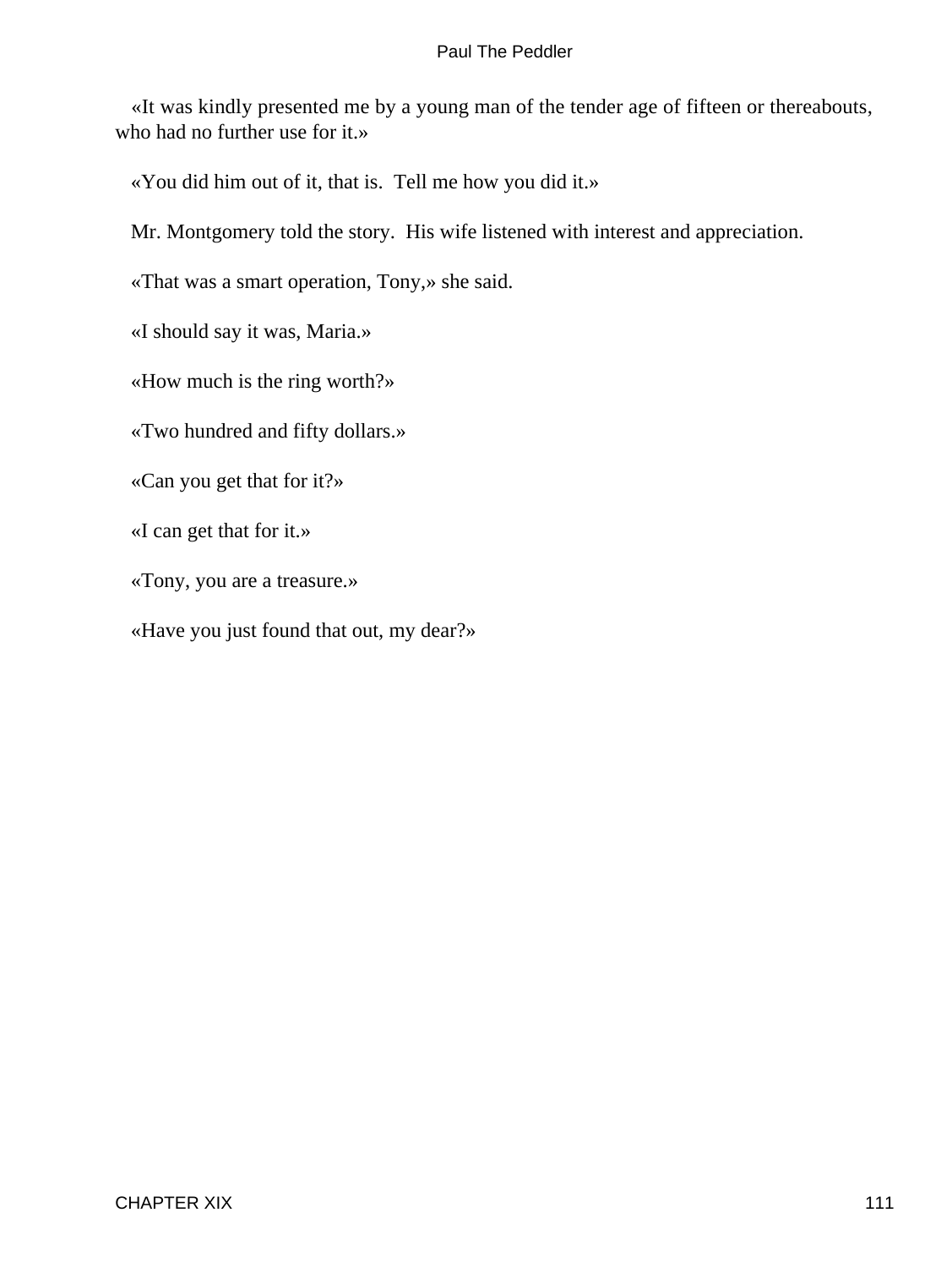«It was kindly presented me by a young man of the tender age of fifteen or thereabouts, who had no further use for it.»

«You did him out of it, that is.  Tell me how you did it.»

Mr. Montgomery told the story.  His wife listened with interest and appreciation.

«That was a smart operation, Tony,» she said.

«I should say it was, Maria.»

«How much is the ring worth?»

«Two hundred and fifty dollars.»

«Can you get that for it?»

«I can get that for it.»

«Tony, you are a treasure.»

«Have you just found that out, my dear?»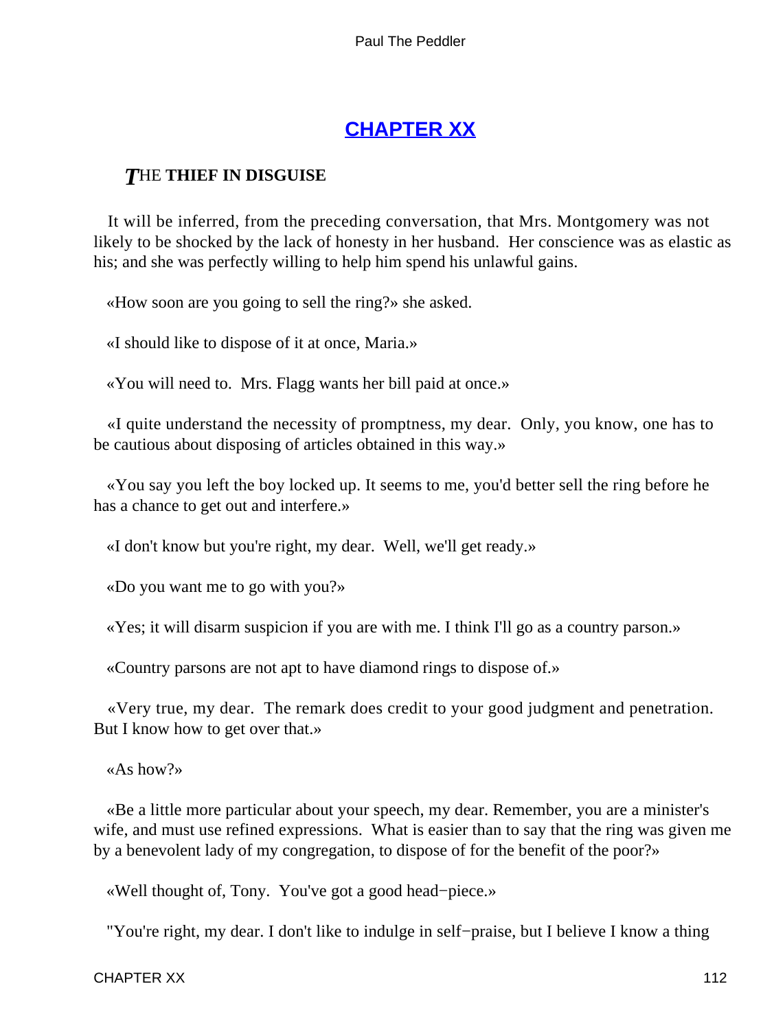## CHAPTER XX

### THE THIEF IN DISGUISE

It will be inferred, from the preceding conversation, that Mrs. Montgomery was not likely to be shocked by the lack of honesty in her husband. Her conscience was as elastic as his; and she was perfectly willing to help him spend his unlawful gains.

«How soon are you going to sell the ring?» she asked.

«I should like to dispose of it at once, Maria.»

«You will need to. Mrs. Flagg wants her bill paid at once.»

«I quite understand the necessity of promptness, my dear. Only, you know, one has to be cautious about disposing of articles obtained in this way.»

«You say you left the boy locked up. It seems to me, you'd better sell the ring before he has a chance to get out and interfere.»

«I don't know but you're right, my dear. Well, we'll get ready.»

«Do you want me to go with you?»

«Yes; it will disarm suspicion if you are with me. I think I'll go as a country parson.»

«Country parsons are not apt to have diamond rings to dispose of.»

«Very true, my dear. The remark does credit to your good judgment and penetration. But I know how to get over that.»

«As how?»

«Be a little more particular about your speech, my dear. Remember, you are a minister's wife, and must use refined expressions. What is easier than to say that the ring was given me by a benevolent lady of my congregation, to dispose of for the benefit of the poor?»

«Well thought of, Tony. You've got a good head−piece.»

"You're right, my dear. I don't like to indulge in self−praise, but I believe I know a thing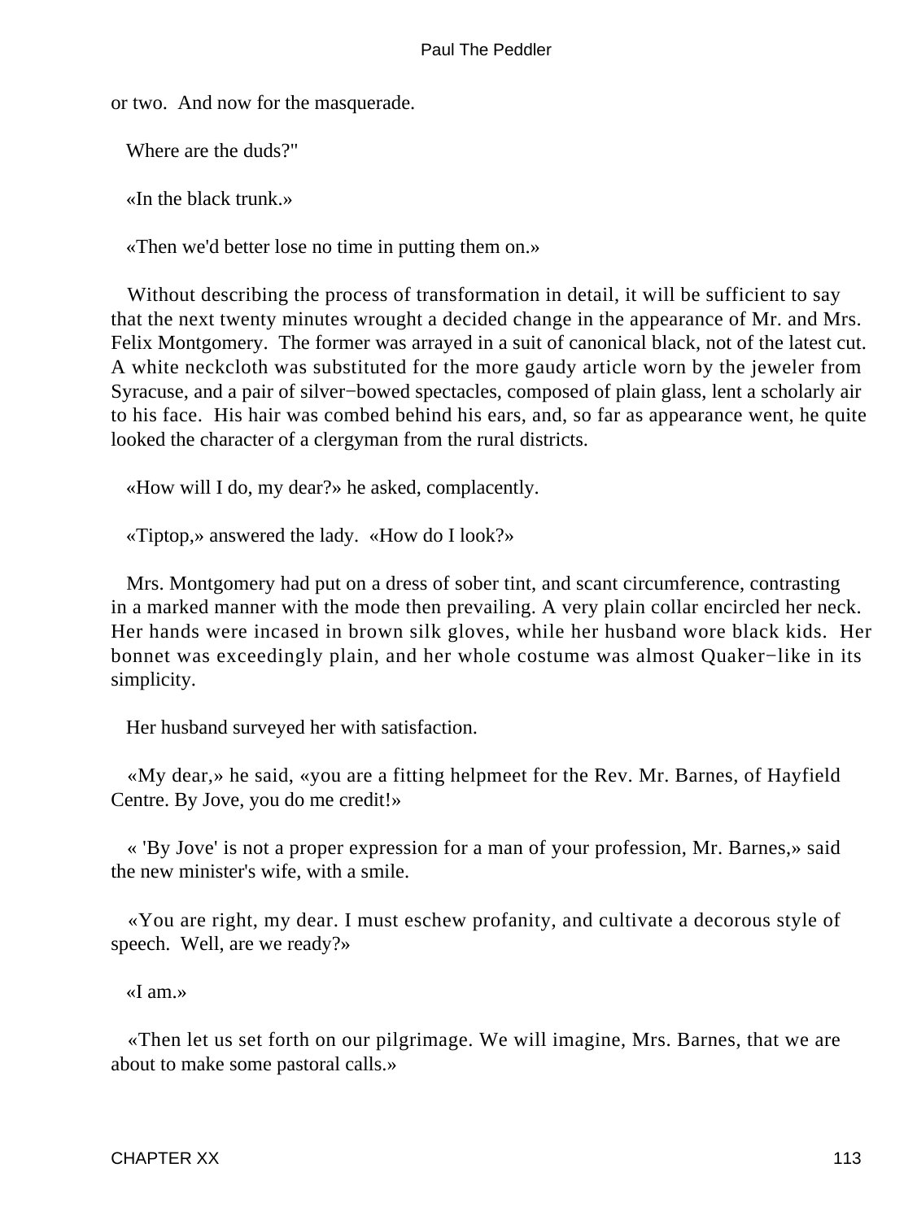or two. And now for the masquerade.

Where are the duds?"

«In the black trunk.»

«Then we'd better lose no time in putting them on.»

Without describing the process of transformation in detail, it will be sufficient to say that the next twenty minutes wrought a decided change in the appearance of Mr. and Mrs. Felix Montgomery. The former was arrayed in a suit of canonical black, not of the latest cut. A white neckcloth was substituted for the more gaudy article worn by the jeweler from Syracuse, and a pair of silver−bowed spectacles, composed of plain glass, lent a scholarly air to his face. His hair was combed behind his ears, and, so far as appearance went, he quite looked the character of a clergyman from the rural districts.

«How will I do, my dear?» he asked, complacently.

«Tiptop,» answered the lady. «How do I look?»

Mrs. Montgomery had put on a dress of sober tint, and scant circumference, contrasting in a marked manner with the mode then prevailing. A very plain collar encircled her neck. Her hands were incased in brown silk gloves, while her husband wore black kids. Her bonnet was exceedingly plain, and her whole costume was almost Quaker−like in its simplicity.

Her husband surveyed her with satisfaction.

«My dear,» he said, «you are a fitting helpmeet for the Rev. Mr. Barnes, of Hayfield Centre. By Jove, you do me credit!»

« 'By Jove' is not a proper expression for a man of your profession, Mr. Barnes,» said the new minister's wife, with a smile.

«You are right, my dear. I must eschew profanity, and cultivate a decorous style of speech. Well, are we ready?»

«I am.»

«Then let us set forth on our pilgrimage. We will imagine, Mrs. Barnes, that we are about to make some pastoral calls.»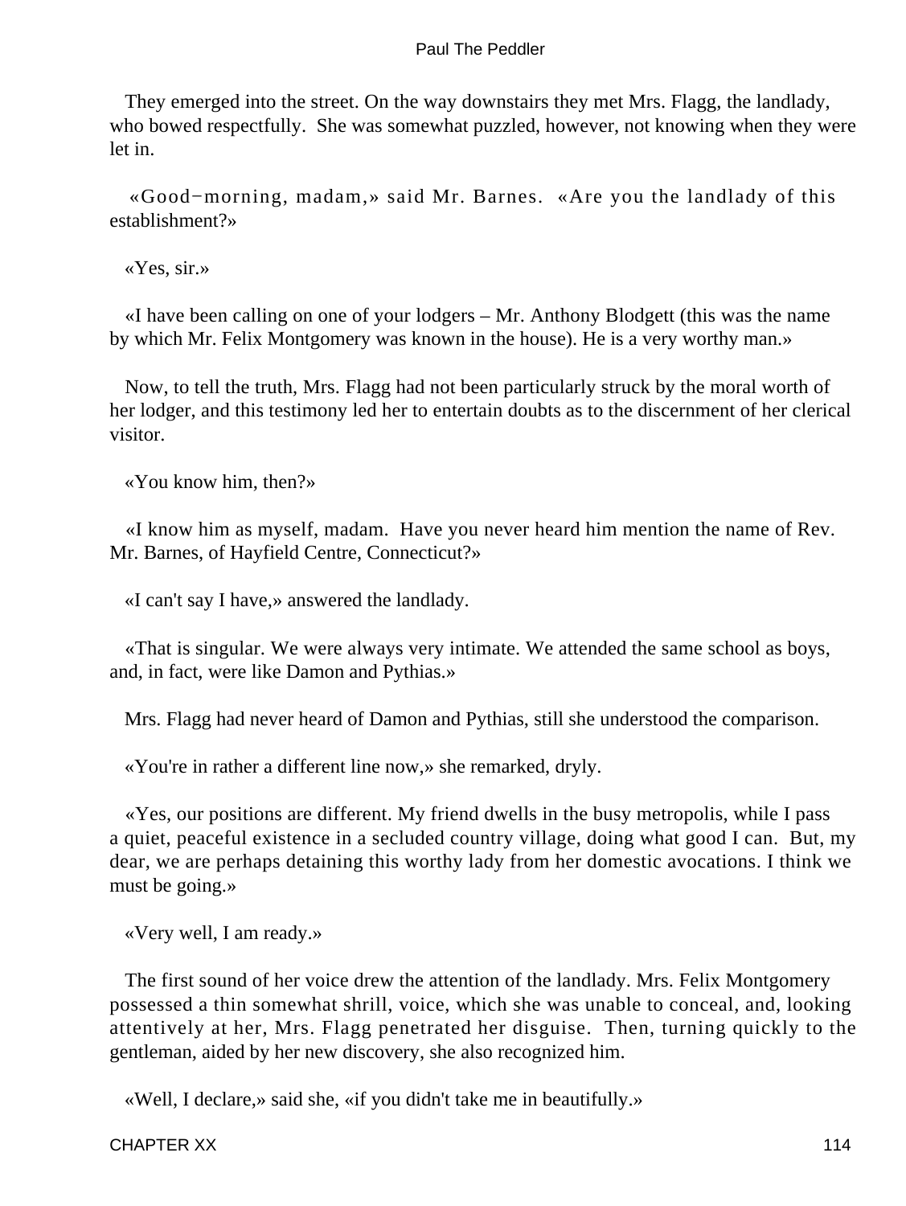They emerged into the street. On the way downstairs they met Mrs. Flagg, the landlady, who bowed respectfully. She was somewhat puzzled, however, not knowing when they were let in.

«Good−morning, madam,» said Mr. Barnes. «Are you the landlady of this establishment?»

«Yes, sir.»

«I have been calling on one of your lodgers – Mr. Anthony Blodgett (this was the name by which Mr. Felix Montgomery was known in the house). He is a very worthy man.»

Now, to tell the truth, Mrs. Flagg had not been particularly struck by the moral worth of her lodger, and this testimony led her to entertain doubts as to the discernment of her clerical visitor.

«You know him, then?»

«I know him as myself, madam. Have you never heard him mention the name of Rev. Mr. Barnes, of Hayfield Centre, Connecticut?»

«I can't say I have,» answered the landlady.

«That is singular. We were always very intimate. We attended the same school as boys, and, in fact, were like Damon and Pythias.»

Mrs. Flagg had never heard of Damon and Pythias, still she understood the comparison.

«You're in rather a different line now,» she remarked, dryly.

«Yes, our positions are different. My friend dwells in the busy metropolis, while I pass a quiet, peaceful existence in a secluded country village, doing what good I can. But, my dear, we are perhaps detaining this worthy lady from her domestic avocations. I think we must be going.»

«Very well, I am ready.»

The first sound of her voice drew the attention of the landlady. Mrs. Felix Montgomery possessed a thin somewhat shrill, voice, which she was unable to conceal, and, looking attentively at her, Mrs. Flagg penetrated her disguise. Then, turning quickly to the gentleman, aided by her new discovery, she also recognized him.

«Well, I declare,» said she, «if you didn't take me in beautifully.»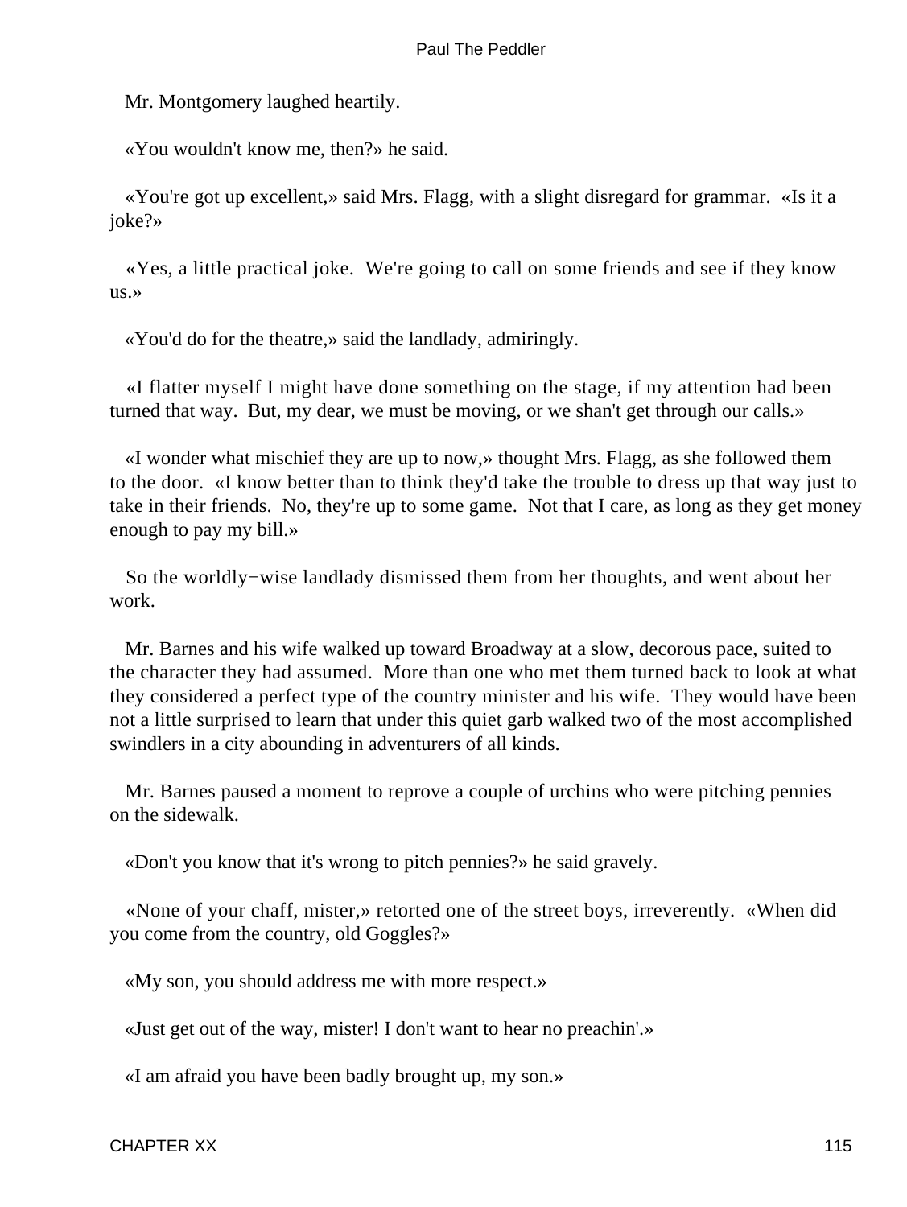Mr. Montgomery laughed heartily.

«You wouldn't know me, then?» he said.

«You're got up excellent,» said Mrs. Flagg, with a slight disregard for grammar. «Is it a joke?»

«Yes, a little practical joke. We're going to call on some friends and see if they know us.»

«You'd do for the theatre,» said the landlady, admiringly.

«I flatter myself I might have done something on the stage, if my attention had been turned that way. But, my dear, we must be moving, or we shan't get through our calls.»

«I wonder what mischief they are up to now,» thought Mrs. Flagg, as she followed them to the door. «I know better than to think they'd take the trouble to dress up that way just to take in their friends. No, they're up to some game. Not that I care, as long as they get money enough to pay my bill.»

So the worldly−wise landlady dismissed them from her thoughts, and went about her work.

Mr. Barnes and his wife walked up toward Broadway at a slow, decorous pace, suited to the character they had assumed. More than one who met them turned back to look at what they considered a perfect type of the country minister and his wife. They would have been not a little surprised to learn that under this quiet garb walked two of the most accomplished swindlers in a city abounding in adventurers of all kinds.

Mr. Barnes paused a moment to reprove a couple of urchins who were pitching pennies on the sidewalk.

«Don't you know that it's wrong to pitch pennies?» he said gravely.

«None of your chaff, mister,» retorted one of the street boys, irreverently. «When did you come from the country, old Goggles?»

«My son, you should address me with more respect.»

«Just get out of the way, mister! I don't want to hear no preachin'.»

«I am afraid you have been badly brought up, my son.»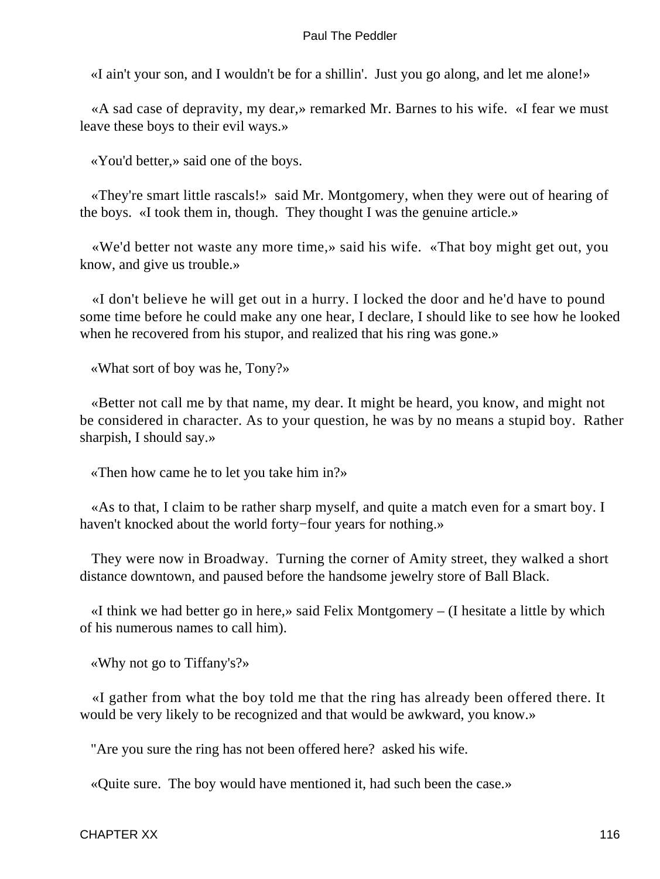«I ain't your son, and I wouldn't be for a shillin'. Just you go along, and let me alone!»

«A sad case of depravity, my dear,» remarked Mr. Barnes to his wife. «I fear we must leave these boys to their evil ways.»

«You'd better,» said one of the boys.

«They're smart little rascals!» said Mr. Montgomery, when they were out of hearing of the boys. «I took them in, though. They thought I was the genuine article.»

«We'd better not waste any more time,» said his wife. «That boy might get out, you know, and give us trouble.»

«I don't believe he will get out in a hurry. I locked the door and he'd have to pound some time before he could make any one hear, I declare, I should like to see how he looked when he recovered from his stupor, and realized that his ring was gone.»

«What sort of boy was he, Tony?»

«Better not call me by that name, my dear. It might be heard, you know, and might not be considered in character. As to your question, he was by no means a stupid boy. Rather sharpish, I should say.»

«Then how came he to let you take him in?»

«As to that, I claim to be rather sharp myself, and quite a match even for a smart boy. I haven't knocked about the world forty−four years for nothing.»

They were now in Broadway. Turning the corner of Amity street, they walked a short distance downtown, and paused before the handsome jewelry store of Ball Black.

«I think we had better go in here,» said Felix Montgomery – (I hesitate a little by which of his numerous names to call him).

«Why not go to Tiffany's?»

«I gather from what the boy told me that the ring has already been offered there. It would be very likely to be recognized and that would be awkward, you know.»

"Are you sure the ring has not been offered here? asked his wife.

«Quite sure. The boy would have mentioned it, had such been the case.»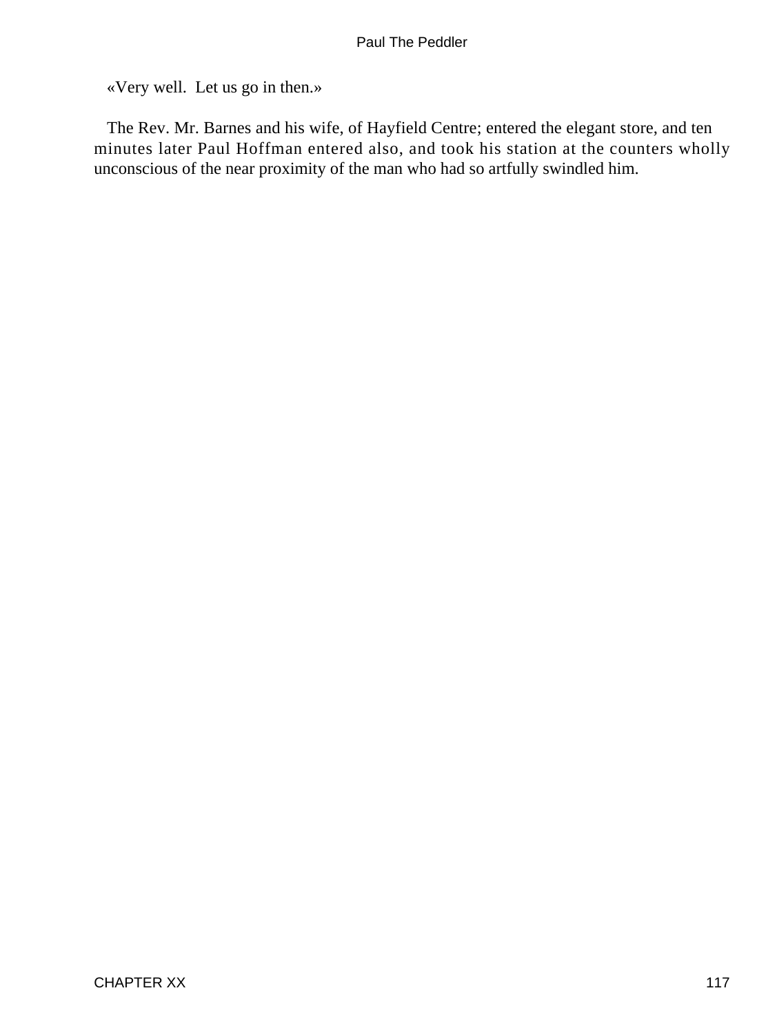«Very well.  Let us go in then.»

The Rev. Mr. Barnes and his wife, of Hayfield Centre; entered the elegant store, and ten minutes later Paul Hoffman entered also, and took his station at the counters wholly unconscious of the near proximity of the man who had so artfully swindled him.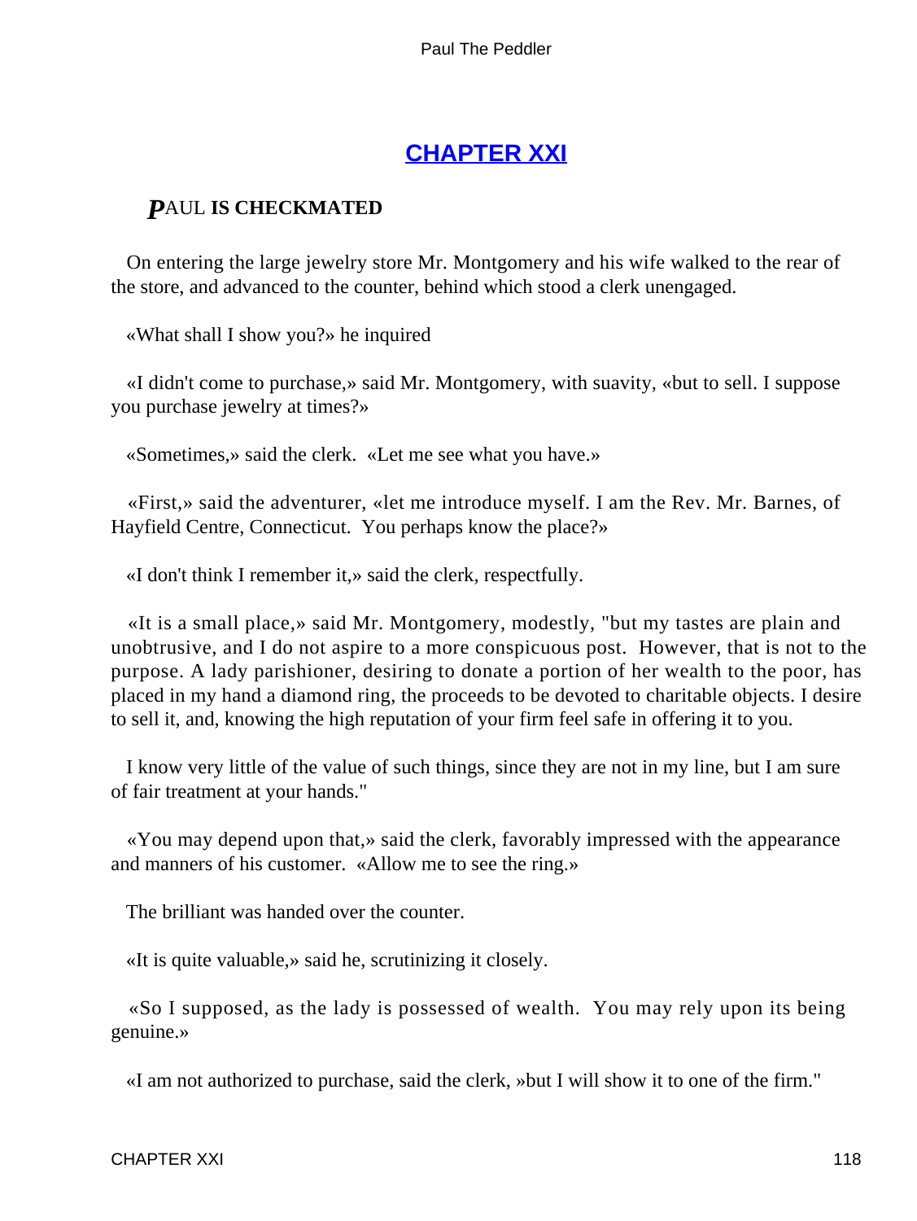## CHAPTER XXI

### *P*AUL **IS CHECKMATED**

On entering the large jewelry store Mr. Montgomery and his wife walked to the rear of the store, and advanced to the counter, behind which stood a clerk unengaged.

«What shall I show you?» he inquired

«I didn't come to purchase,» said Mr. Montgomery, with suavity, «but to sell. I suppose you purchase jewelry at times?»

«Sometimes,» said the clerk. «Let me see what you have.»

«First,» said the adventurer, «let me introduce myself. I am the Rev. Mr. Barnes, of Hayfield Centre, Connecticut. You perhaps know the place?»

«I don't think I remember it,» said the clerk, respectfully.

«It is a small place,» said Mr. Montgomery, modestly, "but my tastes are plain and unobtrusive, and I do not aspire to a more conspicuous post. However, that is not to the purpose. A lady parishioner, desiring to donate a portion of her wealth to the poor, has placed in my hand a diamond ring, the proceeds to be devoted to charitable objects. I desire to sell it, and, knowing the high reputation of your firm feel safe in offering it to you.

I know very little of the value of such things, since they are not in my line, but I am sure of fair treatment at your hands."

«You may depend upon that,» said the clerk, favorably impressed with the appearance and manners of his customer. «Allow me to see the ring.»

The brilliant was handed over the counter.

«It is quite valuable,» said he, scrutinizing it closely.

«So I supposed, as the lady is possessed of wealth. You may rely upon its being genuine.»

«I am not authorized to purchase, said the clerk, »but I will show it to one of the firm."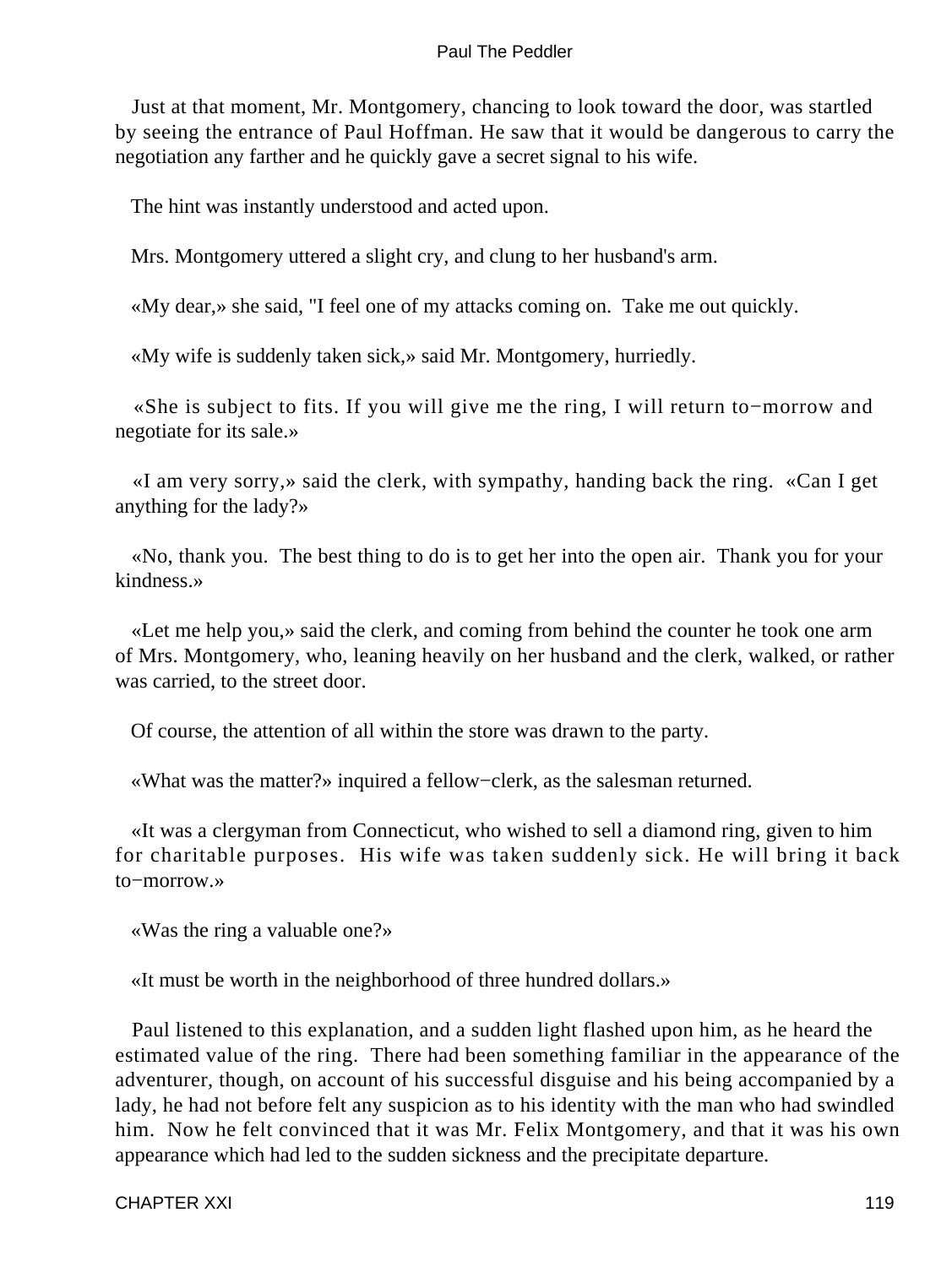Just at that moment, Mr. Montgomery, chancing to look toward the door, was startled by seeing the entrance of Paul Hoffman. He saw that it would be dangerous to carry the negotiation any farther and he quickly gave a secret signal to his wife.

The hint was instantly understood and acted upon.

Mrs. Montgomery uttered a slight cry, and clung to her husband's arm.

«My dear,» she said, "I feel one of my attacks coming on. Take me out quickly.

«My wife is suddenly taken sick,» said Mr. Montgomery, hurriedly.

«She is subject to fits. If you will give me the ring, I will return to−morrow and negotiate for its sale.»

«I am very sorry,» said the clerk, with sympathy, handing back the ring. «Can I get anything for the lady?»

«No, thank you. The best thing to do is to get her into the open air. Thank you for your kindness.»

«Let me help you,» said the clerk, and coming from behind the counter he took one arm of Mrs. Montgomery, who, leaning heavily on her husband and the clerk, walked, or rather was carried, to the street door.

Of course, the attention of all within the store was drawn to the party.

«What was the matter?» inquired a fellow−clerk, as the salesman returned.

«It was a clergyman from Connecticut, who wished to sell a diamond ring, given to him for charitable purposes. His wife was taken suddenly sick. He will bring it back to−morrow.»

«Was the ring a valuable one?»

«It must be worth in the neighborhood of three hundred dollars.»

Paul listened to this explanation, and a sudden light flashed upon him, as he heard the estimated value of the ring. There had been something familiar in the appearance of the adventurer, though, on account of his successful disguise and his being accompanied by a lady, he had not before felt any suspicion as to his identity with the man who had swindled him. Now he felt convinced that it was Mr. Felix Montgomery, and that it was his own appearance which had led to the sudden sickness and the precipitate departure.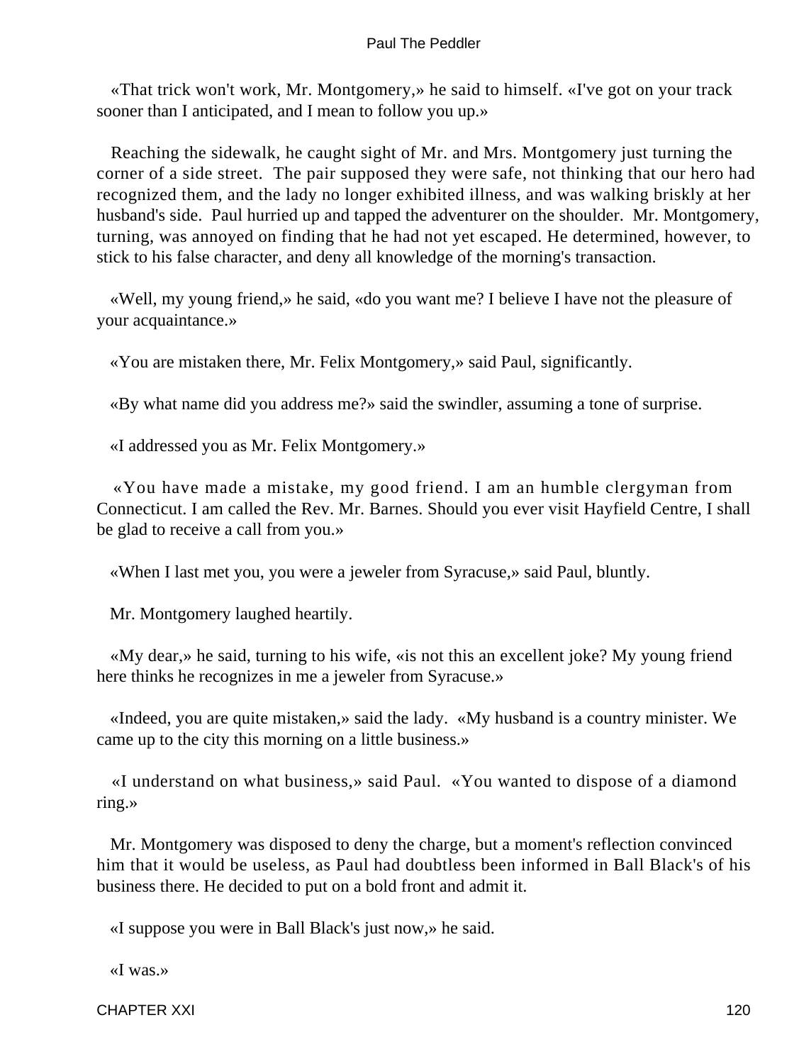«That trick won't work, Mr. Montgomery,» he said to himself. «I've got on your track sooner than I anticipated, and I mean to follow you up.»

Reaching the sidewalk, he caught sight of Mr. and Mrs. Montgomery just turning the corner of a side street. The pair supposed they were safe, not thinking that our hero had recognized them, and the lady no longer exhibited illness, and was walking briskly at her husband's side. Paul hurried up and tapped the adventurer on the shoulder. Mr. Montgomery, turning, was annoyed on finding that he had not yet escaped. He determined, however, to stick to his false character, and deny all knowledge of the morning's transaction.

«Well, my young friend,» he said, «do you want me? I believe I have not the pleasure of your acquaintance.»

«You are mistaken there, Mr. Felix Montgomery,» said Paul, significantly.

«By what name did you address me?» said the swindler, assuming a tone of surprise.

«I addressed you as Mr. Felix Montgomery.»

«You have made a mistake, my good friend. I am an humble clergyman from Connecticut. I am called the Rev. Mr. Barnes. Should you ever visit Hayfield Centre, I shall be glad to receive a call from you.»

«When I last met you, you were a jeweler from Syracuse,» said Paul, bluntly.

Mr. Montgomery laughed heartily.

«My dear,» he said, turning to his wife, «is not this an excellent joke? My young friend here thinks he recognizes in me a jeweler from Syracuse.»

«Indeed, you are quite mistaken,» said the lady. «My husband is a country minister. We came up to the city this morning on a little business.»

«I understand on what business,» said Paul. «You wanted to dispose of a diamond ring.»

Mr. Montgomery was disposed to deny the charge, but a moment's reflection convinced him that it would be useless, as Paul had doubtless been informed in Ball Black's of his business there. He decided to put on a bold front and admit it.

«I suppose you were in Ball Black's just now,» he said.

«I was.»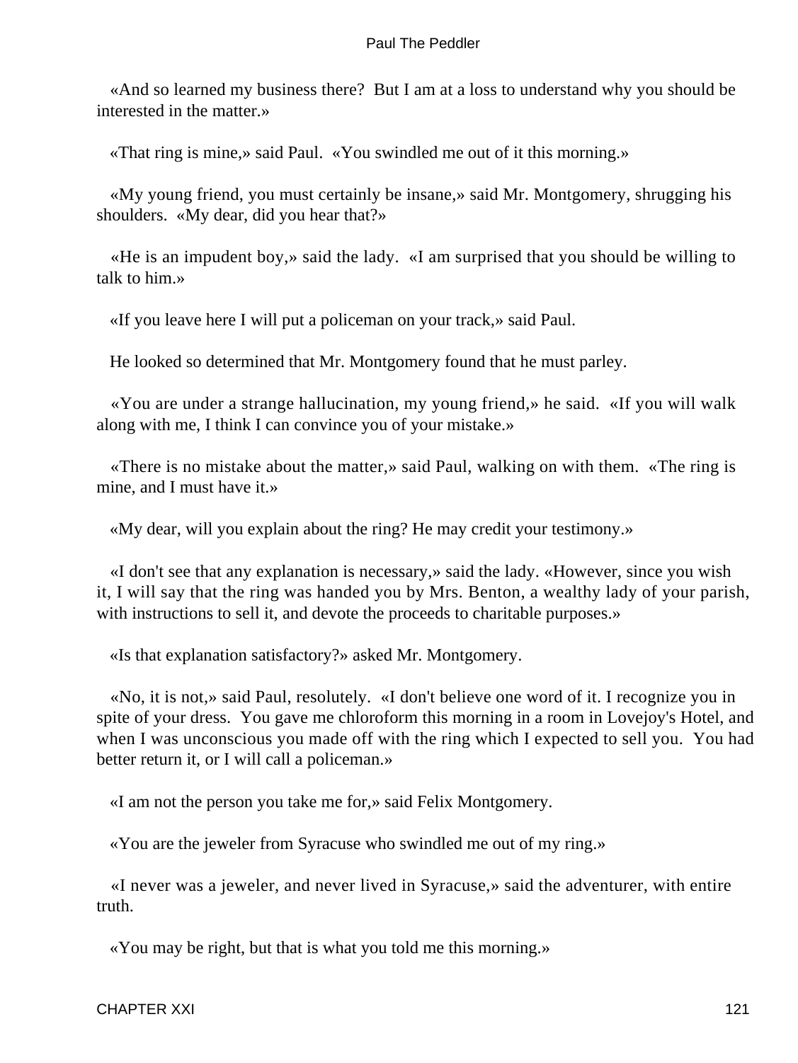«And so learned my business there? But I am at a loss to understand why you should be interested in the matter.»

«That ring is mine,» said Paul. «You swindled me out of it this morning.»

«My young friend, you must certainly be insane,» said Mr. Montgomery, shrugging his shoulders. «My dear, did you hear that?»

«He is an impudent boy,» said the lady. «I am surprised that you should be willing to talk to him.»

«If you leave here I will put a policeman on your track,» said Paul.

He looked so determined that Mr. Montgomery found that he must parley.

«You are under a strange hallucination, my young friend,» he said. «If you will walk along with me, I think I can convince you of your mistake.»

«There is no mistake about the matter,» said Paul, walking on with them. «The ring is mine, and I must have it.»

«My dear, will you explain about the ring? He may credit your testimony.»

«I don't see that any explanation is necessary,» said the lady. «However, since you wish it, I will say that the ring was handed you by Mrs. Benton, a wealthy lady of your parish, with instructions to sell it, and devote the proceeds to charitable purposes.»

«Is that explanation satisfactory?» asked Mr. Montgomery.

«No, it is not,» said Paul, resolutely. «I don't believe one word of it. I recognize you in spite of your dress. You gave me chloroform this morning in a room in Lovejoy's Hotel, and when I was unconscious you made off with the ring which I expected to sell you. You had better return it, or I will call a policeman.»

«I am not the person you take me for,» said Felix Montgomery.

«You are the jeweler from Syracuse who swindled me out of my ring.»

«I never was a jeweler, and never lived in Syracuse,» said the adventurer, with entire truth.

«You may be right, but that is what you told me this morning.»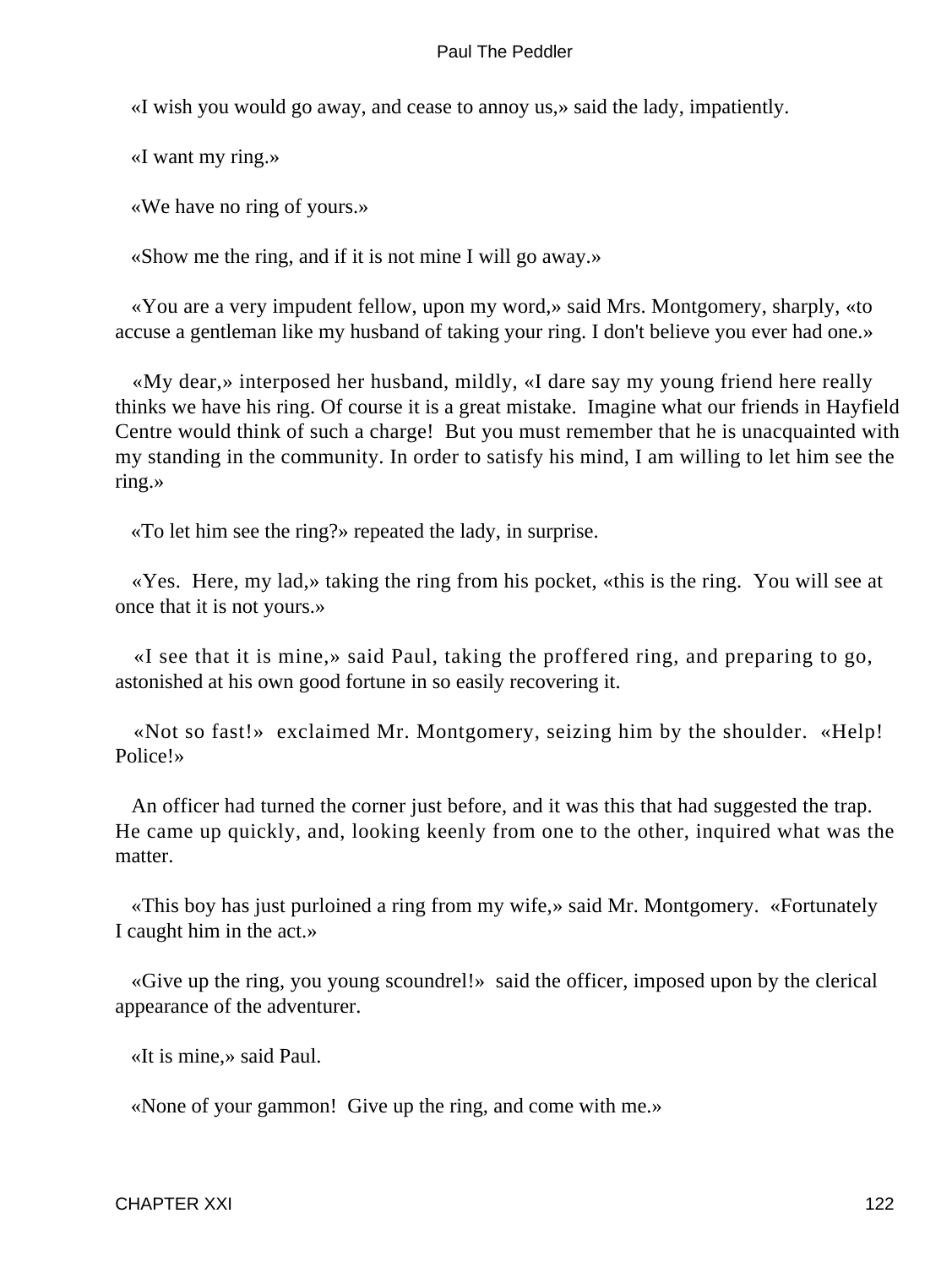«I wish you would go away, and cease to annoy us,» said the lady, impatiently.

«I want my ring.»

«We have no ring of yours.»

«Show me the ring, and if it is not mine I will go away.»

«You are a very impudent fellow, upon my word,» said Mrs. Montgomery, sharply, «to accuse a gentleman like my husband of taking your ring. I don't believe you ever had one.»

«My dear,» interposed her husband, mildly, «I dare say my young friend here really thinks we have his ring. Of course it is a great mistake. Imagine what our friends in Hayfield Centre would think of such a charge! But you must remember that he is unacquainted with my standing in the community. In order to satisfy his mind, I am willing to let him see the ring.»

«To let him see the ring?» repeated the lady, in surprise.

«Yes. Here, my lad,» taking the ring from his pocket, «this is the ring. You will see at once that it is not yours.»

«I see that it is mine,» said Paul, taking the proffered ring, and preparing to go, astonished at his own good fortune in so easily recovering it.

«Not so fast!» exclaimed Mr. Montgomery, seizing him by the shoulder. «Help! Police!»

An officer had turned the corner just before, and it was this that had suggested the trap. He came up quickly, and, looking keenly from one to the other, inquired what was the matter.

«This boy has just purloined a ring from my wife,» said Mr. Montgomery. «Fortunately I caught him in the act.»

«Give up the ring, you young scoundrel!» said the officer, imposed upon by the clerical appearance of the adventurer.

«It is mine,» said Paul.

«None of your gammon! Give up the ring, and come with me.»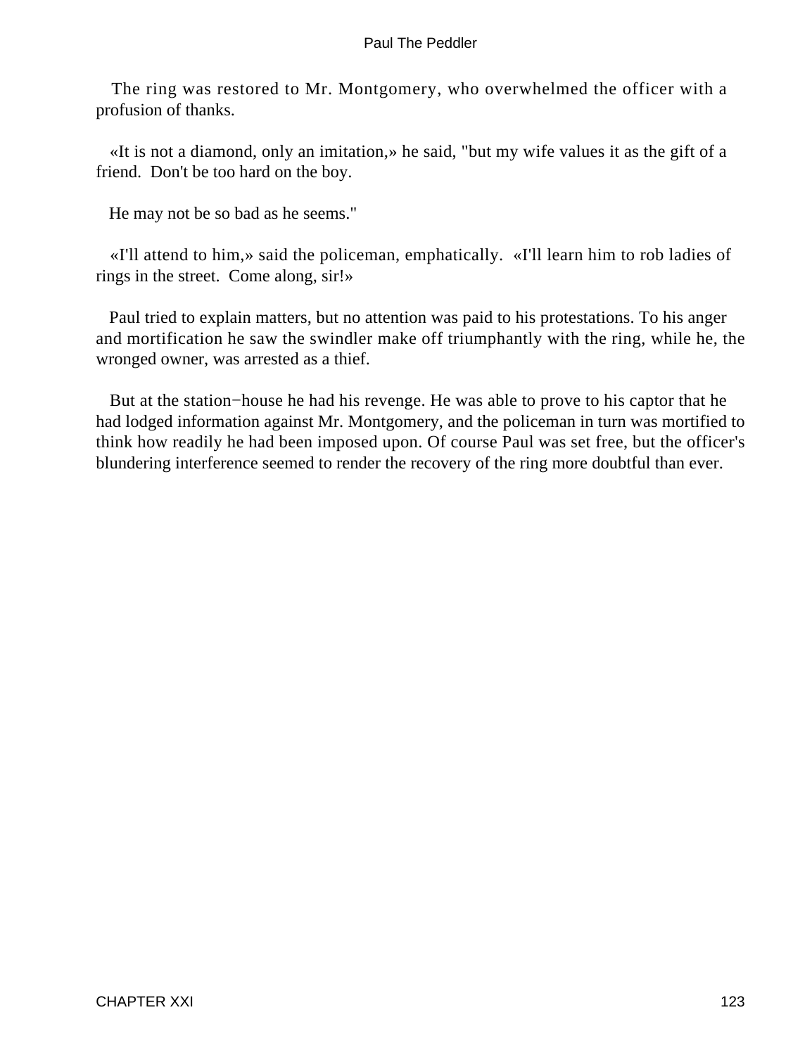The ring was restored to Mr. Montgomery, who overwhelmed the officer with a profusion of thanks.

«It is not a diamond, only an imitation,» he said, "but my wife values it as the gift of a friend. Don't be too hard on the boy.

He may not be so bad as he seems."

«I'll attend to him,» said the policeman, emphatically. «I'll learn him to rob ladies of rings in the street. Come along, sir!»

Paul tried to explain matters, but no attention was paid to his protestations. To his anger and mortification he saw the swindler make off triumphantly with the ring, while he, the wronged owner, was arrested as a thief.

But at the station−house he had his revenge. He was able to prove to his captor that he had lodged information against Mr. Montgomery, and the policeman in turn was mortified to think how readily he had been imposed upon. Of course Paul was set free, but the officer's blundering interference seemed to render the recovery of the ring more doubtful than ever.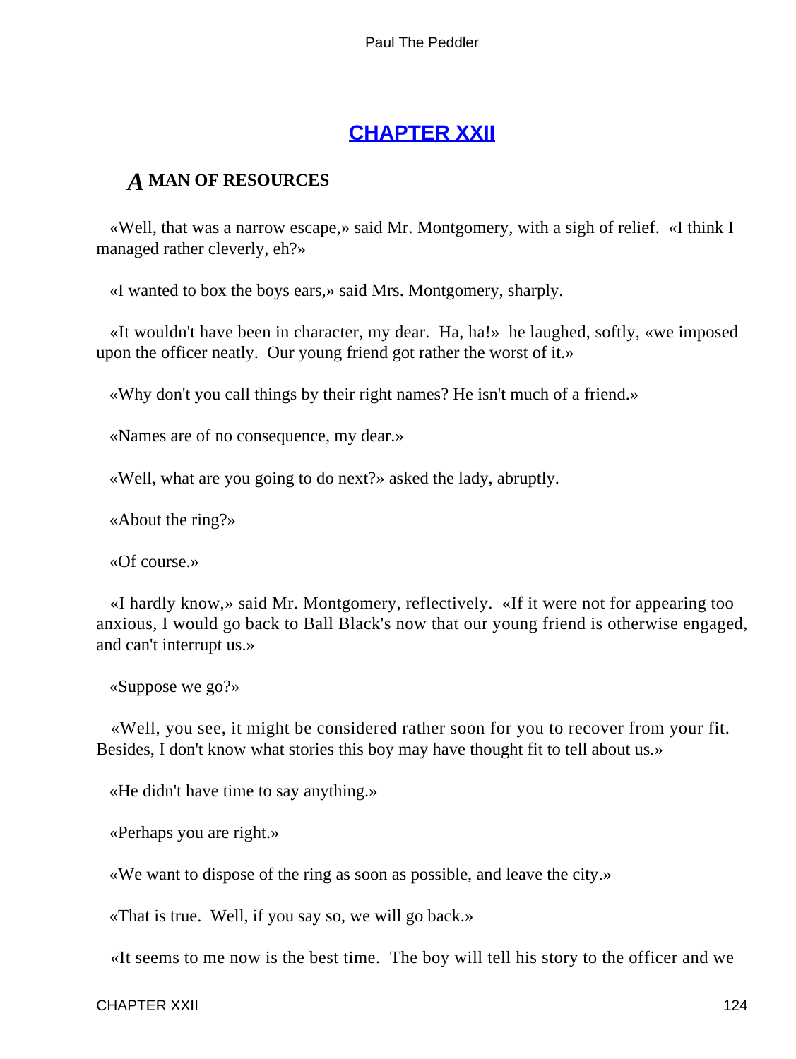## CHAPTER XXII

### *A* MAN OF RESOURCES

«Well, that was a narrow escape,» said Mr. Montgomery, with a sigh of relief. «I think I managed rather cleverly, eh?»

«I wanted to box the boys ears,» said Mrs. Montgomery, sharply.

«It wouldn't have been in character, my dear. Ha, ha!» he laughed, softly, «we imposed upon the officer neatly. Our young friend got rather the worst of it.»

«Why don't you call things by their right names? He isn't much of a friend.»

«Names are of no consequence, my dear.»

«Well, what are you going to do next?» asked the lady, abruptly.

«About the ring?»

«Of course.»

«I hardly know,» said Mr. Montgomery, reflectively. «If it were not for appearing too anxious, I would go back to Ball Black's now that our young friend is otherwise engaged, and can't interrupt us.»

«Suppose we go?»

«Well, you see, it might be considered rather soon for you to recover from your fit. Besides, I don't know what stories this boy may have thought fit to tell about us.»

«He didn't have time to say anything.»

«Perhaps you are right.»

«We want to dispose of the ring as soon as possible, and leave the city.»

«That is true. Well, if you say so, we will go back.»

«It seems to me now is the best time. The boy will tell his story to the officer and we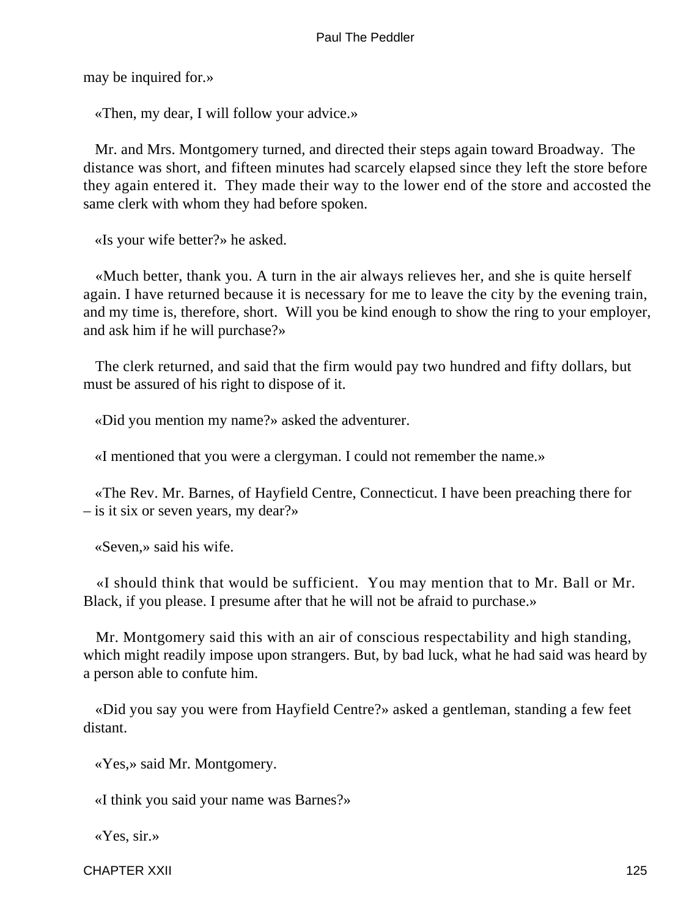may be inquired for.»

«Then, my dear, I will follow your advice.»

Mr. and Mrs. Montgomery turned, and directed their steps again toward Broadway. The distance was short, and fifteen minutes had scarcely elapsed since they left the store before they again entered it. They made their way to the lower end of the store and accosted the same clerk with whom they had before spoken.

«Is your wife better?» he asked.

«Much better, thank you. A turn in the air always relieves her, and she is quite herself again. I have returned because it is necessary for me to leave the city by the evening train, and my time is, therefore, short. Will you be kind enough to show the ring to your employer, and ask him if he will purchase?»

The clerk returned, and said that the firm would pay two hundred and fifty dollars, but must be assured of his right to dispose of it.

«Did you mention my name?» asked the adventurer.

«I mentioned that you were a clergyman. I could not remember the name.»

«The Rev. Mr. Barnes, of Hayfield Centre, Connecticut. I have been preaching there for – is it six or seven years, my dear?»

«Seven,» said his wife.

«I should think that would be sufficient. You may mention that to Mr. Ball or Mr. Black, if you please. I presume after that he will not be afraid to purchase.»

Mr. Montgomery said this with an air of conscious respectability and high standing, which might readily impose upon strangers. But, by bad luck, what he had said was heard by a person able to confute him.

«Did you say you were from Hayfield Centre?» asked a gentleman, standing a few feet distant.

«Yes,» said Mr. Montgomery.

«I think you said your name was Barnes?»

«Yes, sir.»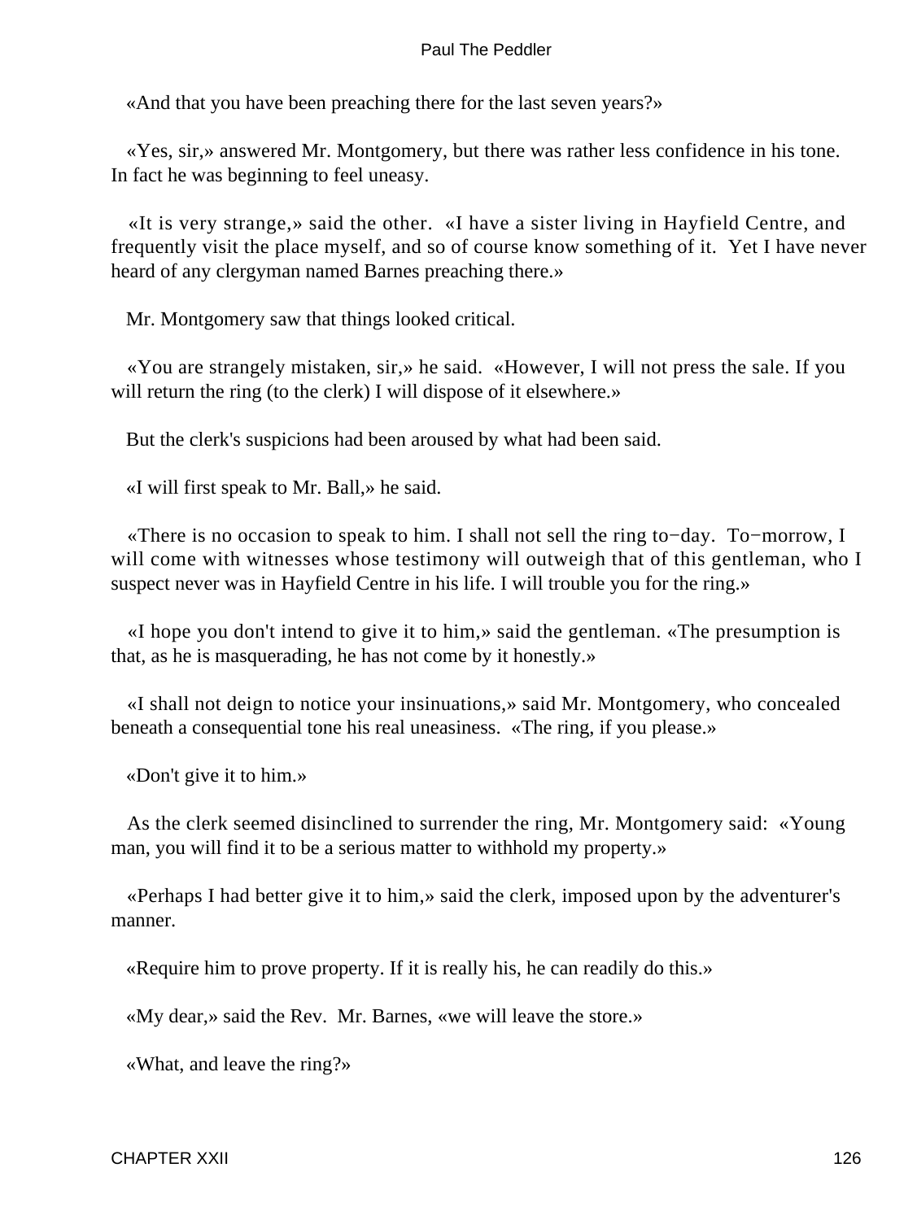«And that you have been preaching there for the last seven years?»

«Yes, sir,» answered Mr. Montgomery, but there was rather less confidence in his tone. In fact he was beginning to feel uneasy.

«It is very strange,» said the other. «I have a sister living in Hayfield Centre, and frequently visit the place myself, and so of course know something of it. Yet I have never heard of any clergyman named Barnes preaching there.»

Mr. Montgomery saw that things looked critical.

«You are strangely mistaken, sir,» he said. «However, I will not press the sale. If you will return the ring (to the clerk) I will dispose of it elsewhere.»

But the clerk's suspicions had been aroused by what had been said.

«I will first speak to Mr. Ball,» he said.

«There is no occasion to speak to him. I shall not sell the ring to−day. To−morrow, I will come with witnesses whose testimony will outweigh that of this gentleman, who I suspect never was in Hayfield Centre in his life. I will trouble you for the ring.»

«I hope you don't intend to give it to him,» said the gentleman. «The presumption is that, as he is masquerading, he has not come by it honestly.»

«I shall not deign to notice your insinuations,» said Mr. Montgomery, who concealed beneath a consequential tone his real uneasiness. «The ring, if you please.»

«Don't give it to him.»

As the clerk seemed disinclined to surrender the ring, Mr. Montgomery said: «Young man, you will find it to be a serious matter to withhold my property.»

«Perhaps I had better give it to him,» said the clerk, imposed upon by the adventurer's manner.

«Require him to prove property. If it is really his, he can readily do this.»

«My dear,» said the Rev. Mr. Barnes, «we will leave the store.»

«What, and leave the ring?»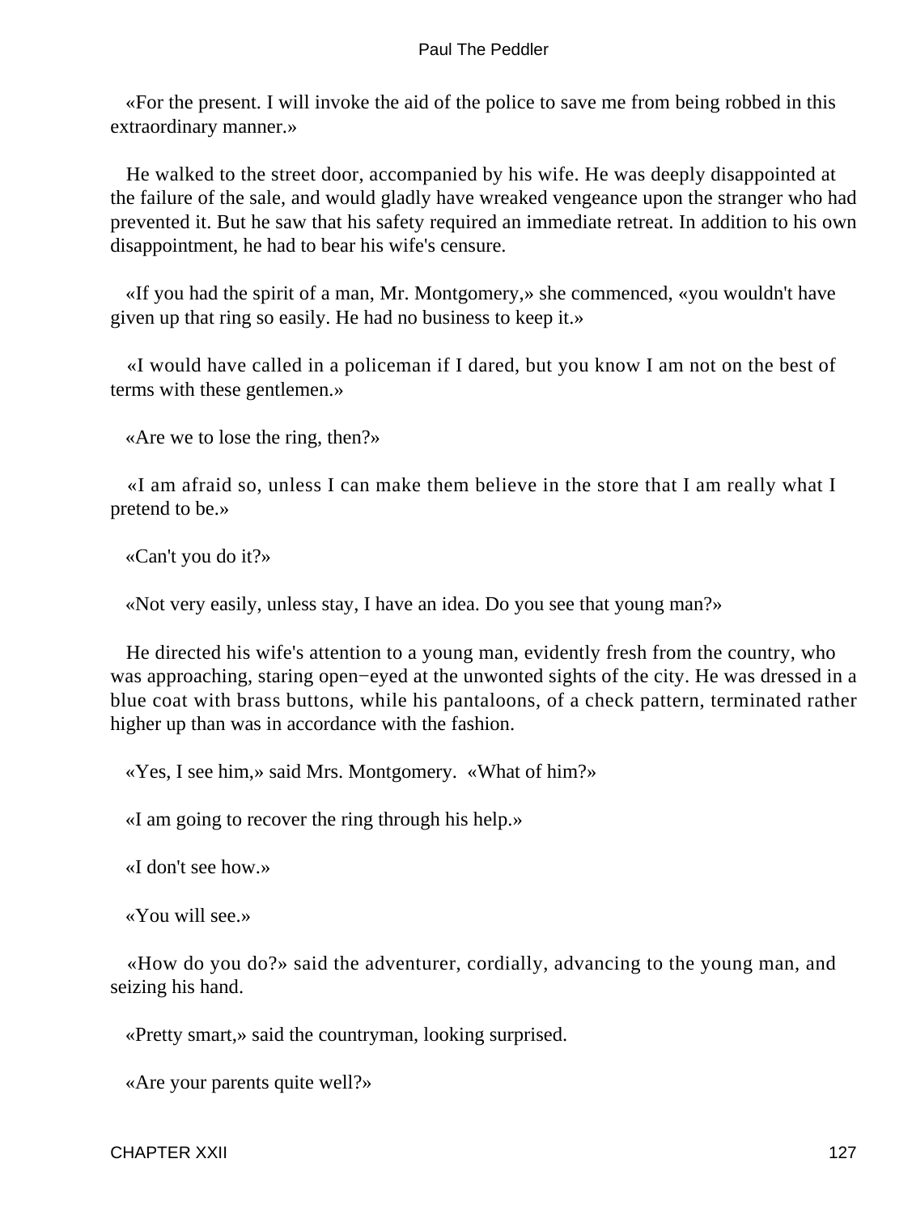«For the present. I will invoke the aid of the police to save me from being robbed in this extraordinary manner.»

He walked to the street door, accompanied by his wife. He was deeply disappointed at the failure of the sale, and would gladly have wreaked vengeance upon the stranger who had prevented it. But he saw that his safety required an immediate retreat. In addition to his own disappointment, he had to bear his wife's censure.

«If you had the spirit of a man, Mr. Montgomery,» she commenced, «you wouldn't have given up that ring so easily. He had no business to keep it.»

«I would have called in a policeman if I dared, but you know I am not on the best of terms with these gentlemen.»

«Are we to lose the ring, then?»

«I am afraid so, unless I can make them believe in the store that I am really what I pretend to be.»

«Can't you do it?»

«Not very easily, unless stay, I have an idea. Do you see that young man?»

He directed his wife's attention to a young man, evidently fresh from the country, who was approaching, staring open−eyed at the unwonted sights of the city. He was dressed in a blue coat with brass buttons, while his pantaloons, of a check pattern, terminated rather higher up than was in accordance with the fashion.

«Yes, I see him,» said Mrs. Montgomery. «What of him?»

«I am going to recover the ring through his help.»

«I don't see how.»

«You will see.»

«How do you do?» said the adventurer, cordially, advancing to the young man, and seizing his hand.

«Pretty smart,» said the countryman, looking surprised.

«Are your parents quite well?»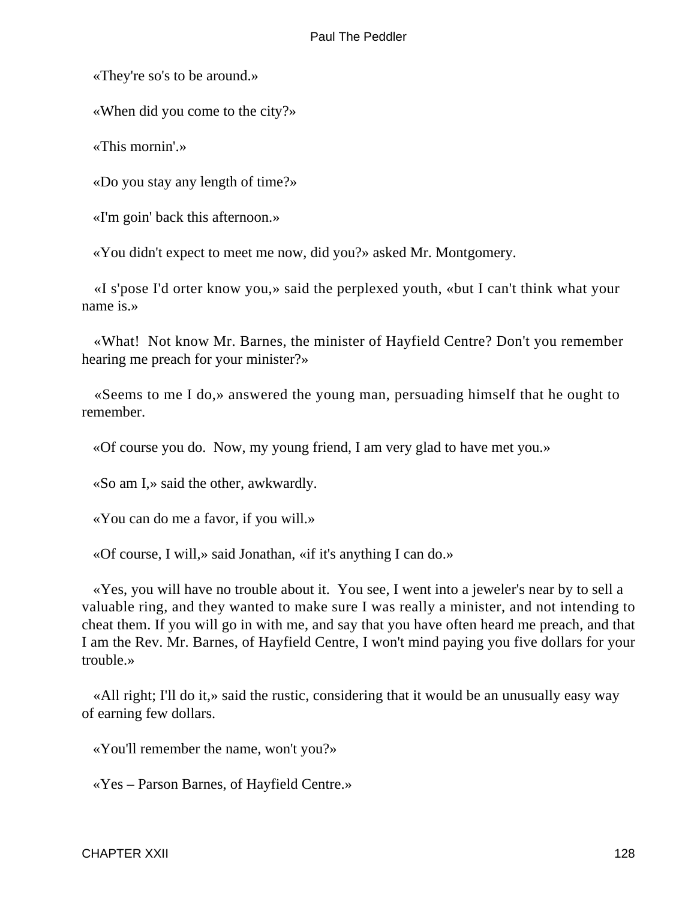«They're so's to be around.»

«When did you come to the city?»

«This mornin'.»

«Do you stay any length of time?»

«I'm goin' back this afternoon.»

«You didn't expect to meet me now, did you?» asked Mr. Montgomery.

«I s'pose I'd orter know you,» said the perplexed youth, «but I can't think what your name is.»

«What! Not know Mr. Barnes, the minister of Hayfield Centre? Don't you remember hearing me preach for your minister?»

«Seems to me I do,» answered the young man, persuading himself that he ought to remember.

«Of course you do. Now, my young friend, I am very glad to have met you.»

«So am I,» said the other, awkwardly.

«You can do me a favor, if you will.»

«Of course, I will,» said Jonathan, «if it's anything I can do.»

«Yes, you will have no trouble about it. You see, I went into a jeweler's near by to sell a valuable ring, and they wanted to make sure I was really a minister, and not intending to cheat them. If you will go in with me, and say that you have often heard me preach, and that I am the Rev. Mr. Barnes, of Hayfield Centre, I won't mind paying you five dollars for your trouble.»

«All right; I'll do it,» said the rustic, considering that it would be an unusually easy way of earning few dollars.

«You'll remember the name, won't you?»

«Yes – Parson Barnes, of Hayfield Centre.»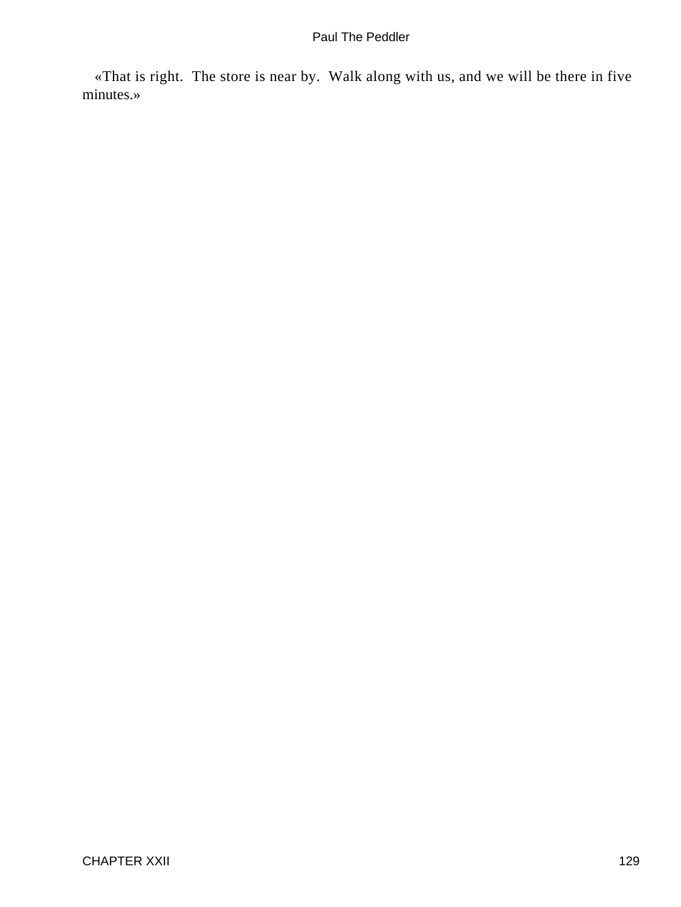«That is right.  The store is near by.  Walk along with us, and we will be there in five minutes.»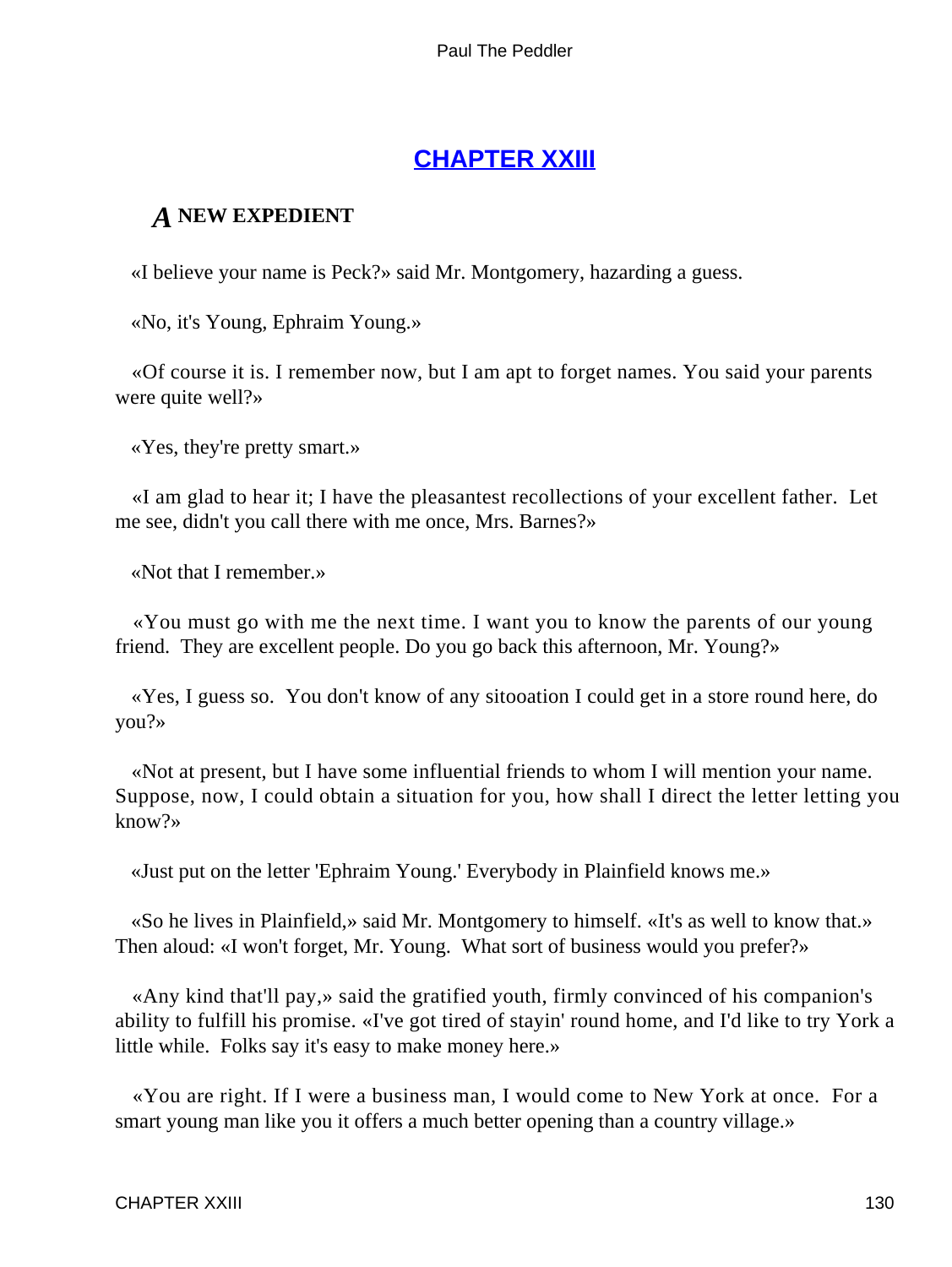## CHAPTER XXIII

### *A* NEW EXPEDIENT

«I believe your name is Peck?» said Mr. Montgomery, hazarding a guess.

«No, it's Young, Ephraim Young.»

«Of course it is. I remember now, but I am apt to forget names. You said your parents were quite well?»

«Yes, they're pretty smart.»

«I am glad to hear it; I have the pleasantest recollections of your excellent father. Let me see, didn't you call there with me once, Mrs. Barnes?»

«Not that I remember.»

«You must go with me the next time. I want you to know the parents of our young friend. They are excellent people. Do you go back this afternoon, Mr. Young?»

«Yes, I guess so. You don't know of any sitooation I could get in a store round here, do you?»

«Not at present, but I have some influential friends to whom I will mention your name. Suppose, now, I could obtain a situation for you, how shall I direct the letter letting you know?»

«Just put on the letter 'Ephraim Young.' Everybody in Plainfield knows me.»

«So he lives in Plainfield,» said Mr. Montgomery to himself. «It's as well to know that.» Then aloud: «I won't forget, Mr. Young. What sort of business would you prefer?»

«Any kind that'll pay,» said the gratified youth, firmly convinced of his companion's ability to fulfill his promise. «I've got tired of stayin' round home, and I'd like to try York a little while. Folks say it's easy to make money here.»

«You are right. If I were a business man, I would come to New York at once. For a smart young man like you it offers a much better opening than a country village.»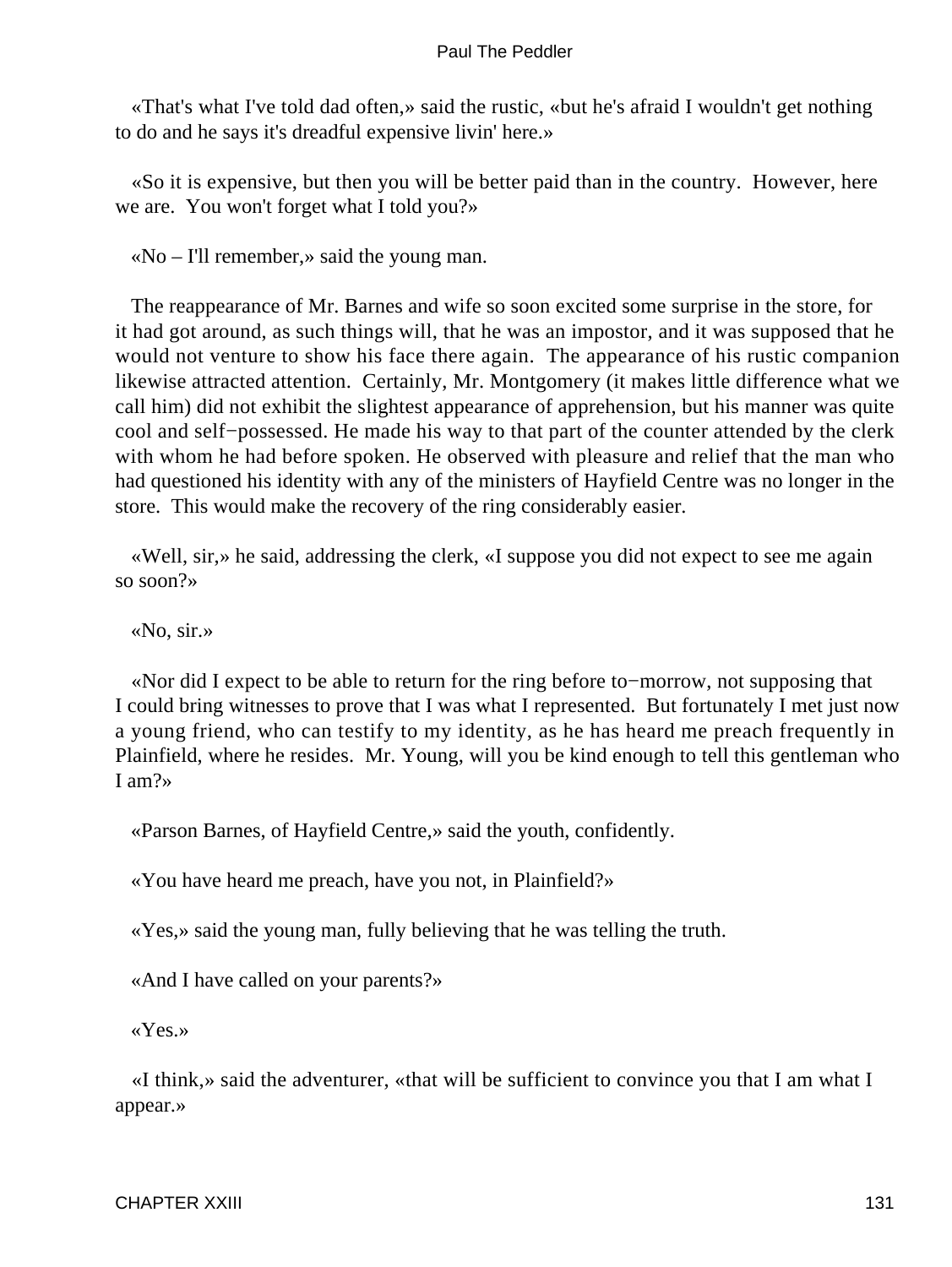«That's what I've told dad often,» said the rustic, «but he's afraid I wouldn't get nothing to do and he says it's dreadful expensive livin' here.»

«So it is expensive, but then you will be better paid than in the country. However, here we are. You won't forget what I told you?»

«No – I'll remember,» said the young man.

The reappearance of Mr. Barnes and wife so soon excited some surprise in the store, for it had got around, as such things will, that he was an impostor, and it was supposed that he would not venture to show his face there again. The appearance of his rustic companion likewise attracted attention. Certainly, Mr. Montgomery (it makes little difference what we call him) did not exhibit the slightest appearance of apprehension, but his manner was quite cool and self−possessed. He made his way to that part of the counter attended by the clerk with whom he had before spoken. He observed with pleasure and relief that the man who had questioned his identity with any of the ministers of Hayfield Centre was no longer in the store. This would make the recovery of the ring considerably easier.

«Well, sir,» he said, addressing the clerk, «I suppose you did not expect to see me again so soon?»

«No, sir.»

«Nor did I expect to be able to return for the ring before to−morrow, not supposing that I could bring witnesses to prove that I was what I represented. But fortunately I met just now a young friend, who can testify to my identity, as he has heard me preach frequently in Plainfield, where he resides. Mr. Young, will you be kind enough to tell this gentleman who I am?»

«Parson Barnes, of Hayfield Centre,» said the youth, confidently.

«You have heard me preach, have you not, in Plainfield?»

«Yes,» said the young man, fully believing that he was telling the truth.

«And I have called on your parents?»

«Yes.»

«I think,» said the adventurer, «that will be sufficient to convince you that I am what I appear.»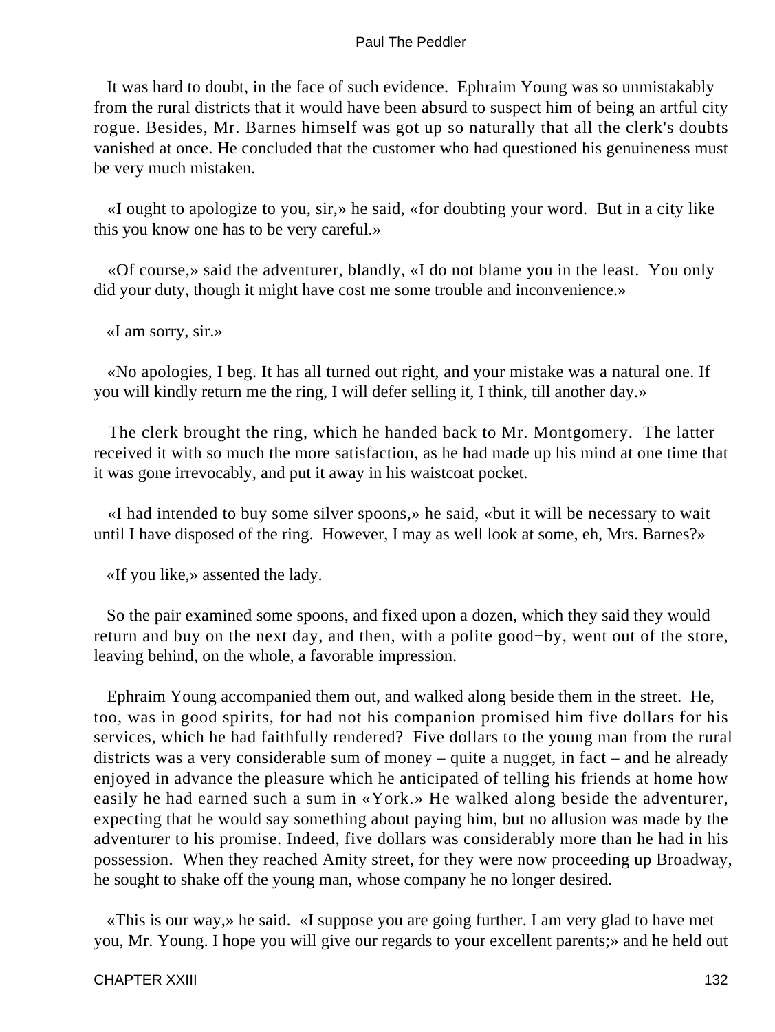It was hard to doubt, in the face of such evidence. Ephraim Young was so unmistakably from the rural districts that it would have been absurd to suspect him of being an artful city rogue. Besides, Mr. Barnes himself was got up so naturally that all the clerk's doubts vanished at once. He concluded that the customer who had questioned his genuineness must be very much mistaken.

«I ought to apologize to you, sir,» he said, «for doubting your word. But in a city like this you know one has to be very careful.»

«Of course,» said the adventurer, blandly, «I do not blame you in the least. You only did your duty, though it might have cost me some trouble and inconvenience.»

«I am sorry, sir.»

«No apologies, I beg. It has all turned out right, and your mistake was a natural one. If you will kindly return me the ring, I will defer selling it, I think, till another day.»

The clerk brought the ring, which he handed back to Mr. Montgomery. The latter received it with so much the more satisfaction, as he had made up his mind at one time that it was gone irrevocably, and put it away in his waistcoat pocket.

«I had intended to buy some silver spoons,» he said, «but it will be necessary to wait until I have disposed of the ring. However, I may as well look at some, eh, Mrs. Barnes?»

«If you like,» assented the lady.

So the pair examined some spoons, and fixed upon a dozen, which they said they would return and buy on the next day, and then, with a polite good−by, went out of the store, leaving behind, on the whole, a favorable impression.

Ephraim Young accompanied them out, and walked along beside them in the street. He, too, was in good spirits, for had not his companion promised him five dollars for his services, which he had faithfully rendered? Five dollars to the young man from the rural districts was a very considerable sum of money – quite a nugget, in fact – and he already enjoyed in advance the pleasure which he anticipated of telling his friends at home how easily he had earned such a sum in «York.» He walked along beside the adventurer, expecting that he would say something about paying him, but no allusion was made by the adventurer to his promise. Indeed, five dollars was considerably more than he had in his possession. When they reached Amity street, for they were now proceeding up Broadway, he sought to shake off the young man, whose company he no longer desired.

«This is our way,» he said. «I suppose you are going further. I am very glad to have met you, Mr. Young. I hope you will give our regards to your excellent parents;» and he held out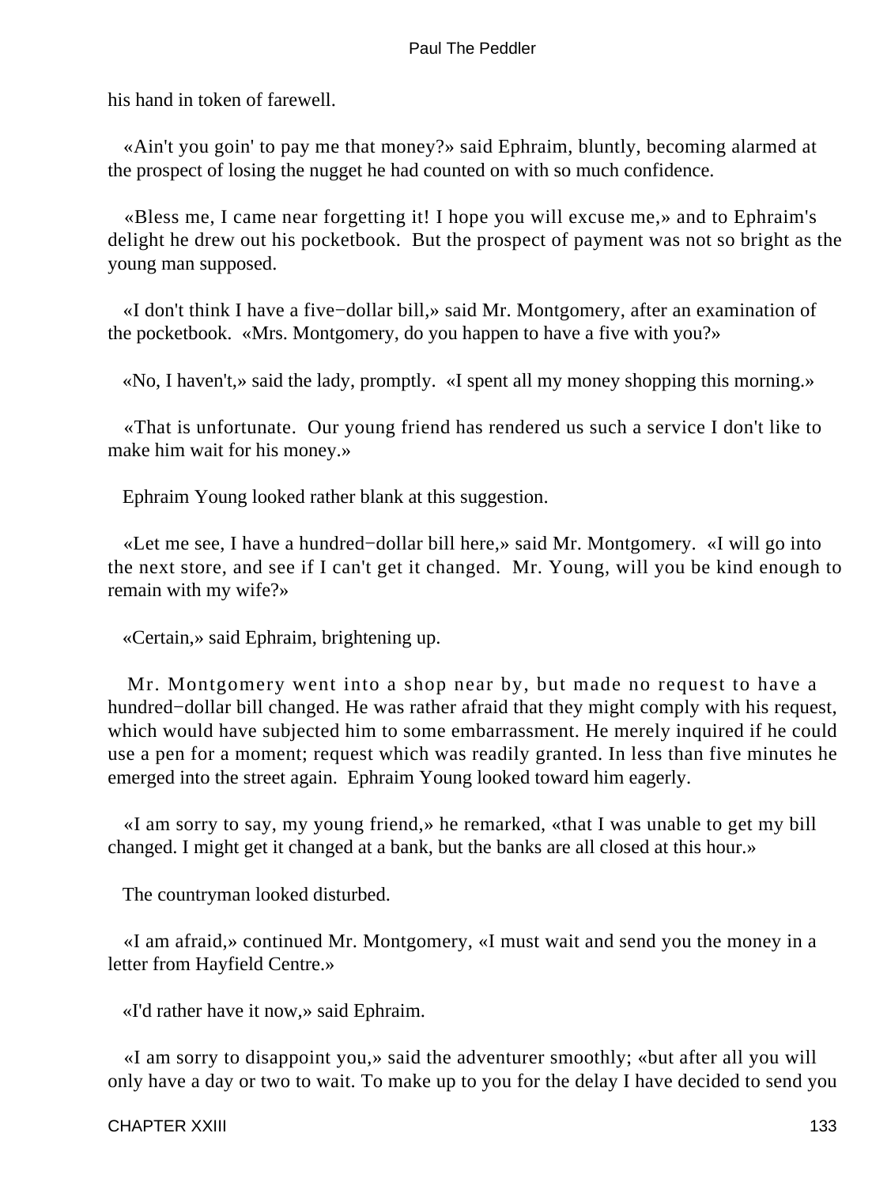his hand in token of farewell.

«Ain't you goin' to pay me that money?» said Ephraim, bluntly, becoming alarmed at the prospect of losing the nugget he had counted on with so much confidence.

«Bless me, I came near forgetting it! I hope you will excuse me,» and to Ephraim's delight he drew out his pocketbook. But the prospect of payment was not so bright as the young man supposed.

«I don't think I have a five−dollar bill,» said Mr. Montgomery, after an examination of the pocketbook. «Mrs. Montgomery, do you happen to have a five with you?»

«No, I haven't,» said the lady, promptly. «I spent all my money shopping this morning.»

«That is unfortunate. Our young friend has rendered us such a service I don't like to make him wait for his money.»

Ephraim Young looked rather blank at this suggestion.

«Let me see, I have a hundred−dollar bill here,» said Mr. Montgomery. «I will go into the next store, and see if I can't get it changed. Mr. Young, will you be kind enough to remain with my wife?»

«Certain,» said Ephraim, brightening up.

Mr. Montgomery went into a shop near by, but made no request to have a hundred−dollar bill changed. He was rather afraid that they might comply with his request, which would have subjected him to some embarrassment. He merely inquired if he could use a pen for a moment; request which was readily granted. In less than five minutes he emerged into the street again. Ephraim Young looked toward him eagerly.

«I am sorry to say, my young friend,» he remarked, «that I was unable to get my bill changed. I might get it changed at a bank, but the banks are all closed at this hour.»

The countryman looked disturbed.

«I am afraid,» continued Mr. Montgomery, «I must wait and send you the money in a letter from Hayfield Centre.»

«I'd rather have it now,» said Ephraim.

«I am sorry to disappoint you,» said the adventurer smoothly; «but after all you will only have a day or two to wait. To make up to you for the delay I have decided to send you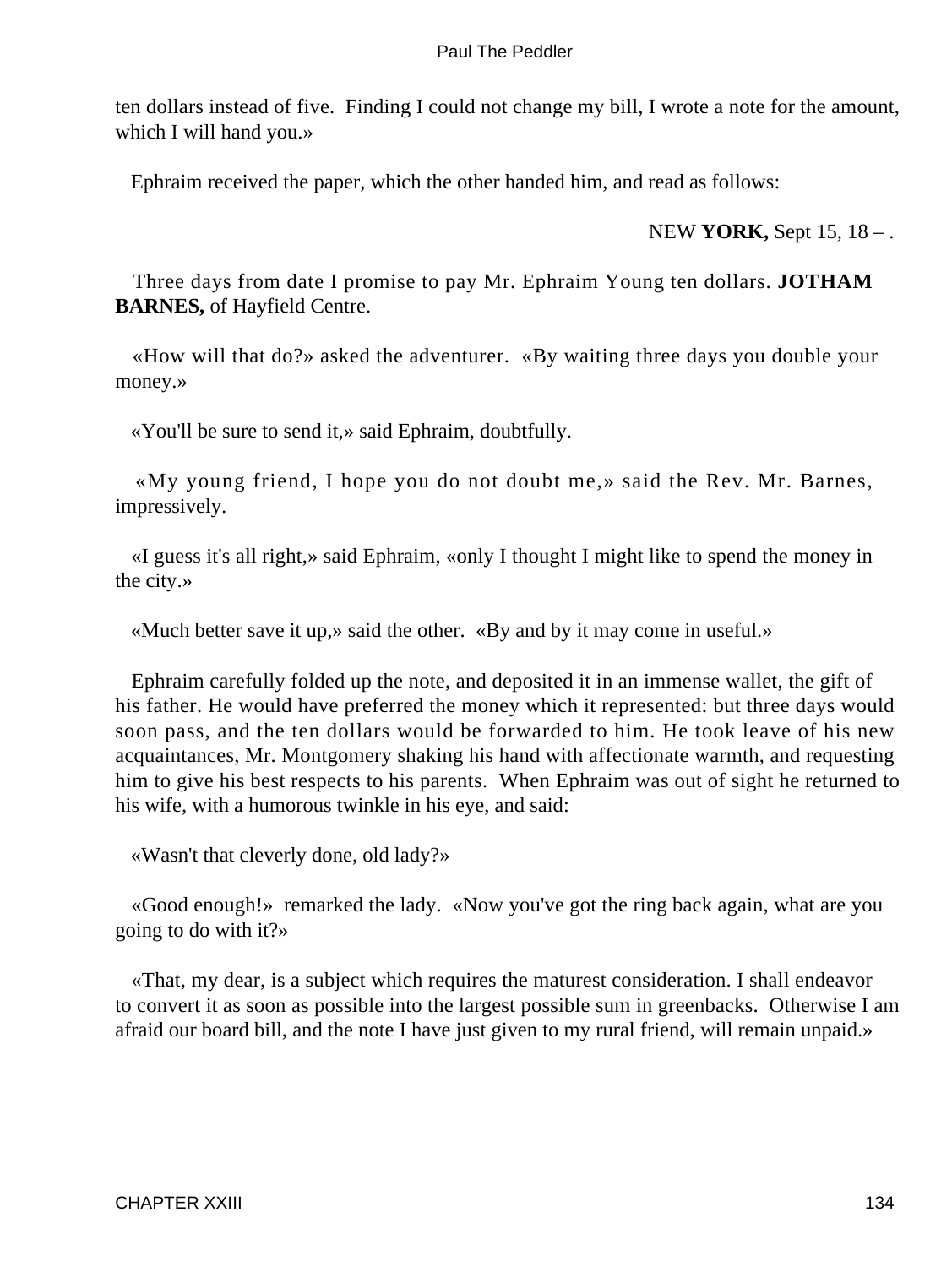ten dollars instead of five. Finding I could not change my bill, I wrote a note for the amount, which I will hand you.»

Ephraim received the paper, which the other handed him, and read as follows:

NEW **YORK,** Sept 15, 18 – .

Three days from date I promise to pay Mr. Ephraim Young ten dollars. **JOTHAM BARNES,** of Hayfield Centre.

«How will that do?» asked the adventurer. «By waiting three days you double your money.»

«You'll be sure to send it,» said Ephraim, doubtfully.

«My young friend, I hope you do not doubt me,» said the Rev. Mr. Barnes, impressively.

«I guess it's all right,» said Ephraim, «only I thought I might like to spend the money in the city.»

«Much better save it up,» said the other. «By and by it may come in useful.»

Ephraim carefully folded up the note, and deposited it in an immense wallet, the gift of his father. He would have preferred the money which it represented: but three days would soon pass, and the ten dollars would be forwarded to him. He took leave of his new acquaintances, Mr. Montgomery shaking his hand with affectionate warmth, and requesting him to give his best respects to his parents. When Ephraim was out of sight he returned to his wife, with a humorous twinkle in his eye, and said:

«Wasn't that cleverly done, old lady?»

«Good enough!» remarked the lady. «Now you've got the ring back again, what are you going to do with it?»

«That, my dear, is a subject which requires the maturest consideration. I shall endeavor to convert it as soon as possible into the largest possible sum in greenbacks. Otherwise I am afraid our board bill, and the note I have just given to my rural friend, will remain unpaid.»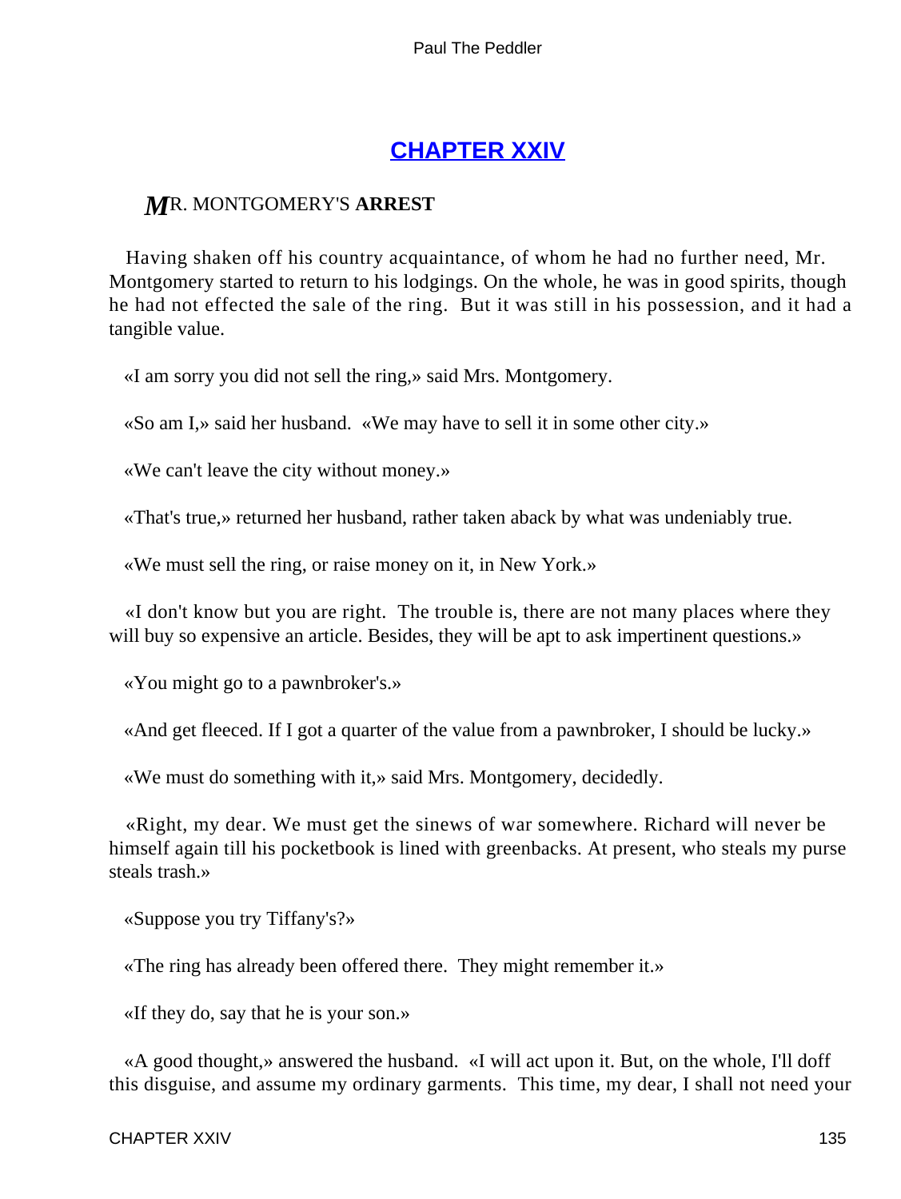## CHAPTER XXIV

### MR. MONTGOMERY'S **ARREST**

Having shaken off his country acquaintance, of whom he had no further need, Mr. Montgomery started to return to his lodgings. On the whole, he was in good spirits, though he had not effected the sale of the ring. But it was still in his possession, and it had a tangible value.

«I am sorry you did not sell the ring,» said Mrs. Montgomery.

«So am I,» said her husband. «We may have to sell it in some other city.»

«We can't leave the city without money.»

«That's true,» returned her husband, rather taken aback by what was undeniably true.

«We must sell the ring, or raise money on it, in New York.»

«I don't know but you are right. The trouble is, there are not many places where they will buy so expensive an article. Besides, they will be apt to ask impertinent questions.»

«You might go to a pawnbroker's.»

«And get fleeced. If I got a quarter of the value from a pawnbroker, I should be lucky.»

«We must do something with it,» said Mrs. Montgomery, decidedly.

«Right, my dear. We must get the sinews of war somewhere. Richard will never be himself again till his pocketbook is lined with greenbacks. At present, who steals my purse steals trash.»

«Suppose you try Tiffany's?»

«The ring has already been offered there. They might remember it.»

«If they do, say that he is your son.»

«A good thought,» answered the husband. «I will act upon it. But, on the whole, I'll doff this disguise, and assume my ordinary garments. This time, my dear, I shall not need your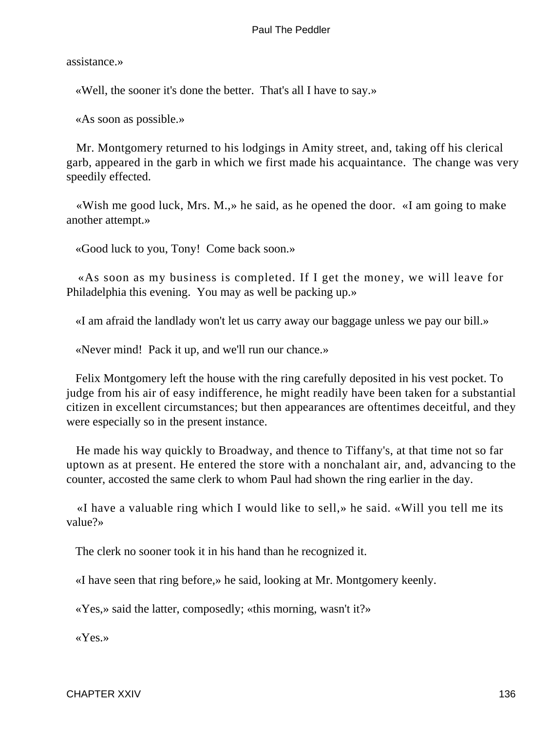assistance.»

«Well, the sooner it's done the better. That's all I have to say.»

«As soon as possible.»

Mr. Montgomery returned to his lodgings in Amity street, and, taking off his clerical garb, appeared in the garb in which we first made his acquaintance. The change was very speedily effected.

«Wish me good luck, Mrs. M.,» he said, as he opened the door. «I am going to make another attempt.»

«Good luck to you, Tony! Come back soon.»

«As soon as my business is completed. If I get the money, we will leave for Philadelphia this evening. You may as well be packing up.»

«I am afraid the landlady won't let us carry away our baggage unless we pay our bill.»

«Never mind! Pack it up, and we'll run our chance.»

Felix Montgomery left the house with the ring carefully deposited in his vest pocket. To judge from his air of easy indifference, he might readily have been taken for a substantial citizen in excellent circumstances; but then appearances are oftentimes deceitful, and they were especially so in the present instance.

He made his way quickly to Broadway, and thence to Tiffany's, at that time not so far uptown as at present. He entered the store with a nonchalant air, and, advancing to the counter, accosted the same clerk to whom Paul had shown the ring earlier in the day.

«I have a valuable ring which I would like to sell,» he said. «Will you tell me its value?»

The clerk no sooner took it in his hand than he recognized it.

«I have seen that ring before,» he said, looking at Mr. Montgomery keenly.

«Yes,» said the latter, composedly; «this morning, wasn't it?»

«Yes.»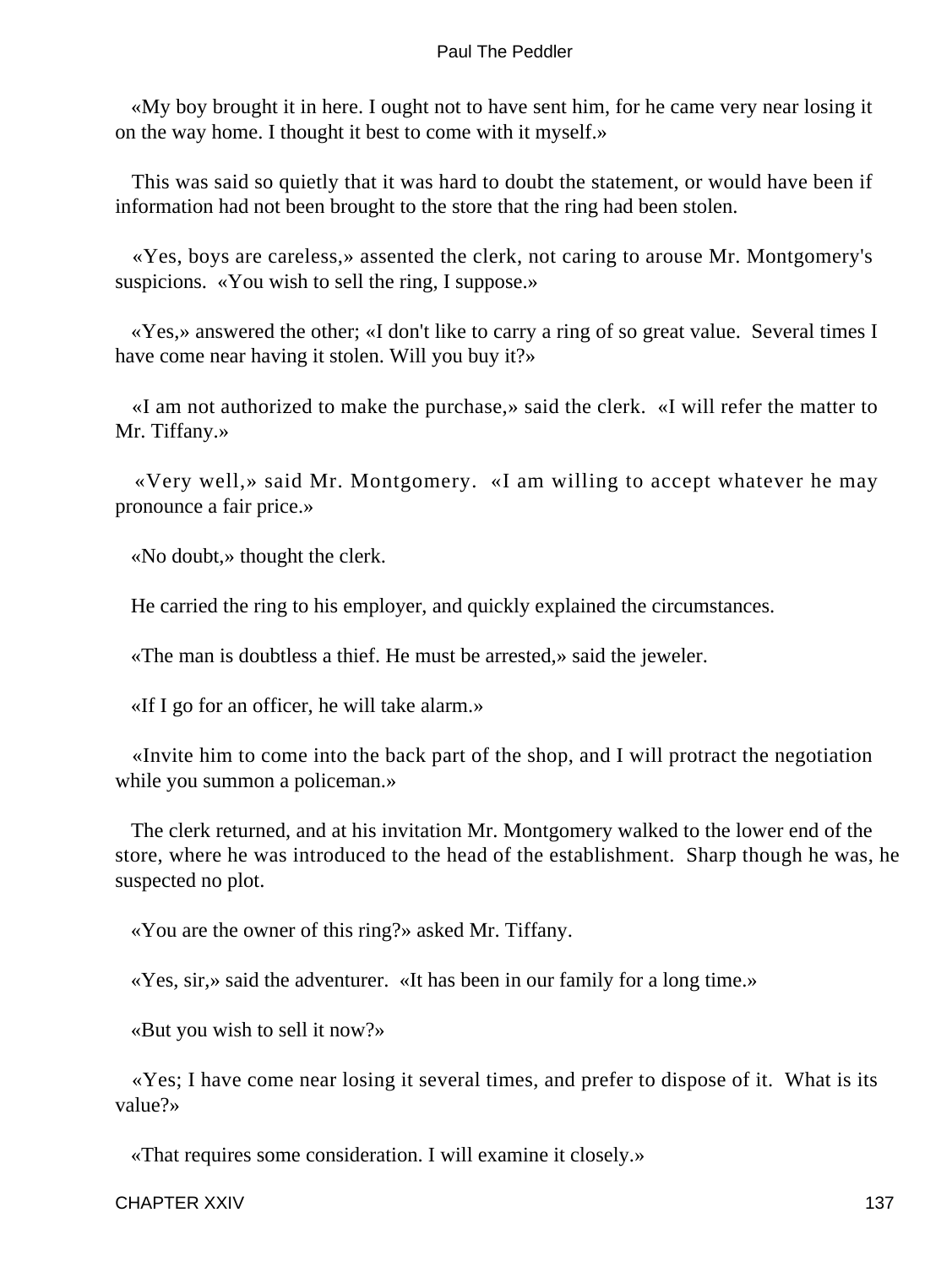«My boy brought it in here. I ought not to have sent him, for he came very near losing it on the way home. I thought it best to come with it myself.»

This was said so quietly that it was hard to doubt the statement, or would have been if information had not been brought to the store that the ring had been stolen.

«Yes, boys are careless,» assented the clerk, not caring to arouse Mr. Montgomery's suspicions. «You wish to sell the ring, I suppose.»

«Yes,» answered the other; «I don't like to carry a ring of so great value. Several times I have come near having it stolen. Will you buy it?»

«I am not authorized to make the purchase,» said the clerk. «I will refer the matter to Mr. Tiffany.»

«Very well,» said Mr. Montgomery. «I am willing to accept whatever he may pronounce a fair price.»

«No doubt,» thought the clerk.

He carried the ring to his employer, and quickly explained the circumstances.

«The man is doubtless a thief. He must be arrested,» said the jeweler.

«If I go for an officer, he will take alarm.»

«Invite him to come into the back part of the shop, and I will protract the negotiation while you summon a policeman.»

The clerk returned, and at his invitation Mr. Montgomery walked to the lower end of the store, where he was introduced to the head of the establishment. Sharp though he was, he suspected no plot.

«You are the owner of this ring?» asked Mr. Tiffany.

«Yes, sir,» said the adventurer. «It has been in our family for a long time.»

«But you wish to sell it now?»

«Yes; I have come near losing it several times, and prefer to dispose of it. What is its value?»

«That requires some consideration. I will examine it closely.»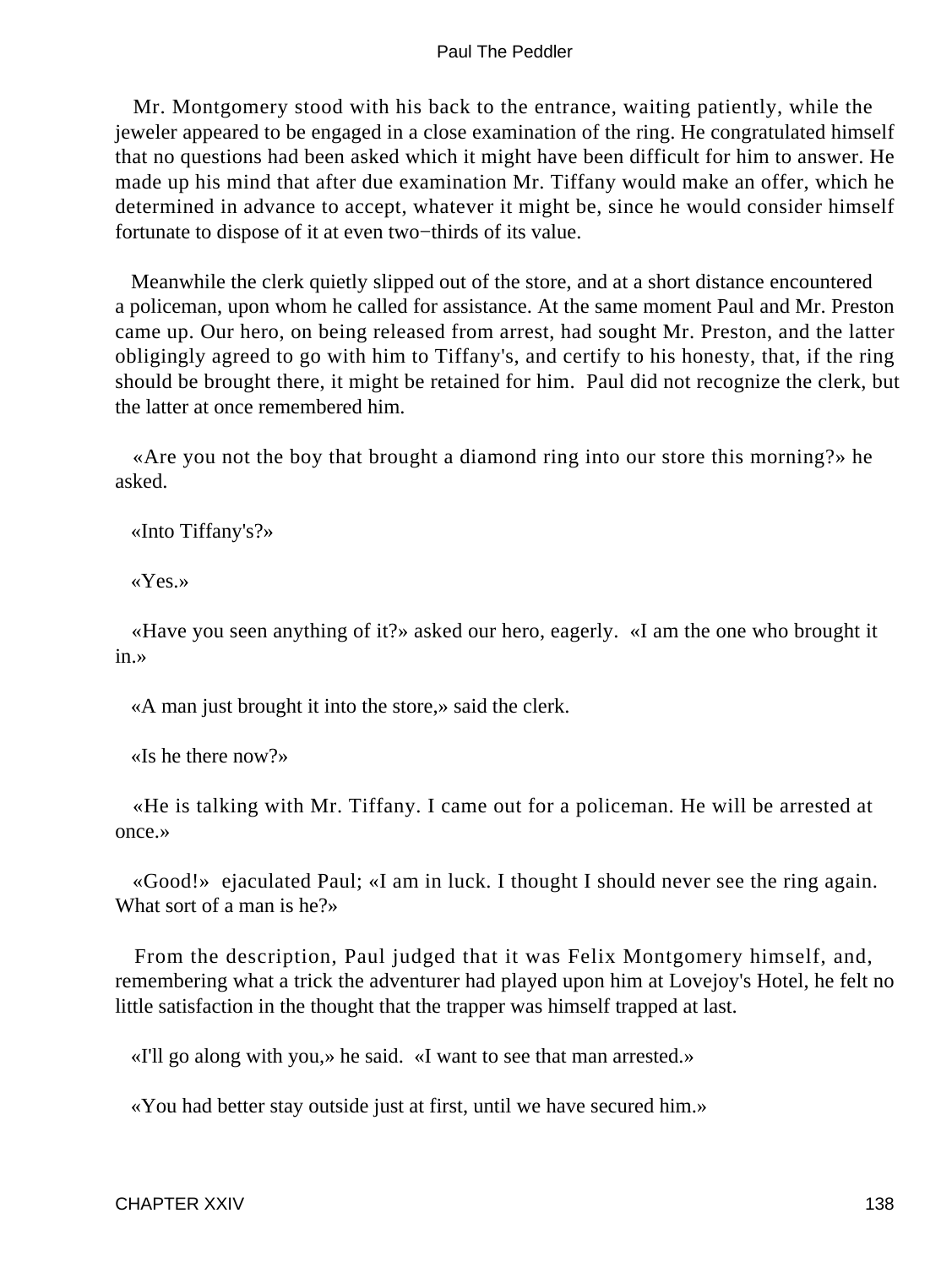Mr. Montgomery stood with his back to the entrance, waiting patiently, while the jeweler appeared to be engaged in a close examination of the ring. He congratulated himself that no questions had been asked which it might have been difficult for him to answer. He made up his mind that after due examination Mr. Tiffany would make an offer, which he determined in advance to accept, whatever it might be, since he would consider himself fortunate to dispose of it at even two−thirds of its value.

Meanwhile the clerk quietly slipped out of the store, and at a short distance encountered a policeman, upon whom he called for assistance. At the same moment Paul and Mr. Preston came up. Our hero, on being released from arrest, had sought Mr. Preston, and the latter obligingly agreed to go with him to Tiffany's, and certify to his honesty, that, if the ring should be brought there, it might be retained for him. Paul did not recognize the clerk, but the latter at once remembered him.

«Are you not the boy that brought a diamond ring into our store this morning?» he asked.

«Into Tiffany's?»

«Yes.»

«Have you seen anything of it?» asked our hero, eagerly. «I am the one who brought it in.»

«A man just brought it into the store,» said the clerk.

«Is he there now?»

«He is talking with Mr. Tiffany. I came out for a policeman. He will be arrested at once.»

«Good!» ejaculated Paul; «I am in luck. I thought I should never see the ring again. What sort of a man is he?»

From the description, Paul judged that it was Felix Montgomery himself, and, remembering what a trick the adventurer had played upon him at Lovejoy's Hotel, he felt no little satisfaction in the thought that the trapper was himself trapped at last.

«I'll go along with you,» he said. «I want to see that man arrested.»

«You had better stay outside just at first, until we have secured him.»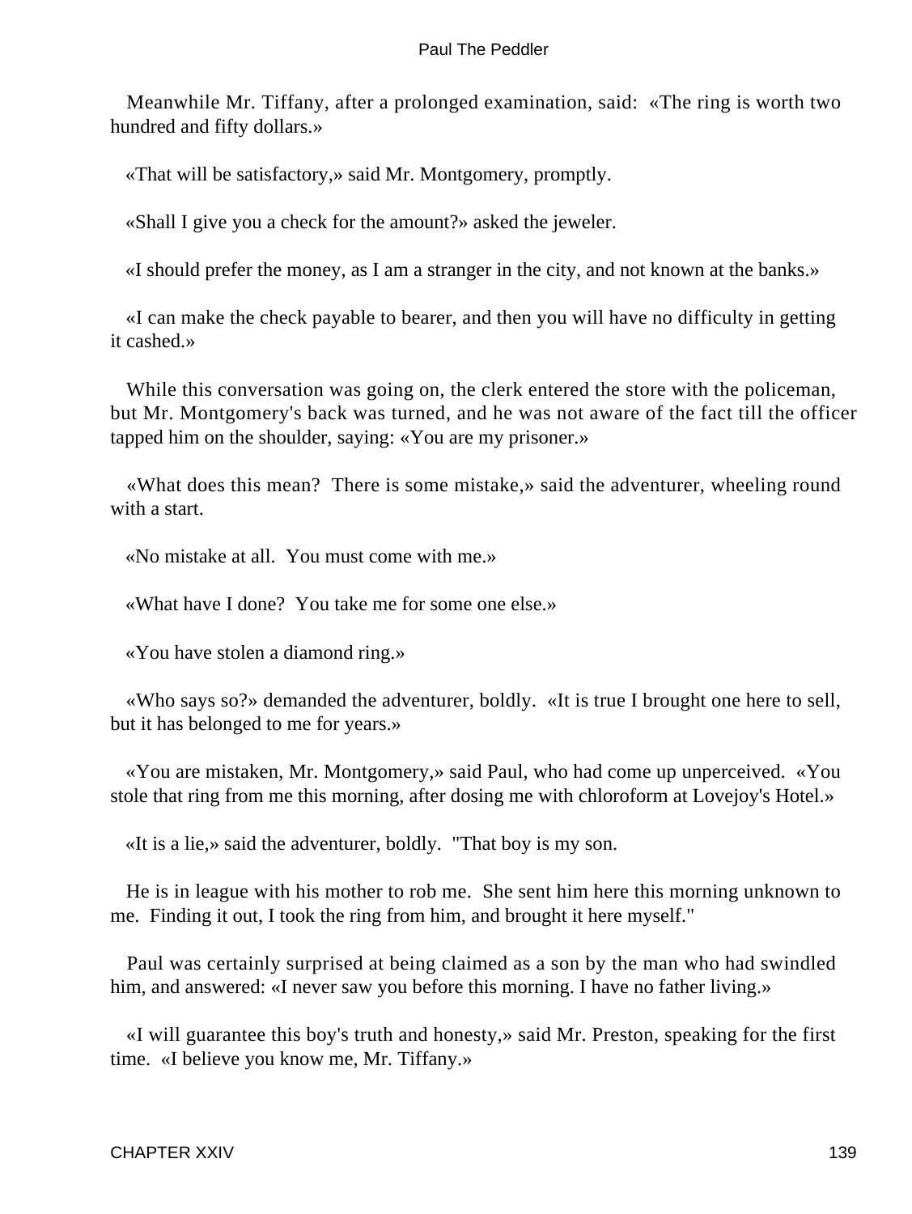Meanwhile Mr. Tiffany, after a prolonged examination, said: «The ring is worth two hundred and fifty dollars.»

«That will be satisfactory,» said Mr. Montgomery, promptly.

«Shall I give you a check for the amount?» asked the jeweler.

«I should prefer the money, as I am a stranger in the city, and not known at the banks.»

«I can make the check payable to bearer, and then you will have no difficulty in getting it cashed.»

While this conversation was going on, the clerk entered the store with the policeman, but Mr. Montgomery's back was turned, and he was not aware of the fact till the officer tapped him on the shoulder, saying: «You are my prisoner.»

«What does this mean? There is some mistake,» said the adventurer, wheeling round with a start.

«No mistake at all. You must come with me.»

«What have I done? You take me for some one else.»

«You have stolen a diamond ring.»

«Who says so?» demanded the adventurer, boldly. «It is true I brought one here to sell, but it has belonged to me for years.»

«You are mistaken, Mr. Montgomery,» said Paul, who had come up unperceived. «You stole that ring from me this morning, after dosing me with chloroform at Lovejoy's Hotel.»

«It is a lie,» said the adventurer, boldly. "That boy is my son.

He is in league with his mother to rob me. She sent him here this morning unknown to me. Finding it out, I took the ring from him, and brought it here myself."

Paul was certainly surprised at being claimed as a son by the man who had swindled him, and answered: «I never saw you before this morning. I have no father living.»

«I will guarantee this boy's truth and honesty,» said Mr. Preston, speaking for the first time. «I believe you know me, Mr. Tiffany.»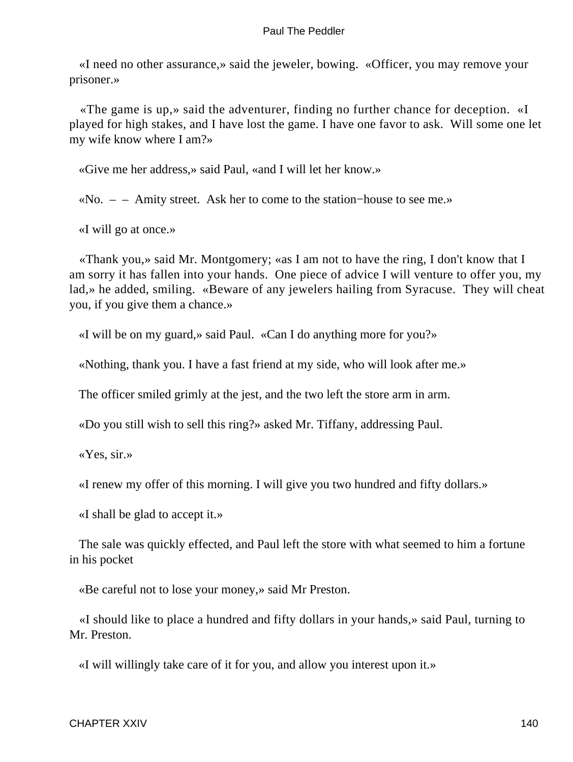«I need no other assurance,» said the jeweler, bowing. «Officer, you may remove your prisoner.»

«The game is up,» said the adventurer, finding no further chance for deception. «I played for high stakes, and I have lost the game. I have one favor to ask. Will some one let my wife know where I am?»

«Give me her address,» said Paul, «and I will let her know.»

«No. – – Amity street. Ask her to come to the station−house to see me.»

«I will go at once.»

«Thank you,» said Mr. Montgomery; «as I am not to have the ring, I don't know that I am sorry it has fallen into your hands. One piece of advice I will venture to offer you, my lad,» he added, smiling. «Beware of any jewelers hailing from Syracuse. They will cheat you, if you give them a chance.»

«I will be on my guard,» said Paul. «Can I do anything more for you?»

«Nothing, thank you. I have a fast friend at my side, who will look after me.»

The officer smiled grimly at the jest, and the two left the store arm in arm.

«Do you still wish to sell this ring?» asked Mr. Tiffany, addressing Paul.

«Yes, sir.»

«I renew my offer of this morning. I will give you two hundred and fifty dollars.»

«I shall be glad to accept it.»

The sale was quickly effected, and Paul left the store with what seemed to him a fortune in his pocket

«Be careful not to lose your money,» said Mr Preston.

«I should like to place a hundred and fifty dollars in your hands,» said Paul, turning to Mr. Preston.

«I will willingly take care of it for you, and allow you interest upon it.»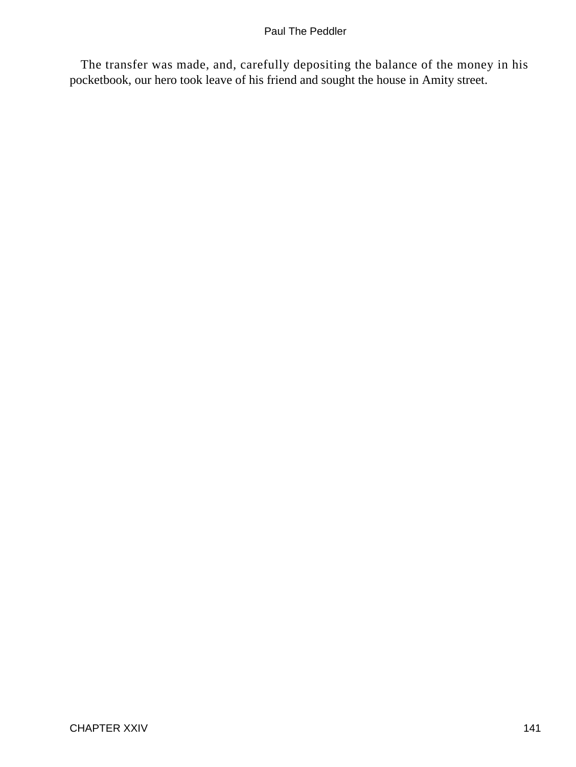The transfer was made, and, carefully depositing the balance of the money in his pocketbook, our hero took leave of his friend and sought the house in Amity street.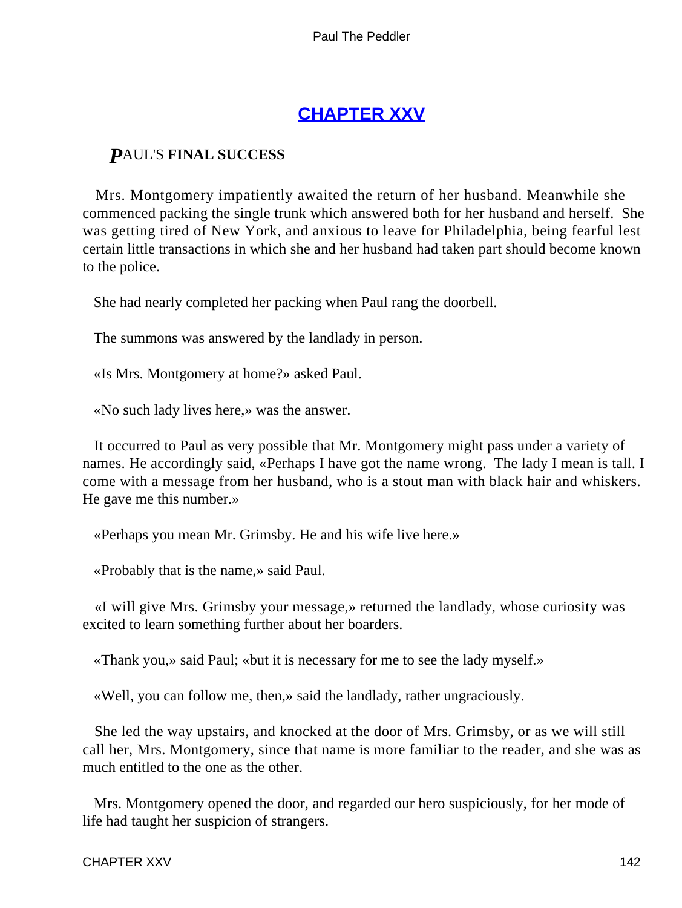## CHAPTER XXV

### PAUL'S FINAL SUCCESS

Mrs. Montgomery impatiently awaited the return of her husband. Meanwhile she commenced packing the single trunk which answered both for her husband and herself. She was getting tired of New York, and anxious to leave for Philadelphia, being fearful lest certain little transactions in which she and her husband had taken part should become known to the police.

She had nearly completed her packing when Paul rang the doorbell.

The summons was answered by the landlady in person.

«Is Mrs. Montgomery at home?» asked Paul.

«No such lady lives here,» was the answer.

It occurred to Paul as very possible that Mr. Montgomery might pass under a variety of names. He accordingly said, «Perhaps I have got the name wrong. The lady I mean is tall. I come with a message from her husband, who is a stout man with black hair and whiskers. He gave me this number.»

«Perhaps you mean Mr. Grimsby. He and his wife live here.»

«Probably that is the name,» said Paul.

«I will give Mrs. Grimsby your message,» returned the landlady, whose curiosity was excited to learn something further about her boarders.

«Thank you,» said Paul; «but it is necessary for me to see the lady myself.»

«Well, you can follow me, then,» said the landlady, rather ungraciously.

She led the way upstairs, and knocked at the door of Mrs. Grimsby, or as we will still call her, Mrs. Montgomery, since that name is more familiar to the reader, and she was as much entitled to the one as the other.

Mrs. Montgomery opened the door, and regarded our hero suspiciously, for her mode of life had taught her suspicion of strangers.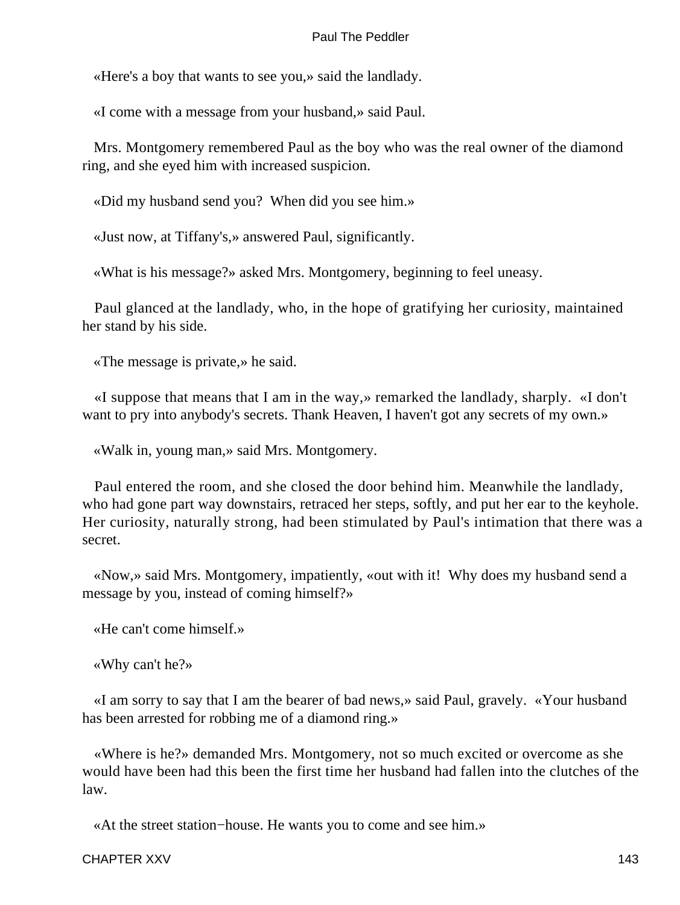«Here's a boy that wants to see you,» said the landlady.

«I come with a message from your husband,» said Paul.

Mrs. Montgomery remembered Paul as the boy who was the real owner of the diamond ring, and she eyed him with increased suspicion.

«Did my husband send you? When did you see him.»

«Just now, at Tiffany's,» answered Paul, significantly.

«What is his message?» asked Mrs. Montgomery, beginning to feel uneasy.

Paul glanced at the landlady, who, in the hope of gratifying her curiosity, maintained her stand by his side.

«The message is private,» he said.

«I suppose that means that I am in the way,» remarked the landlady, sharply. «I don't want to pry into anybody's secrets. Thank Heaven, I haven't got any secrets of my own.»

«Walk in, young man,» said Mrs. Montgomery.

Paul entered the room, and she closed the door behind him. Meanwhile the landlady, who had gone part way downstairs, retraced her steps, softly, and put her ear to the keyhole. Her curiosity, naturally strong, had been stimulated by Paul's intimation that there was a secret.

«Now,» said Mrs. Montgomery, impatiently, «out with it! Why does my husband send a message by you, instead of coming himself?»

«He can't come himself.»

«Why can't he?»

«I am sorry to say that I am the bearer of bad news,» said Paul, gravely. «Your husband has been arrested for robbing me of a diamond ring.»

«Where is he?» demanded Mrs. Montgomery, not so much excited or overcome as she would have been had this been the first time her husband had fallen into the clutches of the law.

«At the street station−house. He wants you to come and see him.»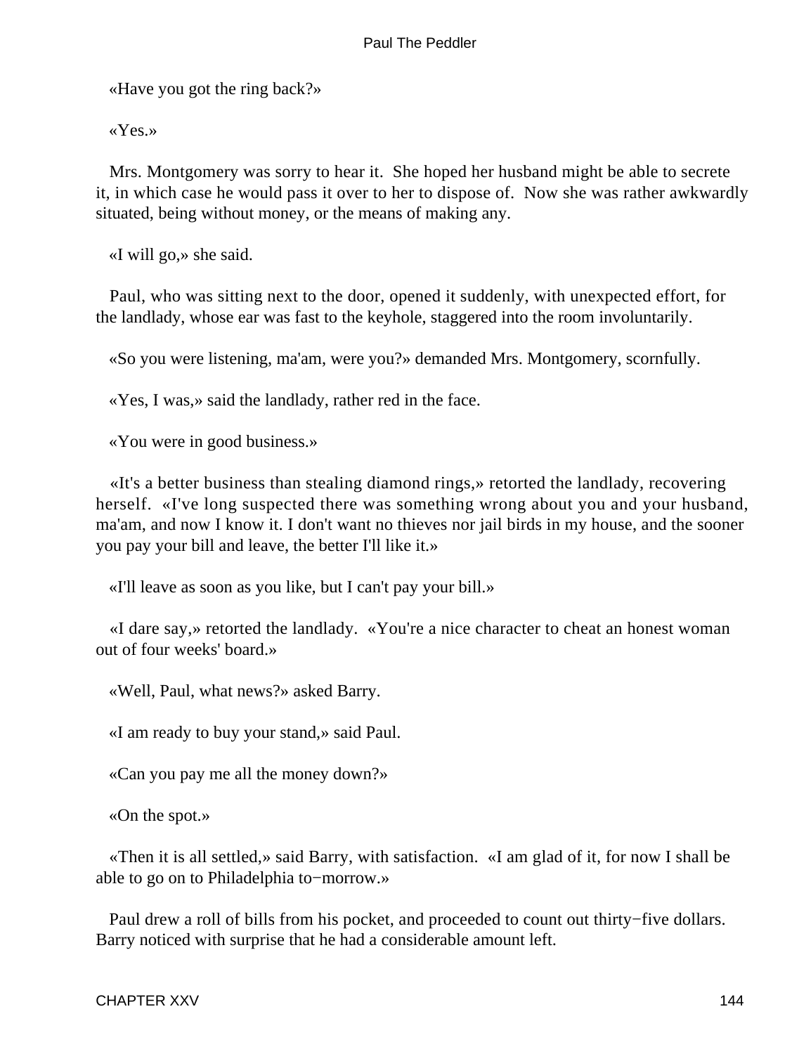«Have you got the ring back?»

«Yes.»

Mrs. Montgomery was sorry to hear it. She hoped her husband might be able to secrete it, in which case he would pass it over to her to dispose of. Now she was rather awkwardly situated, being without money, or the means of making any.

«I will go,» she said.

Paul, who was sitting next to the door, opened it suddenly, with unexpected effort, for the landlady, whose ear was fast to the keyhole, staggered into the room involuntarily.

«So you were listening, ma'am, were you?» demanded Mrs. Montgomery, scornfully.

«Yes, I was,» said the landlady, rather red in the face.

«You were in good business.»

«It's a better business than stealing diamond rings,» retorted the landlady, recovering herself. «I've long suspected there was something wrong about you and your husband, ma'am, and now I know it. I don't want no thieves nor jail birds in my house, and the sooner you pay your bill and leave, the better I'll like it.»

«I'll leave as soon as you like, but I can't pay your bill.»

«I dare say,» retorted the landlady. «You're a nice character to cheat an honest woman out of four weeks' board.»

«Well, Paul, what news?» asked Barry.

«I am ready to buy your stand,» said Paul.

«Can you pay me all the money down?»

«On the spot.»

«Then it is all settled,» said Barry, with satisfaction. «I am glad of it, for now I shall be able to go on to Philadelphia to−morrow.»

Paul drew a roll of bills from his pocket, and proceeded to count out thirty−five dollars. Barry noticed with surprise that he had a considerable amount left.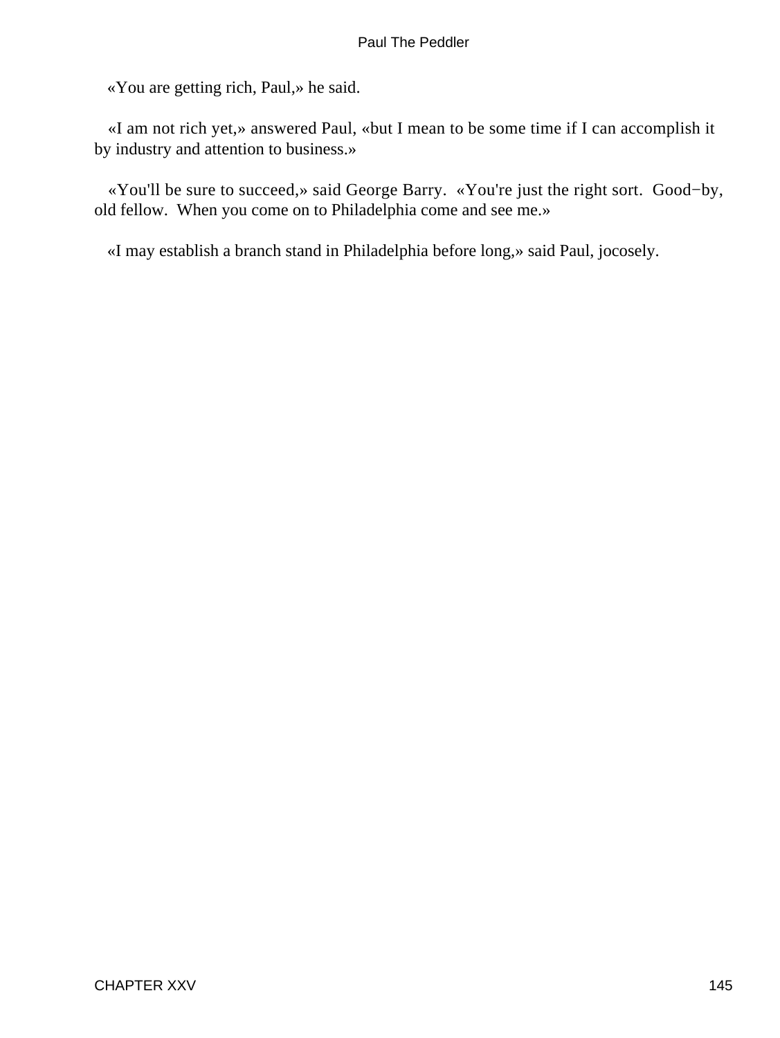«You are getting rich, Paul,» he said.

«I am not rich yet,» answered Paul, «but I mean to be some time if I can accomplish it by industry and attention to business.»

«You'll be sure to succeed,» said George Barry. «You're just the right sort. Good−by, old fellow. When you come on to Philadelphia come and see me.»

«I may establish a branch stand in Philadelphia before long,» said Paul, jocosely.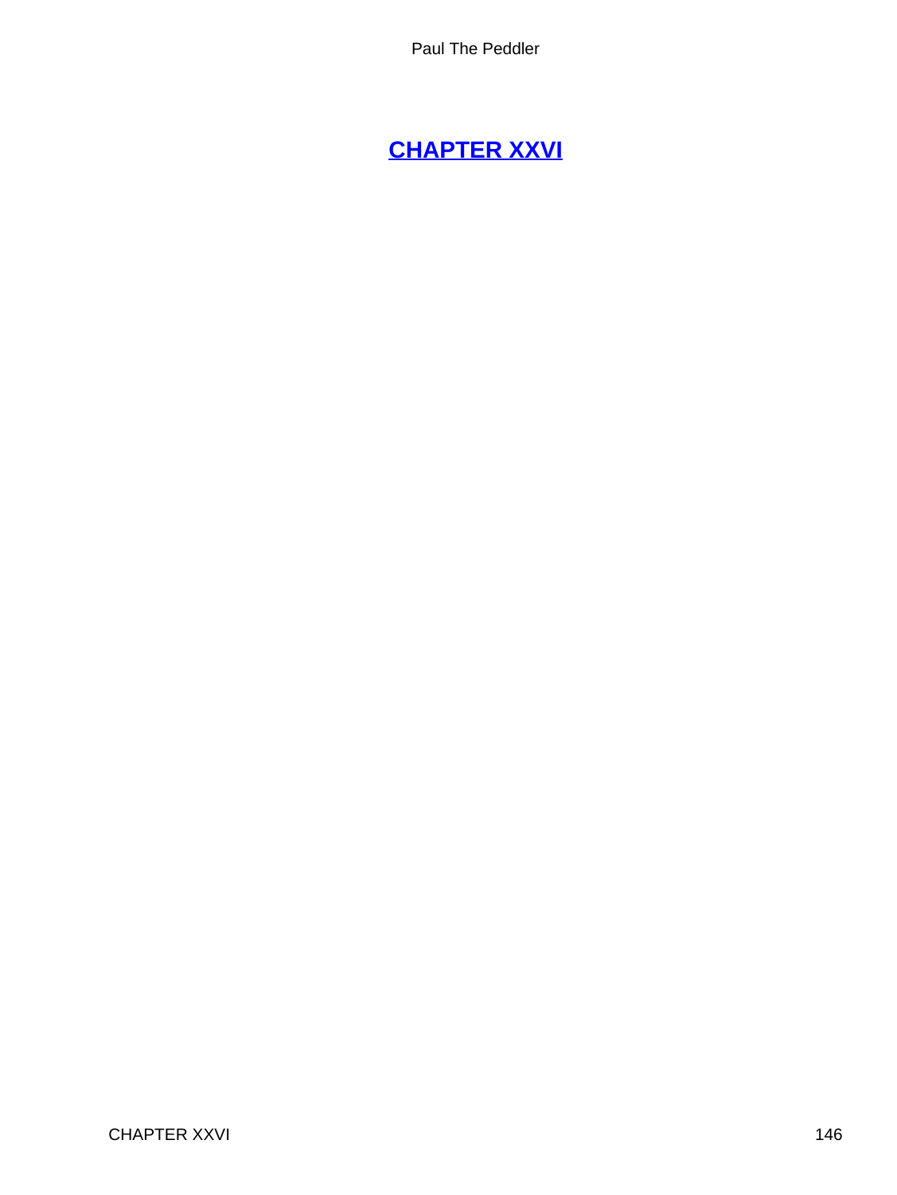## CHAPTER XXVI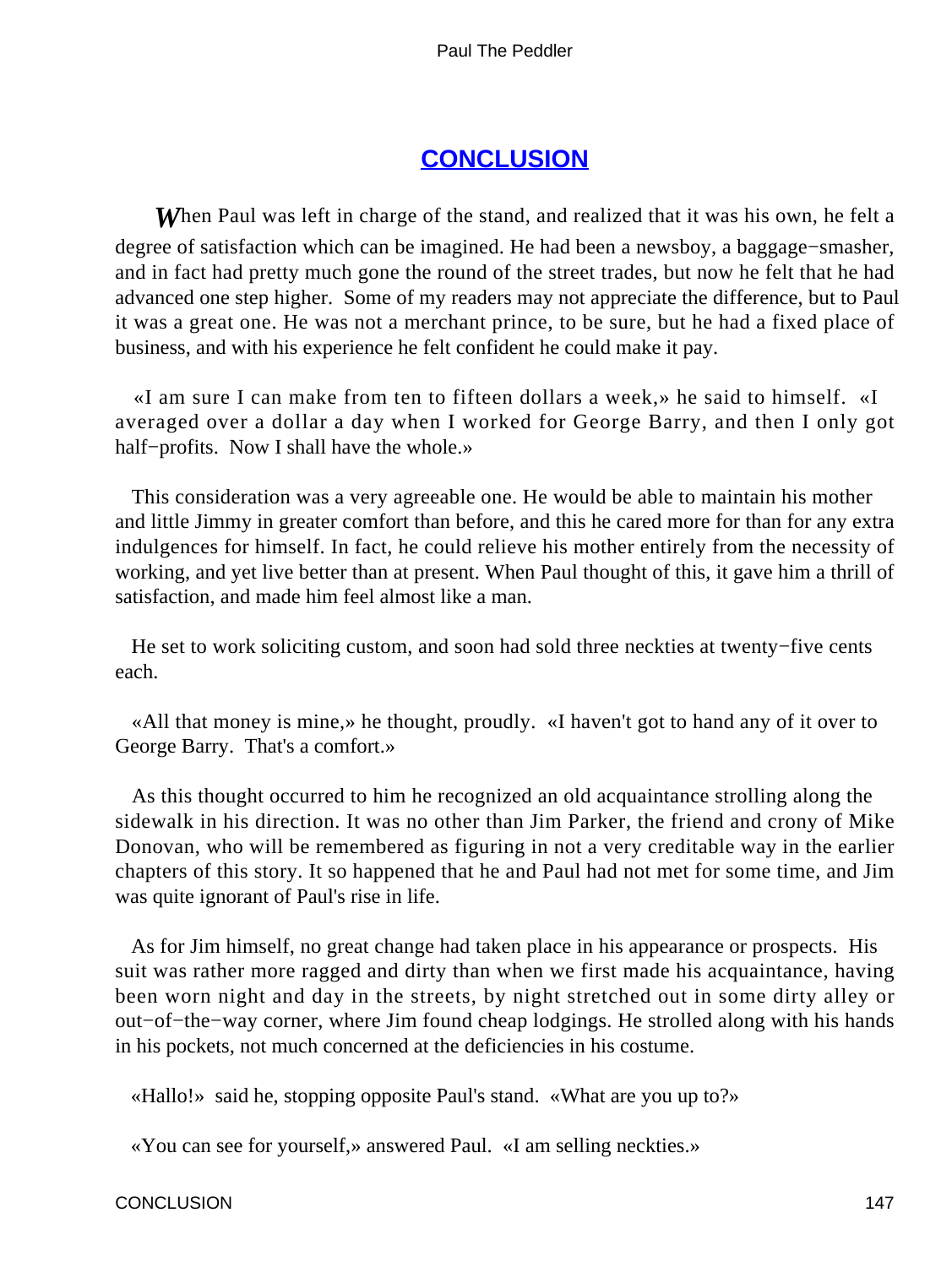## CONCLUSION

When Paul was left in charge of the stand, and realized that it was his own, he felt a degree of satisfaction which can be imagined. He had been a newsboy, a baggage−smasher, and in fact had pretty much gone the round of the street trades, but now he felt that he had advanced one step higher. Some of my readers may not appreciate the difference, but to Paul it was a great one. He was not a merchant prince, to be sure, but he had a fixed place of business, and with his experience he felt confident he could make it pay.

«I am sure I can make from ten to fifteen dollars a week,» he said to himself. «I averaged over a dollar a day when I worked for George Barry, and then I only got half−profits. Now I shall have the whole.»

This consideration was a very agreeable one. He would be able to maintain his mother and little Jimmy in greater comfort than before, and this he cared more for than for any extra indulgences for himself. In fact, he could relieve his mother entirely from the necessity of working, and yet live better than at present. When Paul thought of this, it gave him a thrill of satisfaction, and made him feel almost like a man.

He set to work soliciting custom, and soon had sold three neckties at twenty−five cents each.

«All that money is mine,» he thought, proudly. «I haven't got to hand any of it over to George Barry. That's a comfort.»

As this thought occurred to him he recognized an old acquaintance strolling along the sidewalk in his direction. It was no other than Jim Parker, the friend and crony of Mike Donovan, who will be remembered as figuring in not a very creditable way in the earlier chapters of this story. It so happened that he and Paul had not met for some time, and Jim was quite ignorant of Paul's rise in life.

As for Jim himself, no great change had taken place in his appearance or prospects. His suit was rather more ragged and dirty than when we first made his acquaintance, having been worn night and day in the streets, by night stretched out in some dirty alley or out−of−the−way corner, where Jim found cheap lodgings. He strolled along with his hands in his pockets, not much concerned at the deficiencies in his costume.

«Hallo!» said he, stopping opposite Paul's stand. «What are you up to?»

«You can see for yourself,» answered Paul. «I am selling neckties.»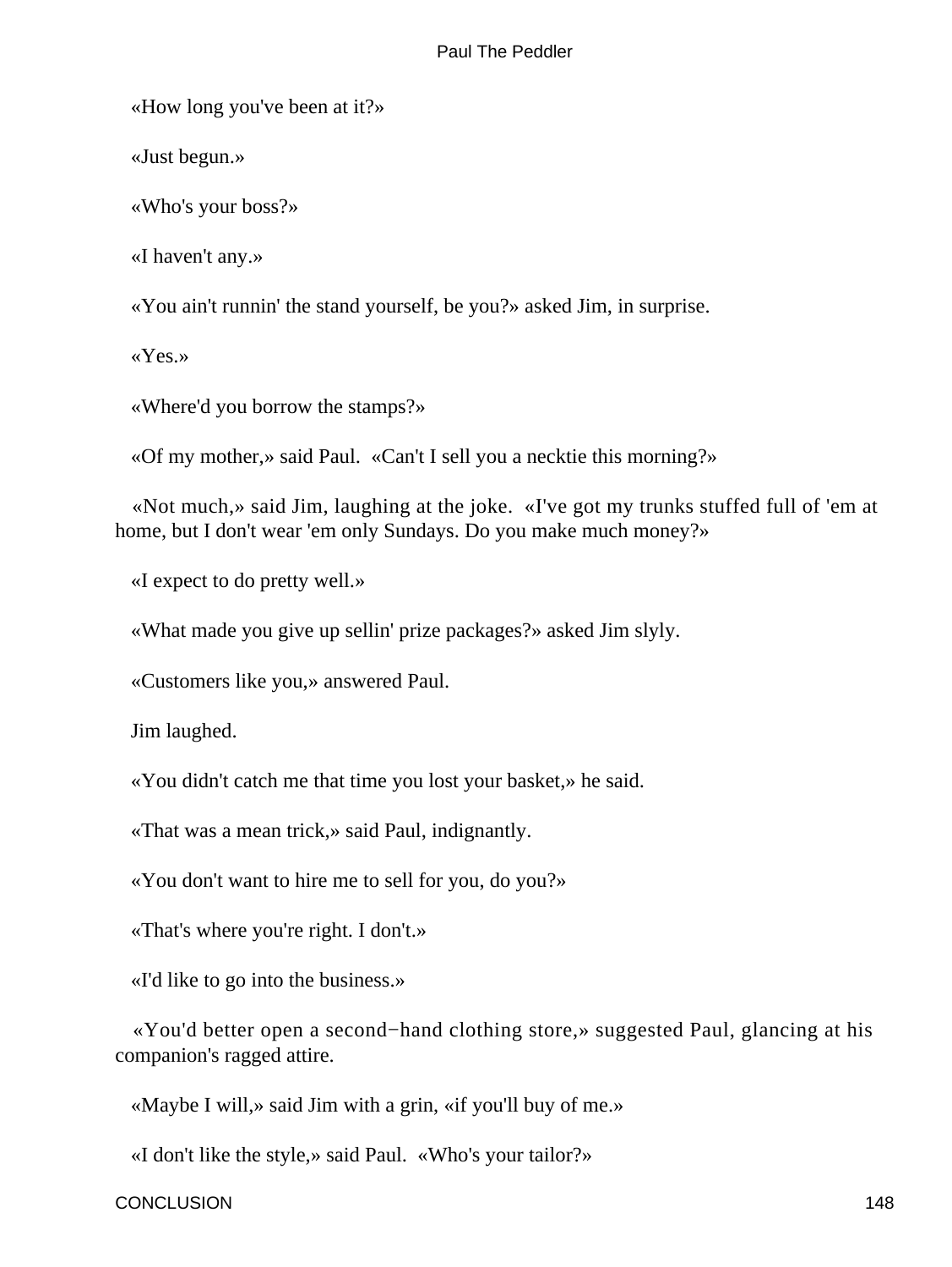«How long you've been at it?»

«Just begun.»

«Who's your boss?»

«I haven't any.»

«You ain't runnin' the stand yourself, be you?» asked Jim, in surprise.

«Yes.»

«Where'd you borrow the stamps?»

«Of my mother,» said Paul. «Can't I sell you a necktie this morning?»

«Not much,» said Jim, laughing at the joke. «I've got my trunks stuffed full of 'em at home, but I don't wear 'em only Sundays. Do you make much money?»

«I expect to do pretty well.»

«What made you give up sellin' prize packages?» asked Jim slyly.

«Customers like you,» answered Paul.

Jim laughed.

«You didn't catch me that time you lost your basket,» he said.

«That was a mean trick,» said Paul, indignantly.

«You don't want to hire me to sell for you, do you?»

«That's where you're right. I don't.»

«I'd like to go into the business.»

«You'd better open a second−hand clothing store,» suggested Paul, glancing at his companion's ragged attire.

«Maybe I will,» said Jim with a grin, «if you'll buy of me.»

«I don't like the style,» said Paul. «Who's your tailor?»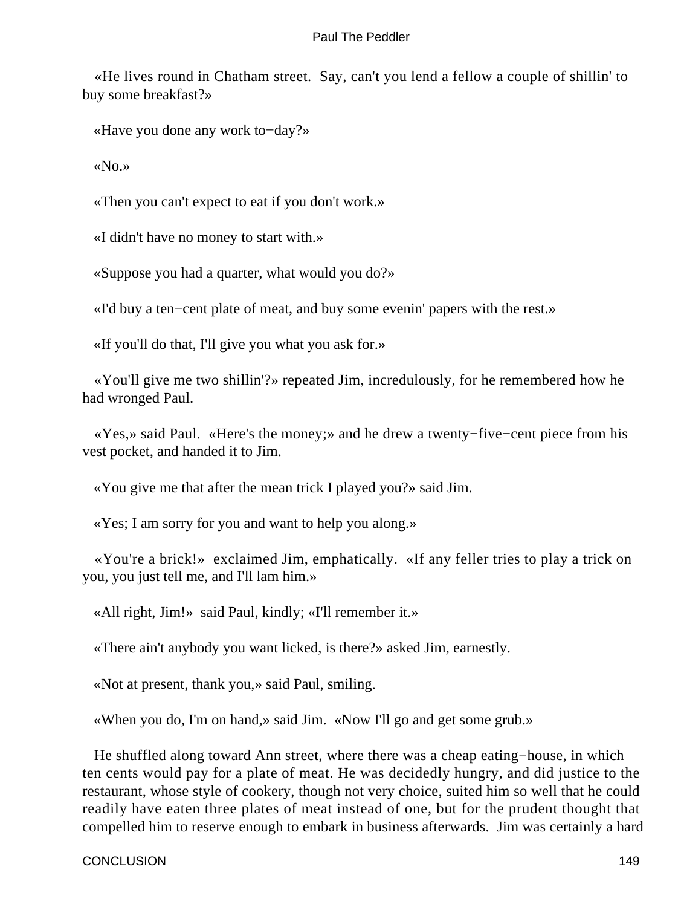«He lives round in Chatham street. Say, can't you lend a fellow a couple of shillin' to buy some breakfast?»

«Have you done any work to−day?»

«No.»

«Then you can't expect to eat if you don't work.»

«I didn't have no money to start with.»

«Suppose you had a quarter, what would you do?»

«I'd buy a ten−cent plate of meat, and buy some evenin' papers with the rest.»

«If you'll do that, I'll give you what you ask for.»

«You'll give me two shillin'?» repeated Jim, incredulously, for he remembered how he had wronged Paul.

«Yes,» said Paul. «Here's the money;» and he drew a twenty−five−cent piece from his vest pocket, and handed it to Jim.

«You give me that after the mean trick I played you?» said Jim.

«Yes; I am sorry for you and want to help you along.»

«You're a brick!» exclaimed Jim, emphatically. «If any feller tries to play a trick on you, you just tell me, and I'll lam him.»

«All right, Jim!» said Paul, kindly; «I'll remember it.»

«There ain't anybody you want licked, is there?» asked Jim, earnestly.

«Not at present, thank you,» said Paul, smiling.

«When you do, I'm on hand,» said Jim. «Now I'll go and get some grub.»

He shuffled along toward Ann street, where there was a cheap eating−house, in which ten cents would pay for a plate of meat. He was decidedly hungry, and did justice to the restaurant, whose style of cookery, though not very choice, suited him so well that he could readily have eaten three plates of meat instead of one, but for the prudent thought that compelled him to reserve enough to embark in business afterwards. Jim was certainly a hard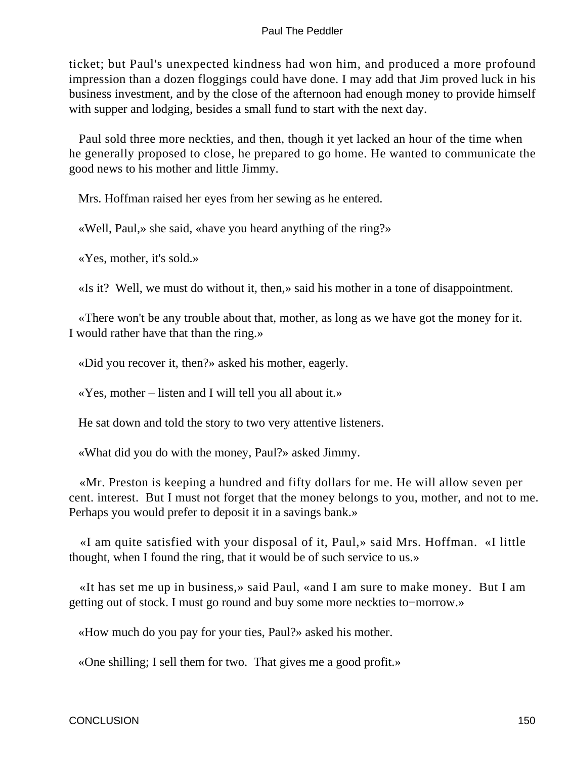ticket; but Paul's unexpected kindness had won him, and produced a more profound impression than a dozen floggings could have done. I may add that Jim proved luck in his business investment, and by the close of the afternoon had enough money to provide himself with supper and lodging, besides a small fund to start with the next day.

Paul sold three more neckties, and then, though it yet lacked an hour of the time when he generally proposed to close, he prepared to go home. He wanted to communicate the good news to his mother and little Jimmy.

Mrs. Hoffman raised her eyes from her sewing as he entered.

«Well, Paul,» she said, «have you heard anything of the ring?»

«Yes, mother, it's sold.»

«Is it? Well, we must do without it, then,» said his mother in a tone of disappointment.

«There won't be any trouble about that, mother, as long as we have got the money for it. I would rather have that than the ring.»

«Did you recover it, then?» asked his mother, eagerly.

«Yes, mother – listen and I will tell you all about it.»

He sat down and told the story to two very attentive listeners.

«What did you do with the money, Paul?» asked Jimmy.

«Mr. Preston is keeping a hundred and fifty dollars for me. He will allow seven per cent. interest. But I must not forget that the money belongs to you, mother, and not to me. Perhaps you would prefer to deposit it in a savings bank.»

«I am quite satisfied with your disposal of it, Paul,» said Mrs. Hoffman. «I little thought, when I found the ring, that it would be of such service to us.»

«It has set me up in business,» said Paul, «and I am sure to make money. But I am getting out of stock. I must go round and buy some more neckties to−morrow.»

«How much do you pay for your ties, Paul?» asked his mother.

«One shilling; I sell them for two. That gives me a good profit.»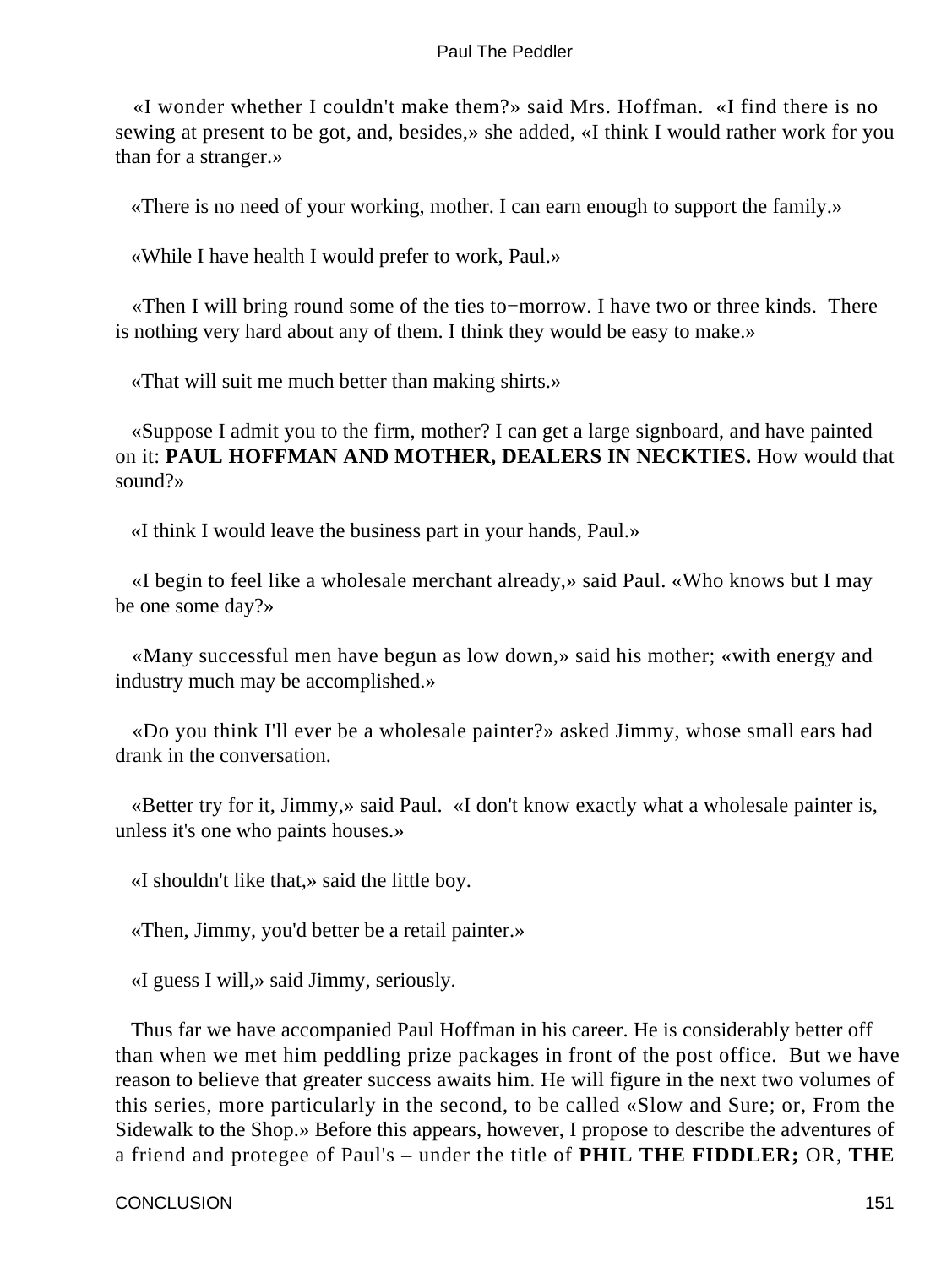«I wonder whether I couldn't make them?» said Mrs. Hoffman. «I find there is no sewing at present to be got, and, besides,» she added, «I think I would rather work for you than for a stranger.»

«There is no need of your working, mother. I can earn enough to support the family.»

«While I have health I would prefer to work, Paul.»

«Then I will bring round some of the ties to−morrow. I have two or three kinds. There is nothing very hard about any of them. I think they would be easy to make.»

«That will suit me much better than making shirts.»

«Suppose I admit you to the firm, mother? I can get a large signboard, and have painted on it: **PAUL HOFFMAN AND MOTHER, DEALERS IN NECKTIES.** How would that sound?»

«I think I would leave the business part in your hands, Paul.»

«I begin to feel like a wholesale merchant already,» said Paul. «Who knows but I may be one some day?»

«Many successful men have begun as low down,» said his mother; «with energy and industry much may be accomplished.»

«Do you think I'll ever be a wholesale painter?» asked Jimmy, whose small ears had drank in the conversation.

«Better try for it, Jimmy,» said Paul. «I don't know exactly what a wholesale painter is, unless it's one who paints houses.»

«I shouldn't like that,» said the little boy.

«Then, Jimmy, you'd better be a retail painter.»

«I guess I will,» said Jimmy, seriously.

Thus far we have accompanied Paul Hoffman in his career. He is considerably better off than when we met him peddling prize packages in front of the post office. But we have reason to believe that greater success awaits him. He will figure in the next two volumes of this series, more particularly in the second, to be called «Slow and Sure; or, From the Sidewalk to the Shop.» Before this appears, however, I propose to describe the adventures of a friend and protegee of Paul's – under the title of **PHIL THE FIDDLER;** OR, **THE**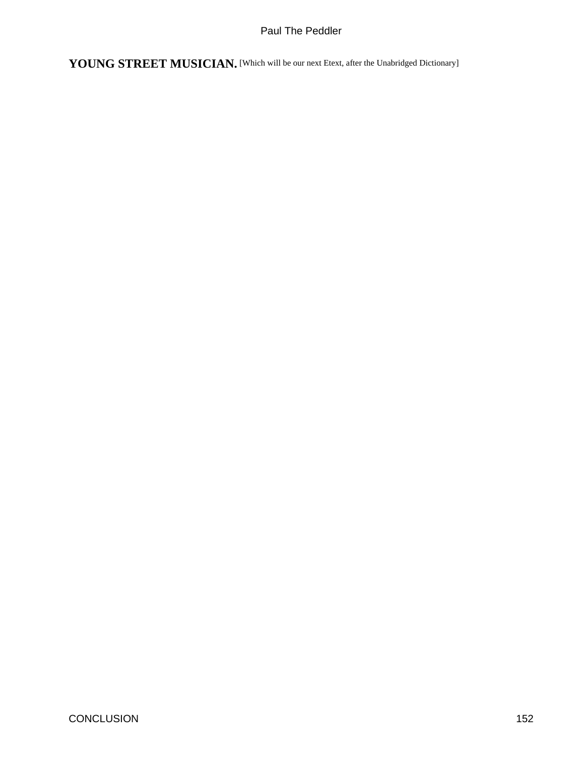**YOUNG STREET MUSICIAN.** [Which will be our next Etext, after the Unabridged Dictionary]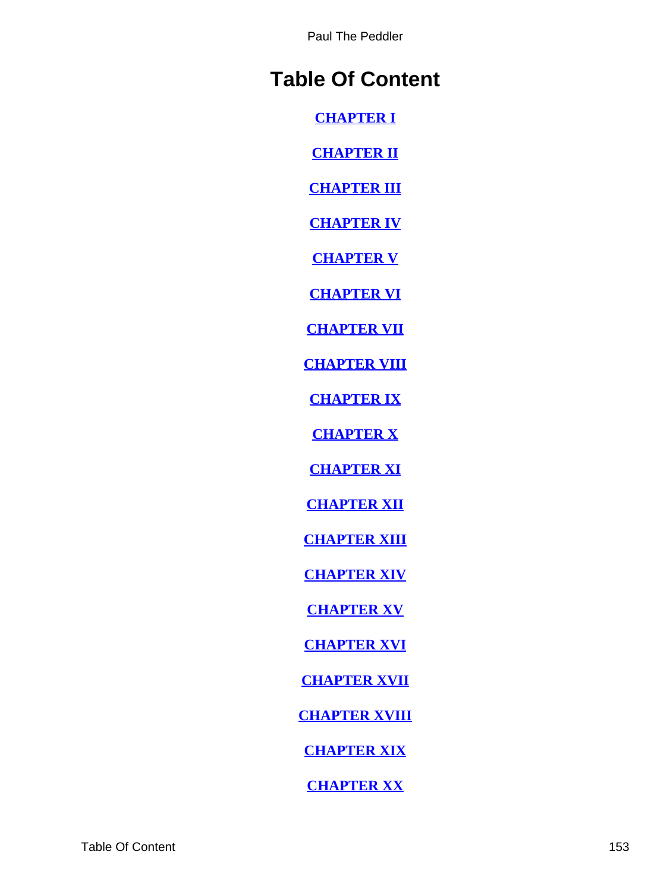# Table Of Content

CHAPTER I

CHAPTER II

CHAPTER III

CHAPTER IV

CHAPTER V

CHAPTER VI

CHAPTER VII

CHAPTER VIII

CHAPTER IX

CHAPTER X

CHAPTER XI

CHAPTER XII

CHAPTER XIII

CHAPTER XIV

CHAPTER XV

CHAPTER XVI

CHAPTER XVII

CHAPTER XVIII

CHAPTER XIX

CHAPTER XX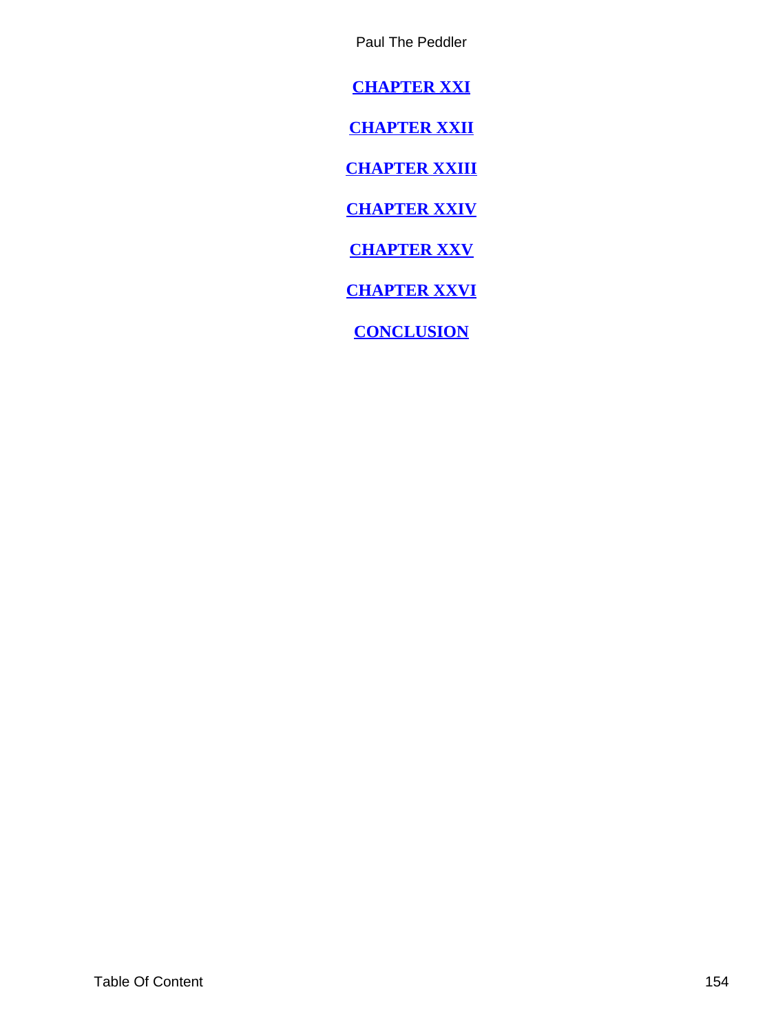**CHAPTER XXI**

**CHAPTER XXII**

**CHAPTER XXIII**

**CHAPTER XXIV**

**CHAPTER XXV**

**CHAPTER XXVI**

**CONCLUSION**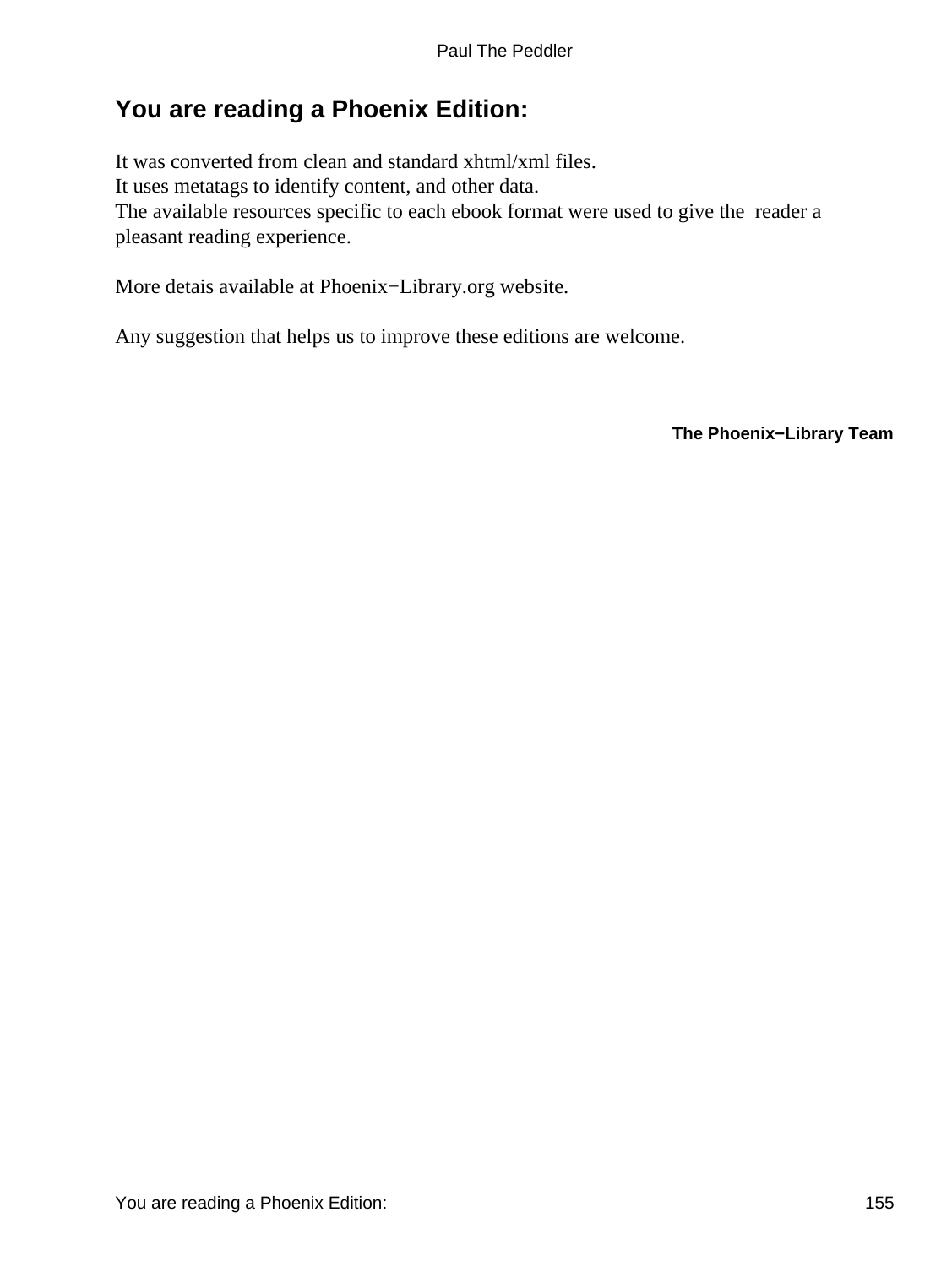# You are reading a Phoenix Edition:

It was converted from clean and standard xhtml/xml files.
It uses metatags to identify content, and other data.
The available resources specific to each ebook format were used to give the reader a pleasant reading experience.

More detais available at Phoenix−Library.org website.

Any suggestion that helps us to improve these editions are welcome.

**The Phoenix−Library Team**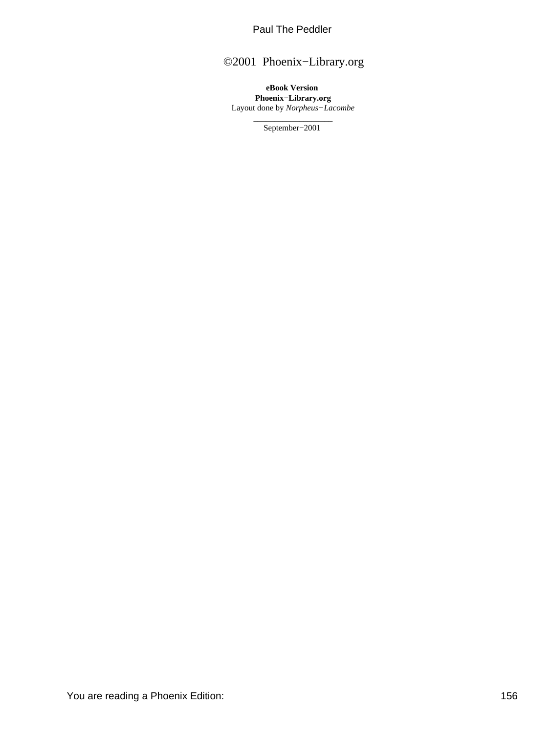©2001 Phoenix−Library.org

**eBook Version**
**Phoenix−Library.org**
Layout done by *Norpheus−Lacombe*

___________________
September−2001